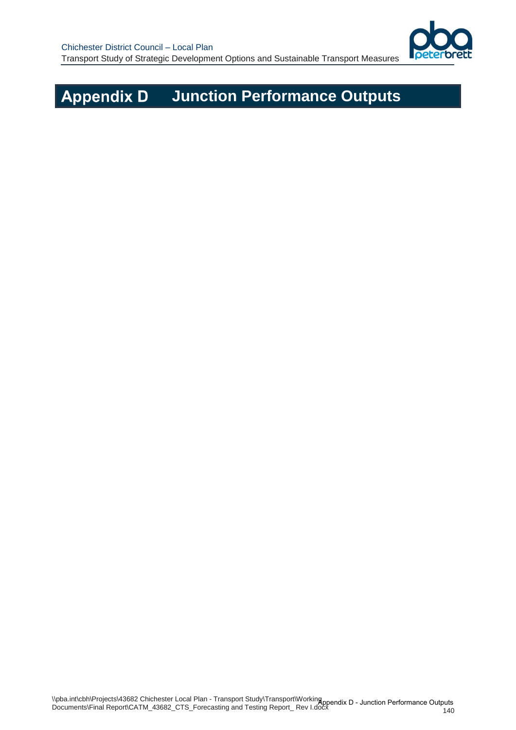# Appendix D Junction Performance Outputs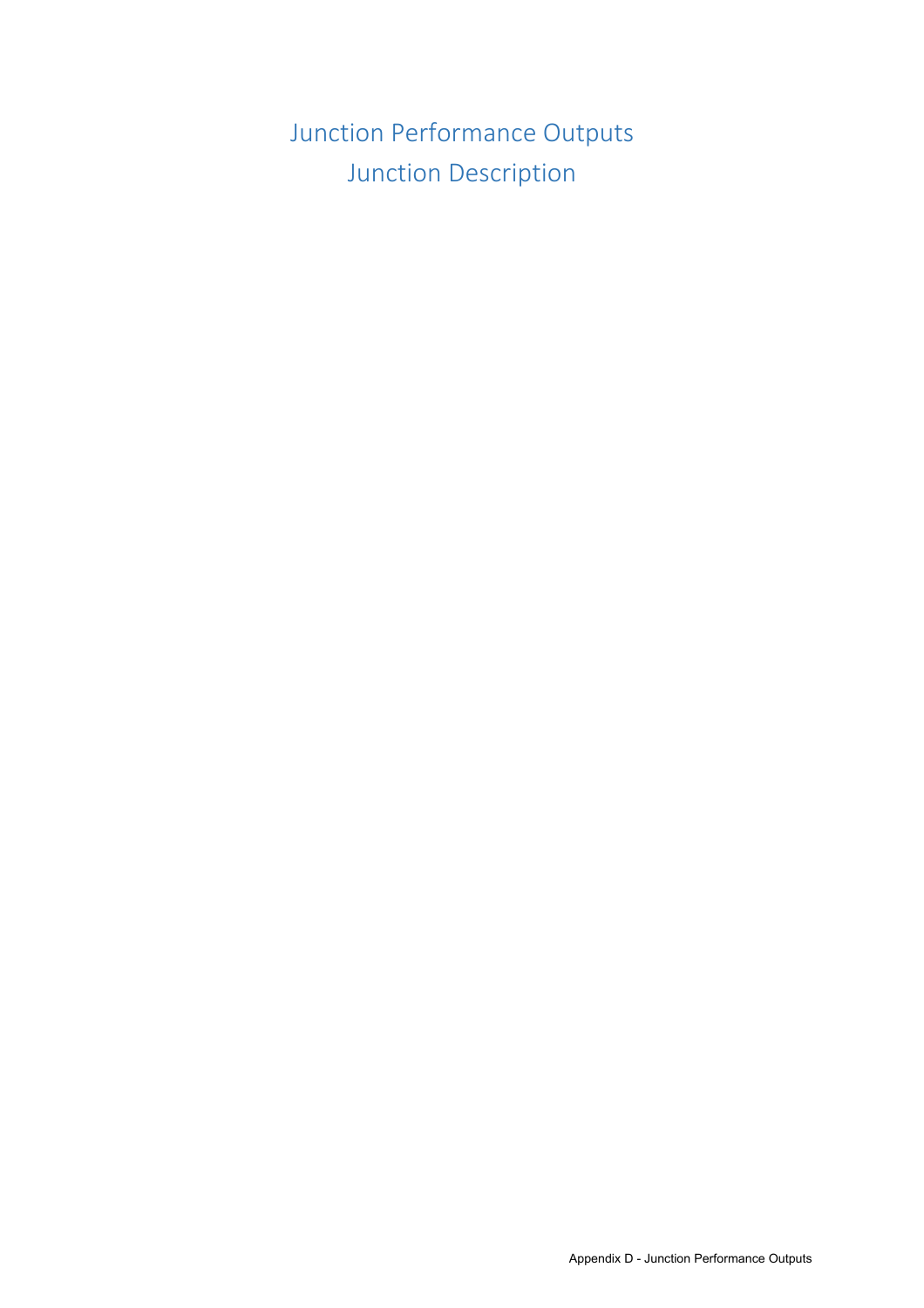# Junction Performance Outputs
## Junction Description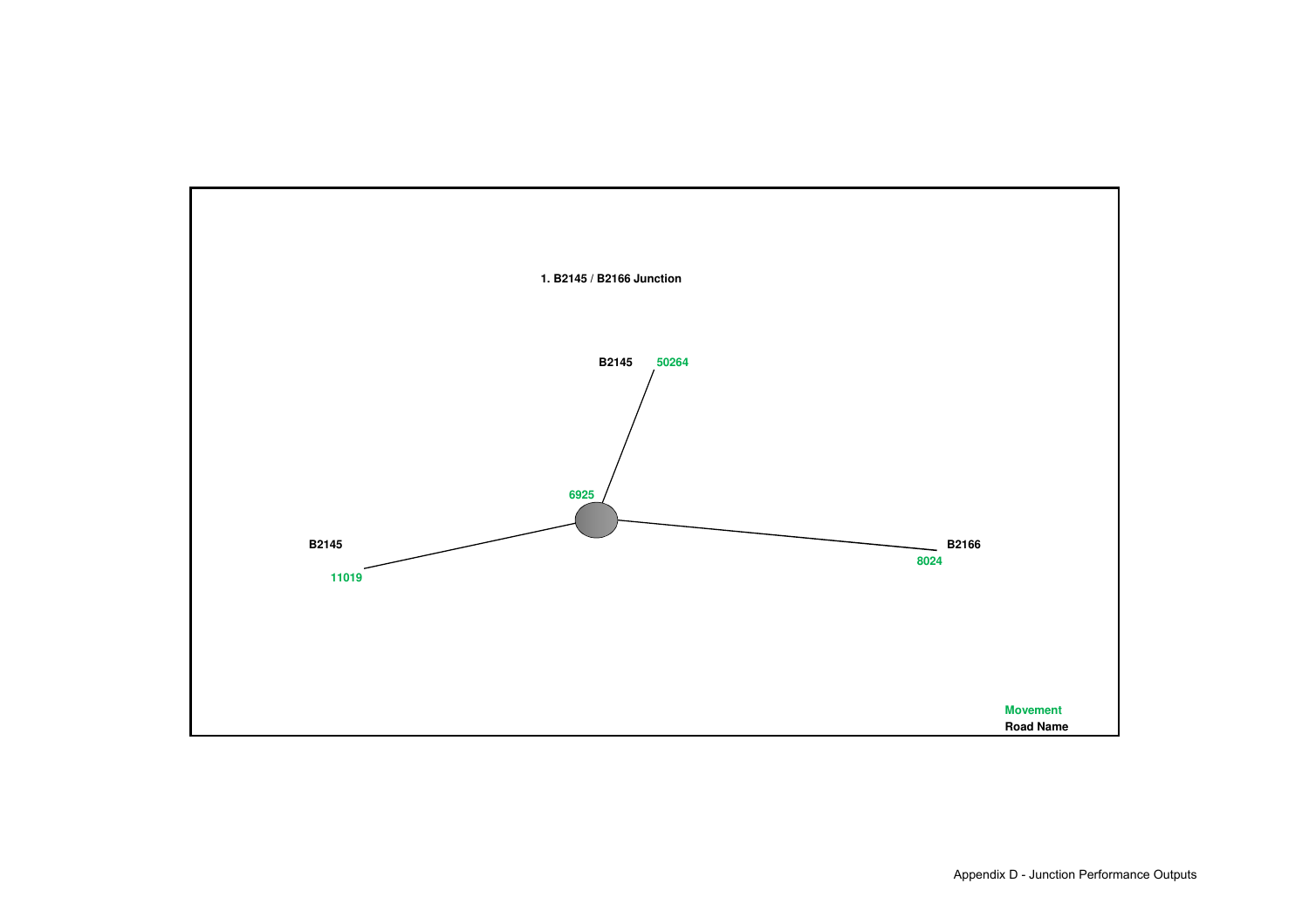1. B2145 / B2166 Junction

B2145 50264

6925

B2145

11019

B2166

8024

Movement

Road Name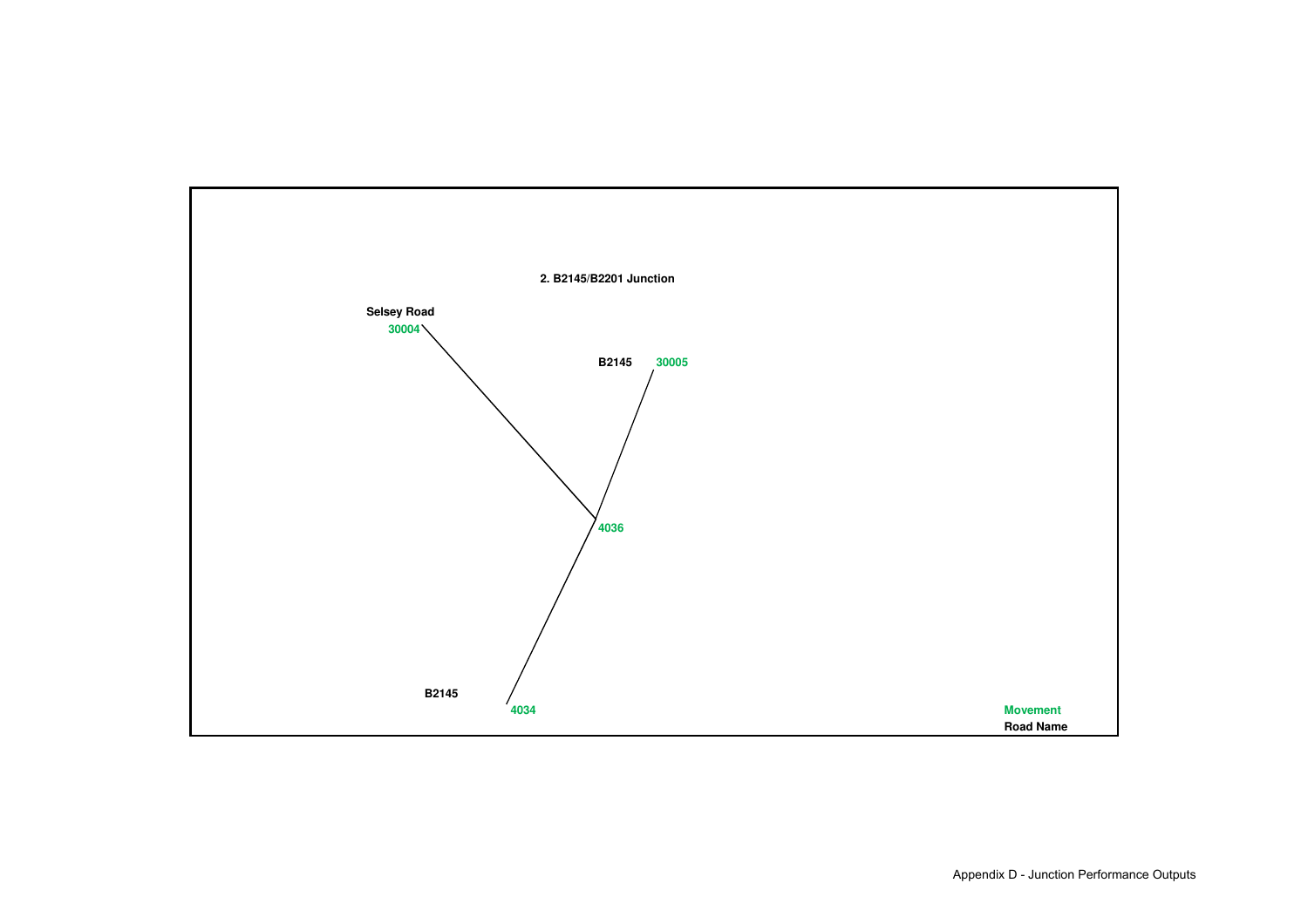2. B2145/B2201 Junction

Selsey Road
30004

B2145 30005

4036

B2145
4034

Movement
Road Name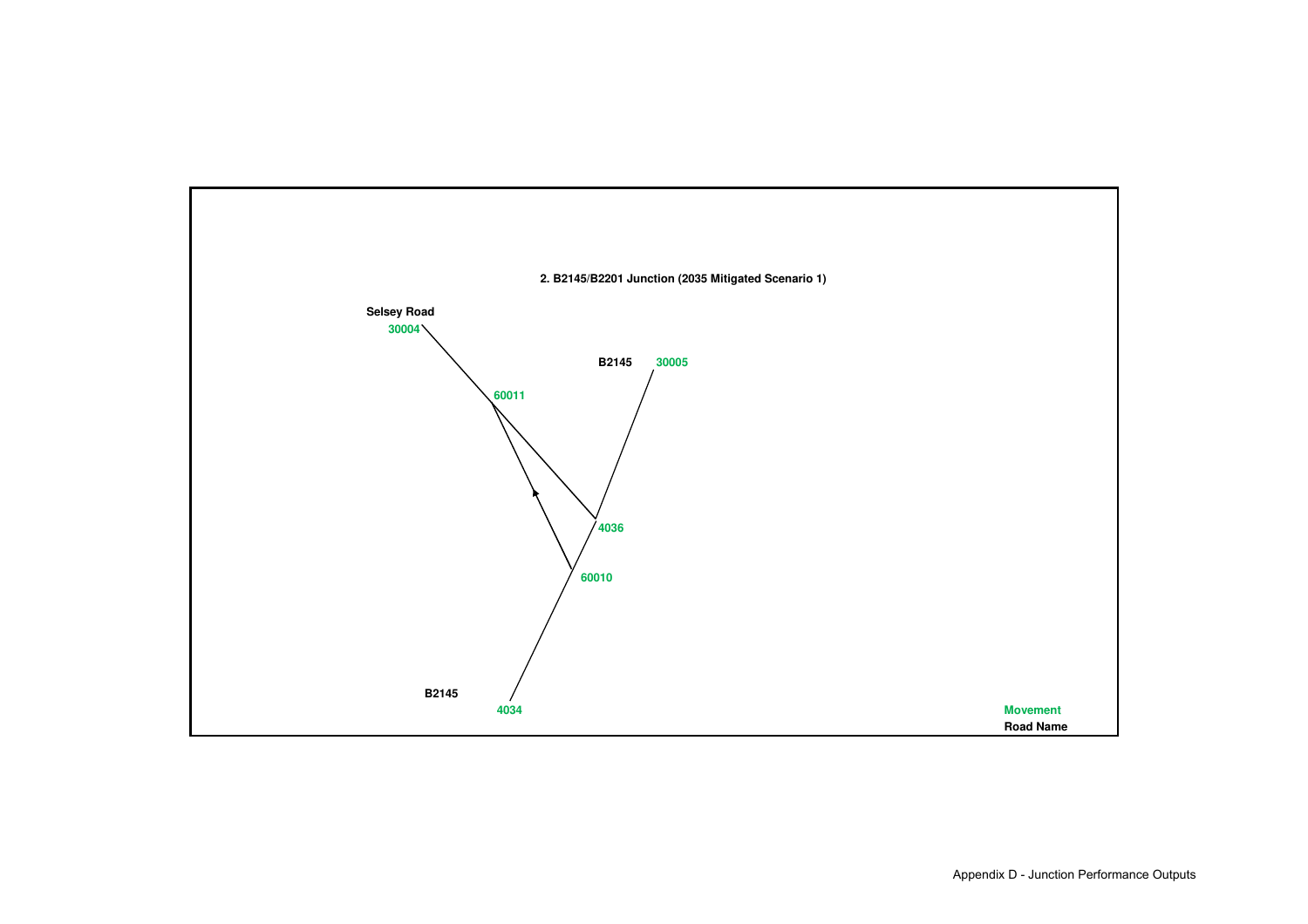**2. B2145/B2201 Junction (2035 Mitigated Scenario 1)**

Selsey Road

30004

B2145

30005

60011

4036

60010

B2145

4034

Movement

Road Name

Appendix D - Junction Performance Outputs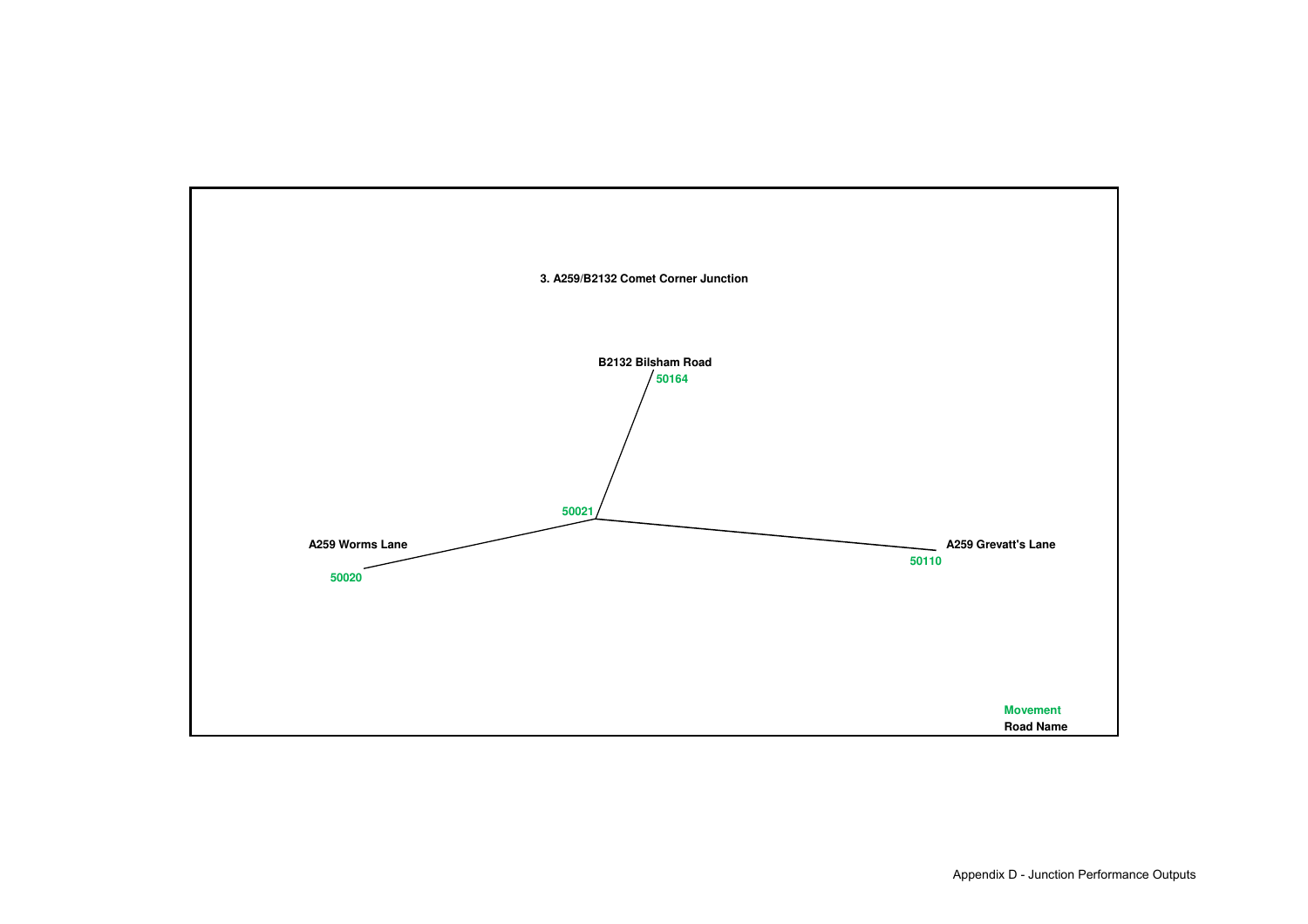3. A259/B2132 Comet Corner Junction

B2132 Bilsham Road

50164

50021

A259 Worms Lane

50020

A259 Grevatt's Lane

50110

Movement

Road Name

Appendix D - Junction Performance Outputs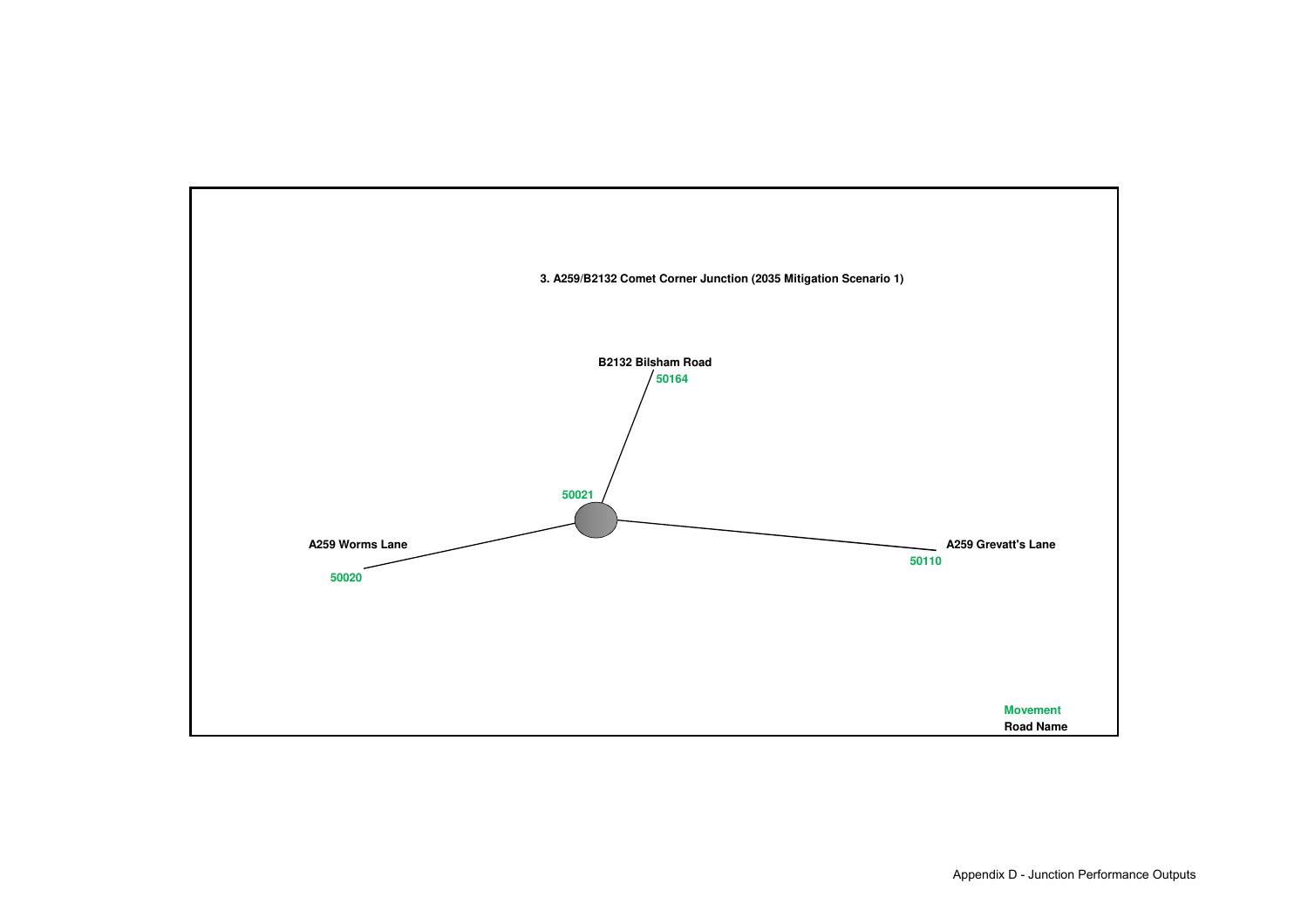3. A259/B2132 Comet Corner Junction (2035 Mitigation Scenario 1)

B2132 Bilsham Road

50164

50021

A259 Worms Lane

50020

A259 Grevatt's Lane

50110

Movement

Road Name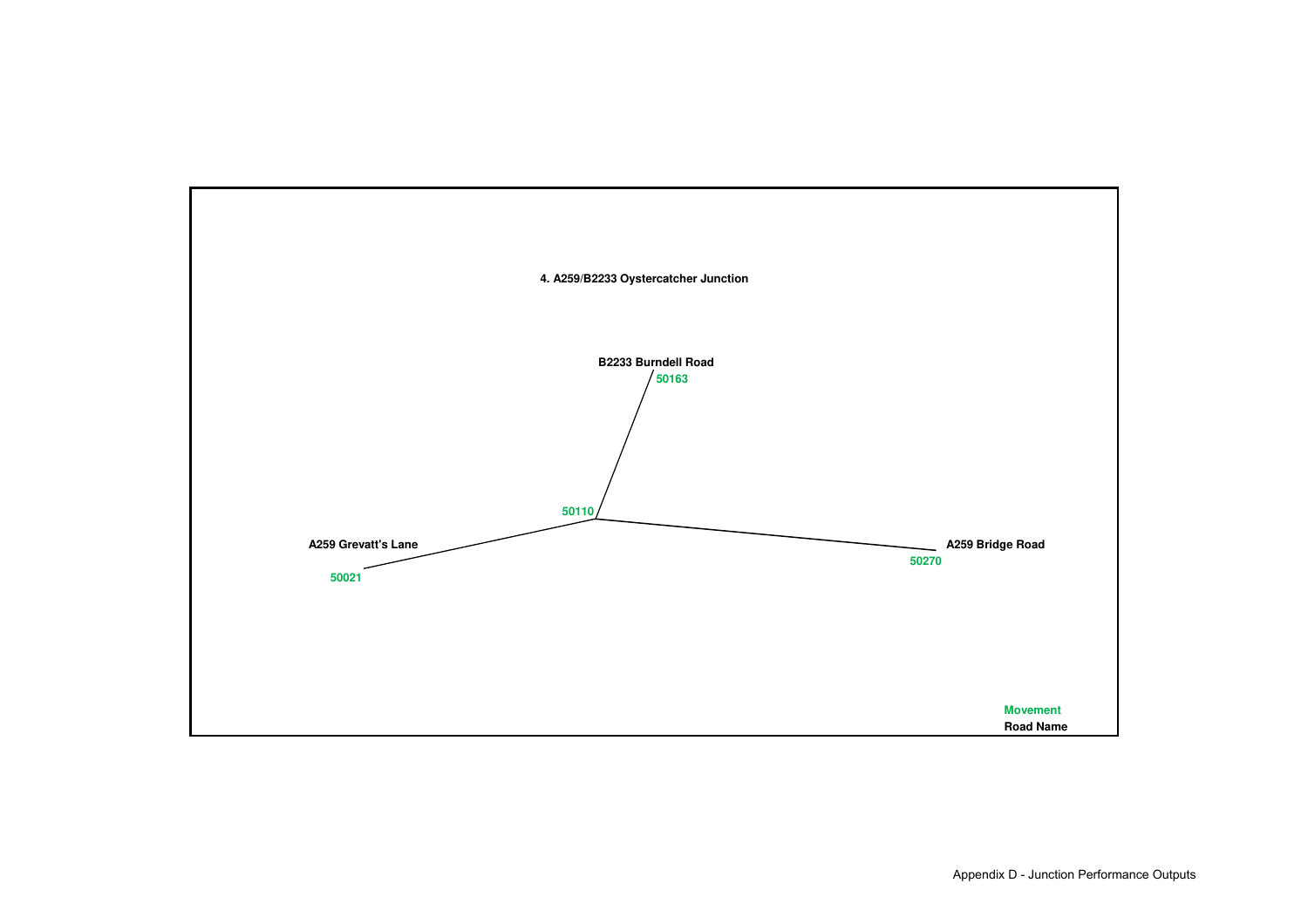**4. A259/B2233 Oystercatcher Junction**

B2233 Burndell Road

50163

50110

A259 Grevatt's Lane

50021

A259 Bridge Road

50270

Movement

Road Name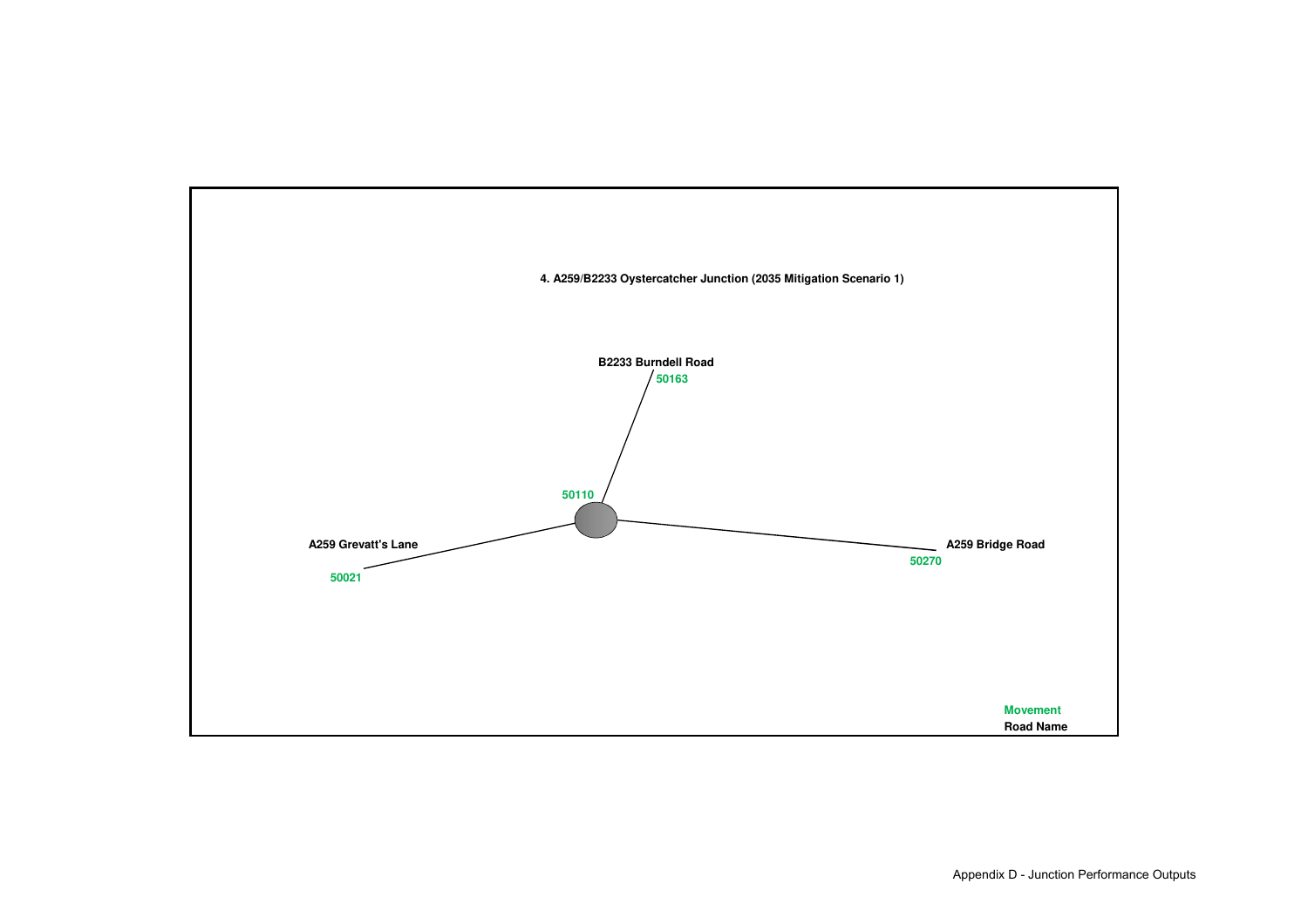**4. A259/B2233 Oystercatcher Junction (2035 Mitigation Scenario 1)**

B2233 Burndell Road

50163

50110

A259 Grevatt's Lane

50021

A259 Bridge Road

50270

Movement

Road Name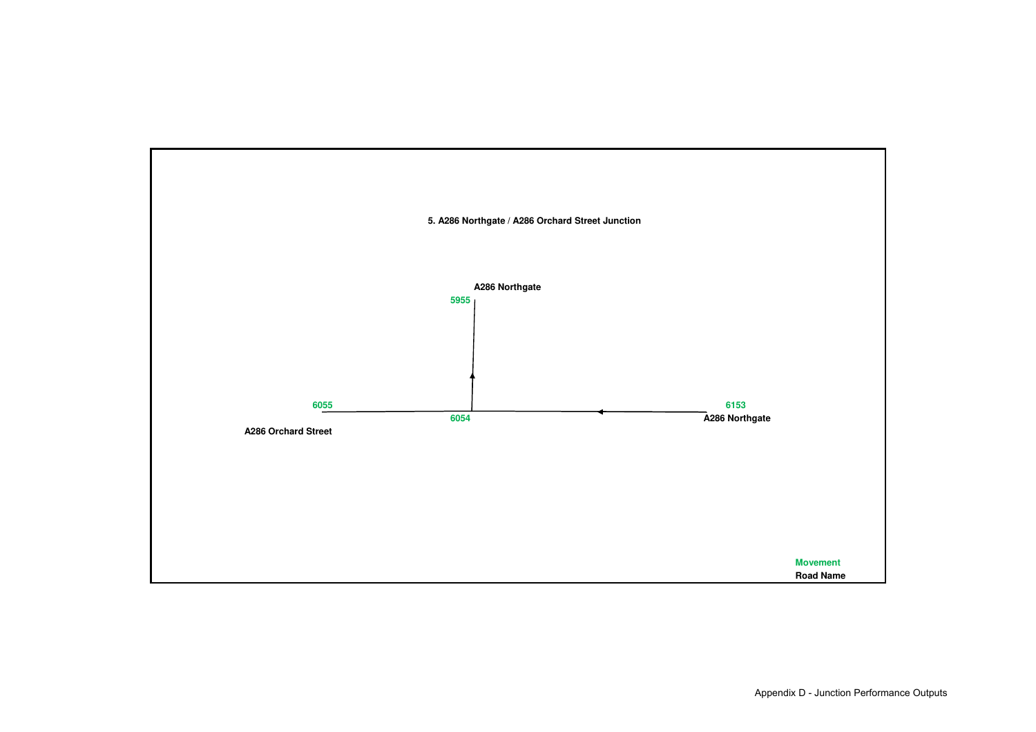**5. A286 Northgate / A286 Orchard Street Junction**

A286 Northgate

5955

6055

6054

6153

A286 Northgate

A286 Orchard Street

Movement

Road Name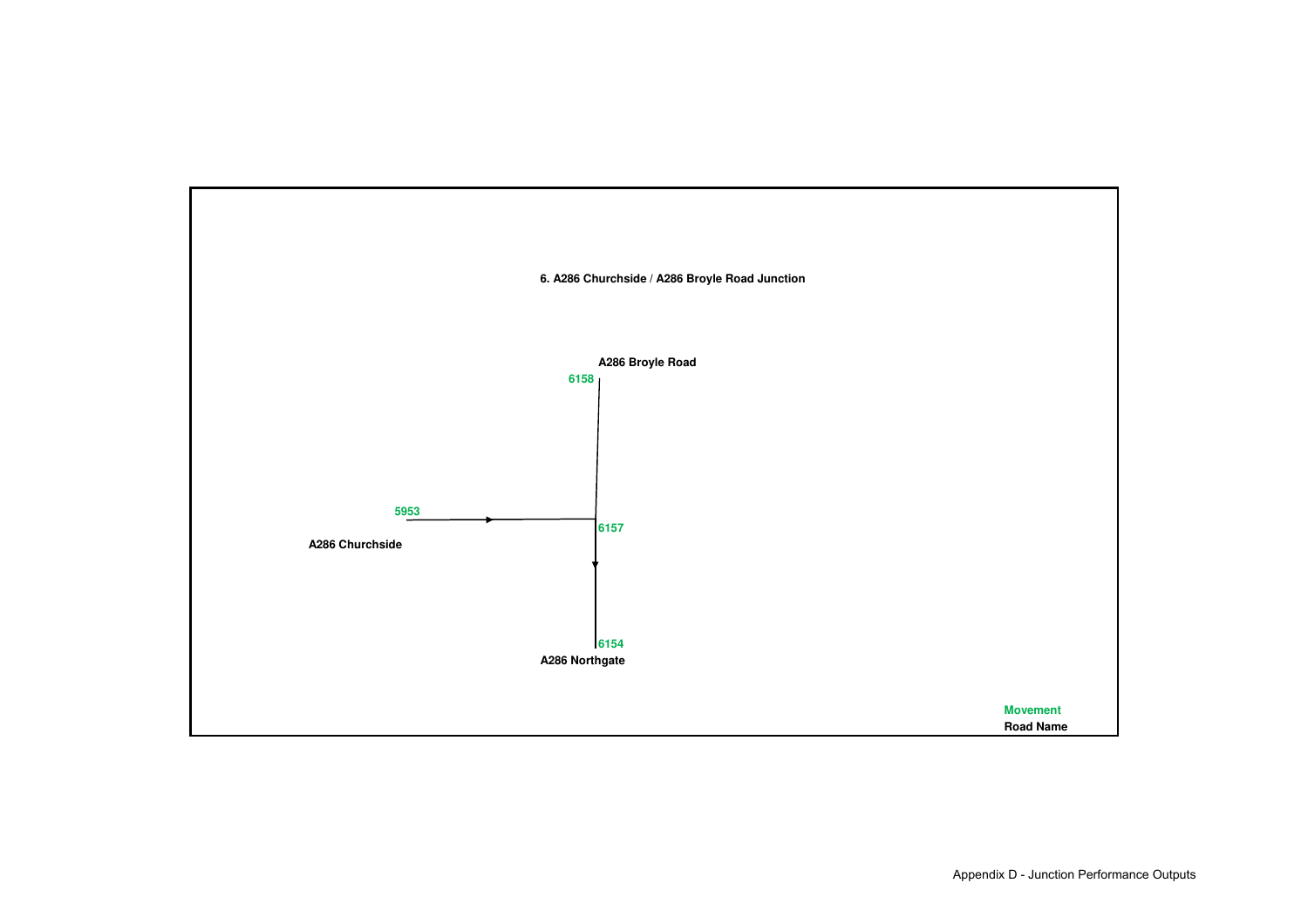6. A286 Churchside / A286 Broyle Road Junction

A286 Broyle Road

6158

5953

A286 Churchside

6157

6154

A286 Northgate

Movement

Road Name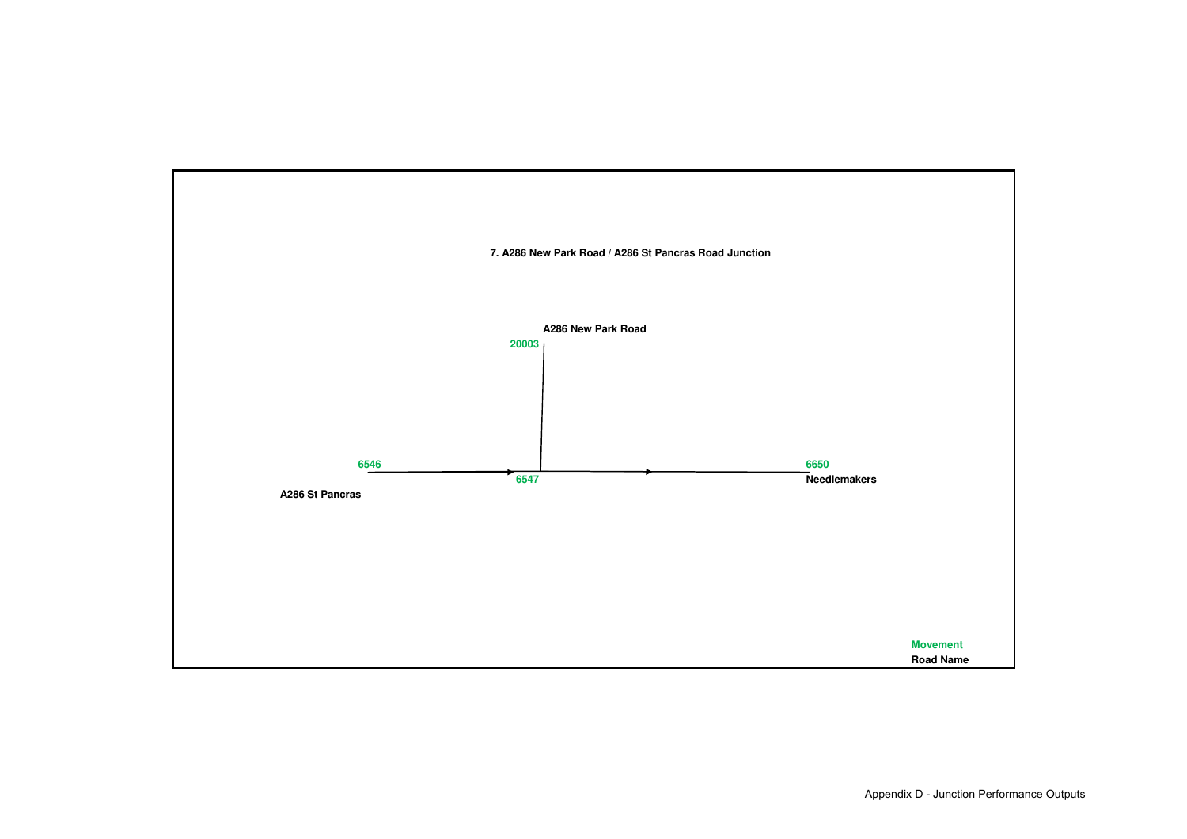**7. A286 New Park Road / A286 St Pancras Road Junction**

A286 New Park Road

20003

6546

A286 St Pancras

6547

6650

Needlemakers

Movement

Road Name

Appendix D - Junction Performance Outputs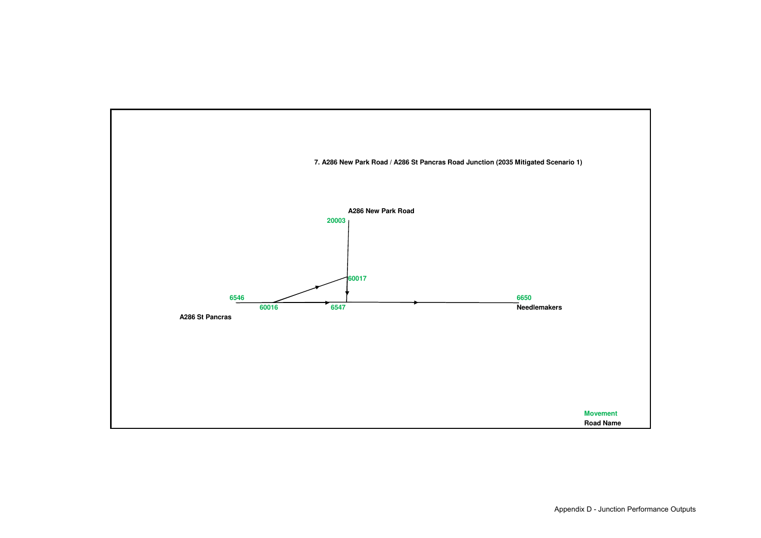**7. A286 New Park Road / A286 St Pancras Road Junction (2035 Mitigated Scenario 1)**

A286 New Park Road

20003

60017

6546

60016

6547

6650

A286 St Pancras

Needlemakers

Movement

Road Name

Appendix D - Junction Performance Outputs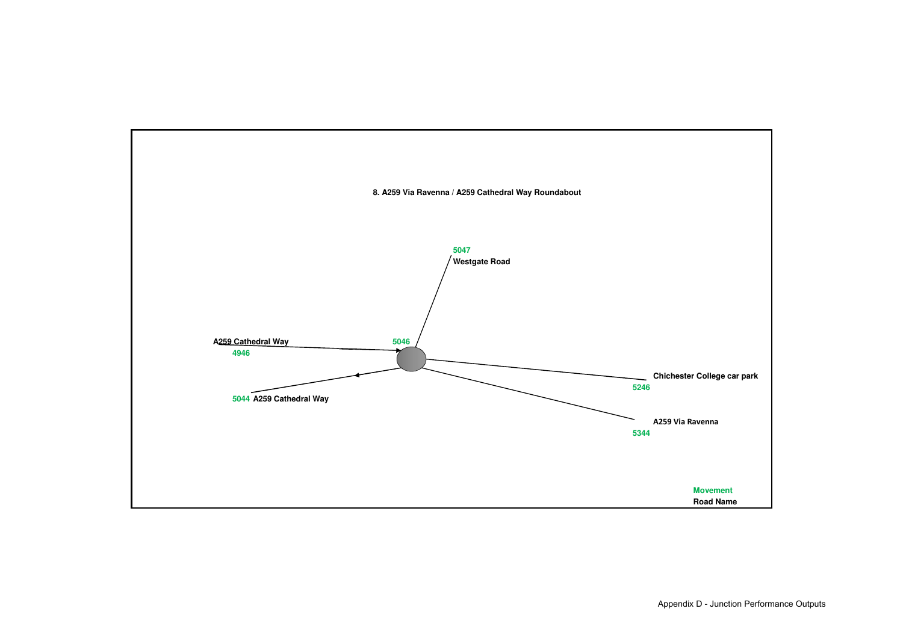**8. A259 Via Ravenna / A259 Cathedral Way Roundabout**

5047
Westgate Road

A259 Cathedral Way
4946

5046

5044 A259 Cathedral Way

Chichester College car park
5246

A259 Via Ravenna
5344

Movement
Road Name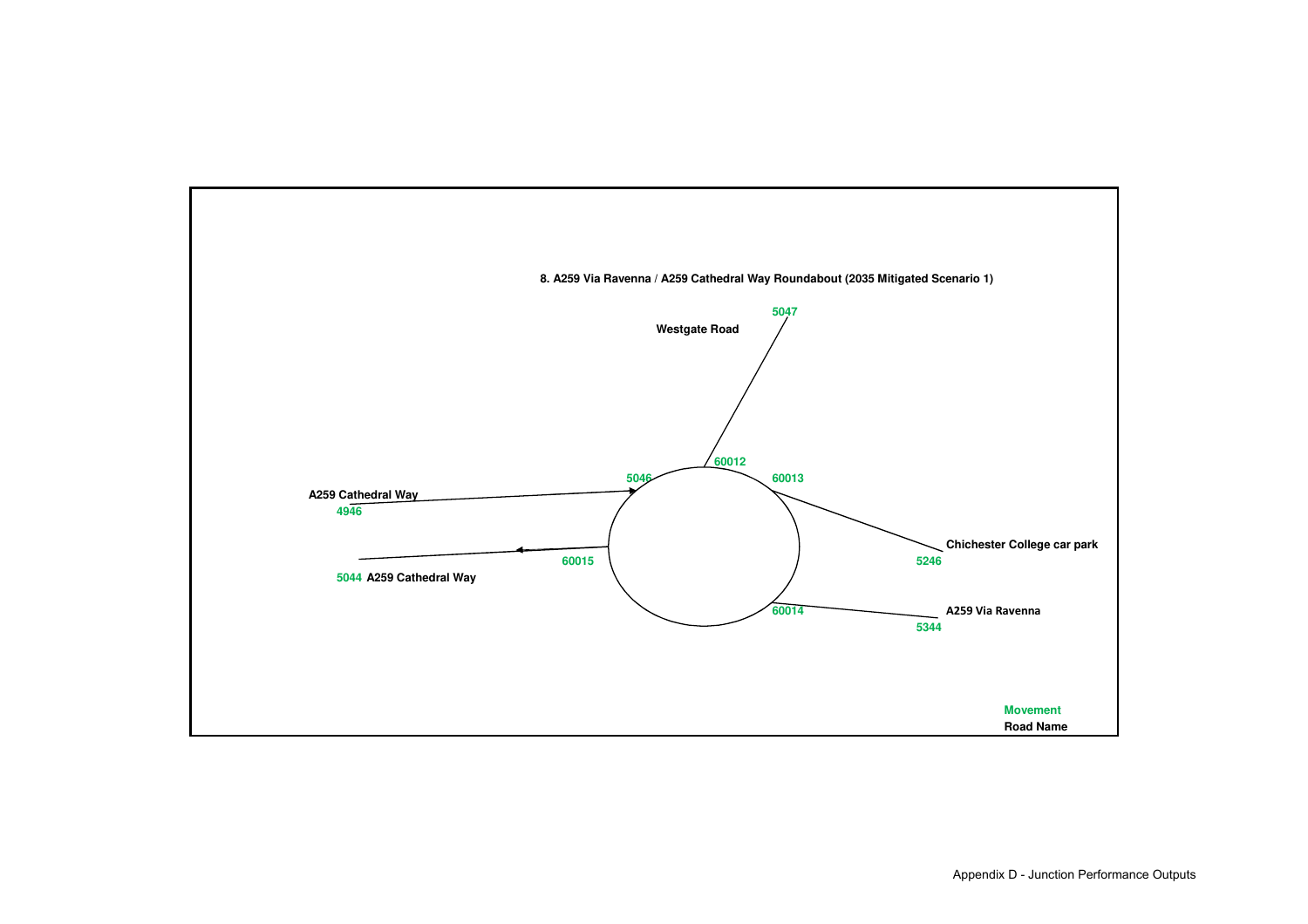**8. A259 Via Ravenna / A259 Cathedral Way Roundabout (2035 Mitigated Scenario 1)**

5047

Westgate Road

60012

5046

60013

A259 Cathedral Way

4946

Chichester College car park

5246

60015

5044 A259 Cathedral Way

60014

A259 Via Ravenna

5344

Movement

Road Name

Appendix D - Junction Performance Outputs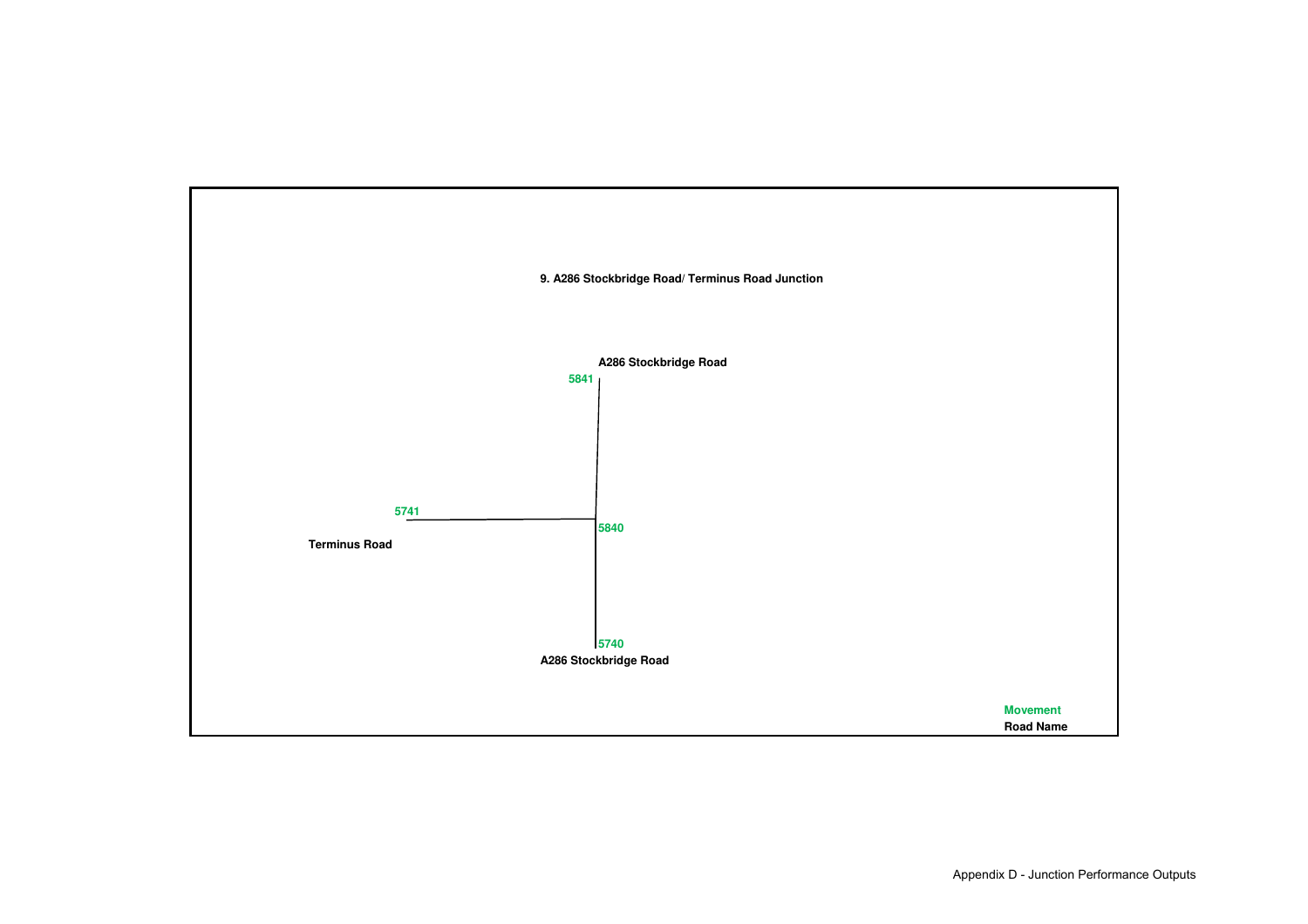**9. A286 Stockbridge Road/ Terminus Road Junction**

A286 Stockbridge Road

5841

5741

Terminus Road

5840

5740

A286 Stockbridge Road

Movement

Road Name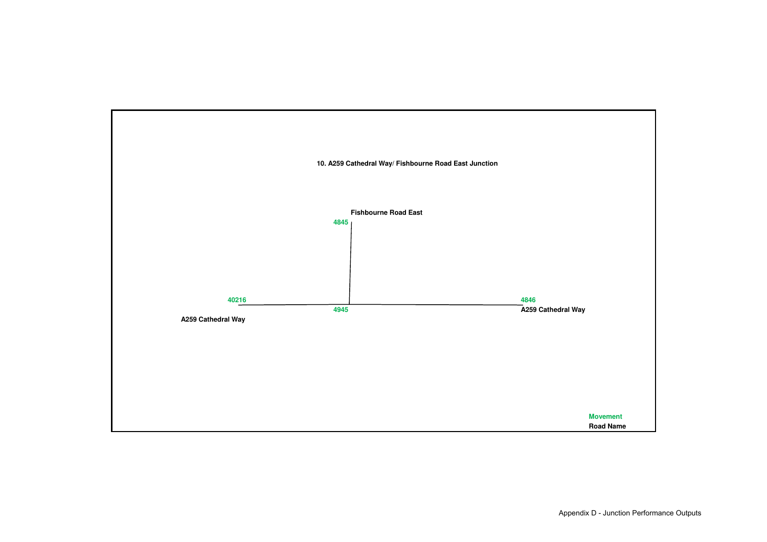**10. A259 Cathedral Way/ Fishbourne Road East Junction**

Fishbourne Road East

4845

40216

4846

4945

A259 Cathedral Way

A259 Cathedral Way

Movement

Road Name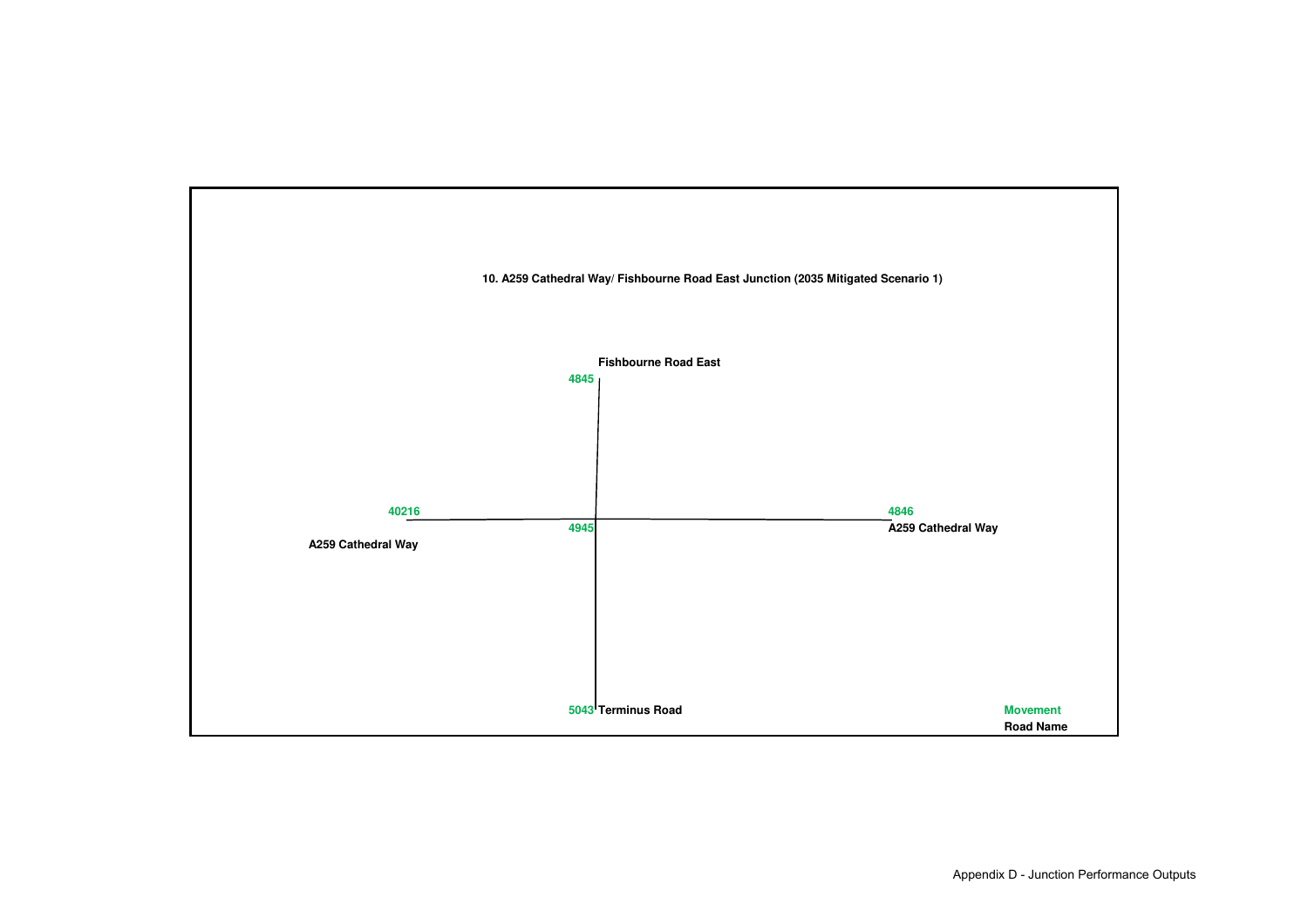**10. A259 Cathedral Way/ Fishbourne Road East Junction (2035 Mitigated Scenario 1)**

Fishbourne Road East

4845

40216

A259 Cathedral Way

4945

4846

A259 Cathedral Way

5043 Terminus Road

Movement

Road Name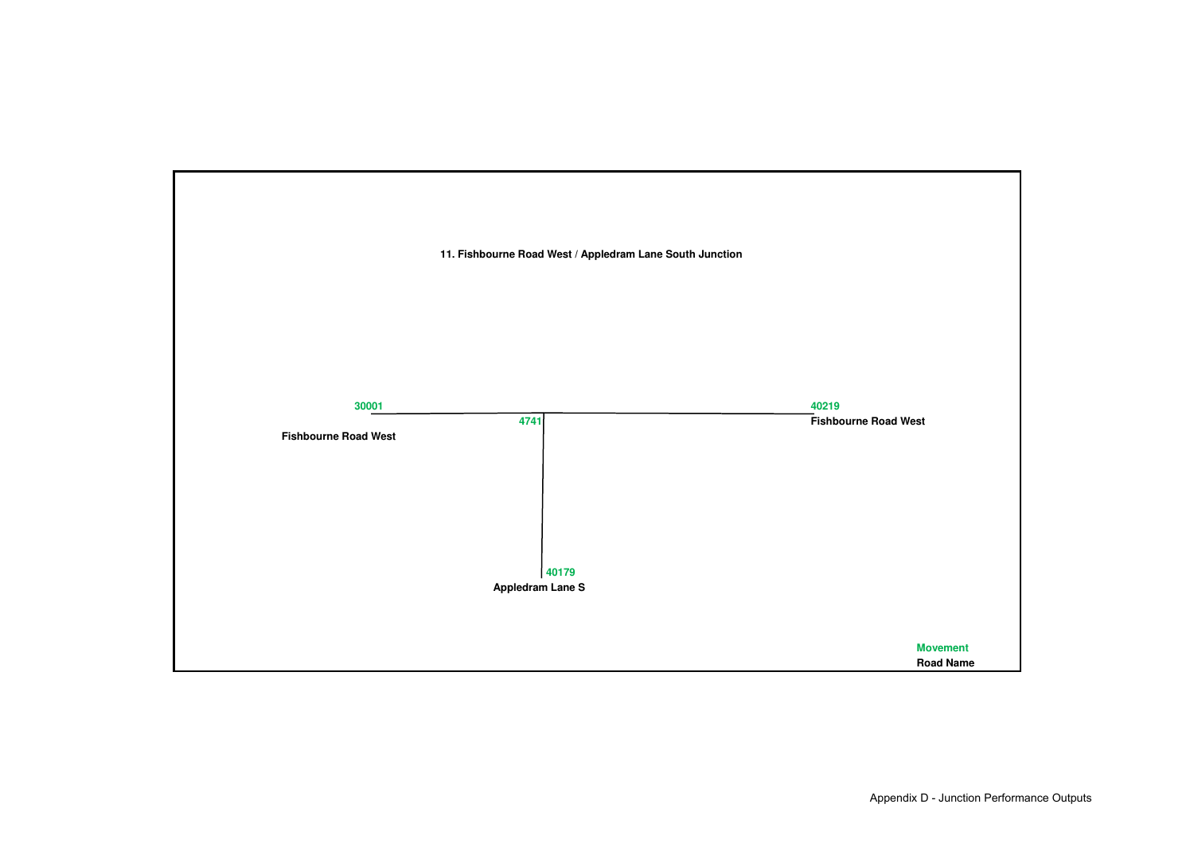**11. Fishbourne Road West / Appledram Lane South Junction**

30001

Fishbourne Road West

4741

40219

Fishbourne Road West

40179

Appledram Lane S

Movement

Road Name

Appendix D - Junction Performance Outputs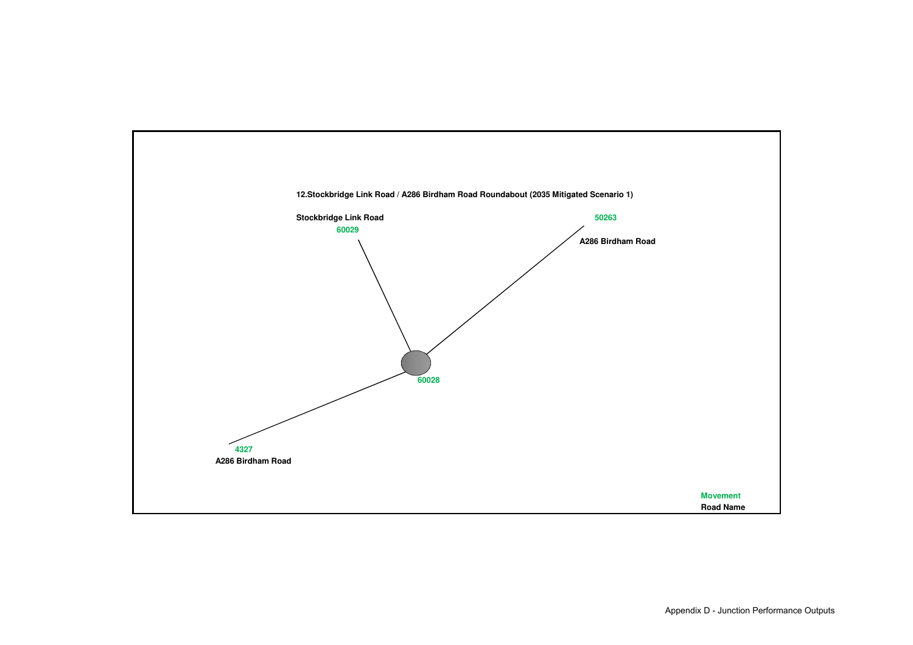**12.Stockbridge Link Road / A286 Birdham Road Roundabout (2035 Mitigated Scenario 1)**

**Stockbridge Link Road**
60029

50263
**A286 Birdham Road**

60028

4327
**A286 Birdham Road**

Movement
**Road Name**

Appendix D - Junction Performance Outputs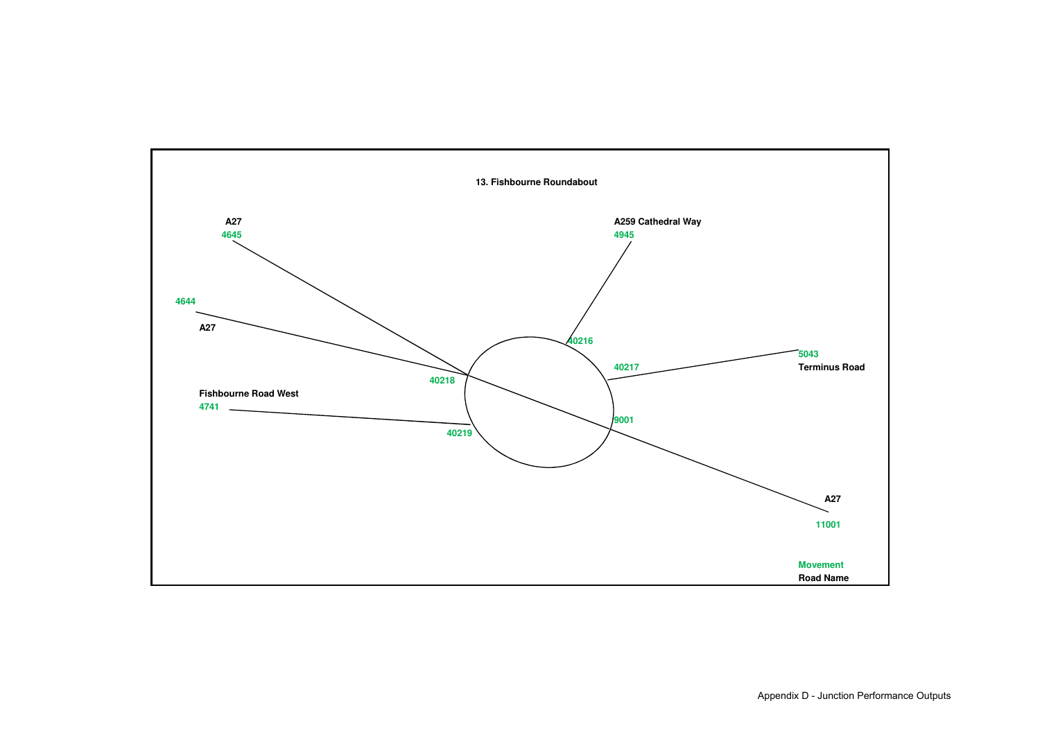**13. Fishbourne Roundabout**

A27
4645

A259 Cathedral Way
4945

4644
A27

40216

40217

5043
Terminus Road

40218

Fishbourne Road West
4741

9001

40219

A27
11001

Movement
Road Name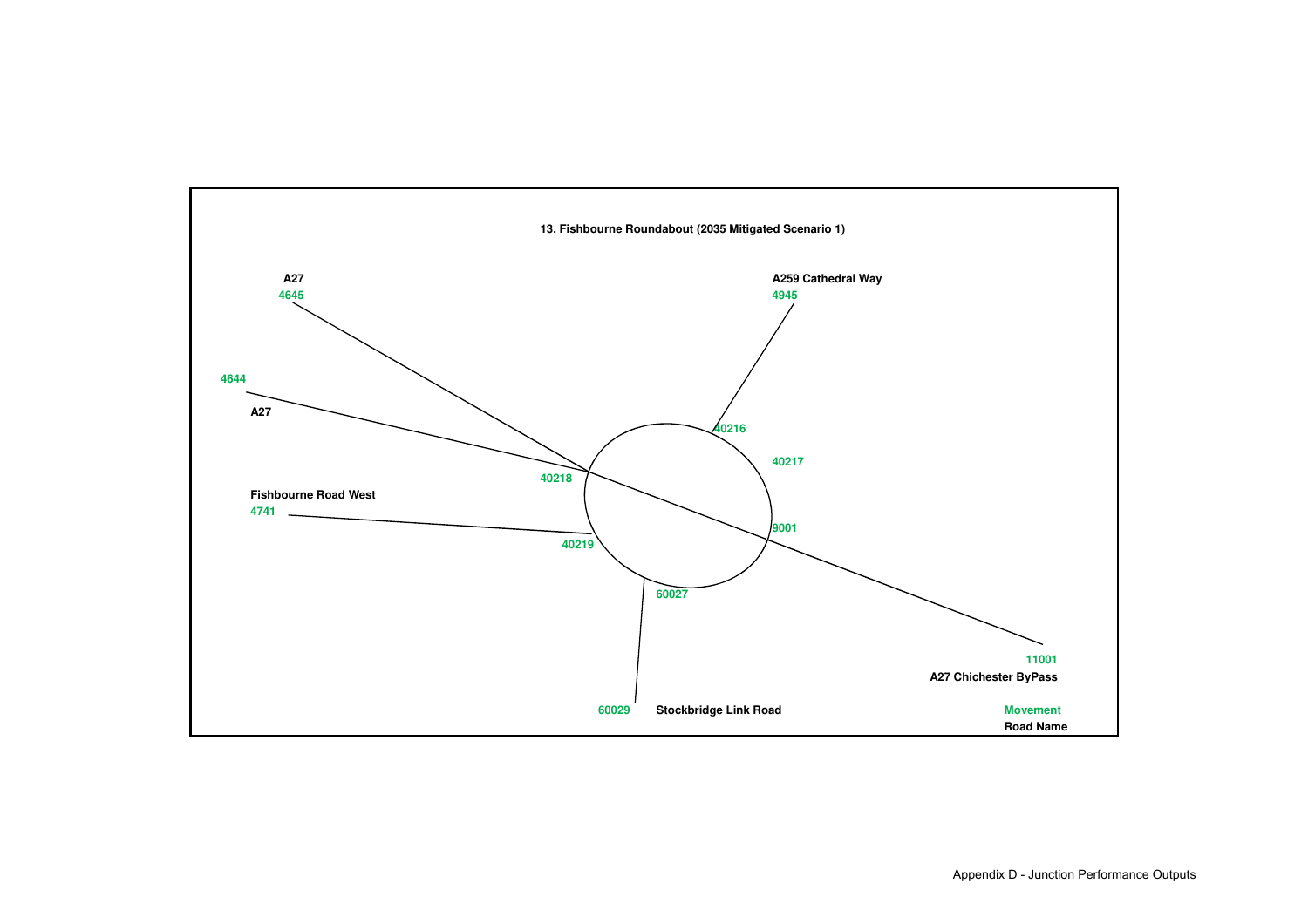**13. Fishbourne Roundabout (2035 Mitigated Scenario 1)**

A27
4645

A259 Cathedral Way
4945

4644
A27

40216

40217

40218

Fishbourne Road West
4741

9001

40219

60027

11001
A27 Chichester ByPass

60029
Stockbridge Link Road

Movement
Road Name

Appendix D - Junction Performance Outputs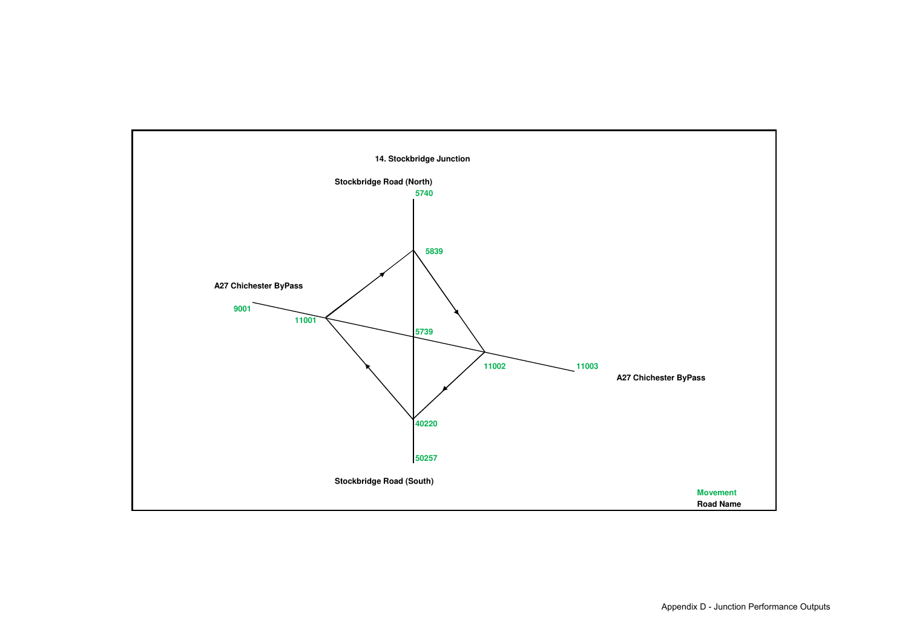**14. Stockbridge Junction**

**Stockbridge Road (North)**

5740

5839

**A27 Chichester ByPass**

9001

11001

5739

11002

11003

**A27 Chichester ByPass**

40220

50257

**Stockbridge Road (South)**

Movement

**Road Name**

Appendix D - Junction Performance Outputs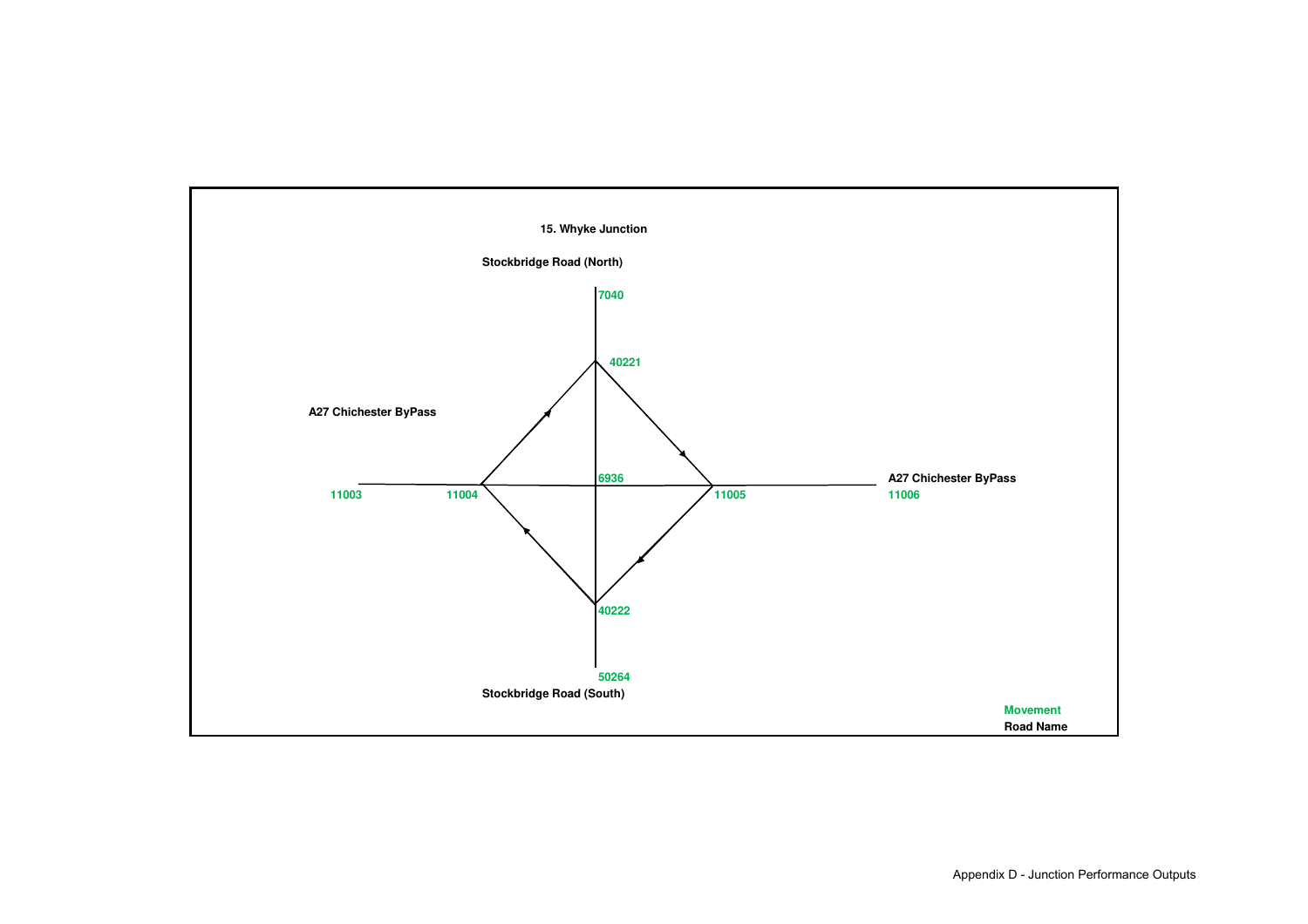**15. Whyke Junction**

**Stockbridge Road (North)**

7040

40221

**A27 Chichester ByPass**

6936

11003

11004

11005

**A27 Chichester ByPass**

11006

40222

50264

**Stockbridge Road (South)**

Movement

**Road Name**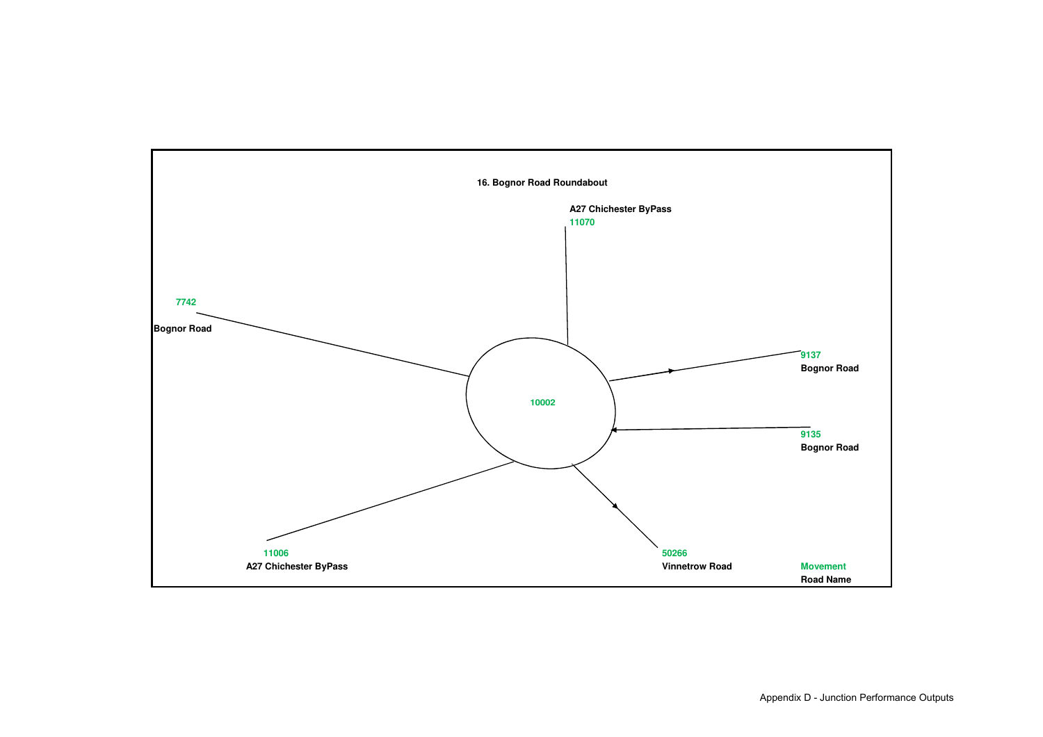16. Bognor Road Roundabout

A27 Chichester ByPass
11070

7742
Bognor Road

10002

9137
Bognor Road

9135
Bognor Road

11006
A27 Chichester ByPass

50266
Vinnetrow Road

Movement
Road Name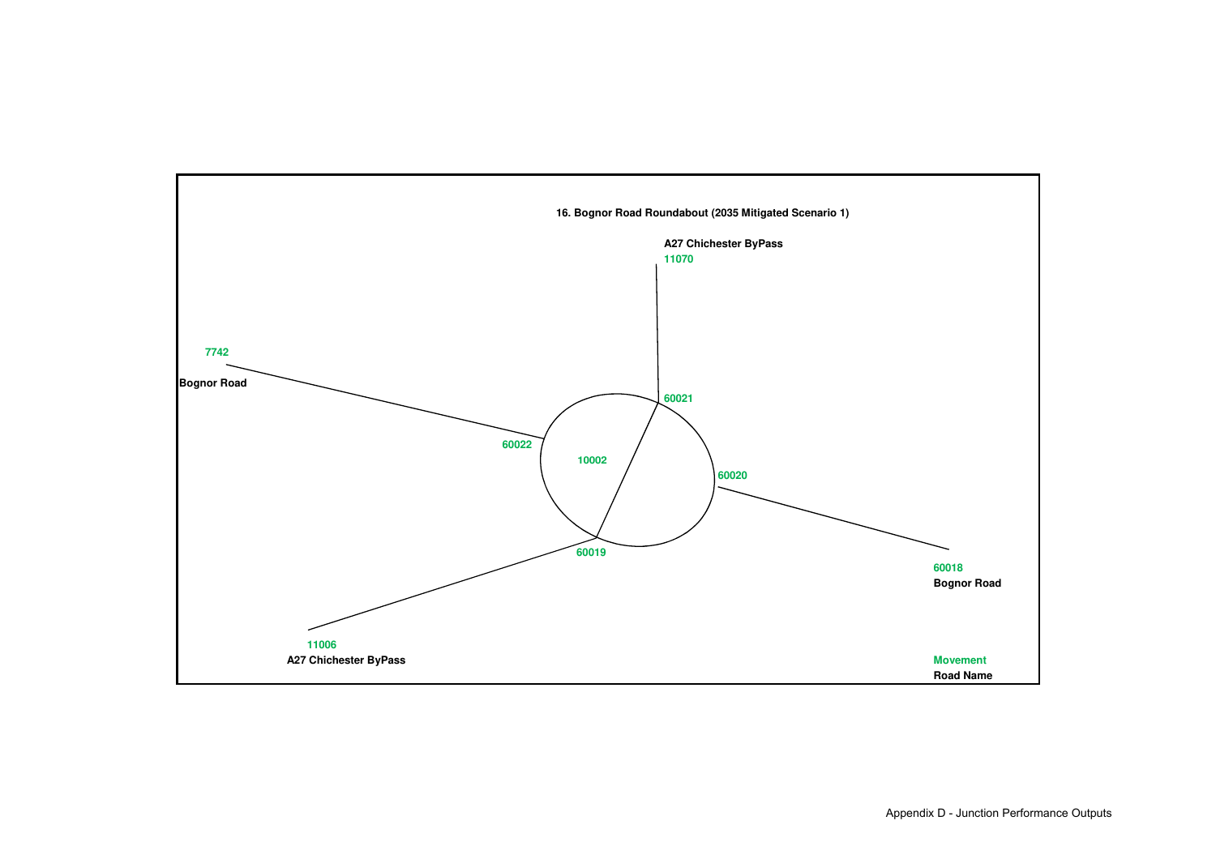**16. Bognor Road Roundabout (2035 Mitigated Scenario 1)**

A27 Chichester ByPass
11070

7742
Bognor Road

60021

60022

10002

60020

60019

60018
Bognor Road

11006
A27 Chichester ByPass

Movement
Road Name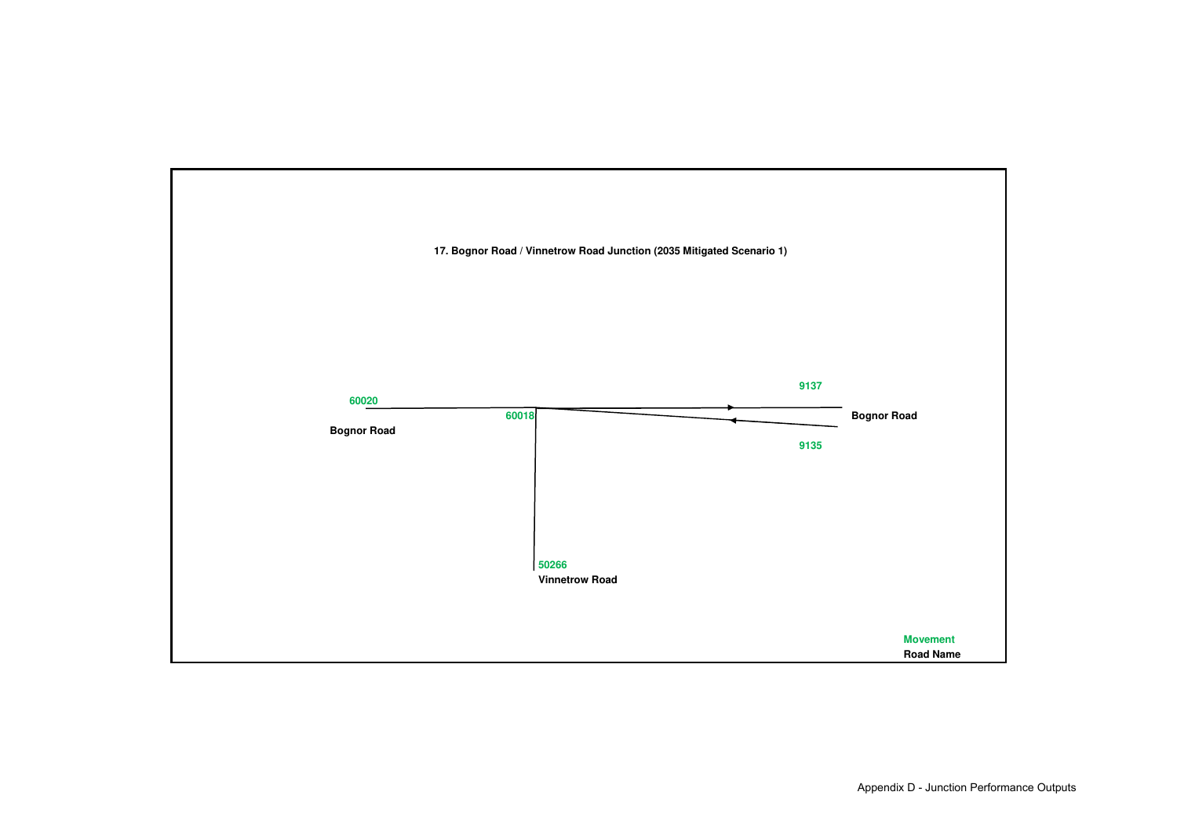**17. Bognor Road / Vinnetrow Road Junction (2035 Mitigated Scenario 1)**

60020

Bognor Road

60018

9137

Bognor Road

9135

50266

Vinnetrow Road

Movement

Road Name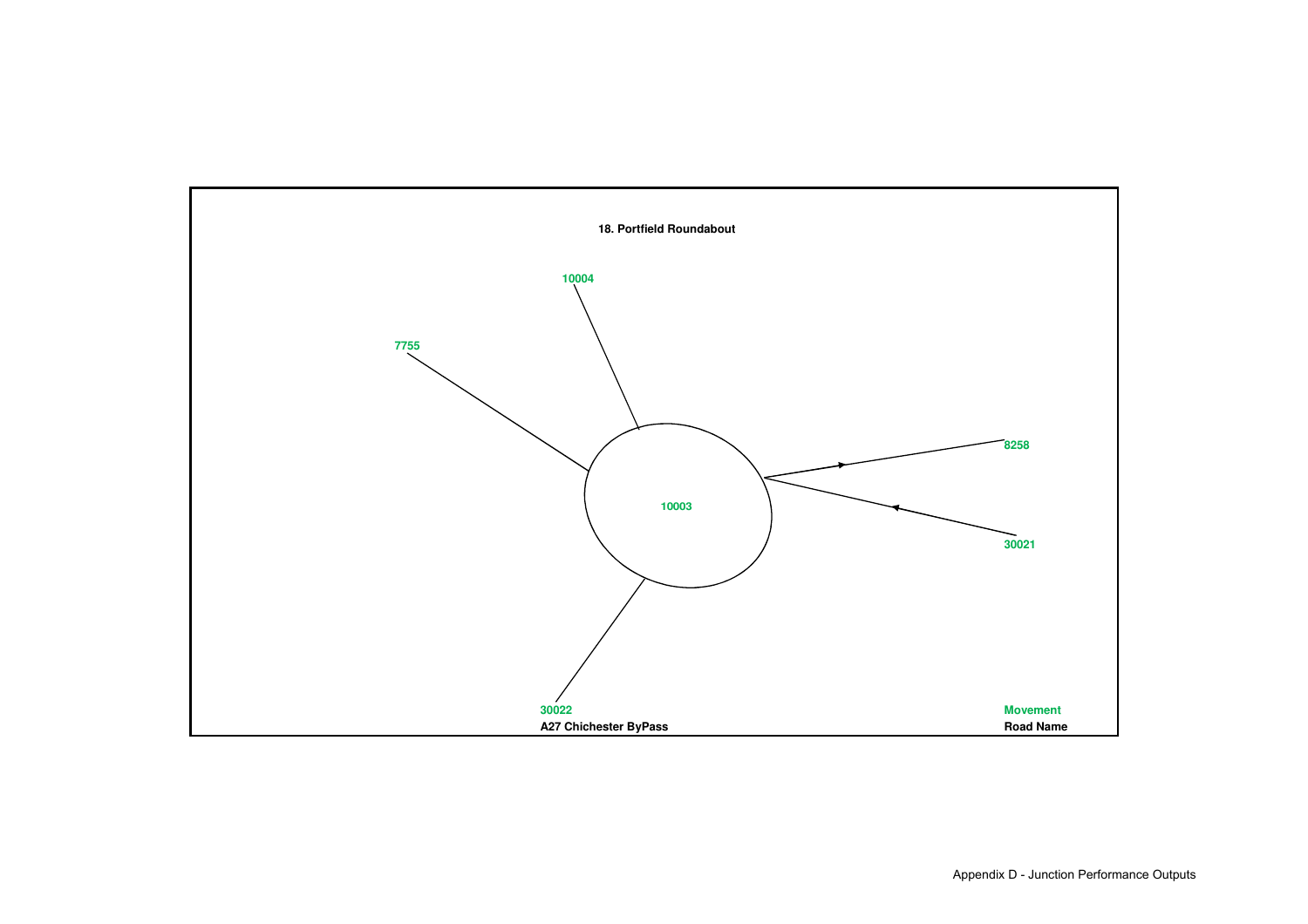18. Portfield Roundabout

10004

7755

8258

10003

30021

30022

A27 Chichester ByPass

Movement

Road Name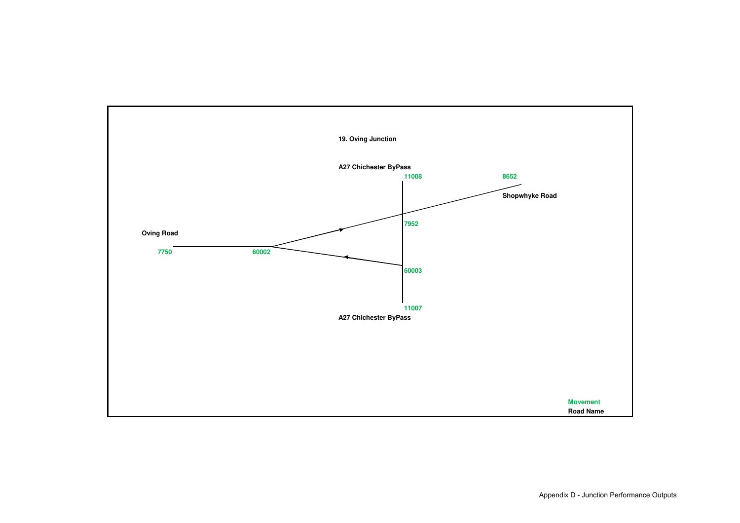**19. Oving Junction**

**A27 Chichester ByPass**

11008

8652

**Shopwhyke Road**

**Oving Road**

7952

7750

60002

60003

11007

**A27 Chichester ByPass**

Movement

**Road Name**

Appendix D - Junction Performance Outputs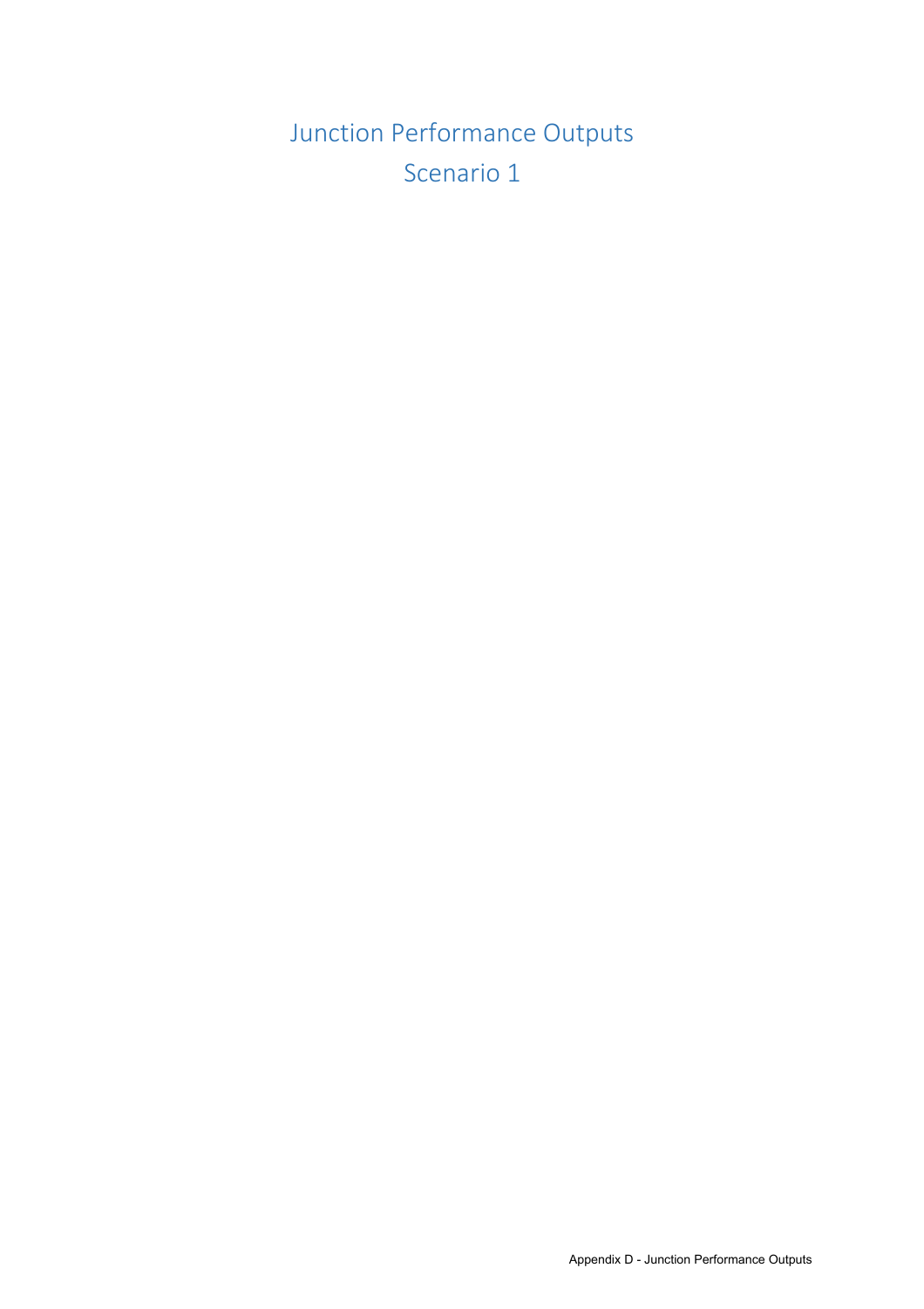# Junction Performance Outputs
# Scenario 1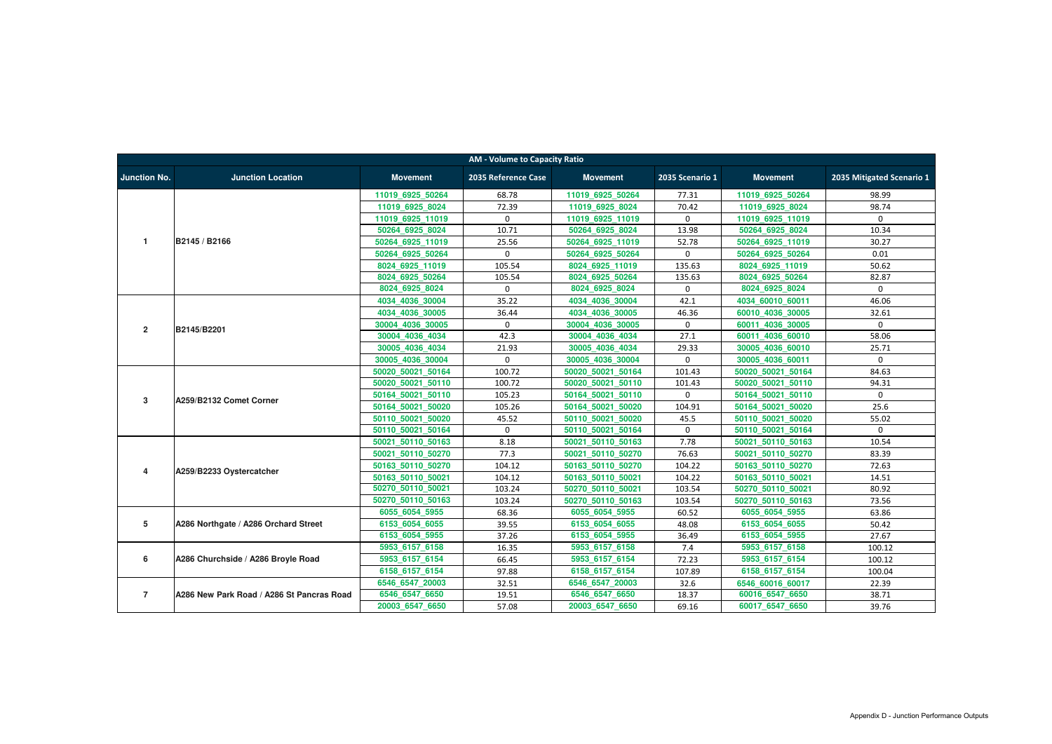| AM - Volume to Capacity Ratio | | | | | | | |
|---|---|---|---|---|---|---|---|
| Junction No. | Junction Location | Movement | 2035 Reference Case | Movement | 2035 Scenario 1 | Movement | 2035 Mitigated Scenario 1 |
| 1 | B2145 / B2166 | 11019_6925_50264 | 68.78 | 11019_6925_50264 | 77.31 | 11019_6925_50264 | 98.99 |
| | | 11019_6925_8024 | 72.39 | 11019_6925_8024 | 70.42 | 11019_6925_8024 | 98.74 |
| | | 11019_6925_11019 | 0 | 11019_6925_11019 | 0 | 11019_6925_11019 | 0 |
| | | 50264_6925_8024 | 10.71 | 50264_6925_8024 | 13.98 | 50264_6925_8024 | 10.34 |
| | | 50264_6925_11019 | 25.56 | 50264_6925_11019 | 52.78 | 50264_6925_11019 | 30.27 |
| | | 50264_6925_50264 | 0 | 50264_6925_50264 | 0 | 50264_6925_50264 | 0.01 |
| | | 8024_6925_11019 | 105.54 | 8024_6925_11019 | 135.63 | 8024_6925_11019 | 50.62 |
| | | 8024_6925_50264 | 105.54 | 8024_6925_50264 | 135.63 | 8024_6925_50264 | 82.87 |
| | | 8024_6925_8024 | 0 | 8024_6925_8024 | 0 | 8024_6925_8024 | 0 |
| 2 | B2145/B2201 | 4034_4036_30004 | 35.22 | 4034_4036_30004 | 42.1 | 4034_60010_60011 | 46.06 |
| | | 4034_4036_30005 | 36.44 | 4034_4036_30005 | 46.36 | 60010_4036_30005 | 32.61 |
| | | 30004_4036_30005 | 0 | 30004_4036_30005 | 0 | 60011_4036_30005 | 0 |
| | | 30004_4036_4034 | 42.3 | 30004_4036_4034 | 27.1 | 60011_4036_60010 | 58.06 |
| | | 30005_4036_4034 | 21.93 | 30005_4036_4034 | 29.33 | 30005_4036_60010 | 25.71 |
| | | 30005_4036_30004 | 0 | 30005_4036_30004 | 0 | 30005_4036_60011 | 0 |
| 3 | A259/B2132 Comet Corner | 50020_50021_50164 | 100.72 | 50020_50021_50164 | 101.43 | 50020_50021_50164 | 84.63 |
| | | 50020_50021_50110 | 100.72 | 50020_50021_50110 | 101.43 | 50020_50021_50110 | 94.31 |
| | | 50164_50021_50110 | 105.23 | 50164_50021_50110 | 0 | 50164_50021_50110 | 0 |
| | | 50164_50021_50020 | 105.26 | 50164_50021_50020 | 104.91 | 50164_50021_50020 | 25.6 |
| | | 50110_50021_50020 | 45.52 | 50110_50021_50020 | 45.5 | 50110_50021_50020 | 55.02 |
| | | 50110_50021_50164 | 0 | 50110_50021_50164 | 0 | 50110_50021_50164 | 0 |
| 4 | A259/B2233 Oystercatcher | 50021_50110_50163 | 8.18 | 50021_50110_50163 | 7.78 | 50021_50110_50163 | 10.54 |
| | | 50021_50110_50270 | 77.3 | 50021_50110_50270 | 76.63 | 50021_50110_50270 | 83.39 |
| | | 50163_50110_50270 | 104.12 | 50163_50110_50270 | 104.22 | 50163_50110_50270 | 72.63 |
| | | 50163_50110_50021 | 104.12 | 50163_50110_50021 | 104.22 | 50163_50110_50021 | 14.51 |
| | | 50270_50110_50021 | 103.24 | 50270_50110_50021 | 103.54 | 50270_50110_50021 | 80.92 |
| | | 50270_50110_50163 | 103.24 | 50270_50110_50163 | 103.54 | 50270_50110_50163 | 73.56 |
| 5 | A286 Northgate / A286 Orchard Street | 6055_6054_5955 | 68.36 | 6055_6054_5955 | 60.52 | 6055_6054_5955 | 63.86 |
| | | 6153_6054_6055 | 39.55 | 6153_6054_6055 | 48.08 | 6153_6054_6055 | 50.42 |
| | | 6153_6054_5955 | 37.26 | 6153_6054_5955 | 36.49 | 6153_6054_5955 | 27.67 |
| 6 | A286 Churchside / A286 Broyle Road | 5953_6157_6158 | 16.35 | 5953_6157_6158 | 7.4 | 5953_6157_6158 | 100.12 |
| | | 5953_6157_6154 | 66.45 | 5953_6157_6154 | 72.23 | 5953_6157_6154 | 100.12 |
| | | 6158_6157_6154 | 97.88 | 6158_6157_6154 | 107.89 | 6158_6157_6154 | 100.04 |
| 7 | A286 New Park Road / A286 St Pancras Road | 6546_6547_20003 | 32.51 | 6546_6547_20003 | 32.6 | 6546_60016_60017 | 22.39 |
| | | 6546_6547_6650 | 19.51 | 6546_6547_6650 | 18.37 | 60016_6547_6650 | 38.71 |
| | | 20003_6547_6650 | 57.08 | 20003_6547_6650 | 69.16 | 60017_6547_6650 | 39.76 |

Appendix D - Junction Performance Outputs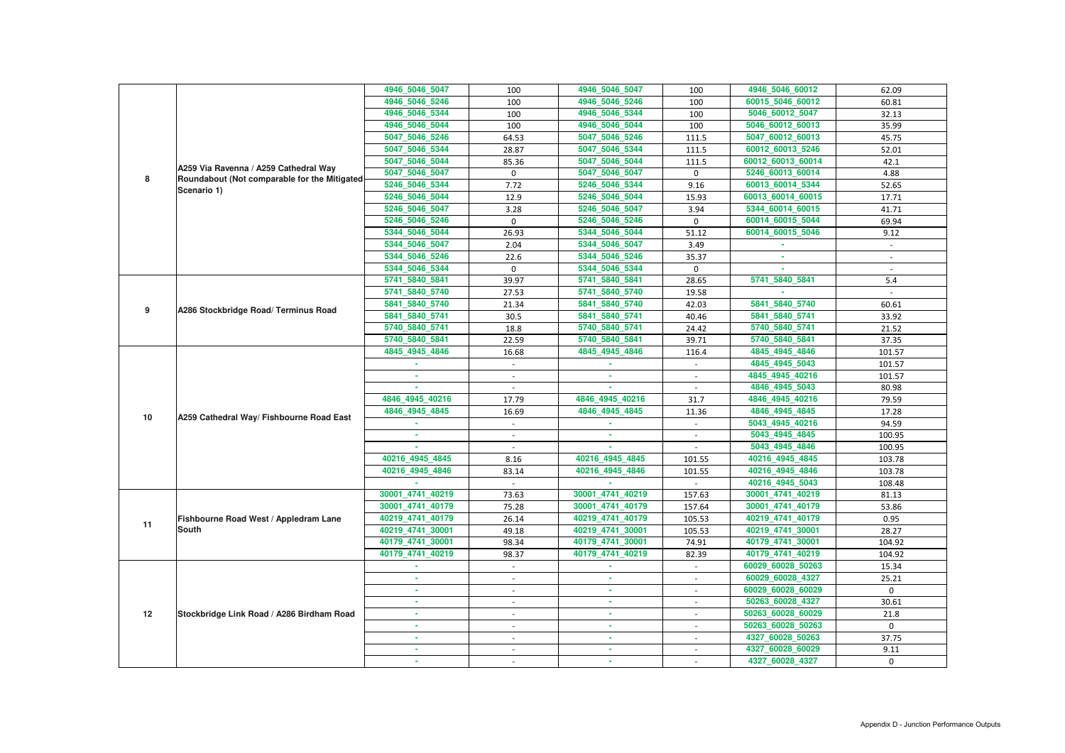| | | | | | | | |
|---|---|---|---|---|---|---|---|
| 8 | A259 Via Ravenna / A259 Cathedral Way Roundabout (Not comparable for the Mitigated Scenario 1) | 4946_5046_5047 | 100 | 4946_5046_5047 | 100 | 4946_5046_60012 | 62.09 |
| | | 4946_5046_5246 | 100 | 4946_5046_5246 | 100 | 60015_5046_60012 | 60.81 |
| | | 4946_5046_5344 | 100 | 4946_5046_5344 | 100 | 5046_60012_5047 | 32.13 |
| | | 4946_5046_5044 | 100 | 4946_5046_5044 | 100 | 5046_60012_60013 | 35.99 |
| | | 5047_5046_5246 | 64.53 | 5047_5046_5246 | 111.5 | 5047_60012_60013 | 45.75 |
| | | 5047_5046_5344 | 28.87 | 5047_5046_5344 | 111.5 | 60012_60013_5246 | 52.01 |
| | | 5047_5046_5044 | 85.36 | 5047_5046_5044 | 111.5 | 60012_60013_60014 | 42.1 |
| | | 5047_5046_5047 | 0 | 5047_5046_5047 | 0 | 5246_60013_60014 | 4.88 |
| | | 5246_5046_5344 | 7.72 | 5246_5046_5344 | 9.16 | 60013_60014_5344 | 52.65 |
| | | 5246_5046_5044 | 12.9 | 5246_5046_5044 | 15.93 | 60013_60014_60015 | 17.71 |
| | | 5246_5046_5047 | 3.28 | 5246_5046_5047 | 3.94 | 5344_60014_60015 | 41.71 |
| | | 5246_5046_5246 | 0 | 5246_5046_5246 | 0 | 60014_60015_5044 | 69.94 |
| | | 5344_5046_5044 | 26.93 | 5344_5046_5044 | 51.12 | 60014_60015_5046 | 9.12 |
| | | 5344_5046_5047 | 2.04 | 5344_5046_5047 | 3.49 | - | - |
| | | 5344_5046_5246 | 22.6 | 5344_5046_5246 | 35.37 | - | - |
| | | 5344_5046_5344 | 0 | 5344_5046_5344 | 0 | - | - |
| 9 | A286 Stockbridge Road/ Terminus Road | 5741_5840_5841 | 39.97 | 5741_5840_5841 | 28.65 | 5741_5840_5841 | 5.4 |
| | | 5741_5840_5740 | 27.53 | 5741_5840_5740 | 19.58 | - | - |
| | | 5841_5840_5740 | 21.34 | 5841_5840_5740 | 42.03 | 5841_5840_5740 | 60.61 |
| | | 5841_5840_5741 | 30.5 | 5841_5840_5741 | 40.46 | 5841_5840_5741 | 33.92 |
| | | 5740_5840_5741 | 18.8 | 5740_5840_5741 | 24.42 | 5740_5840_5741 | 21.52 |
| | | 5740_5840_5841 | 22.59 | 5740_5840_5841 | 39.71 | 5740_5840_5841 | 37.35 |
| 10 | A259 Cathedral Way/ Fishbourne Road East | 4845_4945_4846 | 16.68 | 4845_4945_4846 | 116.4 | 4845_4945_4846 | 101.57 |
| | | - | - | - | - | 4845_4945_5043 | 101.57 |
| | | - | - | - | - | 4845_4945_40216 | 101.57 |
| | | - | - | - | - | 4846_4945_5043 | 80.98 |
| | | 4846_4945_40216 | 17.79 | 4846_4945_40216 | 31.7 | 4846_4945_40216 | 79.59 |
| | | 4846_4945_4845 | 16.69 | 4846_4945_4845 | 11.36 | 4846_4945_4845 | 17.28 |
| | | - | - | - | - | 5043_4945_40216 | 94.59 |
| | | - | - | - | - | 5043_4945_4845 | 100.95 |
| | | - | - | - | - | 5043_4945_4846 | 100.95 |
| | | 40216_4945_4845 | 8.16 | 40216_4945_4845 | 101.55 | 40216_4945_4845 | 103.78 |
| | | 40216_4945_4846 | 83.14 | 40216_4945_4846 | 101.55 | 40216_4945_4846 | 103.78 |
| | | - | - | - | - | 40216_4945_5043 | 108.48 |
| 11 | Fishbourne Road West / Appledram Lane South | 30001_4741_40219 | 73.63 | 30001_4741_40219 | 157.63 | 30001_4741_40219 | 81.13 |
| | | 30001_4741_40179 | 75.28 | 30001_4741_40179 | 157.64 | 30001_4741_40179 | 53.86 |
| | | 40219_4741_40179 | 26.14 | 40219_4741_40179 | 105.53 | 40219_4741_40179 | 0.95 |
| | | 40219_4741_30001 | 49.18 | 40219_4741_30001 | 105.53 | 40219_4741_30001 | 28.27 |
| | | 40179_4741_30001 | 98.34 | 40179_4741_30001 | 74.91 | 40179_4741_30001 | 104.92 |
| | | 40179_4741_40219 | 98.37 | 40179_4741_40219 | 82.39 | 40179_4741_40219 | 104.92 |
| 12 | Stockbridge Link Road / A286 Birdham Road | - | - | - | - | 60029_60028_50263 | 15.34 |
| | | - | - | - | - | 60029_60028_4327 | 25.21 |
| | | - | - | - | - | 60029_60028_60029 | 0 |
| | | - | - | - | - | 50263_60028_4327 | 30.61 |
| | | - | - | - | - | 50263_60028_60029 | 21.8 |
| | | - | - | - | - | 50263_60028_50263 | 0 |
| | | - | - | - | - | 4327_60028_50263 | 37.75 |
| | | - | - | - | - | 4327_60028_60029 | 9.11 |
| | | - | - | - | - | 4327_60028_4327 | 0 |

Appendix D - Junction Performance Outputs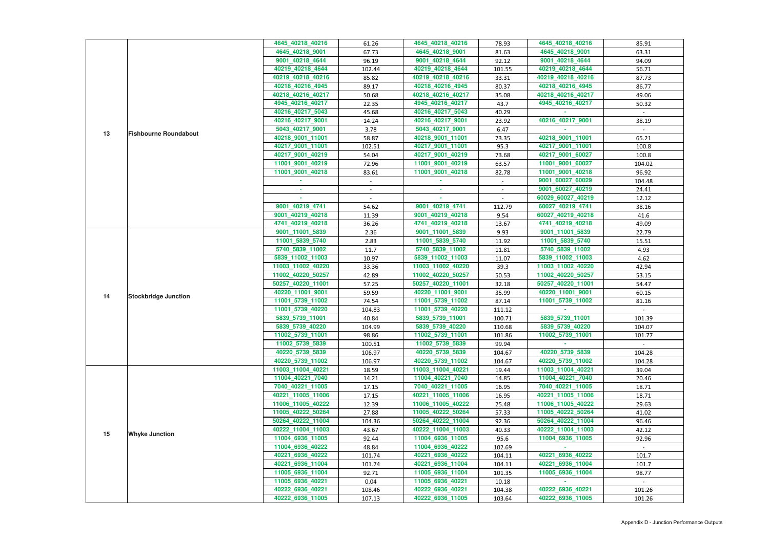| | | | | | | | |
|---|---|---|---|---|---|---|---|
| 13 | Fishbourne Roundabout | 4645_40218_40216 | 61.26 | 4645_40218_40216 | 78.93 | 4645_40218_40216 | 85.91 |
| | | 4645_40218_9001 | 67.73 | 4645_40218_9001 | 81.63 | 4645_40218_9001 | 63.31 |
| | | 9001_40218_4644 | 96.19 | 9001_40218_4644 | 92.12 | 9001_40218_4644 | 94.09 |
| | | 40219_40218_4644 | 102.44 | 40219_40218_4644 | 101.55 | 40219_40218_4644 | 56.71 |
| | | 40219_40218_40216 | 85.82 | 40219_40218_40216 | 33.31 | 40219_40218_40216 | 87.73 |
| | | 40218_40216_4945 | 89.17 | 40218_40216_4945 | 80.37 | 40218_40216_4945 | 86.77 |
| | | 40218_40216_40217 | 50.68 | 40218_40216_40217 | 35.08 | 40218_40216_40217 | 49.06 |
| | | 4945_40216_40217 | 22.35 | 4945_40216_40217 | 43.7 | 4945_40216_40217 | 50.32 |
| | | 40216_40217_5043 | 45.68 | 40216_40217_5043 | 40.29 | - | - |
| | | 40216_40217_9001 | 14.24 | 40216_40217_9001 | 23.92 | 40216_40217_9001 | 38.19 |
| | | 5043_40217_9001 | 3.78 | 5043_40217_9001 | 6.47 | - | - |
| | | 40218_9001_11001 | 58.87 | 40218_9001_11001 | 73.35 | 40218_9001_11001 | 65.21 |
| | | 40217_9001_11001 | 102.51 | 40217_9001_11001 | 95.3 | 40217_9001_11001 | 100.8 |
| | | 40217_9001_40219 | 54.04 | 40217_9001_40219 | 73.68 | 40217_9001_60027 | 100.8 |
| | | 11001_9001_40219 | 72.96 | 11001_9001_40219 | 63.57 | 11001_9001_60027 | 104.02 |
| | | 11001_9001_40218 | 83.61 | 11001_9001_40218 | 82.78 | 11001_9001_40218 | 96.92 |
| | | - | - | - | - | 9001_60027_60029 | 104.48 |
| | | - | - | - | - | 9001_60027_40219 | 24.41 |
| | | - | - | - | - | 60029_60027_40219 | 12.12 |
| | | 9001_40219_4741 | 54.62 | 9001_40219_4741 | 112.79 | 60027_40219_4741 | 38.16 |
| | | 9001_40219_40218 | 11.39 | 9001_40219_40218 | 9.54 | 60027_40219_40218 | 41.6 |
| | | 4741_40219_40218 | 36.26 | 4741_40219_40218 | 13.67 | 4741_40219_40218 | 49.09 |
| 14 | Stockbridge Junction | 9001_11001_5839 | 2.36 | 9001_11001_5839 | 9.93 | 9001_11001_5839 | 22.79 |
| | | 11001_5839_5740 | 2.83 | 11001_5839_5740 | 11.92 | 11001_5839_5740 | 15.51 |
| | | 5740_5839_11002 | 11.7 | 5740_5839_11002 | 11.81 | 5740_5839_11002 | 4.93 |
| | | 5839_11002_11003 | 10.97 | 5839_11002_11003 | 11.07 | 5839_11002_11003 | 4.62 |
| | | 11003_11002_40220 | 33.36 | 11003_11002_40220 | 39.3 | 11003_11002_40220 | 42.94 |
| | | 11002_40220_50257 | 42.89 | 11002_40220_50257 | 50.53 | 11002_40220_50257 | 53.15 |
| | | 50257_40220_11001 | 57.25 | 50257_40220_11001 | 32.18 | 50257_40220_11001 | 54.47 |
| | | 40220_11001_9001 | 59.59 | 40220_11001_9001 | 35.99 | 40220_11001_9001 | 60.15 |
| | | 11001_5739_11002 | 74.54 | 11001_5739_11002 | 87.14 | 11001_5739_11002 | 81.16 |
| | | 11001_5739_40220 | 104.83 | 11001_5739_40220 | 111.12 | - | - |
| | | 5839_5739_11001 | 40.84 | 5839_5739_11001 | 100.71 | 5839_5739_11001 | 101.39 |
| | | 5839_5739_40220 | 104.99 | 5839_5739_40220 | 110.68 | 5839_5739_40220 | 104.07 |
| | | 11002_5739_11001 | 98.86 | 11002_5739_11001 | 101.86 | 11002_5739_11001 | 101.77 |
| | | 11002_5739_5839 | 100.51 | 11002_5739_5839 | 99.94 | - | - |
| | | 40220_5739_5839 | 106.97 | 40220_5739_5839 | 104.67 | 40220_5739_5839 | 104.28 |
| | | 40220_5739_11002 | 106.97 | 40220_5739_11002 | 104.67 | 40220_5739_11002 | 104.28 |
| 15 | Whyke Junction | 11003_11004_40221 | 18.59 | 11003_11004_40221 | 19.44 | 11003_11004_40221 | 39.04 |
| | | 11004_40221_7040 | 14.21 | 11004_40221_7040 | 14.85 | 11004_40221_7040 | 20.46 |
| | | 7040_40221_11005 | 17.15 | 7040_40221_11005 | 16.95 | 7040_40221_11005 | 18.71 |
| | | 40221_11005_11006 | 17.15 | 40221_11005_11006 | 16.95 | 40221_11005_11006 | 18.71 |
| | | 11006_11005_40222 | 12.39 | 11006_11005_40222 | 25.48 | 11006_11005_40222 | 29.63 |
| | | 11005_40222_50264 | 27.88 | 11005_40222_50264 | 57.33 | 11005_40222_50264 | 41.02 |
| | | 50264_40222_11004 | 104.36 | 50264_40222_11004 | 92.36 | 50264_40222_11004 | 96.46 |
| | | 40222_11004_11003 | 43.67 | 40222_11004_11003 | 40.33 | 40222_11004_11003 | 42.12 |
| | | 11004_6936_11005 | 92.44 | 11004_6936_11005 | 95.6 | 11004_6936_11005 | 92.96 |
| | | 11004_6936_40222 | 48.84 | 11004_6936_40222 | 102.69 | - | - |
| | | 40221_6936_40222 | 101.74 | 40221_6936_40222 | 104.11 | 40221_6936_40222 | 101.7 |
| | | 40221_6936_11004 | 101.74 | 40221_6936_11004 | 104.11 | 40221_6936_11004 | 101.7 |
| | | 11005_6936_11004 | 92.71 | 11005_6936_11004 | 101.35 | 11005_6936_11004 | 98.77 |
| | | 11005_6936_40221 | 0.04 | 11005_6936_40221 | 10.18 | - | - |
| | | 40222_6936_40221 | 108.46 | 40222_6936_40221 | 104.38 | 40222_6936_40221 | 101.26 |
| | | 40222_6936_11005 | 107.13 | 40222_6936_11005 | 103.64 | 40222_6936_11005 | 101.26 |

Appendix D - Junction Performance Outputs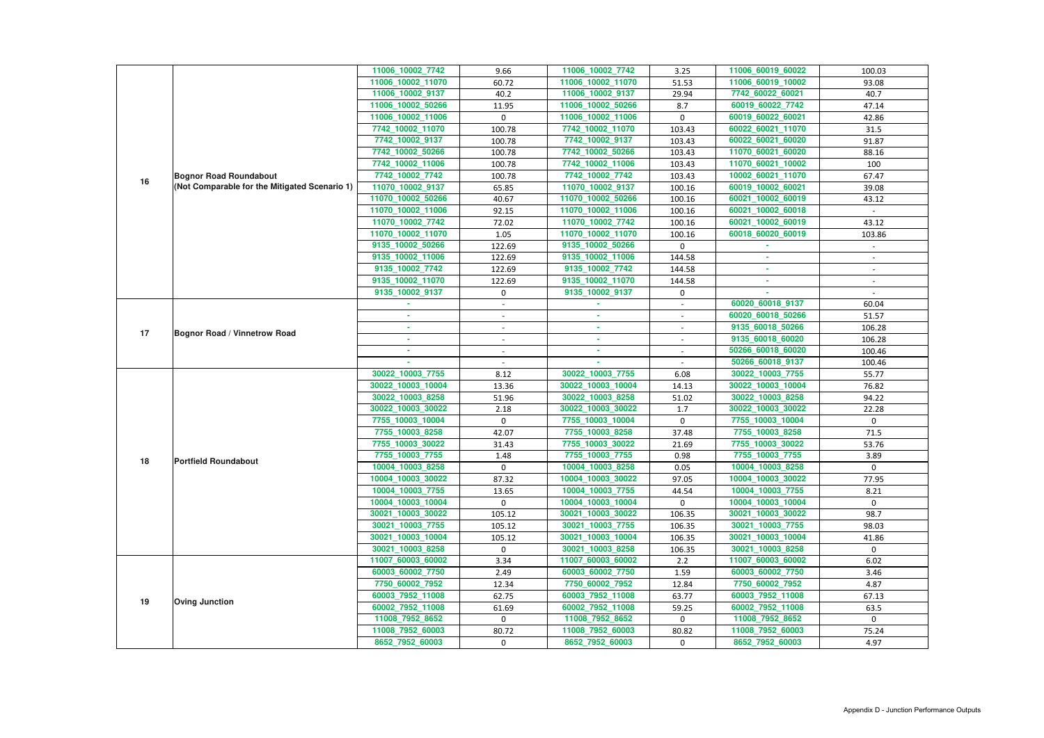| | | | | | | | |
|---|---|---|---|---|---|---|---|
| 16 | Bognor Road Roundabout (Not Comparable for the Mitigated Scenario 1) | 11006_10002_7742 | 9.66 | 11006_10002_7742 | 3.25 | 11006_60019_60022 | 100.03 |
| | | 11006_10002_11070 | 60.72 | 11006_10002_11070 | 51.53 | 11006_60019_10002 | 93.08 |
| | | 11006_10002_9137 | 40.2 | 11006_10002_9137 | 29.94 | 7742_60022_60021 | 40.7 |
| | | 11006_10002_50266 | 11.95 | 11006_10002_50266 | 8.7 | 60019_60022_7742 | 47.14 |
| | | 11006_10002_11006 | 0 | 11006_10002_11006 | 0 | 60019_60022_60021 | 42.86 |
| | | 7742_10002_11070 | 100.78 | 7742_10002_11070 | 103.43 | 60022_60021_11070 | 31.5 |
| | | 7742_10002_9137 | 100.78 | 7742_10002_9137 | 103.43 | 60022_60021_60020 | 91.87 |
| | | 7742_10002_50266 | 100.78 | 7742_10002_50266 | 103.43 | 11070_60021_60020 | 88.16 |
| | | 7742_10002_11006 | 100.78 | 7742_10002_11006 | 103.43 | 11070_60021_10002 | 100 |
| | | 7742_10002_7742 | 100.78 | 7742_10002_7742 | 103.43 | 10002_60021_11070 | 67.47 |
| | | 11070_10002_9137 | 65.85 | 11070_10002_9137 | 100.16 | 60019_10002_60021 | 39.08 |
| | | 11070_10002_50266 | 40.67 | 11070_10002_50266 | 100.16 | 60021_10002_60019 | 43.12 |
| | | 11070_10002_11006 | 92.15 | 11070_10002_11006 | 100.16 | 60021_10002_60018 | - |
| | | 11070_10002_7742 | 72.02 | 11070_10002_7742 | 100.16 | 60021_10002_60019 | 43.12 |
| | | 11070_10002_11070 | 1.05 | 11070_10002_11070 | 100.16 | 60018_60020_60019 | 103.86 |
| | | 9135_10002_50266 | 122.69 | 9135_10002_50266 | 0 | - | - |
| | | 9135_10002_11006 | 122.69 | 9135_10002_11006 | 144.58 | - | - |
| | | 9135_10002_7742 | 122.69 | 9135_10002_7742 | 144.58 | - | - |
| | | 9135_10002_11070 | 122.69 | 9135_10002_11070 | 144.58 | - | - |
| | | 9135_10002_9137 | 0 | 9135_10002_9137 | 0 | - | - |
| 17 | Bognor Road / Vinnetrow Road | - | - | - | - | 60020_60018_9137 | 60.04 |
| | | - | - | - | - | 60020_60018_50266 | 51.57 |
| | | - | - | - | - | 9135_60018_50266 | 106.28 |
| | | - | - | - | - | 9135_60018_60020 | 106.28 |
| | | - | - | - | - | 50266_60018_60020 | 100.46 |
| | | - | - | - | - | 50266_60018_9137 | 100.46 |
| 18 | Portfield Roundabout | 30022_10003_7755 | 8.12 | 30022_10003_7755 | 6.08 | 30022_10003_7755 | 55.77 |
| | | 30022_10003_10004 | 13.36 | 30022_10003_10004 | 14.13 | 30022_10003_10004 | 76.82 |
| | | 30022_10003_8258 | 51.96 | 30022_10003_8258 | 51.02 | 30022_10003_8258 | 94.22 |
| | | 30022_10003_30022 | 2.18 | 30022_10003_30022 | 1.7 | 30022_10003_30022 | 22.28 |
| | | 7755_10003_10004 | 0 | 7755_10003_10004 | 0 | 7755_10003_10004 | 0 |
| | | 7755_10003_8258 | 42.07 | 7755_10003_8258 | 37.48 | 7755_10003_8258 | 71.5 |
| | | 7755_10003_30022 | 31.43 | 7755_10003_30022 | 21.69 | 7755_10003_30022 | 53.76 |
| | | 7755_10003_7755 | 1.48 | 7755_10003_7755 | 0.98 | 7755_10003_7755 | 3.89 |
| | | 10004_10003_8258 | 0 | 10004_10003_8258 | 0.05 | 10004_10003_8258 | 0 |
| | | 10004_10003_30022 | 87.32 | 10004_10003_30022 | 97.05 | 10004_10003_30022 | 77.95 |
| | | 10004_10003_7755 | 13.65 | 10004_10003_7755 | 44.54 | 10004_10003_7755 | 8.21 |
| | | 10004_10003_10004 | 0 | 10004_10003_10004 | 0 | 10004_10003_10004 | 0 |
| | | 30021_10003_30022 | 105.12 | 30021_10003_30022 | 106.35 | 30021_10003_30022 | 98.7 |
| | | 30021_10003_7755 | 105.12 | 30021_10003_7755 | 106.35 | 30021_10003_7755 | 98.03 |
| | | 30021_10003_10004 | 105.12 | 30021_10003_10004 | 106.35 | 30021_10003_10004 | 41.86 |
| | | 30021_10003_8258 | 0 | 30021_10003_8258 | 106.35 | 30021_10003_8258 | 0 |
| 19 | Oving Junction | 11007_60003_60002 | 3.34 | 11007_60003_60002 | 2.2 | 11007_60003_60002 | 6.02 |
| | | 60003_60002_7750 | 2.49 | 60003_60002_7750 | 1.59 | 60003_60002_7750 | 3.46 |
| | | 7750_60002_7952 | 12.34 | 7750_60002_7952 | 12.84 | 7750_60002_7952 | 4.87 |
| | | 60003_7952_11008 | 62.75 | 60003_7952_11008 | 63.77 | 60003_7952_11008 | 67.13 |
| | | 60002_7952_11008 | 61.69 | 60002_7952_11008 | 59.25 | 60002_7952_11008 | 63.5 |
| | | 11008_7952_8652 | 0 | 11008_7952_8652 | 0 | 11008_7952_8652 | 0 |
| | | 11008_7952_60003 | 80.72 | 11008_7952_60003 | 80.82 | 11008_7952_60003 | 75.24 |
| | | 8652_7952_60003 | 0 | 8652_7952_60003 | 0 | 8652_7952_60003 | 4.97 |

Appendix D - Junction Performance Outputs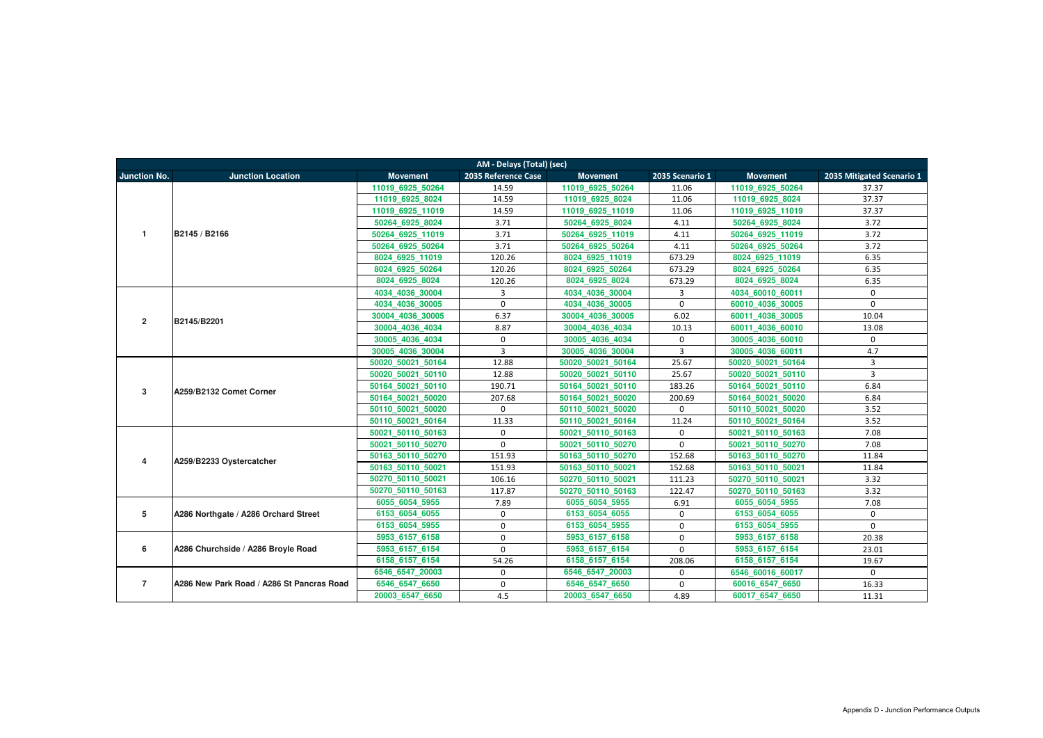| AM - Delays (Total) (sec) | | | | | | | |
|---|---|---|---|---|---|---|---|
| Junction No. | Junction Location | Movement | 2035 Reference Case | Movement | 2035 Scenario 1 | Movement | 2035 Mitigated Scenario 1 |
| 1 | B2145 / B2166 | 11019_6925_50264 | 14.59 | 11019_6925_50264 | 11.06 | 11019_6925_50264 | 37.37 |
| | | 11019_6925_8024 | 14.59 | 11019_6925_8024 | 11.06 | 11019_6925_8024 | 37.37 |
| | | 11019_6925_11019 | 14.59 | 11019_6925_11019 | 11.06 | 11019_6925_11019 | 37.37 |
| | | 50264_6925_8024 | 3.71 | 50264_6925_8024 | 4.11 | 50264_6925_8024 | 3.72 |
| | | 50264_6925_11019 | 3.71 | 50264_6925_11019 | 4.11 | 50264_6925_11019 | 3.72 |
| | | 50264_6925_50264 | 3.71 | 50264_6925_50264 | 4.11 | 50264_6925_50264 | 3.72 |
| | | 8024_6925_11019 | 120.26 | 8024_6925_11019 | 673.29 | 8024_6925_11019 | 6.35 |
| | | 8024_6925_50264 | 120.26 | 8024_6925_50264 | 673.29 | 8024_6925_50264 | 6.35 |
| | | 8024_6925_8024 | 120.26 | 8024_6925_8024 | 673.29 | 8024_6925_8024 | 6.35 |
| 2 | B2145/B2201 | 4034_4036_30004 | 3 | 4034_4036_30004 | 3 | 4034_60010_60011 | 0 |
| | | 4034_4036_30005 | 0 | 4034_4036_30005 | 0 | 60010_4036_30005 | 0 |
| | | 30004_4036_30005 | 6.37 | 30004_4036_30005 | 6.02 | 60011_4036_30005 | 10.04 |
| | | 30004_4036_4034 | 8.87 | 30004_4036_4034 | 10.13 | 60011_4036_60010 | 13.08 |
| | | 30005_4036_4034 | 0 | 30005_4036_4034 | 0 | 30005_4036_60010 | 0 |
| | | 30005_4036_30004 | 3 | 30005_4036_30004 | 3 | 30005_4036_60011 | 4.7 |
| 3 | A259/B2132 Comet Corner | 50020_50021_50164 | 12.88 | 50020_50021_50164 | 25.67 | 50020_50021_50164 | 3 |
| | | 50020_50021_50110 | 12.88 | 50020_50021_50110 | 25.67 | 50020_50021_50110 | 3 |
| | | 50164_50021_50110 | 190.71 | 50164_50021_50110 | 183.26 | 50164_50021_50110 | 6.84 |
| | | 50164_50021_50020 | 207.68 | 50164_50021_50020 | 200.69 | 50164_50021_50020 | 6.84 |
| | | 50110_50021_50020 | 0 | 50110_50021_50020 | 0 | 50110_50021_50020 | 3.52 |
| | | 50110_50021_50164 | 11.33 | 50110_50021_50164 | 11.24 | 50110_50021_50164 | 3.52 |
| 4 | A259/B2233 Oystercatcher | 50021_50110_50163 | 0 | 50021_50110_50163 | 0 | 50021_50110_50163 | 7.08 |
| | | 50021_50110_50270 | 0 | 50021_50110_50270 | 0 | 50021_50110_50270 | 7.08 |
| | | 50163_50110_50270 | 151.93 | 50163_50110_50270 | 152.68 | 50163_50110_50270 | 11.84 |
| | | 50163_50110_50021 | 151.93 | 50163_50110_50021 | 152.68 | 50163_50110_50021 | 11.84 |
| | | 50270_50110_50021 | 106.16 | 50270_50110_50021 | 111.23 | 50270_50110_50021 | 3.32 |
| | | 50270_50110_50163 | 117.87 | 50270_50110_50163 | 122.47 | 50270_50110_50163 | 3.32 |
| 5 | A286 Northgate / A286 Orchard Street | 6055_6054_5955 | 7.89 | 6055_6054_5955 | 6.91 | 6055_6054_5955 | 7.08 |
| | | 6153_6054_6055 | 0 | 6153_6054_6055 | 0 | 6153_6054_6055 | 0 |
| | | 6153_6054_5955 | 0 | 6153_6054_5955 | 0 | 6153_6054_5955 | 0 |
| 6 | A286 Churchside / A286 Broyle Road | 5953_6157_6158 | 0 | 5953_6157_6158 | 0 | 5953_6157_6158 | 20.38 |
| | | 5953_6157_6154 | 0 | 5953_6157_6154 | 0 | 5953_6157_6154 | 23.01 |
| | | 6158_6157_6154 | 54.26 | 6158_6157_6154 | 208.06 | 6158_6157_6154 | 19.67 |
| 7 | A286 New Park Road / A286 St Pancras Road | 6546_6547_20003 | 0 | 6546_6547_20003 | 0 | 6546_60016_60017 | 0 |
| | | 6546_6547_6650 | 0 | 6546_6547_6650 | 0 | 60016_6547_6650 | 16.33 |
| | | 20003_6547_6650 | 4.5 | 20003_6547_6650 | 4.89 | 60017_6547_6650 | 11.31 |

Appendix D - Junction Performance Outputs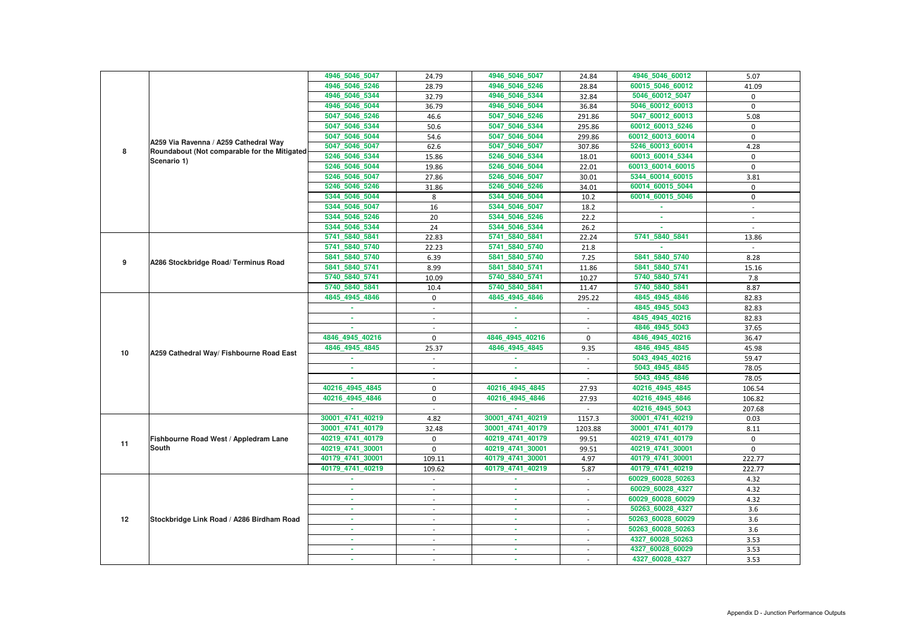| | | | | | | | |
|---|---|---|---|---|---|---|---|
| 8 | A259 Via Ravenna / A259 Cathedral Way Roundabout (Not comparable for the Mitigated Scenario 1) | 4946_5046_5047 | 24.79 | 4946_5046_5047 | 24.84 | 4946_5046_60012 | 5.07 |
| | | 4946_5046_5246 | 28.79 | 4946_5046_5246 | 28.84 | 60015_5046_60012 | 41.09 |
| | | 4946_5046_5344 | 32.79 | 4946_5046_5344 | 32.84 | 5046_60012_5047 | 0 |
| | | 4946_5046_5044 | 36.79 | 4946_5046_5044 | 36.84 | 5046_60012_60013 | 0 |
| | | 5047_5046_5246 | 46.6 | 5047_5046_5246 | 291.86 | 5047_60012_60013 | 5.08 |
| | | 5047_5046_5344 | 50.6 | 5047_5046_5344 | 295.86 | 60012_60013_5246 | 0 |
| | | 5047_5046_5044 | 54.6 | 5047_5046_5044 | 299.86 | 60012_60013_60014 | 0 |
| | | 5047_5046_5047 | 62.6 | 5047_5046_5047 | 307.86 | 5246_60013_60014 | 4.28 |
| | | 5246_5046_5344 | 15.86 | 5246_5046_5344 | 18.01 | 60013_60014_5344 | 0 |
| | | 5246_5046_5044 | 19.86 | 5246_5046_5044 | 22.01 | 60013_60014_60015 | 0 |
| | | 5246_5046_5047 | 27.86 | 5246_5046_5047 | 30.01 | 5344_60014_60015 | 3.81 |
| | | 5246_5046_5246 | 31.86 | 5246_5046_5246 | 34.01 | 60014_60015_5044 | 0 |
| | | 5344_5046_5044 | 8 | 5344_5046_5044 | 10.2 | 60014_60015_5046 | 0 |
| | | 5344_5046_5047 | 16 | 5344_5046_5047 | 18.2 | - | - |
| | | 5344_5046_5246 | 20 | 5344_5046_5246 | 22.2 | - | - |
| | | 5344_5046_5344 | 24 | 5344_5046_5344 | 26.2 | - | - |
| 9 | A286 Stockbridge Road/ Terminus Road | 5741_5840_5841 | 22.83 | 5741_5840_5841 | 22.24 | 5741_5840_5841 | 13.86 |
| | | 5741_5840_5740 | 22.23 | 5741_5840_5740 | 21.8 | - | - |
| | | 5841_5840_5740 | 6.39 | 5841_5840_5740 | 7.25 | 5841_5840_5740 | 8.28 |
| | | 5841_5840_5741 | 8.99 | 5841_5840_5741 | 11.86 | 5841_5840_5741 | 15.16 |
| | | 5740_5840_5741 | 10.09 | 5740_5840_5741 | 10.27 | 5740_5840_5741 | 7.8 |
| | | 5740_5840_5841 | 10.4 | 5740_5840_5841 | 11.47 | 5740_5840_5841 | 8.87 |
| 10 | A259 Cathedral Way/ Fishbourne Road East | 4845_4945_4846 | 0 | 4845_4945_4846 | 295.22 | 4845_4945_4846 | 82.83 |
| | | - | - | - | - | 4845_4945_5043 | 82.83 |
| | | - | - | - | - | 4845_4945_40216 | 82.83 |
| | | - | - | - | - | 4846_4945_5043 | 37.65 |
| | | 4846_4945_40216 | 0 | 4846_4945_40216 | 0 | 4846_4945_40216 | 36.47 |
| | | 4846_4945_4845 | 25.37 | 4846_4945_4845 | 9.35 | 4846_4945_4845 | 45.98 |
| | | - | - | - | - | 5043_4945_40216 | 59.47 |
| | | - | - | - | - | 5043_4945_4845 | 78.05 |
| | | - | - | - | - | 5043_4945_4846 | 78.05 |
| | | 40216_4945_4845 | 0 | 40216_4945_4845 | 27.93 | 40216_4945_4845 | 106.54 |
| | | 40216_4945_4846 | 0 | 40216_4945_4846 | 27.93 | 40216_4945_4846 | 106.82 |
| | | - | - | - | - | 40216_4945_5043 | 207.68 |
| 11 | Fishbourne Road West / Appledram Lane South | 30001_4741_40219 | 4.82 | 30001_4741_40219 | 1157.3 | 30001_4741_40219 | 0.03 |
| | | 30001_4741_40179 | 32.48 | 30001_4741_40179 | 1203.88 | 30001_4741_40179 | 8.11 |
| | | 40219_4741_40179 | 0 | 40219_4741_40179 | 99.51 | 40219_4741_40179 | 0 |
| | | 40219_4741_30001 | 0 | 40219_4741_30001 | 99.51 | 40219_4741_30001 | 0 |
| | | 40179_4741_30001 | 109.11 | 40179_4741_30001 | 4.97 | 40179_4741_30001 | 222.77 |
| | | 40179_4741_40219 | 109.62 | 40179_4741_40219 | 5.87 | 40179_4741_40219 | 222.77 |
| 12 | Stockbridge Link Road / A286 Birdham Road | - | - | - | - | 60029_60028_50263 | 4.32 |
| | | - | - | - | - | 60029_60028_4327 | 4.32 |
| | | - | - | - | - | 60029_60028_60029 | 4.32 |
| | | - | - | - | - | 50263_60028_4327 | 3.6 |
| | | - | - | - | - | 50263_60028_60029 | 3.6 |
| | | - | - | - | - | 50263_60028_50263 | 3.6 |
| | | - | - | - | - | 4327_60028_50263 | 3.53 |
| | | - | - | - | - | 4327_60028_60029 | 3.53 |
| | | - | - | - | - | 4327_60028_4327 | 3.53 |

Appendix D - Junction Performance Outputs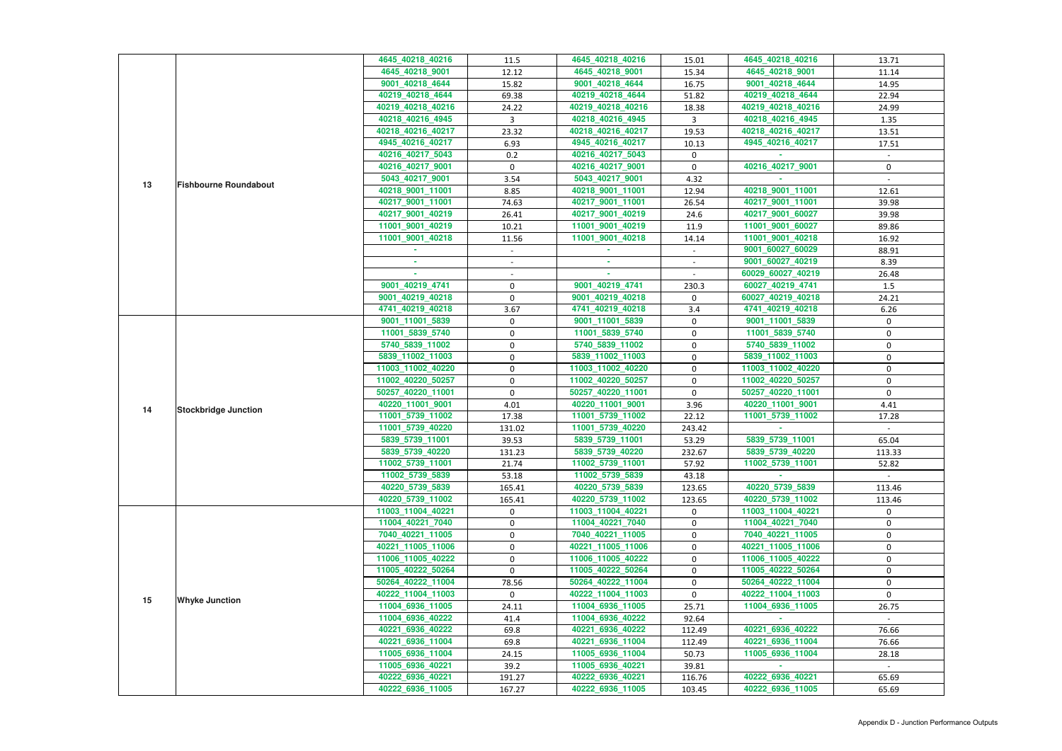| | | | | | | | |
|---|---|---|---|---|---|---|---|
| 13 | Fishbourne Roundabout | 4645_40218_40216 | 11.5 | 4645_40218_40216 | 15.01 | 4645_40218_40216 | 13.71 |
| | | 4645_40218_9001 | 12.12 | 4645_40218_9001 | 15.34 | 4645_40218_9001 | 11.14 |
| | | 9001_40218_4644 | 15.82 | 9001_40218_4644 | 16.75 | 9001_40218_4644 | 14.95 |
| | | 40219_40218_4644 | 69.38 | 40219_40218_4644 | 51.82 | 40219_40218_4644 | 22.94 |
| | | 40219_40218_40216 | 24.22 | 40219_40218_40216 | 18.38 | 40219_40218_40216 | 24.99 |
| | | 40218_40216_4945 | 3 | 40218_40216_4945 | 3 | 40218_40216_4945 | 1.35 |
| | | 40218_40216_40217 | 23.32 | 40218_40216_40217 | 19.53 | 40218_40216_40217 | 13.51 |
| | | 4945_40216_40217 | 6.93 | 4945_40216_40217 | 10.13 | 4945_40216_40217 | 17.51 |
| | | 40216_40217_5043 | 0.2 | 40216_40217_5043 | 0 | - | - |
| | | 40216_40217_9001 | 0 | 40216_40217_9001 | 0 | 40216_40217_9001 | 0 |
| | | 5043_40217_9001 | 3.54 | 5043_40217_9001 | 4.32 | - | - |
| | | 40218_9001_11001 | 8.85 | 40218_9001_11001 | 12.94 | 40218_9001_11001 | 12.61 |
| | | 40217_9001_11001 | 74.63 | 40217_9001_11001 | 26.54 | 40217_9001_11001 | 39.98 |
| | | 40217_9001_40219 | 26.41 | 40217_9001_40219 | 24.6 | 40217_9001_60027 | 39.98 |
| | | 11001_9001_40219 | 10.21 | 11001_9001_40219 | 11.9 | 11001_9001_60027 | 89.86 |
| | | 11001_9001_40218 | 11.56 | 11001_9001_40218 | 14.14 | 11001_9001_40218 | 16.92 |
| | | - | - | - | - | 9001_60027_60029 | 88.91 |
| | | - | - | - | - | 9001_60027_40219 | 8.39 |
| | | - | - | - | - | 60029_60027_40219 | 26.48 |
| | | 9001_40219_4741 | 0 | 9001_40219_4741 | 230.3 | 60027_40219_4741 | 1.5 |
| | | 9001_40219_40218 | 0 | 9001_40219_40218 | 0 | 60027_40219_40218 | 24.21 |
| | | 4741_40219_40218 | 3.67 | 4741_40219_40218 | 3.4 | 4741_40219_40218 | 6.26 |
| 14 | Stockbridge Junction | 9001_11001_5839 | 0 | 9001_11001_5839 | 0 | 9001_11001_5839 | 0 |
| | | 11001_5839_5740 | 0 | 11001_5839_5740 | 0 | 11001_5839_5740 | 0 |
| | | 5740_5839_11002 | 0 | 5740_5839_11002 | 0 | 5740_5839_11002 | 0 |
| | | 5839_11002_11003 | 0 | 5839_11002_11003 | 0 | 5839_11002_11003 | 0 |
| | | 11003_11002_40220 | 0 | 11003_11002_40220 | 0 | 11003_11002_40220 | 0 |
| | | 11002_40220_50257 | 0 | 11002_40220_50257 | 0 | 11002_40220_50257 | 0 |
| | | 50257_40220_11001 | 0 | 50257_40220_11001 | 0 | 50257_40220_11001 | 0 |
| | | 40220_11001_9001 | 4.01 | 40220_11001_9001 | 3.96 | 40220_11001_9001 | 4.41 |
| | | 11001_5739_11002 | 17.38 | 11001_5739_11002 | 22.12 | 11001_5739_11002 | 17.28 |
| | | 11001_5739_40220 | 131.02 | 11001_5739_40220 | 243.42 | - | - |
| | | 5839_5739_11001 | 39.53 | 5839_5739_11001 | 53.29 | 5839_5739_11001 | 65.04 |
| | | 5839_5739_40220 | 131.23 | 5839_5739_40220 | 232.67 | 5839_5739_40220 | 113.33 |
| | | 11002_5739_11001 | 21.74 | 11002_5739_11001 | 57.92 | 11002_5739_11001 | 52.82 |
| | | 11002_5739_5839 | 53.18 | 11002_5739_5839 | 43.18 | - | - |
| | | 40220_5739_5839 | 165.41 | 40220_5739_5839 | 123.65 | 40220_5739_5839 | 113.46 |
| | | 40220_5739_11002 | 165.41 | 40220_5739_11002 | 123.65 | 40220_5739_11002 | 113.46 |
| 15 | Whyke Junction | 11003_11004_40221 | 0 | 11003_11004_40221 | 0 | 11003_11004_40221 | 0 |
| | | 11004_40221_7040 | 0 | 11004_40221_7040 | 0 | 11004_40221_7040 | 0 |
| | | 7040_40221_11005 | 0 | 7040_40221_11005 | 0 | 7040_40221_11005 | 0 |
| | | 40221_11005_11006 | 0 | 40221_11005_11006 | 0 | 40221_11005_11006 | 0 |
| | | 11006_11005_40222 | 0 | 11006_11005_40222 | 0 | 11006_11005_40222 | 0 |
| | | 11005_40222_50264 | 0 | 11005_40222_50264 | 0 | 11005_40222_50264 | 0 |
| | | 50264_40222_11004 | 78.56 | 50264_40222_11004 | 0 | 50264_40222_11004 | 0 |
| | | 40222_11004_11003 | 0 | 40222_11004_11003 | 0 | 40222_11004_11003 | 0 |
| | | 11004_6936_11005 | 24.11 | 11004_6936_11005 | 25.71 | 11004_6936_11005 | 26.75 |
| | | 11004_6936_40222 | 41.4 | 11004_6936_40222 | 92.64 | - | - |
| | | 40221_6936_40222 | 69.8 | 40221_6936_40222 | 112.49 | 40221_6936_40222 | 76.66 |
| | | 40221_6936_11004 | 69.8 | 40221_6936_11004 | 112.49 | 40221_6936_11004 | 76.66 |
| | | 11005_6936_11004 | 24.15 | 11005_6936_11004 | 50.73 | 11005_6936_11004 | 28.18 |
| | | 11005_6936_40221 | 39.2 | 11005_6936_40221 | 39.81 | - | - |
| | | 40222_6936_40221 | 191.27 | 40222_6936_40221 | 116.76 | 40222_6936_40221 | 65.69 |
| | | 40222_6936_11005 | 167.27 | 40222_6936_11005 | 103.45 | 40222_6936_11005 | 65.69 |

Appendix D - Junction Performance Outputs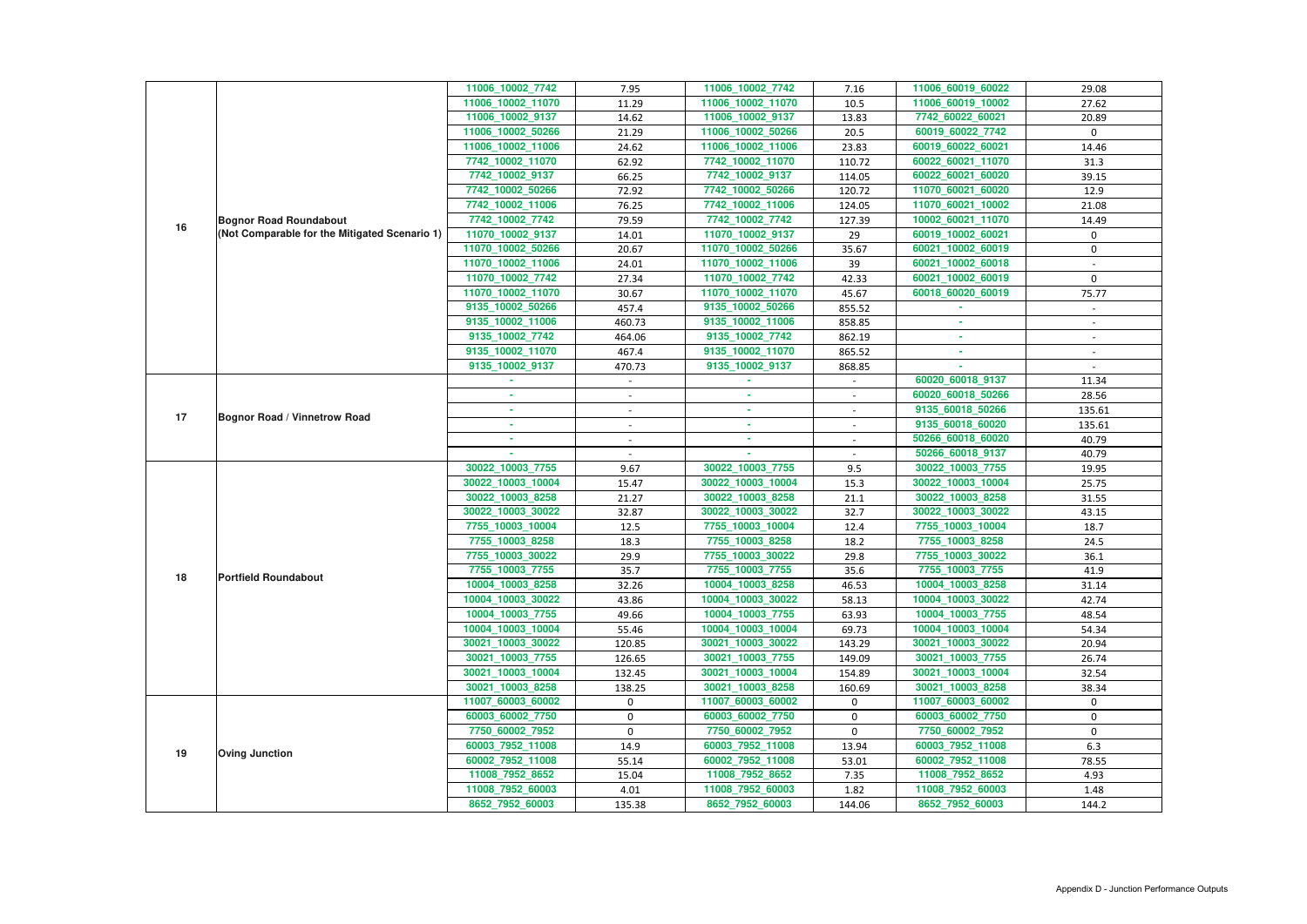| | | | | | | | |
|---|---|---|---|---|---|---|---|
| 16 | Bognor Road Roundabout (Not Comparable for the Mitigated Scenario 1) | 11006_10002_7742 | 7.95 | 11006_10002_7742 | 7.16 | 11006_60019_60022 | 29.08 |
| | | 11006_10002_11070 | 11.29 | 11006_10002_11070 | 10.5 | 11006_60019_10002 | 27.62 |
| | | 11006_10002_9137 | 14.62 | 11006_10002_9137 | 13.83 | 7742_60022_60021 | 20.89 |
| | | 11006_10002_50266 | 21.29 | 11006_10002_50266 | 20.5 | 60019_60022_7742 | 0 |
| | | 11006_10002_11006 | 24.62 | 11006_10002_11006 | 23.83 | 60019_60022_60021 | 14.46 |
| | | 7742_10002_11070 | 62.92 | 7742_10002_11070 | 110.72 | 60022_60021_11070 | 31.3 |
| | | 7742_10002_9137 | 66.25 | 7742_10002_9137 | 114.05 | 60022_60021_60020 | 39.15 |
| | | 7742_10002_50266 | 72.92 | 7742_10002_50266 | 120.72 | 11070_60021_60020 | 12.9 |
| | | 7742_10002_11006 | 76.25 | 7742_10002_11006 | 124.05 | 11070_60021_10002 | 21.08 |
| | | 7742_10002_7742 | 79.59 | 7742_10002_7742 | 127.39 | 10002_60021_11070 | 14.49 |
| | | 11070_10002_9137 | 14.01 | 11070_10002_9137 | 29 | 60019_10002_60021 | 0 |
| | | 11070_10002_50266 | 20.67 | 11070_10002_50266 | 35.67 | 60021_10002_60019 | 0 |
| | | 11070_10002_11006 | 24.01 | 11070_10002_11006 | 39 | 60021_10002_60018 | - |
| | | 11070_10002_7742 | 27.34 | 11070_10002_7742 | 42.33 | 60021_10002_60019 | 0 |
| | | 11070_10002_11070 | 30.67 | 11070_10002_11070 | 45.67 | 60018_60020_60019 | 75.77 |
| | | 9135_10002_50266 | 457.4 | 9135_10002_50266 | 855.52 | - | - |
| | | 9135_10002_11006 | 460.73 | 9135_10002_11006 | 858.85 | - | - |
| | | 9135_10002_7742 | 464.06 | 9135_10002_7742 | 862.19 | - | - |
| | | 9135_10002_11070 | 467.4 | 9135_10002_11070 | 865.52 | - | - |
| | | 9135_10002_9137 | 470.73 | 9135_10002_9137 | 868.85 | - | - |
| 17 | Bognor Road / Vinnetrow Road | - | - | - | - | 60020_60018_9137 | 11.34 |
| | | - | - | - | - | 60020_60018_50266 | 28.56 |
| | | - | - | - | - | 9135_60018_50266 | 135.61 |
| | | - | - | - | - | 9135_60018_60020 | 135.61 |
| | | - | - | - | - | 50266_60018_60020 | 40.79 |
| | | - | - | - | - | 50266_60018_9137 | 40.79 |
| 18 | Portfield Roundabout | 30022_10003_7755 | 9.67 | 30022_10003_7755 | 9.5 | 30022_10003_7755 | 19.95 |
| | | 30022_10003_10004 | 15.47 | 30022_10003_10004 | 15.3 | 30022_10003_10004 | 25.75 |
| | | 30022_10003_8258 | 21.27 | 30022_10003_8258 | 21.1 | 30022_10003_8258 | 31.55 |
| | | 30022_10003_30022 | 32.87 | 30022_10003_30022 | 32.7 | 30022_10003_30022 | 43.15 |
| | | 7755_10003_10004 | 12.5 | 7755_10003_10004 | 12.4 | 7755_10003_10004 | 18.7 |
| | | 7755_10003_8258 | 18.3 | 7755_10003_8258 | 18.2 | 7755_10003_8258 | 24.5 |
| | | 7755_10003_30022 | 29.9 | 7755_10003_30022 | 29.8 | 7755_10003_30022 | 36.1 |
| | | 7755_10003_7755 | 35.7 | 7755_10003_7755 | 35.6 | 7755_10003_7755 | 41.9 |
| | | 10004_10003_8258 | 32.26 | 10004_10003_8258 | 46.53 | 10004_10003_8258 | 31.14 |
| | | 10004_10003_30022 | 43.86 | 10004_10003_30022 | 58.13 | 10004_10003_30022 | 42.74 |
| | | 10004_10003_7755 | 49.66 | 10004_10003_7755 | 63.93 | 10004_10003_7755 | 48.54 |
| | | 10004_10003_10004 | 55.46 | 10004_10003_10004 | 69.73 | 10004_10003_10004 | 54.34 |
| | | 30021_10003_30022 | 120.85 | 30021_10003_30022 | 143.29 | 30021_10003_30022 | 20.94 |
| | | 30021_10003_7755 | 126.65 | 30021_10003_7755 | 149.09 | 30021_10003_7755 | 26.74 |
| | | 30021_10003_10004 | 132.45 | 30021_10003_10004 | 154.89 | 30021_10003_10004 | 32.54 |
| | | 30021_10003_8258 | 138.25 | 30021_10003_8258 | 160.69 | 30021_10003_8258 | 38.34 |
| 19 | Oving Junction | 11007_60003_60002 | 0 | 11007_60003_60002 | 0 | 11007_60003_60002 | 0 |
| | | 60003_60002_7750 | 0 | 60003_60002_7750 | 0 | 60003_60002_7750 | 0 |
| | | 7750_60002_7952 | 0 | 7750_60002_7952 | 0 | 7750_60002_7952 | 0 |
| | | 60003_7952_11008 | 14.9 | 60003_7952_11008 | 13.94 | 60003_7952_11008 | 6.3 |
| | | 60002_7952_11008 | 55.14 | 60002_7952_11008 | 53.01 | 60002_7952_11008 | 78.55 |
| | | 11008_7952_8652 | 15.04 | 11008_7952_8652 | 7.35 | 11008_7952_8652 | 4.93 |
| | | 11008_7952_60003 | 4.01 | 11008_7952_60003 | 1.82 | 11008_7952_60003 | 1.48 |
| | | 8652_7952_60003 | 135.38 | 8652_7952_60003 | 144.06 | 8652_7952_60003 | 144.2 |

Appendix D - Junction Performance Outputs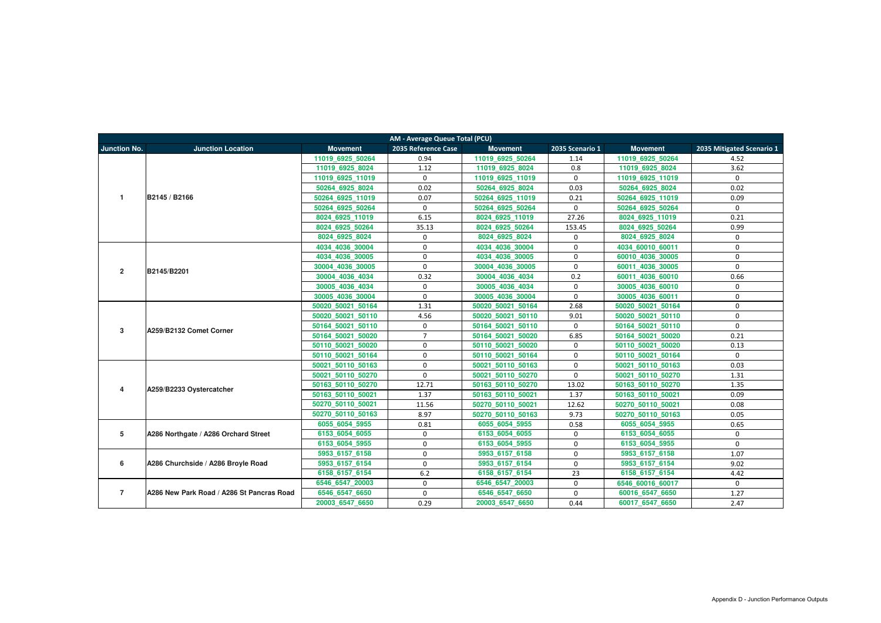| AM - Average Queue Total (PCU) | | | | | | | |
|---|---|---|---|---|---|---|---|
| Junction No. | Junction Location | Movement | 2035 Reference Case | Movement | 2035 Scenario 1 | Movement | 2035 Mitigated Scenario 1 |
| 1 | B2145 / B2166 | 11019_6925_50264 | 0.94 | 11019_6925_50264 | 1.14 | 11019_6925_50264 | 4.52 |
| | | 11019_6925_8024 | 1.12 | 11019_6925_8024 | 0.8 | 11019_6925_8024 | 3.62 |
| | | 11019_6925_11019 | 0 | 11019_6925_11019 | 0 | 11019_6925_11019 | 0 |
| | | 50264_6925_8024 | 0.02 | 50264_6925_8024 | 0.03 | 50264_6925_8024 | 0.02 |
| | | 50264_6925_11019 | 0.07 | 50264_6925_11019 | 0.21 | 50264_6925_11019 | 0.09 |
| | | 50264_6925_50264 | 0 | 50264_6925_50264 | 0 | 50264_6925_50264 | 0 |
| | | 8024_6925_11019 | 6.15 | 8024_6925_11019 | 27.26 | 8024_6925_11019 | 0.21 |
| | | 8024_6925_50264 | 35.13 | 8024_6925_50264 | 153.45 | 8024_6925_50264 | 0.99 |
| | | 8024_6925_8024 | 0 | 8024_6925_8024 | 0 | 8024_6925_8024 | 0 |
| 2 | B2145/B2201 | 4034_4036_30004 | 0 | 4034_4036_30004 | 0 | 4034_60010_60011 | 0 |
| | | 4034_4036_30005 | 0 | 4034_4036_30005 | 0 | 60010_4036_30005 | 0 |
| | | 30004_4036_30005 | 0 | 30004_4036_30005 | 0 | 60011_4036_30005 | 0 |
| | | 30004_4036_4034 | 0.32 | 30004_4036_4034 | 0.2 | 60011_4036_60010 | 0.66 |
| | | 30005_4036_4034 | 0 | 30005_4036_4034 | 0 | 30005_4036_60010 | 0 |
| | | 30005_4036_30004 | 0 | 30005_4036_30004 | 0 | 30005_4036_60011 | 0 |
| 3 | A259/B2132 Comet Corner | 50020_50021_50164 | 1.31 | 50020_50021_50164 | 2.68 | 50020_50021_50164 | 0 |
| | | 50020_50021_50110 | 4.56 | 50020_50021_50110 | 9.01 | 50020_50021_50110 | 0 |
| | | 50164_50021_50110 | 0 | 50164_50021_50110 | 0 | 50164_50021_50110 | 0 |
| | | 50164_50021_50020 | 7 | 50164_50021_50020 | 6.85 | 50164_50021_50020 | 0.21 |
| | | 50110_50021_50020 | 0 | 50110_50021_50020 | 0 | 50110_50021_50020 | 0.13 |
| | | 50110_50021_50164 | 0 | 50110_50021_50164 | 0 | 50110_50021_50164 | 0 |
| 4 | A259/B2233 Oystercatcher | 50021_50110_50163 | 0 | 50021_50110_50163 | 0 | 50021_50110_50163 | 0.03 |
| | | 50021_50110_50270 | 0 | 50021_50110_50270 | 0 | 50021_50110_50270 | 1.31 |
| | | 50163_50110_50270 | 12.71 | 50163_50110_50270 | 13.02 | 50163_50110_50270 | 1.35 |
| | | 50163_50110_50021 | 1.37 | 50163_50110_50021 | 1.37 | 50163_50110_50021 | 0.09 |
| | | 50270_50110_50021 | 11.56 | 50270_50110_50021 | 12.62 | 50270_50110_50021 | 0.08 |
| | | 50270_50110_50163 | 8.97 | 50270_50110_50163 | 9.73 | 50270_50110_50163 | 0.05 |
| 5 | A286 Northgate / A286 Orchard Street | 6055_6054_5955 | 0.81 | 6055_6054_5955 | 0.58 | 6055_6054_5955 | 0.65 |
| | | 6153_6054_6055 | 0 | 6153_6054_6055 | 0 | 6153_6054_6055 | 0 |
| | | 6153_6054_5955 | 0 | 6153_6054_5955 | 0 | 6153_6054_5955 | 0 |
| 6 | A286 Churchside / A286 Broyle Road | 5953_6157_6158 | 0 | 5953_6157_6158 | 0 | 5953_6157_6158 | 1.07 |
| | | 5953_6157_6154 | 0 | 5953_6157_6154 | 0 | 5953_6157_6154 | 9.02 |
| | | 6158_6157_6154 | 6.2 | 6158_6157_6154 | 23 | 6158_6157_6154 | 4.42 |
| 7 | A286 New Park Road / A286 St Pancras Road | 6546_6547_20003 | 0 | 6546_6547_20003 | 0 | 6546_60016_60017 | 0 |
| | | 6546_6547_6650 | 0 | 6546_6547_6650 | 0 | 60016_6547_6650 | 1.27 |
| | | 20003_6547_6650 | 0.29 | 20003_6547_6650 | 0.44 | 60017_6547_6650 | 2.47 |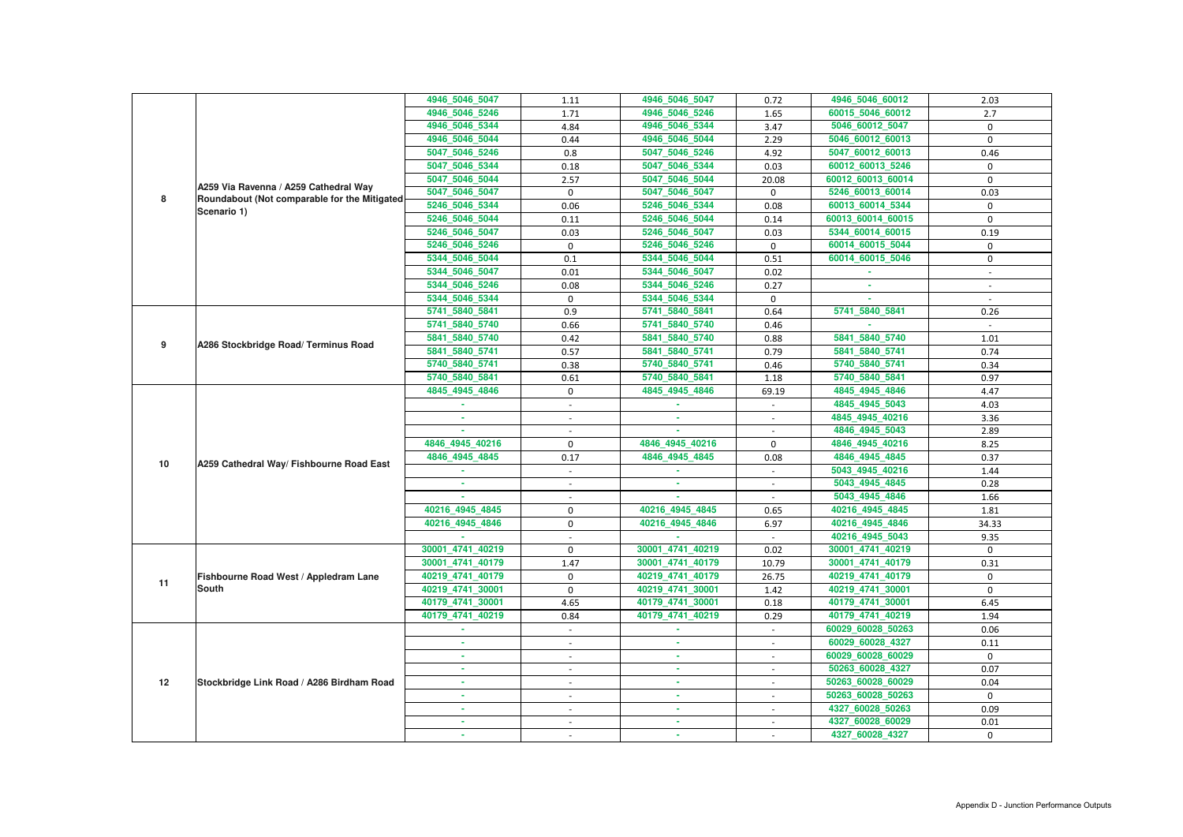| | | | | | | | |
|---|---|---|---|---|---|---|---|
| 8 | A259 Via Ravenna / A259 Cathedral Way Roundabout (Not comparable for the Mitigated Scenario 1) | 4946_5046_5047 | 1.11 | 4946_5046_5047 | 0.72 | 4946_5046_60012 | 2.03 |
| | | 4946_5046_5246 | 1.71 | 4946_5046_5246 | 1.65 | 60015_5046_60012 | 2.7 |
| | | 4946_5046_5344 | 4.84 | 4946_5046_5344 | 3.47 | 5046_60012_5047 | 0 |
| | | 4946_5046_5044 | 0.44 | 4946_5046_5044 | 2.29 | 5046_60012_60013 | 0 |
| | | 5047_5046_5246 | 0.8 | 5047_5046_5246 | 4.92 | 5047_60012_60013 | 0.46 |
| | | 5047_5046_5344 | 0.18 | 5047_5046_5344 | 0.03 | 60012_60013_5246 | 0 |
| | | 5047_5046_5044 | 2.57 | 5047_5046_5044 | 20.08 | 60012_60013_60014 | 0 |
| | | 5047_5046_5047 | 0 | 5047_5046_5047 | 0 | 5246_60013_60014 | 0.03 |
| | | 5246_5046_5344 | 0.06 | 5246_5046_5344 | 0.08 | 60013_60014_5344 | 0 |
| | | 5246_5046_5044 | 0.11 | 5246_5046_5044 | 0.14 | 60013_60014_60015 | 0 |
| | | 5246_5046_5047 | 0.03 | 5246_5046_5047 | 0.03 | 5344_60014_60015 | 0.19 |
| | | 5246_5046_5246 | 0 | 5246_5046_5246 | 0 | 60014_60015_5044 | 0 |
| | | 5344_5046_5044 | 0.1 | 5344_5046_5044 | 0.51 | 60014_60015_5046 | 0 |
| | | 5344_5046_5047 | 0.01 | 5344_5046_5047 | 0.02 | - | - |
| | | 5344_5046_5246 | 0.08 | 5344_5046_5246 | 0.27 | - | - |
| | | 5344_5046_5344 | 0 | 5344_5046_5344 | 0 | - | - |
| 9 | A286 Stockbridge Road/ Terminus Road | 5741_5840_5841 | 0.9 | 5741_5840_5841 | 0.64 | 5741_5840_5841 | 0.26 |
| | | 5741_5840_5740 | 0.66 | 5741_5840_5740 | 0.46 | - | - |
| | | 5841_5840_5740 | 0.42 | 5841_5840_5740 | 0.88 | 5841_5840_5740 | 1.01 |
| | | 5841_5840_5741 | 0.57 | 5841_5840_5741 | 0.79 | 5841_5840_5741 | 0.74 |
| | | 5740_5840_5741 | 0.38 | 5740_5840_5741 | 0.46 | 5740_5840_5741 | 0.34 |
| | | 5740_5840_5841 | 0.61 | 5740_5840_5841 | 1.18 | 5740_5840_5841 | 0.97 |
| 10 | A259 Cathedral Way/ Fishbourne Road East | 4845_4945_4846 | 0 | 4845_4945_4846 | 69.19 | 4845_4945_4846 | 4.47 |
| | | - | - | - | - | 4845_4945_5043 | 4.03 |
| | | - | - | - | - | 4845_4945_40216 | 3.36 |
| | | - | - | - | - | 4846_4945_5043 | 2.89 |
| | | 4846_4945_40216 | 0 | 4846_4945_40216 | 0 | 4846_4945_40216 | 8.25 |
| | | 4846_4945_4845 | 0.17 | 4846_4945_4845 | 0.08 | 4846_4945_4845 | 0.37 |
| | | - | - | - | - | 5043_4945_40216 | 1.44 |
| | | - | - | - | - | 5043_4945_4845 | 0.28 |
| | | - | - | - | - | 5043_4945_4846 | 1.66 |
| | | 40216_4945_4845 | 0 | 40216_4945_4845 | 0.65 | 40216_4945_4845 | 1.81 |
| | | 40216_4945_4846 | 0 | 40216_4945_4846 | 6.97 | 40216_4945_4846 | 34.33 |
| | | - | - | - | - | 40216_4945_5043 | 9.35 |
| 11 | Fishbourne Road West / Appledram Lane South | 30001_4741_40219 | 0 | 30001_4741_40219 | 0.02 | 30001_4741_40219 | 0 |
| | | 30001_4741_40179 | 1.47 | 30001_4741_40179 | 10.79 | 30001_4741_40179 | 0.31 |
| | | 40219_4741_40179 | 0 | 40219_4741_40179 | 26.75 | 40219_4741_40179 | 0 |
| | | 40219_4741_30001 | 0 | 40219_4741_30001 | 1.42 | 40219_4741_30001 | 0 |
| | | 40179_4741_30001 | 4.65 | 40179_4741_30001 | 0.18 | 40179_4741_30001 | 6.45 |
| | | 40179_4741_40219 | 0.84 | 40179_4741_40219 | 0.29 | 40179_4741_40219 | 1.94 |
| 12 | Stockbridge Link Road / A286 Birdham Road | - | - | - | - | 60029_60028_50263 | 0.06 |
| | | - | - | - | - | 60029_60028_4327 | 0.11 |
| | | - | - | - | - | 60029_60028_60029 | 0 |
| | | - | - | - | - | 50263_60028_4327 | 0.07 |
| | | - | - | - | - | 50263_60028_60029 | 0.04 |
| | | - | - | - | - | 50263_60028_50263 | 0 |
| | | - | - | - | - | 4327_60028_50263 | 0.09 |
| | | - | - | - | - | 4327_60028_60029 | 0.01 |
| | | - | - | - | - | 4327_60028_4327 | 0 |

Appendix D - Junction Performance Outputs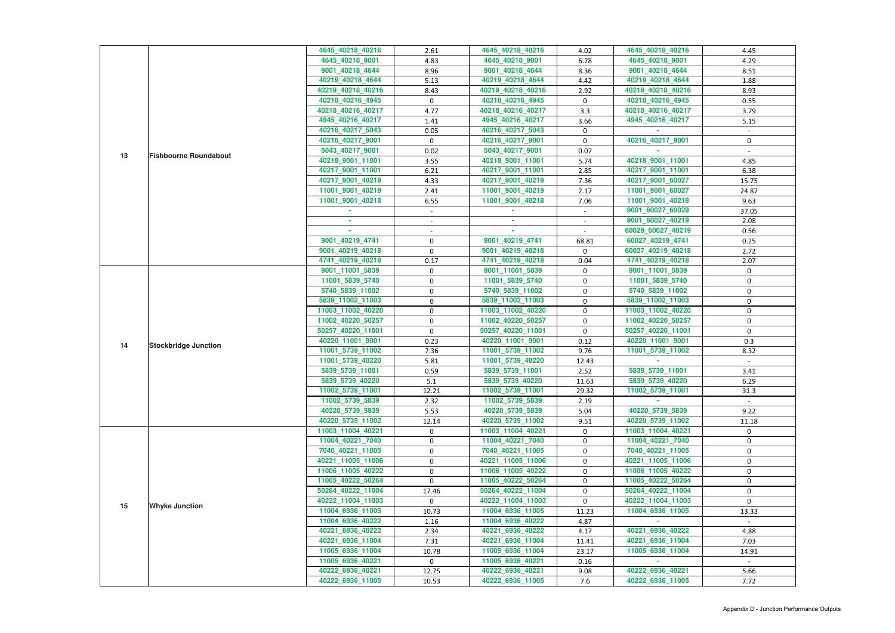| | | | | | | | |
|---|---|---|---|---|---|---|---|
| 13 | Fishbourne Roundabout | 4645_40218_40216 | 2.61 | 4645_40218_40216 | 4.02 | 4645_40218_40216 | 4.45 |
| | | 4645_40218_9001 | 4.83 | 4645_40218_9001 | 6.78 | 4645_40218_9001 | 4.29 |
| | | 9001_40218_4644 | 8.96 | 9001_40218_4644 | 8.36 | 9001_40218_4644 | 8.51 |
| | | 40219_40218_4644 | 5.13 | 40219_40218_4644 | 4.42 | 40219_40218_4644 | 1.88 |
| | | 40219_40218_40216 | 8.43 | 40219_40218_40216 | 2.92 | 40219_40218_40216 | 8.93 |
| | | 40218_40216_4945 | 0 | 40218_40216_4945 | 0 | 40218_40216_4945 | 0.55 |
| | | 40218_40216_40217 | 4.77 | 40218_40216_40217 | 3.3 | 40218_40216_40217 | 3.79 |
| | | 4945_40216_40217 | 1.41 | 4945_40216_40217 | 3.66 | 4945_40216_40217 | 5.15 |
| | | 40216_40217_5043 | 0.05 | 40216_40217_5043 | 0 | - | - |
| | | 40216_40217_9001 | 0 | 40216_40217_9001 | 0 | 40216_40217_9001 | 0 |
| | | 5043_40217_9001 | 0.02 | 5043_40217_9001 | 0.07 | - | - |
| | | 40218_9001_11001 | 3.55 | 40218_9001_11001 | 5.74 | 40218_9001_11001 | 4.85 |
| | | 40217_9001_11001 | 6.21 | 40217_9001_11001 | 2.85 | 40217_9001_11001 | 6.38 |
| | | 40217_9001_40219 | 4.33 | 40217_9001_40219 | 7.36 | 40217_9001_60027 | 15.75 |
| | | 11001_9001_40219 | 2.41 | 11001_9001_40219 | 2.17 | 11001_9001_60027 | 24.87 |
| | | 11001_9001_40218 | 6.55 | 11001_9001_40218 | 7.06 | 11001_9001_40218 | 9.63 |
| | | - | - | - | - | 9001_60027_60029 | 37.05 |
| | | - | - | - | - | 9001_60027_40219 | 2.08 |
| | | - | - | - | - | 60029_60027_40219 | 0.56 |
| | | 9001_40219_4741 | 0 | 9001_40219_4741 | 68.81 | 60027_40219_4741 | 0.25 |
| | | 9001_40219_40218 | 0 | 9001_40219_40218 | 0 | 60027_40219_40218 | 2.72 |
| | | 4741_40219_40218 | 0.17 | 4741_40219_40218 | 0.04 | 4741_40219_40218 | 2.07 |
| 14 | Stockbridge Junction | 9001_11001_5839 | 0 | 9001_11001_5839 | 0 | 9001_11001_5839 | 0 |
| | | 11001_5839_5740 | 0 | 11001_5839_5740 | 0 | 11001_5839_5740 | 0 |
| | | 5740_5839_11002 | 0 | 5740_5839_11002 | 0 | 5740_5839_11002 | 0 |
| | | 5839_11002_11003 | 0 | 5839_11002_11003 | 0 | 5839_11002_11003 | 0 |
| | | 11003_11002_40220 | 0 | 11003_11002_40220 | 0 | 11003_11002_40220 | 0 |
| | | 11002_40220_50257 | 0 | 11002_40220_50257 | 0 | 11002_40220_50257 | 0 |
| | | 50257_40220_11001 | 0 | 50257_40220_11001 | 0 | 50257_40220_11001 | 0 |
| | | 40220_11001_9001 | 0.23 | 40220_11001_9001 | 0.12 | 40220_11001_9001 | 0.3 |
| | | 11001_5739_11002 | 7.36 | 11001_5739_11002 | 9.76 | 11001_5739_11002 | 8.32 |
| | | 11001_5739_40220 | 5.81 | 11001_5739_40220 | 12.43 | - | - |
| | | 5839_5739_11001 | 0.59 | 5839_5739_11001 | 2.52 | 5839_5739_11001 | 3.41 |
| | | 5839_5739_40220 | 5.1 | 5839_5739_40220 | 11.63 | 5839_5739_40220 | 6.29 |
| | | 11002_5739_11001 | 12.21 | 11002_5739_11001 | 29.32 | 11002_5739_11001 | 31.3 |
| | | 11002_5739_5839 | 2.32 | 11002_5739_5839 | 2.19 | - | - |
| | | 40220_5739_5839 | 5.53 | 40220_5739_5839 | 5.04 | 40220_5739_5839 | 9.22 |
| | | 40220_5739_11002 | 12.14 | 40220_5739_11002 | 9.51 | 40220_5739_11002 | 11.18 |
| 15 | Whyke Junction | 11003_11004_40221 | 0 | 11003_11004_40221 | 0 | 11003_11004_40221 | 0 |
| | | 11004_40221_7040 | 0 | 11004_40221_7040 | 0 | 11004_40221_7040 | 0 |
| | | 7040_40221_11005 | 0 | 7040_40221_11005 | 0 | 7040_40221_11005 | 0 |
| | | 40221_11005_11006 | 0 | 40221_11005_11006 | 0 | 40221_11005_11006 | 0 |
| | | 11006_11005_40222 | 0 | 11006_11005_40222 | 0 | 11006_11005_40222 | 0 |
| | | 11005_40222_50264 | 0 | 11005_40222_50264 | 0 | 11005_40222_50264 | 0 |
| | | 50264_40222_11004 | 17.46 | 50264_40222_11004 | 0 | 50264_40222_11004 | 0 |
| | | 40222_11004_11003 | 0 | 40222_11004_11003 | 0 | 40222_11004_11003 | 0 |
| | | 11004_6936_11005 | 10.73 | 11004_6936_11005 | 11.23 | 11004_6936_11005 | 13.33 |
| | | 11004_6936_40222 | 1.16 | 11004_6936_40222 | 4.87 | - | - |
| | | 40221_6936_40222 | 2.34 | 40221_6936_40222 | 4.17 | 40221_6936_40222 | 4.88 |
| | | 40221_6936_11004 | 7.31 | 40221_6936_11004 | 11.41 | 40221_6936_11004 | 7.03 |
| | | 11005_6936_11004 | 10.78 | 11005_6936_11004 | 23.17 | 11005_6936_11004 | 14.91 |
| | | 11005_6936_40221 | 0 | 11005_6936_40221 | 0.16 | - | - |
| | | 40222_6936_40221 | 12.75 | 40222_6936_40221 | 9.08 | 40222_6936_40221 | 5.66 |
| | | 40222_6936_11005 | 10.53 | 40222_6936_11005 | 7.6 | 40222_6936_11005 | 7.72 |

Appendix D - Junction Performance Outputs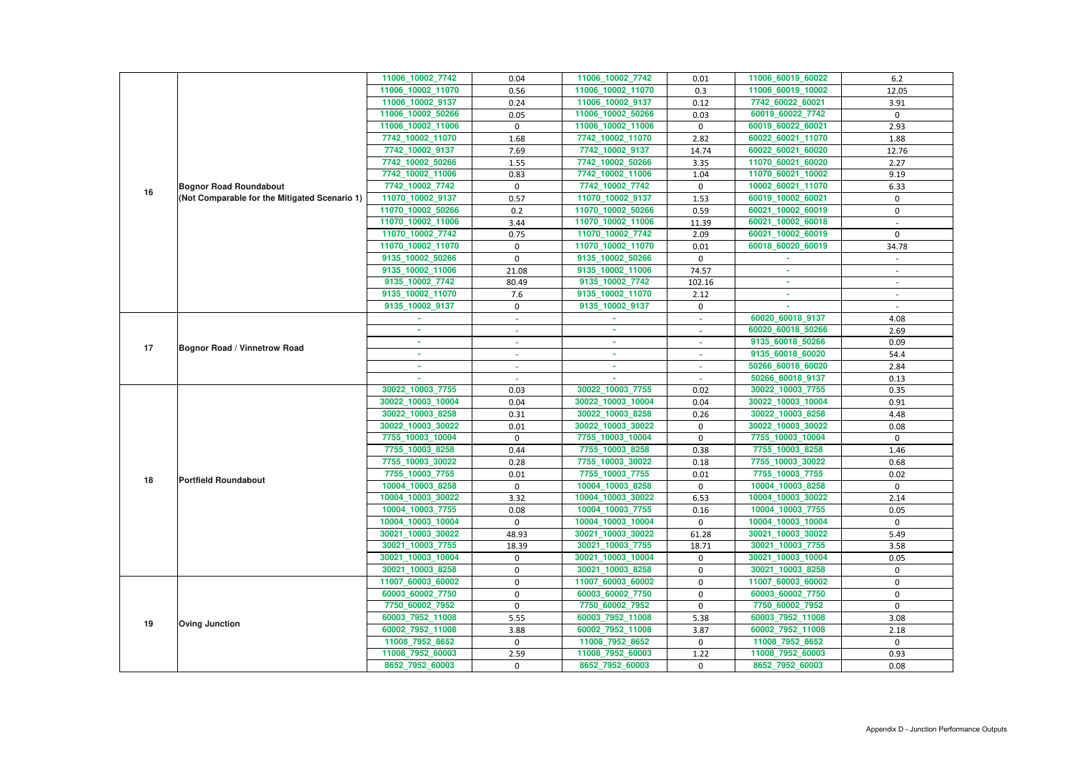| | | | | | | | |
|---|---|---|---|---|---|---|---|
| 16 | Bognor Road Roundabout (Not Comparable for the Mitigated Scenario 1) | 11006_10002_7742 | 0.04 | 11006_10002_7742 | 0.01 | 11006_60019_60022 | 6.2 |
| | | 11006_10002_11070 | 0.56 | 11006_10002_11070 | 0.3 | 11006_60019_10002 | 12.05 |
| | | 11006_10002_9137 | 0.24 | 11006_10002_9137 | 0.12 | 7742_60022_60021 | 3.91 |
| | | 11006_10002_50266 | 0.05 | 11006_10002_50266 | 0.03 | 60019_60022_7742 | 0 |
| | | 11006_10002_11006 | 0 | 11006_10002_11006 | 0 | 60019_60022_60021 | 2.93 |
| | | 7742_10002_11070 | 1.68 | 7742_10002_11070 | 2.82 | 60022_60021_11070 | 1.88 |
| | | 7742_10002_9137 | 7.69 | 7742_10002_9137 | 14.74 | 60022_60021_60020 | 12.76 |
| | | 7742_10002_50266 | 1.55 | 7742_10002_50266 | 3.35 | 11070_60021_60020 | 2.27 |
| | | 7742_10002_11006 | 0.83 | 7742_10002_11006 | 1.04 | 11070_60021_10002 | 9.19 |
| | | 7742_10002_7742 | 0 | 7742_10002_7742 | 0 | 10002_60021_11070 | 6.33 |
| | | 11070_10002_9137 | 0.57 | 11070_10002_9137 | 1.53 | 60019_10002_60021 | 0 |
| | | 11070_10002_50266 | 0.2 | 11070_10002_50266 | 0.59 | 60021_10002_60019 | 0 |
| | | 11070_10002_11006 | 3.44 | 11070_10002_11006 | 11.39 | 60021_10002_60018 | - |
| | | 11070_10002_7742 | 0.75 | 11070_10002_7742 | 2.09 | 60021_10002_60019 | 0 |
| | | 11070_10002_11070 | 0 | 11070_10002_11070 | 0.01 | 60018_60020_60019 | 34.78 |
| | | 9135_10002_50266 | 0 | 9135_10002_50266 | 0 | - | - |
| | | 9135_10002_11006 | 21.08 | 9135_10002_11006 | 74.57 | - | - |
| | | 9135_10002_7742 | 80.49 | 9135_10002_7742 | 102.16 | - | - |
| | | 9135_10002_11070 | 7.6 | 9135_10002_11070 | 2.12 | - | - |
| | | 9135_10002_9137 | 0 | 9135_10002_9137 | 0 | - | - |
| 17 | Bognor Road / Vinnetrow Road | - | - | - | - | 60020_60018_9137 | 4.08 |
| | | - | - | - | - | 60020_60018_50266 | 2.69 |
| | | - | - | - | - | 9135_60018_50266 | 0.09 |
| | | - | - | - | - | 9135_60018_60020 | 54.4 |
| | | - | - | - | - | 50266_60018_60020 | 2.84 |
| | | - | - | - | - | 50266_60018_9137 | 0.13 |
| 18 | Portfield Roundabout | 30022_10003_7755 | 0.03 | 30022_10003_7755 | 0.02 | 30022_10003_7755 | 0.35 |
| | | 30022_10003_10004 | 0.04 | 30022_10003_10004 | 0.04 | 30022_10003_10004 | 0.91 |
| | | 30022_10003_8258 | 0.31 | 30022_10003_8258 | 0.26 | 30022_10003_8258 | 4.48 |
| | | 30022_10003_30022 | 0.01 | 30022_10003_30022 | 0 | 30022_10003_30022 | 0.08 |
| | | 7755_10003_10004 | 0 | 7755_10003_10004 | 0 | 7755_10003_10004 | 0 |
| | | 7755_10003_8258 | 0.44 | 7755_10003_8258 | 0.38 | 7755_10003_8258 | 1.46 |
| | | 7755_10003_30022 | 0.28 | 7755_10003_30022 | 0.18 | 7755_10003_30022 | 0.68 |
| | | 7755_10003_7755 | 0.01 | 7755_10003_7755 | 0.01 | 7755_10003_7755 | 0.02 |
| | | 10004_10003_8258 | 0 | 10004_10003_8258 | 0 | 10004_10003_8258 | 0 |
| | | 10004_10003_30022 | 3.32 | 10004_10003_30022 | 6.53 | 10004_10003_30022 | 2.14 |
| | | 10004_10003_7755 | 0.08 | 10004_10003_7755 | 0.16 | 10004_10003_7755 | 0.05 |
| | | 10004_10003_10004 | 0 | 10004_10003_10004 | 0 | 10004_10003_10004 | 0 |
| | | 30021_10003_30022 | 48.93 | 30021_10003_30022 | 61.28 | 30021_10003_30022 | 5.49 |
| | | 30021_10003_7755 | 18.39 | 30021_10003_7755 | 18.71 | 30021_10003_7755 | 3.58 |
| | | 30021_10003_10004 | 0 | 30021_10003_10004 | 0 | 30021_10003_10004 | 0.05 |
| | | 30021_10003_8258 | 0 | 30021_10003_8258 | 0 | 30021_10003_8258 | 0 |
| 19 | Oving Junction | 11007_60003_60002 | 0 | 11007_60003_60002 | 0 | 11007_60003_60002 | 0 |
| | | 60003_60002_7750 | 0 | 60003_60002_7750 | 0 | 60003_60002_7750 | 0 |
| | | 7750_60002_7952 | 0 | 7750_60002_7952 | 0 | 7750_60002_7952 | 0 |
| | | 60003_7952_11008 | 5.55 | 60003_7952_11008 | 5.38 | 60003_7952_11008 | 3.08 |
| | | 60002_7952_11008 | 3.88 | 60002_7952_11008 | 3.87 | 60002_7952_11008 | 2.18 |
| | | 11008_7952_8652 | 0 | 11008_7952_8652 | 0 | 11008_7952_8652 | 0 |
| | | 11008_7952_60003 | 2.59 | 11008_7952_60003 | 1.22 | 11008_7952_60003 | 0.93 |
| | | 8652_7952_60003 | 0 | 8652_7952_60003 | 0 | 8652_7952_60003 | 0.08 |

Appendix D - Junction Performance Outputs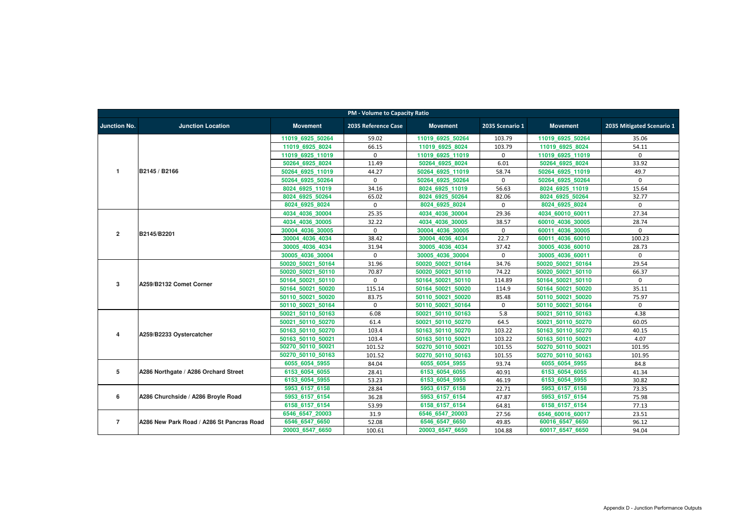| PM - Volume to Capacity Ratio | | | | | | | |
|---|---|---|---|---|---|---|---|
| Junction No. | Junction Location | Movement | 2035 Reference Case | Movement | 2035 Scenario 1 | Movement | 2035 Mitigated Scenario 1 |
| 1 | B2145 / B2166 | 11019_6925_50264 | 59.02 | 11019_6925_50264 | 103.79 | 11019_6925_50264 | 35.06 |
| | | 11019_6925_8024 | 66.15 | 11019_6925_8024 | 103.79 | 11019_6925_8024 | 54.11 |
| | | 11019_6925_11019 | 0 | 11019_6925_11019 | 0 | 11019_6925_11019 | 0 |
| | | 50264_6925_8024 | 11.49 | 50264_6925_8024 | 6.01 | 50264_6925_8024 | 33.92 |
| | | 50264_6925_11019 | 44.27 | 50264_6925_11019 | 58.74 | 50264_6925_11019 | 49.7 |
| | | 50264_6925_50264 | 0 | 50264_6925_50264 | 0 | 50264_6925_50264 | 0 |
| | | 8024_6925_11019 | 34.16 | 8024_6925_11019 | 56.63 | 8024_6925_11019 | 15.64 |
| | | 8024_6925_50264 | 65.02 | 8024_6925_50264 | 82.06 | 8024_6925_50264 | 32.77 |
| | | 8024_6925_8024 | 0 | 8024_6925_8024 | 0 | 8024_6925_8024 | 0 |
| 2 | B2145/B2201 | 4034_4036_30004 | 25.35 | 4034_4036_30004 | 29.36 | 4034_60010_60011 | 27.34 |
| | | 4034_4036_30005 | 32.22 | 4034_4036_30005 | 38.57 | 60010_4036_30005 | 28.74 |
| | | 30004_4036_30005 | 0 | 30004_4036_30005 | 0 | 60011_4036_30005 | 0 |
| | | 30004_4036_4034 | 38.42 | 30004_4036_4034 | 22.7 | 60011_4036_60010 | 100.23 |
| | | 30005_4036_4034 | 31.94 | 30005_4036_4034 | 37.42 | 30005_4036_60010 | 28.73 |
| | | 30005_4036_30004 | 0 | 30005_4036_30004 | 0 | 30005_4036_60011 | 0 |
| 3 | A259/B2132 Comet Corner | 50020_50021_50164 | 31.96 | 50020_50021_50164 | 34.76 | 50020_50021_50164 | 29.54 |
| | | 50020_50021_50110 | 70.87 | 50020_50021_50110 | 74.22 | 50020_50021_50110 | 66.37 |
| | | 50164_50021_50110 | 0 | 50164_50021_50110 | 114.89 | 50164_50021_50110 | 0 |
| | | 50164_50021_50020 | 115.14 | 50164_50021_50020 | 114.9 | 50164_50021_50020 | 35.11 |
| | | 50110_50021_50020 | 83.75 | 50110_50021_50020 | 85.48 | 50110_50021_50020 | 75.97 |
| | | 50110_50021_50164 | 0 | 50110_50021_50164 | 0 | 50110_50021_50164 | 0 |
| 4 | A259/B2233 Oystercatcher | 50021_50110_50163 | 6.08 | 50021_50110_50163 | 5.8 | 50021_50110_50163 | 4.38 |
| | | 50021_50110_50270 | 61.4 | 50021_50110_50270 | 64.5 | 50021_50110_50270 | 60.05 |
| | | 50163_50110_50270 | 103.4 | 50163_50110_50270 | 103.22 | 50163_50110_50270 | 40.15 |
| | | 50163_50110_50021 | 103.4 | 50163_50110_50021 | 103.22 | 50163_50110_50021 | 4.07 |
| | | 50270_50110_50021 | 101.52 | 50270_50110_50021 | 101.55 | 50270_50110_50021 | 101.95 |
| | | 50270_50110_50163 | 101.52 | 50270_50110_50163 | 101.55 | 50270_50110_50163 | 101.95 |
| 5 | A286 Northgate / A286 Orchard Street | 6055_6054_5955 | 84.04 | 6055_6054_5955 | 93.74 | 6055_6054_5955 | 84.8 |
| | | 6153_6054_6055 | 28.41 | 6153_6054_6055 | 40.91 | 6153_6054_6055 | 41.34 |
| | | 6153_6054_5955 | 53.23 | 6153_6054_5955 | 46.19 | 6153_6054_5955 | 30.82 |
| 6 | A286 Churchside / A286 Broyle Road | 5953_6157_6158 | 28.84 | 5953_6157_6158 | 22.71 | 5953_6157_6158 | 73.35 |
| | | 5953_6157_6154 | 36.28 | 5953_6157_6154 | 47.87 | 5953_6157_6154 | 75.98 |
| | | 6158_6157_6154 | 53.99 | 6158_6157_6154 | 64.81 | 6158_6157_6154 | 77.13 |
| 7 | A286 New Park Road / A286 St Pancras Road | 6546_6547_20003 | 31.9 | 6546_6547_20003 | 27.56 | 6546_60016_60017 | 23.51 |
| | | 6546_6547_6650 | 52.08 | 6546_6547_6650 | 49.85 | 60016_6547_6650 | 96.12 |
| | | 20003_6547_6650 | 100.61 | 20003_6547_6650 | 104.88 | 60017_6547_6650 | 94.04 |

Appendix D - Junction Performance Outputs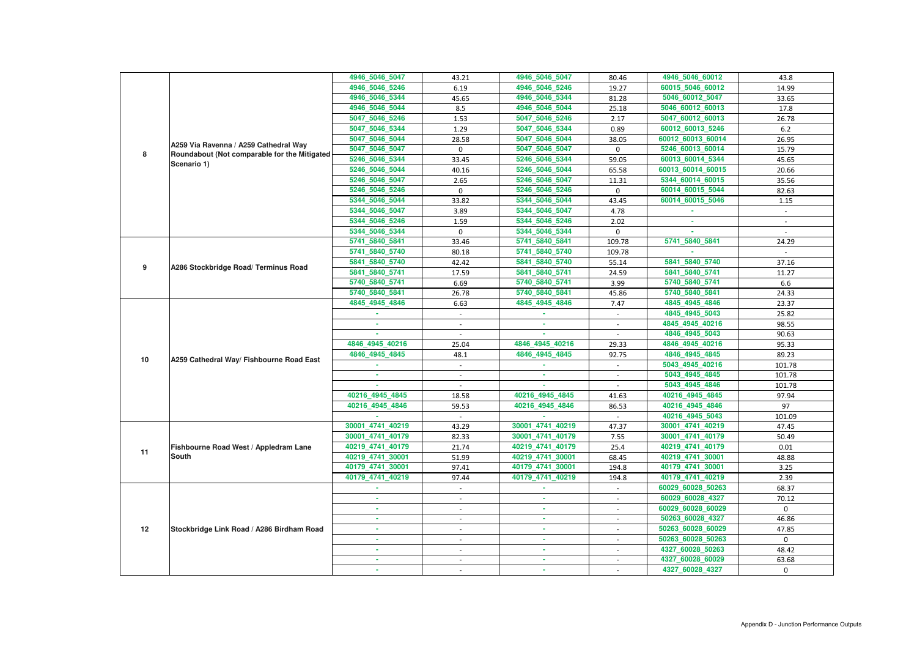| | | | | | | | |
|---|---|---|---|---|---|---|---|
| 8 | A259 Via Ravenna / A259 Cathedral Way Roundabout (Not comparable for the Mitigated Scenario 1) | 4946_5046_5047 | 43.21 | 4946_5046_5047 | 80.46 | 4946_5046_60012 | 43.8 |
| | | 4946_5046_5246 | 6.19 | 4946_5046_5246 | 19.27 | 60015_5046_60012 | 14.99 |
| | | 4946_5046_5344 | 45.65 | 4946_5046_5344 | 81.28 | 5046_60012_5047 | 33.65 |
| | | 4946_5046_5044 | 8.5 | 4946_5046_5044 | 25.18 | 5046_60012_60013 | 17.8 |
| | | 5047_5046_5246 | 1.53 | 5047_5046_5246 | 2.17 | 5047_60012_60013 | 26.78 |
| | | 5047_5046_5344 | 1.29 | 5047_5046_5344 | 0.89 | 60012_60013_5246 | 6.2 |
| | | 5047_5046_5044 | 28.58 | 5047_5046_5044 | 38.05 | 60012_60013_60014 | 26.95 |
| | | 5047_5046_5047 | 0 | 5047_5046_5047 | 0 | 5246_60013_60014 | 15.79 |
| | | 5246_5046_5344 | 33.45 | 5246_5046_5344 | 59.05 | 60013_60014_5344 | 45.65 |
| | | 5246_5046_5044 | 40.16 | 5246_5046_5044 | 65.58 | 60013_60014_60015 | 20.66 |
| | | 5246_5046_5047 | 2.65 | 5246_5046_5047 | 11.31 | 5344_60014_60015 | 35.56 |
| | | 5246_5046_5246 | 0 | 5246_5046_5246 | 0 | 60014_60015_5044 | 82.63 |
| | | 5344_5046_5044 | 33.82 | 5344_5046_5044 | 43.45 | 60014_60015_5046 | 1.15 |
| | | 5344_5046_5047 | 3.89 | 5344_5046_5047 | 4.78 | - | - |
| | | 5344_5046_5246 | 1.59 | 5344_5046_5246 | 2.02 | - | - |
| | | 5344_5046_5344 | 0 | 5344_5046_5344 | 0 | - | - |
| 9 | A286 Stockbridge Road/ Terminus Road | 5741_5840_5841 | 33.46 | 5741_5840_5841 | 109.78 | 5741_5840_5841 | 24.29 |
| | | 5741_5840_5740 | 80.18 | 5741_5840_5740 | 109.78 | - | - |
| | | 5841_5840_5740 | 42.42 | 5841_5840_5740 | 55.14 | 5841_5840_5740 | 37.16 |
| | | 5841_5840_5741 | 17.59 | 5841_5840_5741 | 24.59 | 5841_5840_5741 | 11.27 |
| | | 5740_5840_5741 | 6.69 | 5740_5840_5741 | 3.99 | 5740_5840_5741 | 6.6 |
| | | 5740_5840_5841 | 26.78 | 5740_5840_5841 | 45.86 | 5740_5840_5841 | 24.33 |
| 10 | A259 Cathedral Way/ Fishbourne Road East | 4845_4945_4846 | 6.63 | 4845_4945_4846 | 7.47 | 4845_4945_4846 | 23.37 |
| | | - | - | - | - | 4845_4945_5043 | 25.82 |
| | | - | - | - | - | 4845_4945_40216 | 98.55 |
| | | - | - | - | - | 4846_4945_5043 | 90.63 |
| | | 4846_4945_40216 | 25.04 | 4846_4945_40216 | 29.33 | 4846_4945_40216 | 95.33 |
| | | 4846_4945_4845 | 48.1 | 4846_4945_4845 | 92.75 | 4846_4945_4845 | 89.23 |
| | | - | - | - | - | 5043_4945_40216 | 101.78 |
| | | - | - | - | - | 5043_4945_4845 | 101.78 |
| | | - | - | - | - | 5043_4945_4846 | 101.78 |
| | | 40216_4945_4845 | 18.58 | 40216_4945_4845 | 41.63 | 40216_4945_4845 | 97.94 |
| | | 40216_4945_4846 | 59.53 | 40216_4945_4846 | 86.53 | 40216_4945_4846 | 97 |
| | | - | - | - | - | 40216_4945_5043 | 101.09 |
| 11 | Fishbourne Road West / Appledram Lane South | 30001_4741_40219 | 43.29 | 30001_4741_40219 | 47.37 | 30001_4741_40219 | 47.45 |
| | | 30001_4741_40179 | 82.33 | 30001_4741_40179 | 7.55 | 30001_4741_40179 | 50.49 |
| | | 40219_4741_40179 | 21.74 | 40219_4741_40179 | 25.4 | 40219_4741_40179 | 0.01 |
| | | 40219_4741_30001 | 51.99 | 40219_4741_30001 | 68.45 | 40219_4741_30001 | 48.88 |
| | | 40179_4741_30001 | 97.41 | 40179_4741_30001 | 194.8 | 40179_4741_30001 | 3.25 |
| | | 40179_4741_40219 | 97.44 | 40179_4741_40219 | 194.8 | 40179_4741_40219 | 2.39 |
| 12 | Stockbridge Link Road / A286 Birdham Road | - | - | - | - | 60029_60028_50263 | 68.37 |
| | | - | - | - | - | 60029_60028_4327 | 70.12 |
| | | - | - | - | - | 60029_60028_60029 | 0 |
| | | - | - | - | - | 50263_60028_4327 | 46.86 |
| | | - | - | - | - | 50263_60028_60029 | 47.85 |
| | | - | - | - | - | 50263_60028_50263 | 0 |
| | | - | - | - | - | 4327_60028_50263 | 48.42 |
| | | - | - | - | - | 4327_60028_60029 | 63.68 |
| | | - | - | - | - | 4327_60028_4327 | 0 |

Appendix D - Junction Performance Outputs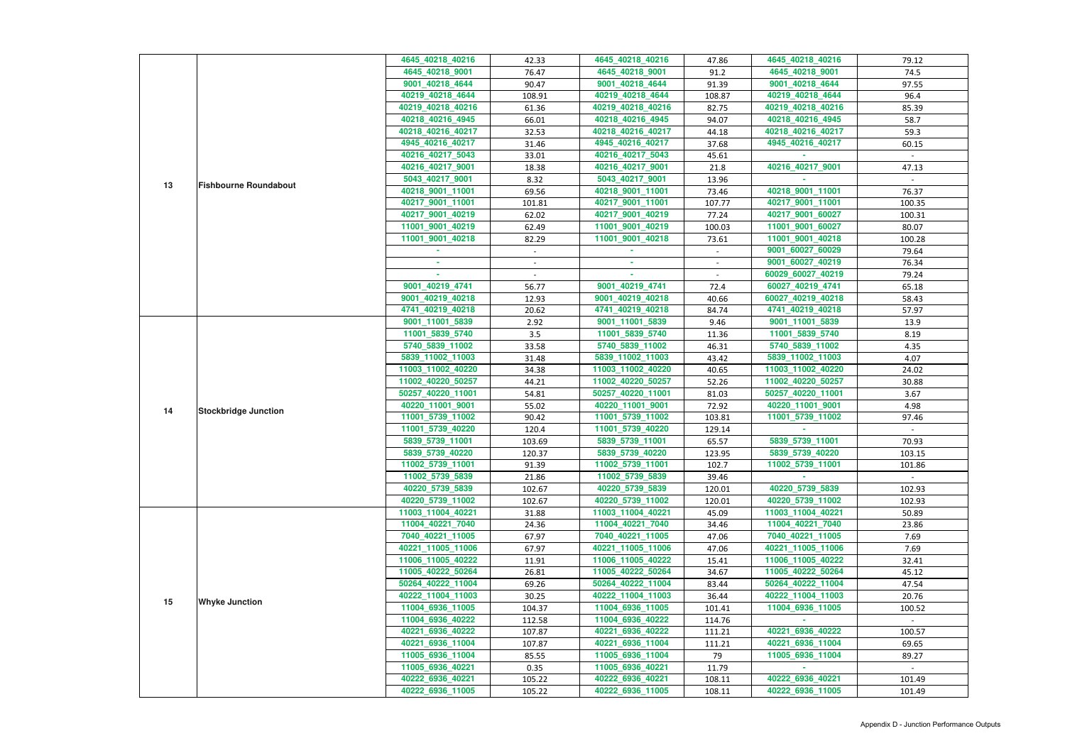| | | | | | | | |
|---|---|---|---|---|---|---|---|
| 13 | Fishbourne Roundabout | 4645_40218_40216 | 42.33 | 4645_40218_40216 | 47.86 | 4645_40218_40216 | 79.12 |
| | | 4645_40218_9001 | 76.47 | 4645_40218_9001 | 91.2 | 4645_40218_9001 | 74.5 |
| | | 9001_40218_4644 | 90.47 | 9001_40218_4644 | 91.39 | 9001_40218_4644 | 97.55 |
| | | 40219_40218_4644 | 108.91 | 40219_40218_4644 | 108.87 | 40219_40218_4644 | 96.4 |
| | | 40219_40218_40216 | 61.36 | 40219_40218_40216 | 82.75 | 40219_40218_40216 | 85.39 |
| | | 40218_40216_4945 | 66.01 | 40218_40216_4945 | 94.07 | 40218_40216_4945 | 58.7 |
| | | 40218_40216_40217 | 32.53 | 40218_40216_40217 | 44.18 | 40218_40216_40217 | 59.3 |
| | | 4945_40216_40217 | 31.46 | 4945_40216_40217 | 37.68 | 4945_40216_40217 | 60.15 |
| | | 40216_40217_5043 | 33.01 | 40216_40217_5043 | 45.61 | - | - |
| | | 40216_40217_9001 | 18.38 | 40216_40217_9001 | 21.8 | 40216_40217_9001 | 47.13 |
| | | 5043_40217_9001 | 8.32 | 5043_40217_9001 | 13.96 | - | - |
| | | 40218_9001_11001 | 69.56 | 40218_9001_11001 | 73.46 | 40218_9001_11001 | 76.37 |
| | | 40217_9001_11001 | 101.81 | 40217_9001_11001 | 107.77 | 40217_9001_11001 | 100.35 |
| | | 40217_9001_40219 | 62.02 | 40217_9001_40219 | 77.24 | 40217_9001_60027 | 100.31 |
| | | 11001_9001_40219 | 62.49 | 11001_9001_40219 | 100.03 | 11001_9001_60027 | 80.07 |
| | | 11001_9001_40218 | 82.29 | 11001_9001_40218 | 73.61 | 11001_9001_40218 | 100.28 |
| | | - | - | - | - | 9001_60027_60029 | 79.64 |
| | | - | - | - | - | 9001_60027_40219 | 76.34 |
| | | - | - | - | - | 60029_60027_40219 | 79.24 |
| | | 9001_40219_4741 | 56.77 | 9001_40219_4741 | 72.4 | 60027_40219_4741 | 65.18 |
| | | 9001_40219_40218 | 12.93 | 9001_40219_40218 | 40.66 | 60027_40219_40218 | 58.43 |
| | | 4741_40219_40218 | 20.62 | 4741_40219_40218 | 84.74 | 4741_40219_40218 | 57.97 |
| 14 | Stockbridge Junction | 9001_11001_5839 | 2.92 | 9001_11001_5839 | 9.46 | 9001_11001_5839 | 13.9 |
| | | 11001_5839_5740 | 3.5 | 11001_5839_5740 | 11.36 | 11001_5839_5740 | 8.19 |
| | | 5740_5839_11002 | 33.58 | 5740_5839_11002 | 46.31 | 5740_5839_11002 | 4.35 |
| | | 5839_11002_11003 | 31.48 | 5839_11002_11003 | 43.42 | 5839_11002_11003 | 4.07 |
| | | 11003_11002_40220 | 34.38 | 11003_11002_40220 | 40.65 | 11003_11002_40220 | 24.02 |
| | | 11002_40220_50257 | 44.21 | 11002_40220_50257 | 52.26 | 11002_40220_50257 | 30.88 |
| | | 50257_40220_11001 | 54.81 | 50257_40220_11001 | 81.03 | 50257_40220_11001 | 3.67 |
| | | 40220_11001_9001 | 55.02 | 40220_11001_9001 | 72.92 | 40220_11001_9001 | 4.98 |
| | | 11001_5739_11002 | 90.42 | 11001_5739_11002 | 103.81 | 11001_5739_11002 | 97.46 |
| | | 11001_5739_40220 | 120.4 | 11001_5739_40220 | 129.14 | - | - |
| | | 5839_5739_11001 | 103.69 | 5839_5739_11001 | 65.57 | 5839_5739_11001 | 70.93 |
| | | 5839_5739_40220 | 120.37 | 5839_5739_40220 | 123.95 | 5839_5739_40220 | 103.15 |
| | | 11002_5739_11001 | 91.39 | 11002_5739_11001 | 102.7 | 11002_5739_11001 | 101.86 |
| | | 11002_5739_5839 | 21.86 | 11002_5739_5839 | 39.46 | - | - |
| | | 40220_5739_5839 | 102.67 | 40220_5739_5839 | 120.01 | 40220_5739_5839 | 102.93 |
| | | 40220_5739_11002 | 102.67 | 40220_5739_11002 | 120.01 | 40220_5739_11002 | 102.93 |
| 15 | Whyke Junction | 11003_11004_40221 | 31.88 | 11003_11004_40221 | 45.09 | 11003_11004_40221 | 50.89 |
| | | 11004_40221_7040 | 24.36 | 11004_40221_7040 | 34.46 | 11004_40221_7040 | 23.86 |
| | | 7040_40221_11005 | 67.97 | 7040_40221_11005 | 47.06 | 7040_40221_11005 | 7.69 |
| | | 40221_11005_11006 | 67.97 | 40221_11005_11006 | 47.06 | 40221_11005_11006 | 7.69 |
| | | 11006_11005_40222 | 11.91 | 11006_11005_40222 | 15.41 | 11006_11005_40222 | 32.41 |
| | | 11005_40222_50264 | 26.81 | 11005_40222_50264 | 34.67 | 11005_40222_50264 | 45.12 |
| | | 50264_40222_11004 | 69.26 | 50264_40222_11004 | 83.44 | 50264_40222_11004 | 47.54 |
| | | 40222_11004_11003 | 30.25 | 40222_11004_11003 | 36.44 | 40222_11004_11003 | 20.76 |
| | | 11004_6936_11005 | 104.37 | 11004_6936_11005 | 101.41 | 11004_6936_11005 | 100.52 |
| | | 11004_6936_40222 | 112.58 | 11004_6936_40222 | 114.76 | - | - |
| | | 40221_6936_40222 | 107.87 | 40221_6936_40222 | 111.21 | 40221_6936_40222 | 100.57 |
| | | 40221_6936_11004 | 107.87 | 40221_6936_11004 | 111.21 | 40221_6936_11004 | 69.65 |
| | | 11005_6936_11004 | 85.55 | 11005_6936_11004 | 79 | 11005_6936_11004 | 89.27 |
| | | 11005_6936_40221 | 0.35 | 11005_6936_40221 | 11.79 | - | - |
| | | 40222_6936_40221 | 105.22 | 40222_6936_40221 | 108.11 | 40222_6936_40221 | 101.49 |
| | | 40222_6936_11005 | 105.22 | 40222_6936_11005 | 108.11 | 40222_6936_11005 | 101.49 |

Appendix D - Junction Performance Outputs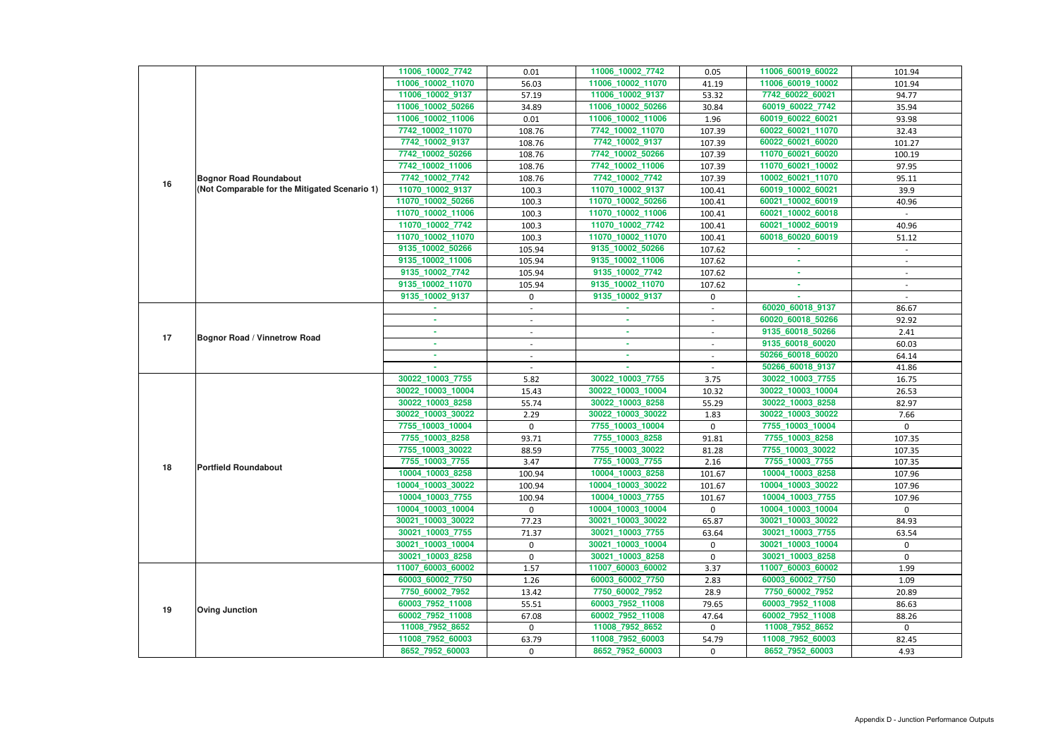| | | | | | | | |
|---|---|---|---|---|---|---|---|
| 16 | **Bognor Road Roundabout (Not Comparable for the Mitigated Scenario 1)** | 11006_10002_7742 | 0.01 | 11006_10002_7742 | 0.05 | 11006_60019_60022 | 101.94 |
| | | 11006_10002_11070 | 56.03 | 11006_10002_11070 | 41.19 | 11006_60019_10002 | 101.94 |
| | | 11006_10002_9137 | 57.19 | 11006_10002_9137 | 53.32 | 7742_60022_60021 | 94.77 |
| | | 11006_10002_50266 | 34.89 | 11006_10002_50266 | 30.84 | 60019_60022_7742 | 35.94 |
| | | 11006_10002_11006 | 0.01 | 11006_10002_11006 | 1.96 | 60019_60022_60021 | 93.98 |
| | | 7742_10002_11070 | 108.76 | 7742_10002_11070 | 107.39 | 60022_60021_11070 | 32.43 |
| | | 7742_10002_9137 | 108.76 | 7742_10002_9137 | 107.39 | 60022_60021_60020 | 101.27 |
| | | 7742_10002_50266 | 108.76 | 7742_10002_50266 | 107.39 | 11070_60021_60020 | 100.19 |
| | | 7742_10002_11006 | 108.76 | 7742_10002_11006 | 107.39 | 11070_60021_10002 | 97.95 |
| | | 7742_10002_7742 | 108.76 | 7742_10002_7742 | 107.39 | 10002_60021_11070 | 95.11 |
| | | 11070_10002_9137 | 100.3 | 11070_10002_9137 | 100.41 | 60019_10002_60021 | 39.9 |
| | | 11070_10002_50266 | 100.3 | 11070_10002_50266 | 100.41 | 60021_10002_60019 | 40.96 |
| | | 11070_10002_11006 | 100.3 | 11070_10002_11006 | 100.41 | 60021_10002_60018 | - |
| | | 11070_10002_7742 | 100.3 | 11070_10002_7742 | 100.41 | 60021_10002_60019 | 40.96 |
| | | 11070_10002_11070 | 100.3 | 11070_10002_11070 | 100.41 | 60018_60020_60019 | 51.12 |
| | | 9135_10002_50266 | 105.94 | 9135_10002_50266 | 107.62 | - | - |
| | | 9135_10002_11006 | 105.94 | 9135_10002_11006 | 107.62 | - | - |
| | | 9135_10002_7742 | 105.94 | 9135_10002_7742 | 107.62 | - | - |
| | | 9135_10002_11070 | 105.94 | 9135_10002_11070 | 107.62 | - | - |
| | | 9135_10002_9137 | 0 | 9135_10002_9137 | 0 | - | - |
| 17 | **Bognor Road / Vinnetrow Road** | - | - | - | - | 60020_60018_9137 | 86.67 |
| | | - | - | - | - | 60020_60018_50266 | 92.92 |
| | | - | - | - | - | 9135_60018_50266 | 2.41 |
| | | - | - | - | - | 9135_60018_60020 | 60.03 |
| | | - | - | - | - | 50266_60018_60020 | 64.14 |
| | | - | - | - | - | 50266_60018_9137 | 41.86 |
| 18 | **Portfield Roundabout** | 30022_10003_7755 | 5.82 | 30022_10003_7755 | 3.75 | 30022_10003_7755 | 16.75 |
| | | 30022_10003_10004 | 15.43 | 30022_10003_10004 | 10.32 | 30022_10003_10004 | 26.53 |
| | | 30022_10003_8258 | 55.74 | 30022_10003_8258 | 55.29 | 30022_10003_8258 | 82.97 |
| | | 30022_10003_30022 | 2.29 | 30022_10003_30022 | 1.83 | 30022_10003_30022 | 7.66 |
| | | 7755_10003_10004 | 0 | 7755_10003_10004 | 0 | 7755_10003_10004 | 0 |
| | | 7755_10003_8258 | 93.71 | 7755_10003_8258 | 91.81 | 7755_10003_8258 | 107.35 |
| | | 7755_10003_30022 | 88.59 | 7755_10003_30022 | 81.28 | 7755_10003_30022 | 107.35 |
| | | 7755_10003_7755 | 3.47 | 7755_10003_7755 | 2.16 | 7755_10003_7755 | 107.35 |
| | | 10004_10003_8258 | 100.94 | 10004_10003_8258 | 101.67 | 10004_10003_8258 | 107.96 |
| | | 10004_10003_30022 | 100.94 | 10004_10003_30022 | 101.67 | 10004_10003_30022 | 107.96 |
| | | 10004_10003_7755 | 100.94 | 10004_10003_7755 | 101.67 | 10004_10003_7755 | 107.96 |
| | | 10004_10003_10004 | 0 | 10004_10003_10004 | 0 | 10004_10003_10004 | 0 |
| | | 30021_10003_30022 | 77.23 | 30021_10003_30022 | 65.87 | 30021_10003_30022 | 84.93 |
| | | 30021_10003_7755 | 71.37 | 30021_10003_7755 | 63.64 | 30021_10003_7755 | 63.54 |
| | | 30021_10003_10004 | 0 | 30021_10003_10004 | 0 | 30021_10003_10004 | 0 |
| | | 30021_10003_8258 | 0 | 30021_10003_8258 | 0 | 30021_10003_8258 | 0 |
| 19 | **Oving Junction** | 11007_60003_60002 | 1.57 | 11007_60003_60002 | 3.37 | 11007_60003_60002 | 1.99 |
| | | 60003_60002_7750 | 1.26 | 60003_60002_7750 | 2.83 | 60003_60002_7750 | 1.09 |
| | | 7750_60002_7952 | 13.42 | 7750_60002_7952 | 28.9 | 7750_60002_7952 | 20.89 |
| | | 60003_7952_11008 | 55.51 | 60003_7952_11008 | 79.65 | 60003_7952_11008 | 86.63 |
| | | 60002_7952_11008 | 67.08 | 60002_7952_11008 | 47.64 | 60002_7952_11008 | 88.26 |
| | | 11008_7952_8652 | 0 | 11008_7952_8652 | 0 | 11008_7952_8652 | 0 |
| | | 11008_7952_60003 | 63.79 | 11008_7952_60003 | 54.79 | 11008_7952_60003 | 82.45 |
| | | 8652_7952_60003 | 0 | 8652_7952_60003 | 0 | 8652_7952_60003 | 4.93 |

Appendix D - Junction Performance Outputs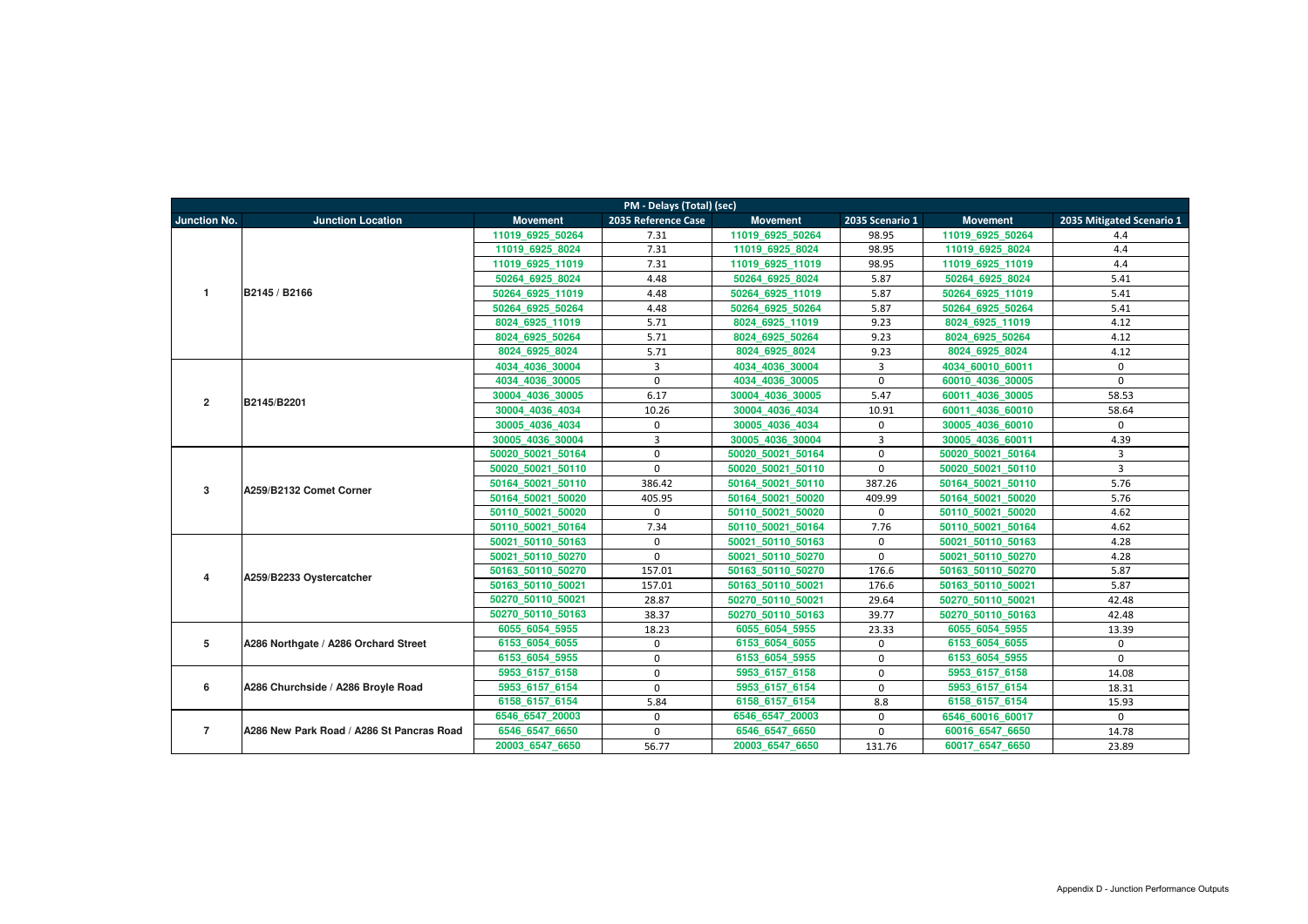| PM - Delays (Total) (sec) | | | | | | | |
|---|---|---|---|---|---|---|---|
| Junction No. | Junction Location | Movement | 2035 Reference Case | Movement | 2035 Scenario 1 | Movement | 2035 Mitigated Scenario 1 |
| 1 | B2145 / B2166 | 11019_6925_50264 | 7.31 | 11019_6925_50264 | 98.95 | 11019_6925_50264 | 4.4 |
| | | 11019_6925_8024 | 7.31 | 11019_6925_8024 | 98.95 | 11019_6925_8024 | 4.4 |
| | | 11019_6925_11019 | 7.31 | 11019_6925_11019 | 98.95 | 11019_6925_11019 | 4.4 |
| | | 50264_6925_8024 | 4.48 | 50264_6925_8024 | 5.87 | 50264_6925_8024 | 5.41 |
| | | 50264_6925_11019 | 4.48 | 50264_6925_11019 | 5.87 | 50264_6925_11019 | 5.41 |
| | | 50264_6925_50264 | 4.48 | 50264_6925_50264 | 5.87 | 50264_6925_50264 | 5.41 |
| | | 8024_6925_11019 | 5.71 | 8024_6925_11019 | 9.23 | 8024_6925_11019 | 4.12 |
| | | 8024_6925_50264 | 5.71 | 8024_6925_50264 | 9.23 | 8024_6925_50264 | 4.12 |
| | | 8024_6925_8024 | 5.71 | 8024_6925_8024 | 9.23 | 8024_6925_8024 | 4.12 |
| 2 | B2145/B2201 | 4034_4036_30004 | 3 | 4034_4036_30004 | 3 | 4034_60010_60011 | 0 |
| | | 4034_4036_30005 | 0 | 4034_4036_30005 | 0 | 60010_4036_30005 | 0 |
| | | 30004_4036_30005 | 6.17 | 30004_4036_30005 | 5.47 | 60011_4036_30005 | 58.53 |
| | | 30004_4036_4034 | 10.26 | 30004_4036_4034 | 10.91 | 60011_4036_60010 | 58.64 |
| | | 30005_4036_4034 | 0 | 30005_4036_4034 | 0 | 30005_4036_60010 | 0 |
| | | 30005_4036_30004 | 3 | 30005_4036_30004 | 3 | 30005_4036_60011 | 4.39 |
| 3 | A259/B2132 Comet Corner | 50020_50021_50164 | 0 | 50020_50021_50164 | 0 | 50020_50021_50164 | 3 |
| | | 50020_50021_50110 | 0 | 50020_50021_50110 | 0 | 50020_50021_50110 | 3 |
| | | 50164_50021_50110 | 386.42 | 50164_50021_50110 | 387.26 | 50164_50021_50110 | 5.76 |
| | | 50164_50021_50020 | 405.95 | 50164_50021_50020 | 409.99 | 50164_50021_50020 | 5.76 |
| | | 50110_50021_50020 | 0 | 50110_50021_50020 | 0 | 50110_50021_50020 | 4.62 |
| | | 50110_50021_50164 | 7.34 | 50110_50021_50164 | 7.76 | 50110_50021_50164 | 4.62 |
| 4 | A259/B2233 Oystercatcher | 50021_50110_50163 | 0 | 50021_50110_50163 | 0 | 50021_50110_50163 | 4.28 |
| | | 50021_50110_50270 | 0 | 50021_50110_50270 | 0 | 50021_50110_50270 | 4.28 |
| | | 50163_50110_50270 | 157.01 | 50163_50110_50270 | 176.6 | 50163_50110_50270 | 5.87 |
| | | 50163_50110_50021 | 157.01 | 50163_50110_50021 | 176.6 | 50163_50110_50021 | 5.87 |
| | | 50270_50110_50021 | 28.87 | 50270_50110_50021 | 29.64 | 50270_50110_50021 | 42.48 |
| | | 50270_50110_50163 | 38.37 | 50270_50110_50163 | 39.77 | 50270_50110_50163 | 42.48 |
| 5 | A286 Northgate / A286 Orchard Street | 6055_6054_5955 | 18.23 | 6055_6054_5955 | 23.33 | 6055_6054_5955 | 13.39 |
| | | 6153_6054_6055 | 0 | 6153_6054_6055 | 0 | 6153_6054_6055 | 0 |
| | | 6153_6054_5955 | 0 | 6153_6054_5955 | 0 | 6153_6054_5955 | 0 |
| 6 | A286 Churchside / A286 Broyle Road | 5953_6157_6158 | 0 | 5953_6157_6158 | 0 | 5953_6157_6158 | 14.08 |
| | | 5953_6157_6154 | 0 | 5953_6157_6154 | 0 | 5953_6157_6154 | 18.31 |
| | | 6158_6157_6154 | 5.84 | 6158_6157_6154 | 8.8 | 6158_6157_6154 | 15.93 |
| 7 | A286 New Park Road / A286 St Pancras Road | 6546_6547_20003 | 0 | 6546_6547_20003 | 0 | 6546_60016_60017 | 0 |
| | | 6546_6547_6650 | 0 | 6546_6547_6650 | 0 | 60016_6547_6650 | 14.78 |
| | | 20003_6547_6650 | 56.77 | 20003_6547_6650 | 131.76 | 60017_6547_6650 | 23.89 |

Appendix D - Junction Performance Outputs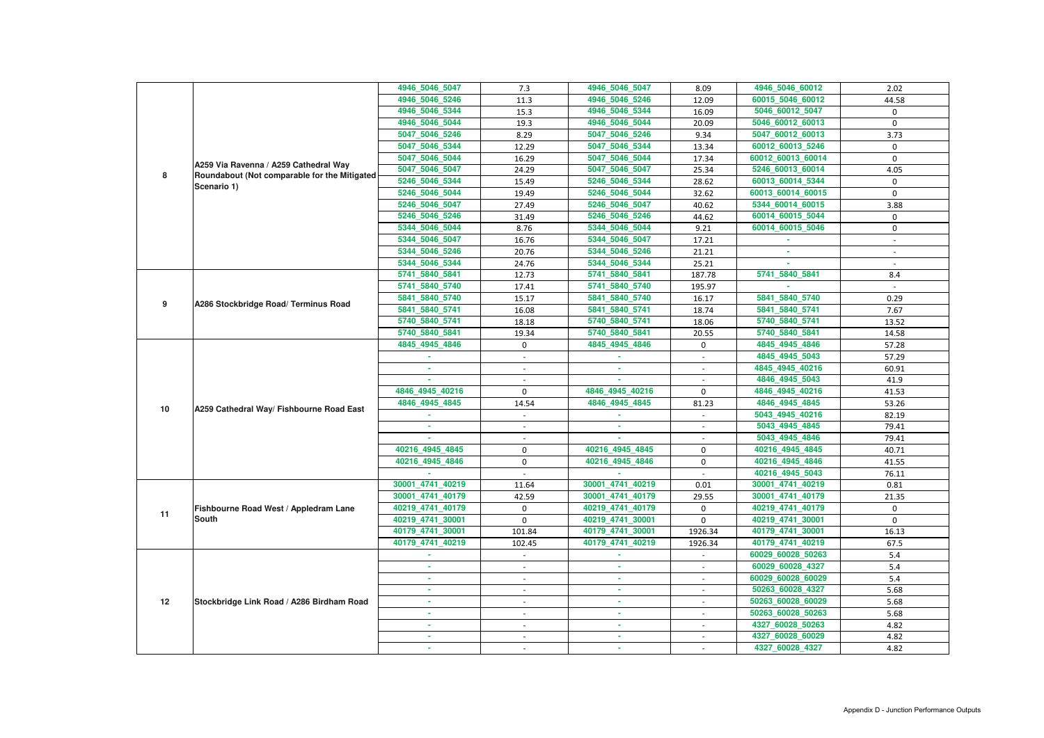| | | | | | | | |
|---|---|---|---|---|---|---|---|
| 8 | A259 Via Ravenna / A259 Cathedral Way Roundabout (Not comparable for the Mitigated Scenario 1) | 4946_5046_5047 | 7.3 | 4946_5046_5047 | 8.09 | 4946_5046_60012 | 2.02 |
| | | 4946_5046_5246 | 11.3 | 4946_5046_5246 | 12.09 | 60015_5046_60012 | 44.58 |
| | | 4946_5046_5344 | 15.3 | 4946_5046_5344 | 16.09 | 5046_60012_5047 | 0 |
| | | 4946_5046_5044 | 19.3 | 4946_5046_5044 | 20.09 | 5046_60012_60013 | 0 |
| | | 5047_5046_5246 | 8.29 | 5047_5046_5246 | 9.34 | 5047_60012_60013 | 3.73 |
| | | 5047_5046_5344 | 12.29 | 5047_5046_5344 | 13.34 | 60012_60013_5246 | 0 |
| | | 5047_5046_5044 | 16.29 | 5047_5046_5044 | 17.34 | 60012_60013_60014 | 0 |
| | | 5047_5046_5047 | 24.29 | 5047_5046_5047 | 25.34 | 5246_60013_60014 | 4.05 |
| | | 5246_5046_5344 | 15.49 | 5246_5046_5344 | 28.62 | 60013_60014_5344 | 0 |
| | | 5246_5046_5044 | 19.49 | 5246_5046_5044 | 32.62 | 60013_60014_60015 | 0 |
| | | 5246_5046_5047 | 27.49 | 5246_5046_5047 | 40.62 | 5344_60014_60015 | 3.88 |
| | | 5246_5046_5246 | 31.49 | 5246_5046_5246 | 44.62 | 60014_60015_5044 | 0 |
| | | 5344_5046_5044 | 8.76 | 5344_5046_5044 | 9.21 | 60014_60015_5046 | 0 |
| | | 5344_5046_5047 | 16.76 | 5344_5046_5047 | 17.21 | - | - |
| | | 5344_5046_5246 | 20.76 | 5344_5046_5246 | 21.21 | - | - |
| | | 5344_5046_5344 | 24.76 | 5344_5046_5344 | 25.21 | - | - |
| 9 | A286 Stockbridge Road/ Terminus Road | 5741_5840_5841 | 12.73 | 5741_5840_5841 | 187.78 | 5741_5840_5841 | 8.4 |
| | | 5741_5840_5740 | 17.41 | 5741_5840_5740 | 195.97 | - | - |
| | | 5841_5840_5740 | 15.17 | 5841_5840_5740 | 16.17 | 5841_5840_5740 | 0.29 |
| | | 5841_5840_5741 | 16.08 | 5841_5840_5741 | 18.74 | 5841_5840_5741 | 7.67 |
| | | 5740_5840_5741 | 18.18 | 5740_5840_5741 | 18.06 | 5740_5840_5741 | 13.52 |
| | | 5740_5840_5841 | 19.34 | 5740_5840_5841 | 20.55 | 5740_5840_5841 | 14.58 |
| 10 | A259 Cathedral Way/ Fishbourne Road East | 4845_4945_4846 | 0 | 4845_4945_4846 | 0 | 4845_4945_4846 | 57.28 |
| | | - | - | - | - | 4845_4945_5043 | 57.29 |
| | | - | - | - | - | 4845_4945_40216 | 60.91 |
| | | - | - | - | - | 4846_4945_5043 | 41.9 |
| | | 4846_4945_40216 | 0 | 4846_4945_40216 | 0 | 4846_4945_40216 | 41.53 |
| | | 4846_4945_4845 | 14.54 | 4846_4945_4845 | 81.23 | 4846_4945_4845 | 53.26 |
| | | - | - | - | - | 5043_4945_40216 | 82.19 |
| | | - | - | - | - | 5043_4945_4845 | 79.41 |
| | | - | - | - | - | 5043_4945_4846 | 79.41 |
| | | 40216_4945_4845 | 0 | 40216_4945_4845 | 0 | 40216_4945_4845 | 40.71 |
| | | 40216_4945_4846 | 0 | 40216_4945_4846 | 0 | 40216_4945_4846 | 41.55 |
| | | - | - | - | - | 40216_4945_5043 | 76.11 |
| 11 | Fishbourne Road West / Appledram Lane South | 30001_4741_40219 | 11.64 | 30001_4741_40219 | 0.01 | 30001_4741_40219 | 0.81 |
| | | 30001_4741_40179 | 42.59 | 30001_4741_40179 | 29.55 | 30001_4741_40179 | 21.35 |
| | | 40219_4741_40179 | 0 | 40219_4741_40179 | 0 | 40219_4741_40179 | 0 |
| | | 40219_4741_30001 | 0 | 40219_4741_30001 | 0 | 40219_4741_30001 | 0 |
| | | 40179_4741_30001 | 101.84 | 40179_4741_30001 | 1926.34 | 40179_4741_30001 | 16.13 |
| | | 40179_4741_40219 | 102.45 | 40179_4741_40219 | 1926.34 | 40179_4741_40219 | 67.5 |
| 12 | Stockbridge Link Road / A286 Birdham Road | - | - | - | - | 60029_60028_50263 | 5.4 |
| | | - | - | - | - | 60029_60028_4327 | 5.4 |
| | | - | - | - | - | 60029_60028_60029 | 5.4 |
| | | - | - | - | - | 50263_60028_4327 | 5.68 |
| | | - | - | - | - | 50263_60028_60029 | 5.68 |
| | | - | - | - | - | 50263_60028_50263 | 5.68 |
| | | - | - | - | - | 4327_60028_50263 | 4.82 |
| | | - | - | - | - | 4327_60028_60029 | 4.82 |
| | | - | - | - | - | 4327_60028_4327 | 4.82 |

Appendix D - Junction Performance Outputs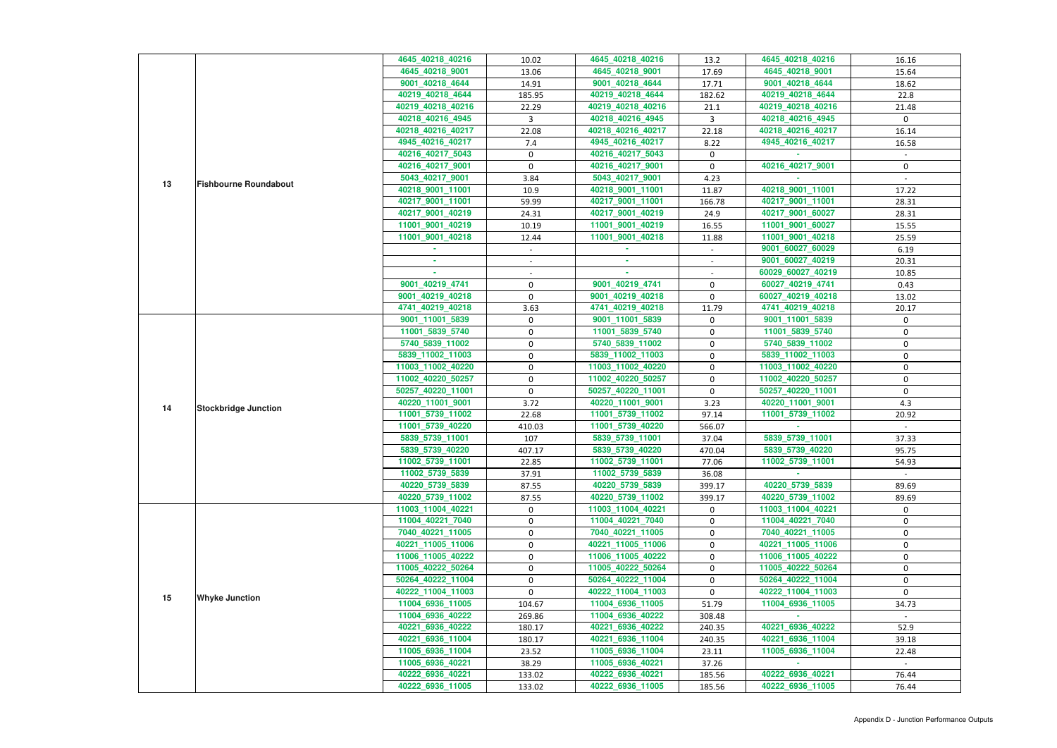| | | | | | | | |
|---|---|---|---|---|---|---|---|
| 13 | Fishbourne Roundabout | 4645_40218_40216 | 10.02 | 4645_40218_40216 | 13.2 | 4645_40218_40216 | 16.16 |
| | | 4645_40218_9001 | 13.06 | 4645_40218_9001 | 17.69 | 4645_40218_9001 | 15.64 |
| | | 9001_40218_4644 | 14.91 | 9001_40218_4644 | 17.71 | 9001_40218_4644 | 18.62 |
| | | 40219_40218_4644 | 185.95 | 40219_40218_4644 | 182.62 | 40219_40218_4644 | 22.8 |
| | | 40219_40218_40216 | 22.29 | 40219_40218_40216 | 21.1 | 40219_40218_40216 | 21.48 |
| | | 40218_40216_4945 | 3 | 40218_40216_4945 | 3 | 40218_40216_4945 | 0 |
| | | 40218_40216_40217 | 22.08 | 40218_40216_40217 | 22.18 | 40218_40216_40217 | 16.14 |
| | | 4945_40216_40217 | 7.4 | 4945_40216_40217 | 8.22 | 4945_40216_40217 | 16.58 |
| | | 40216_40217_5043 | 0 | 40216_40217_5043 | 0 | - | - |
| | | 40216_40217_9001 | 0 | 40216_40217_9001 | 0 | 40216_40217_9001 | 0 |
| | | 5043_40217_9001 | 3.84 | 5043_40217_9001 | 4.23 | - | - |
| | | 40218_9001_11001 | 10.9 | 40218_9001_11001 | 11.87 | 40218_9001_11001 | 17.22 |
| | | 40217_9001_11001 | 59.99 | 40217_9001_11001 | 166.78 | 40217_9001_11001 | 28.31 |
| | | 40217_9001_40219 | 24.31 | 40217_9001_40219 | 24.9 | 40217_9001_60027 | 28.31 |
| | | 11001_9001_40219 | 10.19 | 11001_9001_40219 | 16.55 | 11001_9001_60027 | 15.55 |
| | | 11001_9001_40218 | 12.44 | 11001_9001_40218 | 11.88 | 11001_9001_40218 | 25.59 |
| | | - | - | - | - | 9001_60027_60029 | 6.19 |
| | | - | - | - | - | 9001_60027_40219 | 20.31 |
| | | - | - | - | - | 60029_60027_40219 | 10.85 |
| | | 9001_40219_4741 | 0 | 9001_40219_4741 | 0 | 60027_40219_4741 | 0.43 |
| | | 9001_40219_40218 | 0 | 9001_40219_40218 | 0 | 60027_40219_40218 | 13.02 |
| | | 4741_40219_40218 | 3.63 | 4741_40219_40218 | 11.79 | 4741_40219_40218 | 20.17 |
| 14 | Stockbridge Junction | 9001_11001_5839 | 0 | 9001_11001_5839 | 0 | 9001_11001_5839 | 0 |
| | | 11001_5839_5740 | 0 | 11001_5839_5740 | 0 | 11001_5839_5740 | 0 |
| | | 5740_5839_11002 | 0 | 5740_5839_11002 | 0 | 5740_5839_11002 | 0 |
| | | 5839_11002_11003 | 0 | 5839_11002_11003 | 0 | 5839_11002_11003 | 0 |
| | | 11003_11002_40220 | 0 | 11003_11002_40220 | 0 | 11003_11002_40220 | 0 |
| | | 11002_40220_50257 | 0 | 11002_40220_50257 | 0 | 11002_40220_50257 | 0 |
| | | 50257_40220_11001 | 0 | 50257_40220_11001 | 0 | 50257_40220_11001 | 0 |
| | | 40220_11001_9001 | 3.72 | 40220_11001_9001 | 3.23 | 40220_11001_9001 | 4.3 |
| | | 11001_5739_11002 | 22.68 | 11001_5739_11002 | 97.14 | 11001_5739_11002 | 20.92 |
| | | 11001_5739_40220 | 410.03 | 11001_5739_40220 | 566.07 | - | - |
| | | 5839_5739_11001 | 107 | 5839_5739_11001 | 37.04 | 5839_5739_11001 | 37.33 |
| | | 5839_5739_40220 | 407.17 | 5839_5739_40220 | 470.04 | 5839_5739_40220 | 95.75 |
| | | 11002_5739_11001 | 22.85 | 11002_5739_11001 | 77.06 | 11002_5739_11001 | 54.93 |
| | | 11002_5739_5839 | 37.91 | 11002_5739_5839 | 36.08 | - | - |
| | | 40220_5739_5839 | 87.55 | 40220_5739_5839 | 399.17 | 40220_5739_5839 | 89.69 |
| | | 40220_5739_11002 | 87.55 | 40220_5739_11002 | 399.17 | 40220_5739_11002 | 89.69 |
| 15 | Whyke Junction | 11003_11004_40221 | 0 | 11003_11004_40221 | 0 | 11003_11004_40221 | 0 |
| | | 11004_40221_7040 | 0 | 11004_40221_7040 | 0 | 11004_40221_7040 | 0 |
| | | 7040_40221_11005 | 0 | 7040_40221_11005 | 0 | 7040_40221_11005 | 0 |
| | | 40221_11005_11006 | 0 | 40221_11005_11006 | 0 | 40221_11005_11006 | 0 |
| | | 11006_11005_40222 | 0 | 11006_11005_40222 | 0 | 11006_11005_40222 | 0 |
| | | 11005_40222_50264 | 0 | 11005_40222_50264 | 0 | 11005_40222_50264 | 0 |
| | | 50264_40222_11004 | 0 | 50264_40222_11004 | 0 | 50264_40222_11004 | 0 |
| | | 40222_11004_11003 | 0 | 40222_11004_11003 | 0 | 40222_11004_11003 | 0 |
| | | 11004_6936_11005 | 104.67 | 11004_6936_11005 | 51.79 | 11004_6936_11005 | 34.73 |
| | | 11004_6936_40222 | 269.86 | 11004_6936_40222 | 308.48 | - | - |
| | | 40221_6936_40222 | 180.17 | 40221_6936_40222 | 240.35 | 40221_6936_40222 | 52.9 |
| | | 40221_6936_11004 | 180.17 | 40221_6936_11004 | 240.35 | 40221_6936_11004 | 39.18 |
| | | 11005_6936_11004 | 23.52 | 11005_6936_11004 | 23.11 | 11005_6936_11004 | 22.48 |
| | | 11005_6936_40221 | 38.29 | 11005_6936_40221 | 37.26 | - | - |
| | | 40222_6936_40221 | 133.02 | 40222_6936_40221 | 185.56 | 40222_6936_40221 | 76.44 |
| | | 40222_6936_11005 | 133.02 | 40222_6936_11005 | 185.56 | 40222_6936_11005 | 76.44 |

Appendix D - Junction Performance Outputs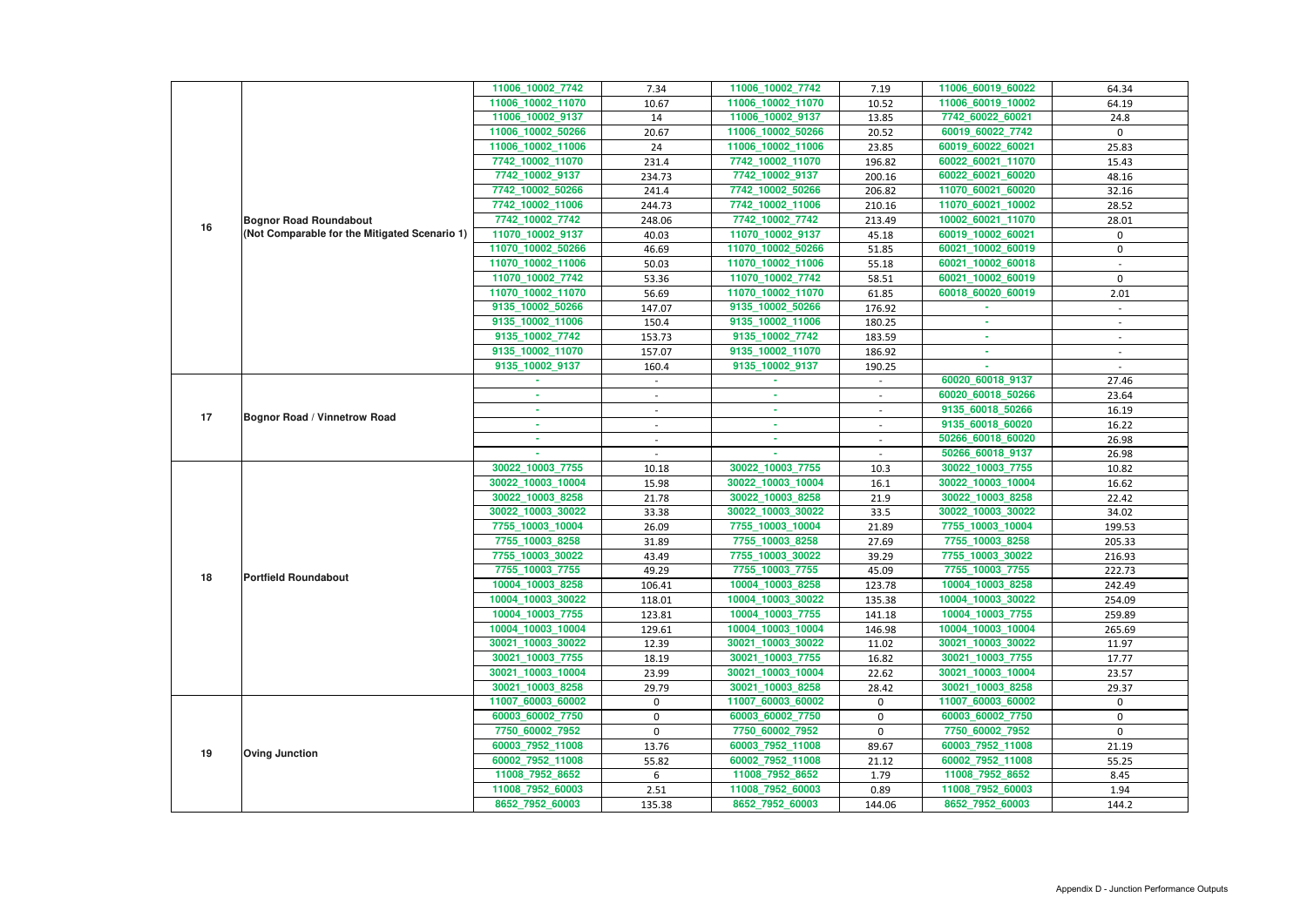| | | | | | | | |
|---|---|---|---|---|---|---|---|
| 16 | Bognor Road Roundabout (Not Comparable for the Mitigated Scenario 1) | 11006_10002_7742 | 7.34 | 11006_10002_7742 | 7.19 | 11006_60019_60022 | 64.34 |
| | | 11006_10002_11070 | 10.67 | 11006_10002_11070 | 10.52 | 11006_60019_10002 | 64.19 |
| | | 11006_10002_9137 | 14 | 11006_10002_9137 | 13.85 | 7742_60022_60021 | 24.8 |
| | | 11006_10002_50266 | 20.67 | 11006_10002_50266 | 20.52 | 60019_60022_7742 | 0 |
| | | 11006_10002_11006 | 24 | 11006_10002_11006 | 23.85 | 60019_60022_60021 | 25.83 |
| | | 7742_10002_11070 | 231.4 | 7742_10002_11070 | 196.82 | 60022_60021_11070 | 15.43 |
| | | 7742_10002_9137 | 234.73 | 7742_10002_9137 | 200.16 | 60022_60021_60020 | 48.16 |
| | | 7742_10002_50266 | 241.4 | 7742_10002_50266 | 206.82 | 11070_60021_60020 | 32.16 |
| | | 7742_10002_11006 | 244.73 | 7742_10002_11006 | 210.16 | 11070_60021_10002 | 28.52 |
| | | 7742_10002_7742 | 248.06 | 7742_10002_7742 | 213.49 | 10002_60021_11070 | 28.01 |
| | | 11070_10002_9137 | 40.03 | 11070_10002_9137 | 45.18 | 60019_10002_60021 | 0 |
| | | 11070_10002_50266 | 46.69 | 11070_10002_50266 | 51.85 | 60021_10002_60019 | 0 |
| | | 11070_10002_11006 | 50.03 | 11070_10002_11006 | 55.18 | 60021_10002_60018 | - |
| | | 11070_10002_7742 | 53.36 | 11070_10002_7742 | 58.51 | 60021_10002_60019 | 0 |
| | | 11070_10002_11070 | 56.69 | 11070_10002_11070 | 61.85 | 60018_60020_60019 | 2.01 |
| | | 9135_10002_50266 | 147.07 | 9135_10002_50266 | 176.92 | - | - |
| | | 9135_10002_11006 | 150.4 | 9135_10002_11006 | 180.25 | - | - |
| | | 9135_10002_7742 | 153.73 | 9135_10002_7742 | 183.59 | - | - |
| | | 9135_10002_11070 | 157.07 | 9135_10002_11070 | 186.92 | - | - |
| | | 9135_10002_9137 | 160.4 | 9135_10002_9137 | 190.25 | - | - |
| 17 | Bognor Road / Vinnetrow Road | - | - | - | - | 60020_60018_9137 | 27.46 |
| | | - | - | - | - | 60020_60018_50266 | 23.64 |
| | | - | - | - | - | 9135_60018_50266 | 16.19 |
| | | - | - | - | - | 9135_60018_60020 | 16.22 |
| | | - | - | - | - | 50266_60018_60020 | 26.98 |
| | | - | - | - | - | 50266_60018_9137 | 26.98 |
| 18 | Portfield Roundabout | 30022_10003_7755 | 10.18 | 30022_10003_7755 | 10.3 | 30022_10003_7755 | 10.82 |
| | | 30022_10003_10004 | 15.98 | 30022_10003_10004 | 16.1 | 30022_10003_10004 | 16.62 |
| | | 30022_10003_8258 | 21.78 | 30022_10003_8258 | 21.9 | 30022_10003_8258 | 22.42 |
| | | 30022_10003_30022 | 33.38 | 30022_10003_30022 | 33.5 | 30022_10003_30022 | 34.02 |
| | | 7755_10003_10004 | 26.09 | 7755_10003_10004 | 21.89 | 7755_10003_10004 | 199.53 |
| | | 7755_10003_8258 | 31.89 | 7755_10003_8258 | 27.69 | 7755_10003_8258 | 205.33 |
| | | 7755_10003_30022 | 43.49 | 7755_10003_30022 | 39.29 | 7755_10003_30022 | 216.93 |
| | | 7755_10003_7755 | 49.29 | 7755_10003_7755 | 45.09 | 7755_10003_7755 | 222.73 |
| | | 10004_10003_8258 | 106.41 | 10004_10003_8258 | 123.78 | 10004_10003_8258 | 242.49 |
| | | 10004_10003_30022 | 118.01 | 10004_10003_30022 | 135.38 | 10004_10003_30022 | 254.09 |
| | | 10004_10003_7755 | 123.81 | 10004_10003_7755 | 141.18 | 10004_10003_7755 | 259.89 |
| | | 10004_10003_10004 | 129.61 | 10004_10003_10004 | 146.98 | 10004_10003_10004 | 265.69 |
| | | 30021_10003_30022 | 12.39 | 30021_10003_30022 | 11.02 | 30021_10003_30022 | 11.97 |
| | | 30021_10003_7755 | 18.19 | 30021_10003_7755 | 16.82 | 30021_10003_7755 | 17.77 |
| | | 30021_10003_10004 | 23.99 | 30021_10003_10004 | 22.62 | 30021_10003_10004 | 23.57 |
| | | 30021_10003_8258 | 29.79 | 30021_10003_8258 | 28.42 | 30021_10003_8258 | 29.37 |
| 19 | Oving Junction | 11007_60003_60002 | 0 | 11007_60003_60002 | 0 | 11007_60003_60002 | 0 |
| | | 60003_60002_7750 | 0 | 60003_60002_7750 | 0 | 60003_60002_7750 | 0 |
| | | 7750_60002_7952 | 0 | 7750_60002_7952 | 0 | 7750_60002_7952 | 0 |
| | | 60003_7952_11008 | 13.76 | 60003_7952_11008 | 89.67 | 60003_7952_11008 | 21.19 |
| | | 60002_7952_11008 | 55.82 | 60002_7952_11008 | 21.12 | 60002_7952_11008 | 55.25 |
| | | 11008_7952_8652 | 6 | 11008_7952_8652 | 1.79 | 11008_7952_8652 | 8.45 |
| | | 11008_7952_60003 | 2.51 | 11008_7952_60003 | 0.89 | 11008_7952_60003 | 1.94 |
| | | 8652_7952_60003 | 135.38 | 8652_7952_60003 | 144.06 | 8652_7952_60003 | 144.2 |

Appendix D - Junction Performance Outputs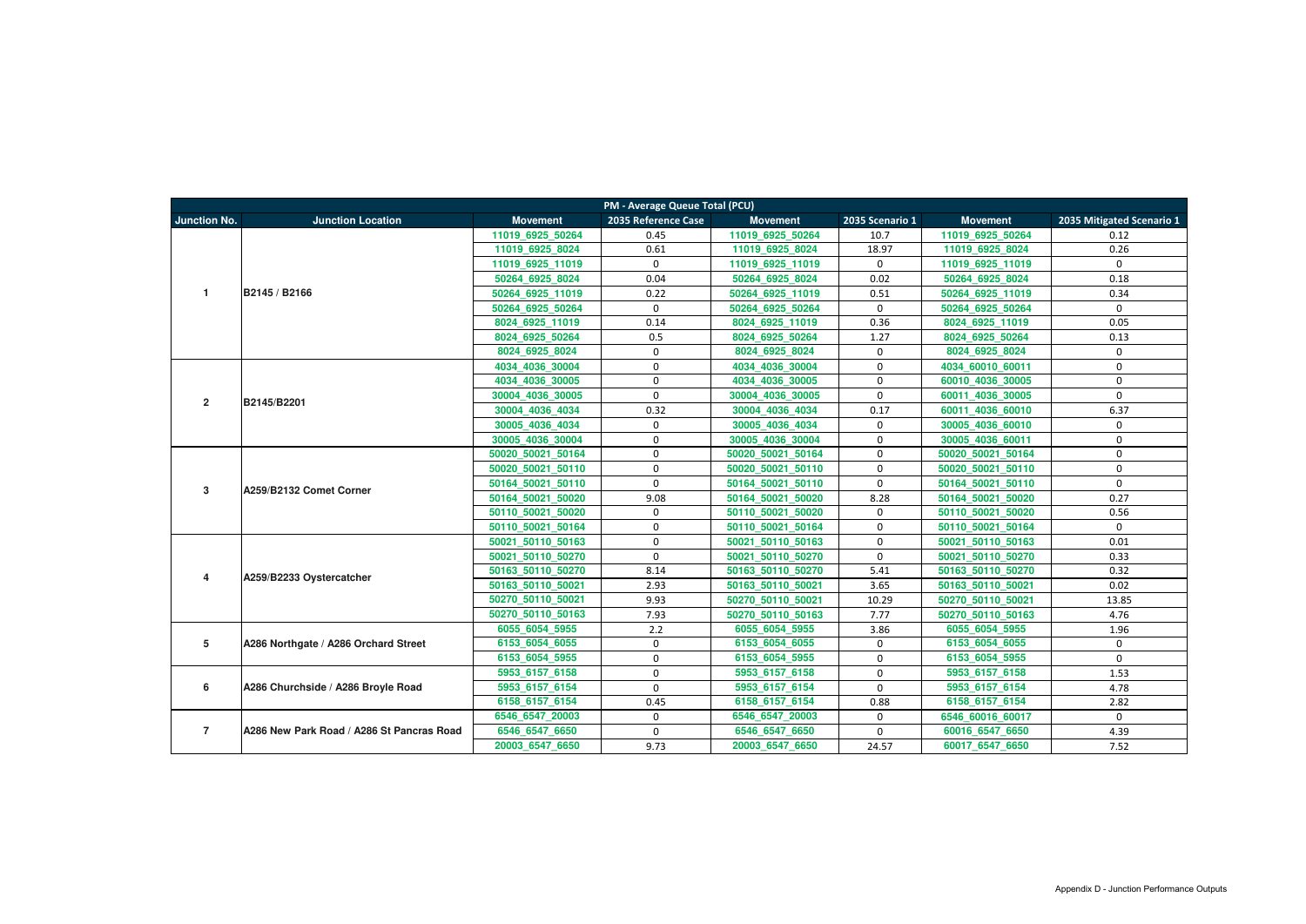| PM - Average Queue Total (PCU) | | | | | | | |
|---|---|---|---|---|---|---|---|
| Junction No. | Junction Location | Movement | 2035 Reference Case | Movement | 2035 Scenario 1 | Movement | 2035 Mitigated Scenario 1 |
| 1 | B2145 / B2166 | 11019_6925_50264 | 0.45 | 11019_6925_50264 | 10.7 | 11019_6925_50264 | 0.12 |
| | | 11019_6925_8024 | 0.61 | 11019_6925_8024 | 18.97 | 11019_6925_8024 | 0.26 |
| | | 11019_6925_11019 | 0 | 11019_6925_11019 | 0 | 11019_6925_11019 | 0 |
| | | 50264_6925_8024 | 0.04 | 50264_6925_8024 | 0.02 | 50264_6925_8024 | 0.18 |
| | | 50264_6925_11019 | 0.22 | 50264_6925_11019 | 0.51 | 50264_6925_11019 | 0.34 |
| | | 50264_6925_50264 | 0 | 50264_6925_50264 | 0 | 50264_6925_50264 | 0 |
| | | 8024_6925_11019 | 0.14 | 8024_6925_11019 | 0.36 | 8024_6925_11019 | 0.05 |
| | | 8024_6925_50264 | 0.5 | 8024_6925_50264 | 1.27 | 8024_6925_50264 | 0.13 |
| | | 8024_6925_8024 | 0 | 8024_6925_8024 | 0 | 8024_6925_8024 | 0 |
| 2 | B2145/B2201 | 4034_4036_30004 | 0 | 4034_4036_30004 | 0 | 4034_60010_60011 | 0 |
| | | 4034_4036_30005 | 0 | 4034_4036_30005 | 0 | 60010_4036_30005 | 0 |
| | | 30004_4036_30005 | 0 | 30004_4036_30005 | 0 | 60011_4036_30005 | 0 |
| | | 30004_4036_4034 | 0.32 | 30004_4036_4034 | 0.17 | 60011_4036_60010 | 6.37 |
| | | 30005_4036_4034 | 0 | 30005_4036_4034 | 0 | 30005_4036_60010 | 0 |
| | | 30005_4036_30004 | 0 | 30005_4036_30004 | 0 | 30005_4036_60011 | 0 |
| 3 | A259/B2132 Comet Corner | 50020_50021_50164 | 0 | 50020_50021_50164 | 0 | 50020_50021_50164 | 0 |
| | | 50020_50021_50110 | 0 | 50020_50021_50110 | 0 | 50020_50021_50110 | 0 |
| | | 50164_50021_50110 | 0 | 50164_50021_50110 | 0 | 50164_50021_50110 | 0 |
| | | 50164_50021_50020 | 9.08 | 50164_50021_50020 | 8.28 | 50164_50021_50020 | 0.27 |
| | | 50110_50021_50020 | 0 | 50110_50021_50020 | 0 | 50110_50021_50020 | 0.56 |
| | | 50110_50021_50164 | 0 | 50110_50021_50164 | 0 | 50110_50021_50164 | 0 |
| 4 | A259/B2233 Oystercatcher | 50021_50110_50163 | 0 | 50021_50110_50163 | 0 | 50021_50110_50163 | 0.01 |
| | | 50021_50110_50270 | 0 | 50021_50110_50270 | 0 | 50021_50110_50270 | 0.33 |
| | | 50163_50110_50270 | 8.14 | 50163_50110_50270 | 5.41 | 50163_50110_50270 | 0.32 |
| | | 50163_50110_50021 | 2.93 | 50163_50110_50021 | 3.65 | 50163_50110_50021 | 0.02 |
| | | 50270_50110_50021 | 9.93 | 50270_50110_50021 | 10.29 | 50270_50110_50021 | 13.85 |
| | | 50270_50110_50163 | 7.93 | 50270_50110_50163 | 7.77 | 50270_50110_50163 | 4.76 |
| 5 | A286 Northgate / A286 Orchard Street | 6055_6054_5955 | 2.2 | 6055_6054_5955 | 3.86 | 6055_6054_5955 | 1.96 |
| | | 6153_6054_6055 | 0 | 6153_6054_6055 | 0 | 6153_6054_6055 | 0 |
| | | 6153_6054_5955 | 0 | 6153_6054_5955 | 0 | 6153_6054_5955 | 0 |
| 6 | A286 Churchside / A286 Broyle Road | 5953_6157_6158 | 0 | 5953_6157_6158 | 0 | 5953_6157_6158 | 1.53 |
| | | 5953_6157_6154 | 0 | 5953_6157_6154 | 0 | 5953_6157_6154 | 4.78 |
| | | 6158_6157_6154 | 0.45 | 6158_6157_6154 | 0.88 | 6158_6157_6154 | 2.82 |
| 7 | A286 New Park Road / A286 St Pancras Road | 6546_6547_20003 | 0 | 6546_6547_20003 | 0 | 6546_60016_60017 | 0 |
| | | 6546_6547_6650 | 0 | 6546_6547_6650 | 0 | 60016_6547_6650 | 4.39 |
| | | 20003_6547_6650 | 9.73 | 20003_6547_6650 | 24.57 | 60017_6547_6650 | 7.52 |

Appendix D - Junction Performance Outputs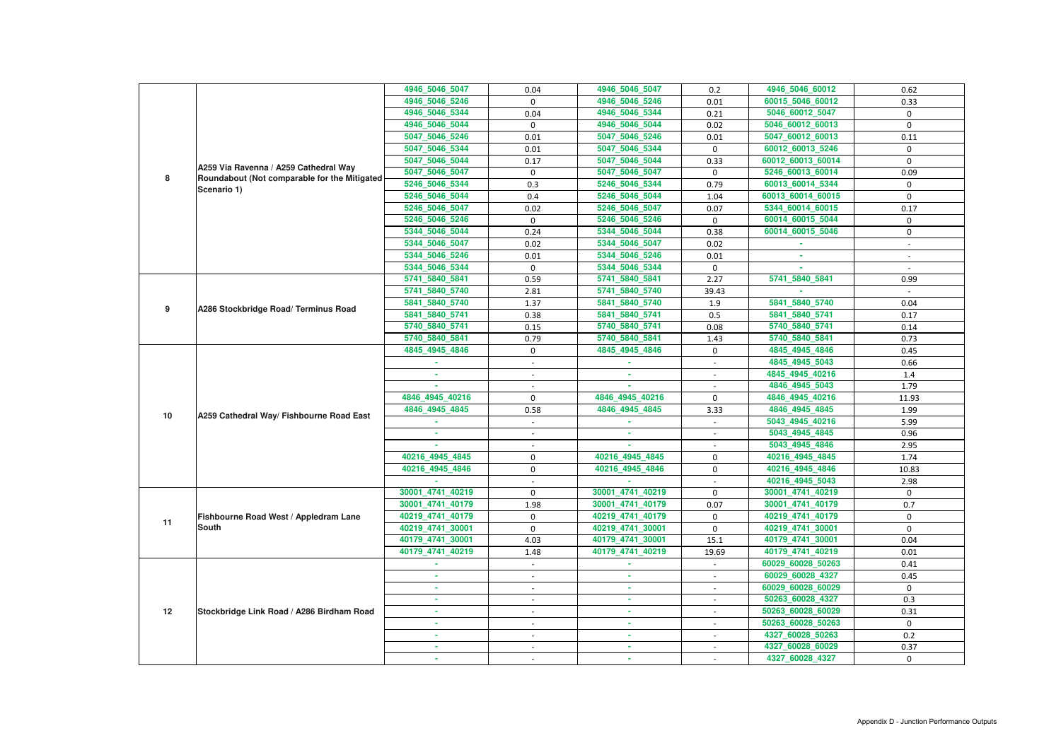| | | | | | | | |
|---|---|---|---|---|---|---|---|
| 8 | A259 Via Ravenna / A259 Cathedral Way Roundabout (Not comparable for the Mitigated Scenario 1) | 4946_5046_5047 | 0.04 | 4946_5046_5047 | 0.2 | 4946_5046_60012 | 0.62 |
| | | 4946_5046_5246 | 0 | 4946_5046_5246 | 0.01 | 60015_5046_60012 | 0.33 |
| | | 4946_5046_5344 | 0.04 | 4946_5046_5344 | 0.21 | 5046_60012_5047 | 0 |
| | | 4946_5046_5044 | 0 | 4946_5046_5044 | 0.02 | 5046_60012_60013 | 0 |
| | | 5047_5046_5246 | 0.01 | 5047_5046_5246 | 0.01 | 5047_60012_60013 | 0.11 |
| | | 5047_5046_5344 | 0.01 | 5047_5046_5344 | 0 | 60012_60013_5246 | 0 |
| | | 5047_5046_5044 | 0.17 | 5047_5046_5044 | 0.33 | 60012_60013_60014 | 0 |
| | | 5047_5046_5047 | 0 | 5047_5046_5047 | 0 | 5246_60013_60014 | 0.09 |
| | | 5246_5046_5344 | 0.3 | 5246_5046_5344 | 0.79 | 60013_60014_5344 | 0 |
| | | 5246_5046_5044 | 0.4 | 5246_5046_5044 | 1.04 | 60013_60014_60015 | 0 |
| | | 5246_5046_5047 | 0.02 | 5246_5046_5047 | 0.07 | 5344_60014_60015 | 0.17 |
| | | 5246_5046_5246 | 0 | 5246_5046_5246 | 0 | 60014_60015_5044 | 0 |
| | | 5344_5046_5044 | 0.24 | 5344_5046_5044 | 0.38 | 60014_60015_5046 | 0 |
| | | 5344_5046_5047 | 0.02 | 5344_5046_5047 | 0.02 | - | - |
| | | 5344_5046_5246 | 0.01 | 5344_5046_5246 | 0.01 | - | - |
| | | 5344_5046_5344 | 0 | 5344_5046_5344 | 0 | - | - |
| 9 | A286 Stockbridge Road/ Terminus Road | 5741_5840_5841 | 0.59 | 5741_5840_5841 | 2.27 | 5741_5840_5841 | 0.99 |
| | | 5741_5840_5740 | 2.81 | 5741_5840_5740 | 39.43 | - | - |
| | | 5841_5840_5740 | 1.37 | 5841_5840_5740 | 1.9 | 5841_5840_5740 | 0.04 |
| | | 5841_5840_5741 | 0.38 | 5841_5840_5741 | 0.5 | 5841_5840_5741 | 0.17 |
| | | 5740_5840_5741 | 0.15 | 5740_5840_5741 | 0.08 | 5740_5840_5741 | 0.14 |
| | | 5740_5840_5841 | 0.79 | 5740_5840_5841 | 1.43 | 5740_5840_5841 | 0.73 |
| 10 | A259 Cathedral Way/ Fishbourne Road East | 4845_4945_4846 | 0 | 4845_4945_4846 | 0 | 4845_4945_4846 | 0.45 |
| | | - | - | - | - | 4845_4945_5043 | 0.66 |
| | | - | - | - | - | 4845_4945_40216 | 1.4 |
| | | - | - | - | - | 4846_4945_5043 | 1.79 |
| | | 4846_4945_40216 | 0 | 4846_4945_40216 | 0 | 4846_4945_40216 | 11.93 |
| | | 4846_4945_4845 | 0.58 | 4846_4945_4845 | 3.33 | 4846_4945_4845 | 1.99 |
| | | - | - | - | - | 5043_4945_40216 | 5.99 |
| | | - | - | - | - | 5043_4945_4845 | 0.96 |
| | | - | - | - | - | 5043_4945_4846 | 2.95 |
| | | 40216_4945_4845 | 0 | 40216_4945_4845 | 0 | 40216_4945_4845 | 1.74 |
| | | 40216_4945_4846 | 0 | 40216_4945_4846 | 0 | 40216_4945_4846 | 10.83 |
| | | - | - | - | - | 40216_4945_5043 | 2.98 |
| 11 | Fishbourne Road West / Appledram Lane South | 30001_4741_40219 | 0 | 30001_4741_40219 | 0 | 30001_4741_40219 | 0 |
| | | 30001_4741_40179 | 1.98 | 30001_4741_40179 | 0.07 | 30001_4741_40179 | 0.7 |
| | | 40219_4741_40179 | 0 | 40219_4741_40179 | 0 | 40219_4741_40179 | 0 |
| | | 40219_4741_30001 | 0 | 40219_4741_30001 | 0 | 40219_4741_30001 | 0 |
| | | 40179_4741_30001 | 4.03 | 40179_4741_30001 | 15.1 | 40179_4741_30001 | 0.04 |
| | | 40179_4741_40219 | 1.48 | 40179_4741_40219 | 19.69 | 40179_4741_40219 | 0.01 |
| 12 | Stockbridge Link Road / A286 Birdham Road | - | - | - | - | 60029_60028_50263 | 0.41 |
| | | - | - | - | - | 60029_60028_4327 | 0.45 |
| | | - | - | - | - | 60029_60028_60029 | 0 |
| | | - | - | - | - | 50263_60028_4327 | 0.3 |
| | | - | - | - | - | 50263_60028_60029 | 0.31 |
| | | - | - | - | - | 50263_60028_50263 | 0 |
| | | - | - | - | - | 4327_60028_50263 | 0.2 |
| | | - | - | - | - | 4327_60028_60029 | 0.37 |
| | | - | - | - | - | 4327_60028_4327 | 0 |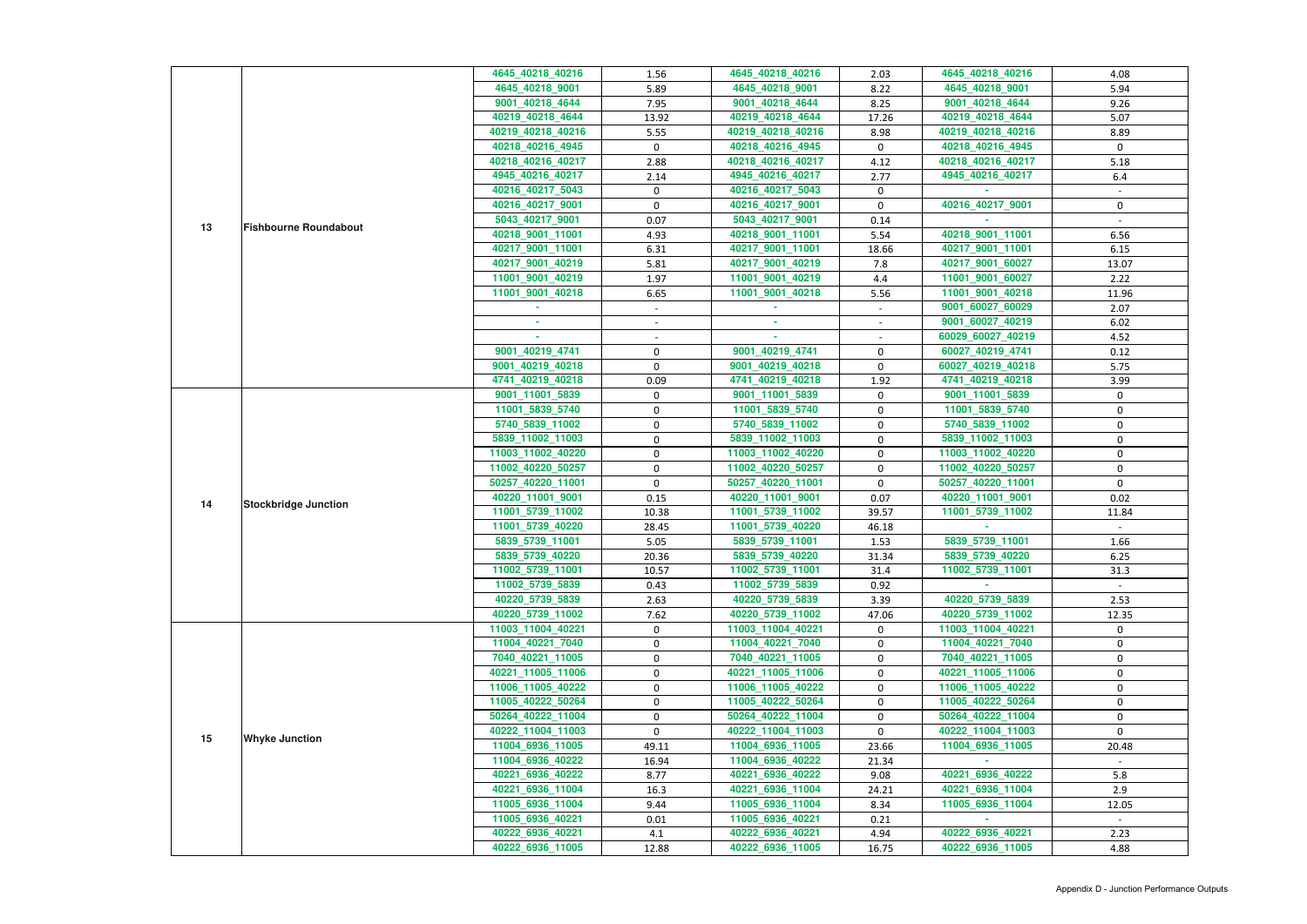| | | | | | | | |
|---|---|---|---|---|---|---|---|
| 13 | Fishbourne Roundabout | 4645_40218_40216 | 1.56 | 4645_40218_40216 | 2.03 | 4645_40218_40216 | 4.08 |
| | | 4645_40218_9001 | 5.89 | 4645_40218_9001 | 8.22 | 4645_40218_9001 | 5.94 |
| | | 9001_40218_4644 | 7.95 | 9001_40218_4644 | 8.25 | 9001_40218_4644 | 9.26 |
| | | 40219_40218_4644 | 13.92 | 40219_40218_4644 | 17.26 | 40219_40218_4644 | 5.07 |
| | | 40219_40218_40216 | 5.55 | 40219_40218_40216 | 8.98 | 40219_40218_40216 | 8.89 |
| | | 40218_40216_4945 | 0 | 40218_40216_4945 | 0 | 40218_40216_4945 | 0 |
| | | 40218_40216_40217 | 2.88 | 40218_40216_40217 | 4.12 | 40218_40216_40217 | 5.18 |
| | | 4945_40216_40217 | 2.14 | 4945_40216_40217 | 2.77 | 4945_40216_40217 | 6.4 |
| | | 40216_40217_5043 | 0 | 40216_40217_5043 | 0 | - | - |
| | | 40216_40217_9001 | 0 | 40216_40217_9001 | 0 | 40216_40217_9001 | 0 |
| | | 5043_40217_9001 | 0.07 | 5043_40217_9001 | 0.14 | - | - |
| | | 40218_9001_11001 | 4.93 | 40218_9001_11001 | 5.54 | 40218_9001_11001 | 6.56 |
| | | 40217_9001_11001 | 6.31 | 40217_9001_11001 | 18.66 | 40217_9001_11001 | 6.15 |
| | | 40217_9001_40219 | 5.81 | 40217_9001_40219 | 7.8 | 40217_9001_60027 | 13.07 |
| | | 11001_9001_40219 | 1.97 | 11001_9001_40219 | 4.4 | 11001_9001_60027 | 2.22 |
| | | 11001_9001_40218 | 6.65 | 11001_9001_40218 | 5.56 | 11001_9001_40218 | 11.96 |
| | | - | - | - | - | 9001_60027_60029 | 2.07 |
| | | - | - | - | - | 9001_60027_40219 | 6.02 |
| | | - | - | - | - | 60029_60027_40219 | 4.52 |
| | | 9001_40219_4741 | 0 | 9001_40219_4741 | 0 | 60027_40219_4741 | 0.12 |
| | | 9001_40219_40218 | 0 | 9001_40219_40218 | 0 | 60027_40219_40218 | 5.75 |
| | | 4741_40219_40218 | 0.09 | 4741_40219_40218 | 1.92 | 4741_40219_40218 | 3.99 |
| 14 | Stockbridge Junction | 9001_11001_5839 | 0 | 9001_11001_5839 | 0 | 9001_11001_5839 | 0 |
| | | 11001_5839_5740 | 0 | 11001_5839_5740 | 0 | 11001_5839_5740 | 0 |
| | | 5740_5839_11002 | 0 | 5740_5839_11002 | 0 | 5740_5839_11002 | 0 |
| | | 5839_11002_11003 | 0 | 5839_11002_11003 | 0 | 5839_11002_11003 | 0 |
| | | 11003_11002_40220 | 0 | 11003_11002_40220 | 0 | 11003_11002_40220 | 0 |
| | | 11002_40220_50257 | 0 | 11002_40220_50257 | 0 | 11002_40220_50257 | 0 |
| | | 50257_40220_11001 | 0 | 50257_40220_11001 | 0 | 50257_40220_11001 | 0 |
| | | 40220_11001_9001 | 0.15 | 40220_11001_9001 | 0.07 | 40220_11001_9001 | 0.02 |
| | | 11001_5739_11002 | 10.38 | 11001_5739_11002 | 39.57 | 11001_5739_11002 | 11.84 |
| | | 11001_5739_40220 | 28.45 | 11001_5739_40220 | 46.18 | - | - |
| | | 5839_5739_11001 | 5.05 | 5839_5739_11001 | 1.53 | 5839_5739_11001 | 1.66 |
| | | 5839_5739_40220 | 20.36 | 5839_5739_40220 | 31.34 | 5839_5739_40220 | 6.25 |
| | | 11002_5739_11001 | 10.57 | 11002_5739_11001 | 31.4 | 11002_5739_11001 | 31.3 |
| | | 11002_5739_5839 | 0.43 | 11002_5739_5839 | 0.92 | - | - |
| | | 40220_5739_5839 | 2.63 | 40220_5739_5839 | 3.39 | 40220_5739_5839 | 2.53 |
| | | 40220_5739_11002 | 7.62 | 40220_5739_11002 | 47.06 | 40220_5739_11002 | 12.35 |
| 15 | Whyke Junction | 11003_11004_40221 | 0 | 11003_11004_40221 | 0 | 11003_11004_40221 | 0 |
| | | 11004_40221_7040 | 0 | 11004_40221_7040 | 0 | 11004_40221_7040 | 0 |
| | | 7040_40221_11005 | 0 | 7040_40221_11005 | 0 | 7040_40221_11005 | 0 |
| | | 40221_11005_11006 | 0 | 40221_11005_11006 | 0 | 40221_11005_11006 | 0 |
| | | 11006_11005_40222 | 0 | 11006_11005_40222 | 0 | 11006_11005_40222 | 0 |
| | | 11005_40222_50264 | 0 | 11005_40222_50264 | 0 | 11005_40222_50264 | 0 |
| | | 50264_40222_11004 | 0 | 50264_40222_11004 | 0 | 50264_40222_11004 | 0 |
| | | 40222_11004_11003 | 0 | 40222_11004_11003 | 0 | 40222_11004_11003 | 0 |
| | | 11004_6936_11005 | 49.11 | 11004_6936_11005 | 23.66 | 11004_6936_11005 | 20.48 |
| | | 11004_6936_40222 | 16.94 | 11004_6936_40222 | 21.34 | - | - |
| | | 40221_6936_40222 | 8.77 | 40221_6936_40222 | 9.08 | 40221_6936_40222 | 5.8 |
| | | 40221_6936_11004 | 16.3 | 40221_6936_11004 | 24.21 | 40221_6936_11004 | 2.9 |
| | | 11005_6936_11004 | 9.44 | 11005_6936_11004 | 8.34 | 11005_6936_11004 | 12.05 |
| | | 11005_6936_40221 | 0.01 | 11005_6936_40221 | 0.21 | - | - |
| | | 40222_6936_40221 | 4.1 | 40222_6936_40221 | 4.94 | 40222_6936_40221 | 2.23 |
| | | 40222_6936_11005 | 12.88 | 40222_6936_11005 | 16.75 | 40222_6936_11005 | 4.88 |

Appendix D - Junction Performance Outputs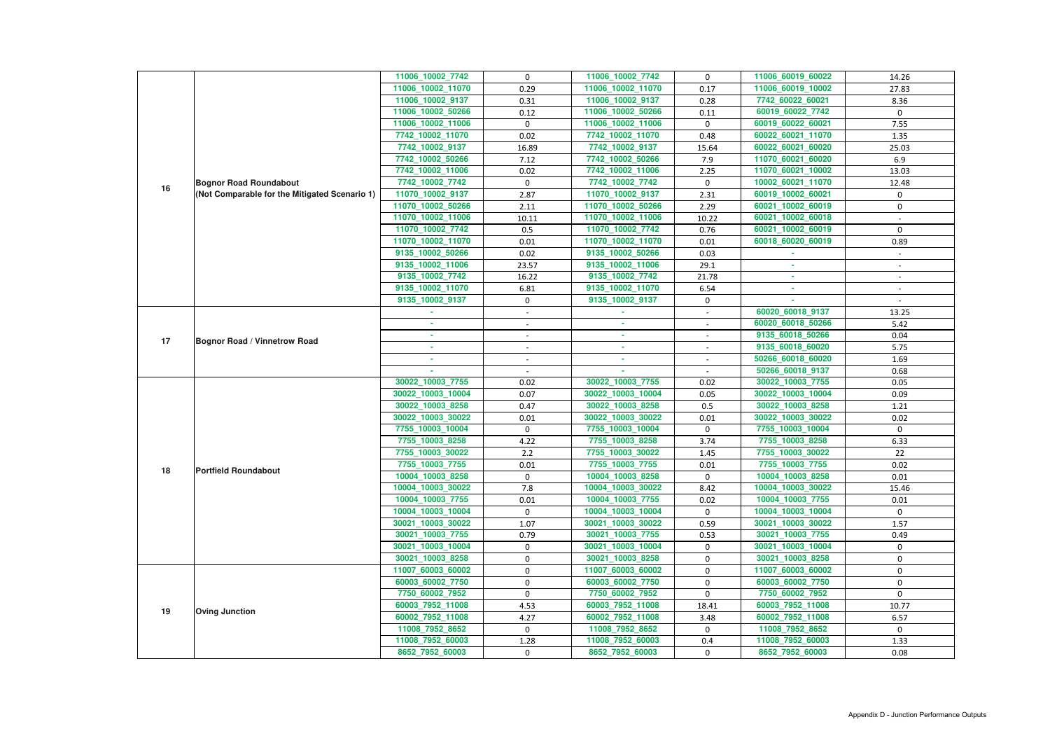| | | | | | | | |
|---|---|---|---|---|---|---|---|
| 16 | Bognor Road Roundabout (Not Comparable for the Mitigated Scenario 1) | 11006_10002_7742 | 0 | 11006_10002_7742 | 0 | 11006_60019_60022 | 14.26 |
| | | 11006_10002_11070 | 0.29 | 11006_10002_11070 | 0.17 | 11006_60019_10002 | 27.83 |
| | | 11006_10002_9137 | 0.31 | 11006_10002_9137 | 0.28 | 7742_60022_60021 | 8.36 |
| | | 11006_10002_50266 | 0.12 | 11006_10002_50266 | 0.11 | 60019_60022_7742 | 0 |
| | | 11006_10002_11006 | 0 | 11006_10002_11006 | 0 | 60019_60022_60021 | 7.55 |
| | | 7742_10002_11070 | 0.02 | 7742_10002_11070 | 0.48 | 60022_60021_11070 | 1.35 |
| | | 7742_10002_9137 | 16.89 | 7742_10002_9137 | 15.64 | 60022_60021_60020 | 25.03 |
| | | 7742_10002_50266 | 7.12 | 7742_10002_50266 | 7.9 | 11070_60021_60020 | 6.9 |
| | | 7742_10002_11006 | 0.02 | 7742_10002_11006 | 2.25 | 11070_60021_10002 | 13.03 |
| | | 7742_10002_7742 | 0 | 7742_10002_7742 | 0 | 10002_60021_11070 | 12.48 |
| | | 11070_10002_9137 | 2.87 | 11070_10002_9137 | 2.31 | 60019_10002_60021 | 0 |
| | | 11070_10002_50266 | 2.11 | 11070_10002_50266 | 2.29 | 60021_10002_60019 | 0 |
| | | 11070_10002_11006 | 10.11 | 11070_10002_11006 | 10.22 | 60021_10002_60018 | - |
| | | 11070_10002_7742 | 0.5 | 11070_10002_7742 | 0.76 | 60021_10002_60019 | 0 |
| | | 11070_10002_11070 | 0.01 | 11070_10002_11070 | 0.01 | 60018_60020_60019 | 0.89 |
| | | 9135_10002_50266 | 0.02 | 9135_10002_50266 | 0.03 | - | - |
| | | 9135_10002_11006 | 23.57 | 9135_10002_11006 | 29.1 | - | - |
| | | 9135_10002_7742 | 16.22 | 9135_10002_7742 | 21.78 | - | - |
| | | 9135_10002_11070 | 6.81 | 9135_10002_11070 | 6.54 | - | - |
| | | 9135_10002_9137 | 0 | 9135_10002_9137 | 0 | - | - |
| 17 | Bognor Road / Vinnetrow Road | - | - | - | - | 60020_60018_9137 | 13.25 |
| | | - | - | - | - | 60020_60018_50266 | 5.42 |
| | | - | - | - | - | 9135_60018_50266 | 0.04 |
| | | - | - | - | - | 9135_60018_60020 | 5.75 |
| | | - | - | - | - | 50266_60018_60020 | 1.69 |
| | | - | - | - | - | 50266_60018_9137 | 0.68 |
| 18 | Portfield Roundabout | 30022_10003_7755 | 0.02 | 30022_10003_7755 | 0.02 | 30022_10003_7755 | 0.05 |
| | | 30022_10003_10004 | 0.07 | 30022_10003_10004 | 0.05 | 30022_10003_10004 | 0.09 |
| | | 30022_10003_8258 | 0.47 | 30022_10003_8258 | 0.5 | 30022_10003_8258 | 1.21 |
| | | 30022_10003_30022 | 0.01 | 30022_10003_30022 | 0.01 | 30022_10003_30022 | 0.02 |
| | | 7755_10003_10004 | 0 | 7755_10003_10004 | 0 | 7755_10003_10004 | 0 |
| | | 7755_10003_8258 | 4.22 | 7755_10003_8258 | 3.74 | 7755_10003_8258 | 6.33 |
| | | 7755_10003_30022 | 2.2 | 7755_10003_30022 | 1.45 | 7755_10003_30022 | 22 |
| | | 7755_10003_7755 | 0.01 | 7755_10003_7755 | 0.01 | 7755_10003_7755 | 0.02 |
| | | 10004_10003_8258 | 0 | 10004_10003_8258 | 0 | 10004_10003_8258 | 0.01 |
| | | 10004_10003_30022 | 7.8 | 10004_10003_30022 | 8.42 | 10004_10003_30022 | 15.46 |
| | | 10004_10003_7755 | 0.01 | 10004_10003_7755 | 0.02 | 10004_10003_7755 | 0.01 |
| | | 10004_10003_10004 | 0 | 10004_10003_10004 | 0 | 10004_10003_10004 | 0 |
| | | 30021_10003_30022 | 1.07 | 30021_10003_30022 | 0.59 | 30021_10003_30022 | 1.57 |
| | | 30021_10003_7755 | 0.79 | 30021_10003_7755 | 0.53 | 30021_10003_7755 | 0.49 |
| | | 30021_10003_10004 | 0 | 30021_10003_10004 | 0 | 30021_10003_10004 | 0 |
| | | 30021_10003_8258 | 0 | 30021_10003_8258 | 0 | 30021_10003_8258 | 0 |
| 19 | Oving Junction | 11007_60003_60002 | 0 | 11007_60003_60002 | 0 | 11007_60003_60002 | 0 |
| | | 60003_60002_7750 | 0 | 60003_60002_7750 | 0 | 60003_60002_7750 | 0 |
| | | 7750_60002_7952 | 0 | 7750_60002_7952 | 0 | 7750_60002_7952 | 0 |
| | | 60003_7952_11008 | 4.53 | 60003_7952_11008 | 18.41 | 60003_7952_11008 | 10.77 |
| | | 60002_7952_11008 | 4.27 | 60002_7952_11008 | 3.48 | 60002_7952_11008 | 6.57 |
| | | 11008_7952_8652 | 0 | 11008_7952_8652 | 0 | 11008_7952_8652 | 0 |
| | | 11008_7952_60003 | 1.28 | 11008_7952_60003 | 0.4 | 11008_7952_60003 | 1.33 |
| | | 8652_7952_60003 | 0 | 8652_7952_60003 | 0 | 8652_7952_60003 | 0.08 |

Appendix D - Junction Performance Outputs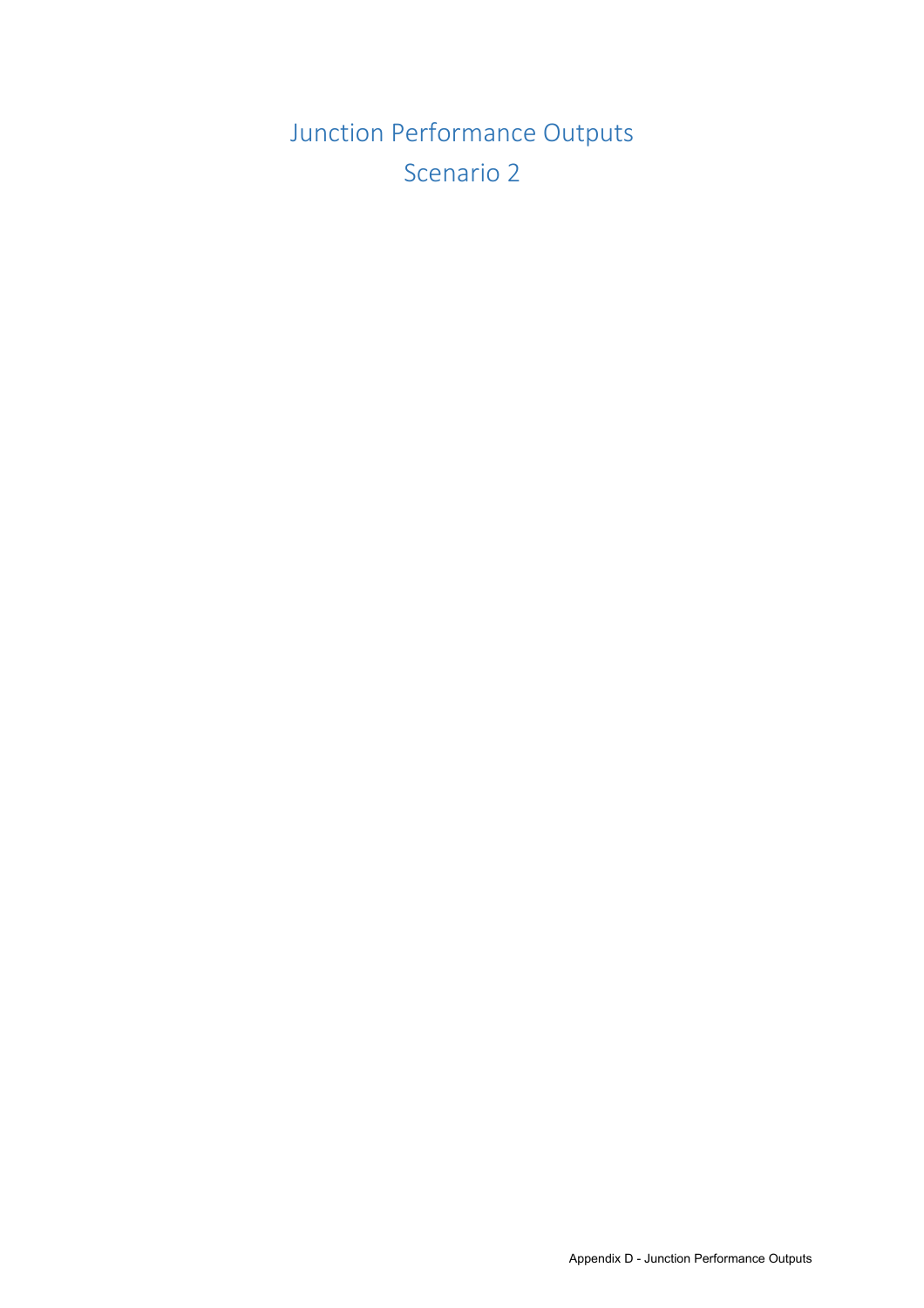# Junction Performance Outputs
## Scenario 2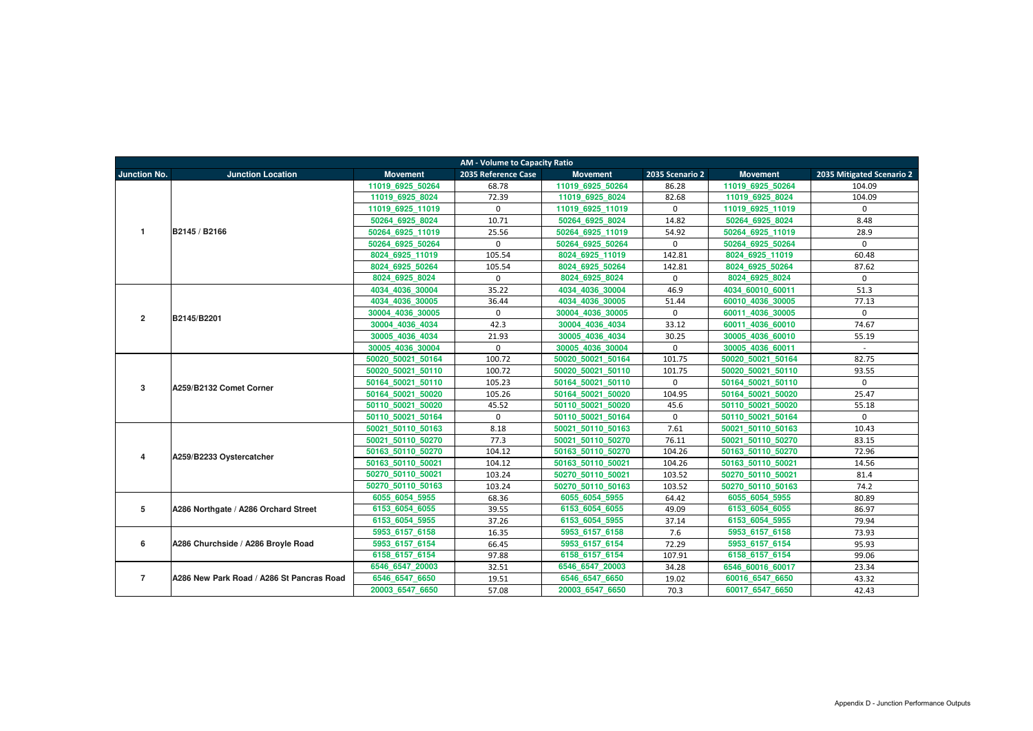| AM - Volume to Capacity Ratio | | | | | | | |
|---|---|---|---|---|---|---|---|
| Junction No. | Junction Location | Movement | 2035 Reference Case | Movement | 2035 Scenario 2 | Movement | 2035 Mitigated Scenario 2 |
| 1 | B2145 / B2166 | 11019_6925_50264 | 68.78 | 11019_6925_50264 | 86.28 | 11019_6925_50264 | 104.09 |
| | | 11019_6925_8024 | 72.39 | 11019_6925_8024 | 82.68 | 11019_6925_8024 | 104.09 |
| | | 11019_6925_11019 | 0 | 11019_6925_11019 | 0 | 11019_6925_11019 | 0 |
| | | 50264_6925_8024 | 10.71 | 50264_6925_8024 | 14.82 | 50264_6925_8024 | 8.48 |
| | | 50264_6925_11019 | 25.56 | 50264_6925_11019 | 54.92 | 50264_6925_11019 | 28.9 |
| | | 50264_6925_50264 | 0 | 50264_6925_50264 | 0 | 50264_6925_50264 | 0 |
| | | 8024_6925_11019 | 105.54 | 8024_6925_11019 | 142.81 | 8024_6925_11019 | 60.48 |
| | | 8024_6925_50264 | 105.54 | 8024_6925_50264 | 142.81 | 8024_6925_50264 | 87.62 |
| | | 8024_6925_8024 | 0 | 8024_6925_8024 | 0 | 8024_6925_8024 | 0 |
| 2 | B2145/B2201 | 4034_4036_30004 | 35.22 | 4034_4036_30004 | 46.9 | 4034_60010_60011 | 51.3 |
| | | 4034_4036_30005 | 36.44 | 4034_4036_30005 | 51.44 | 60010_4036_30005 | 77.13 |
| | | 30004_4036_30005 | 0 | 30004_4036_30005 | 0 | 60011_4036_30005 | 0 |
| | | 30004_4036_4034 | 42.3 | 30004_4036_4034 | 33.12 | 60011_4036_60010 | 74.67 |
| | | 30005_4036_4034 | 21.93 | 30005_4036_4034 | 30.25 | 30005_4036_60010 | 55.19 |
| | | 30005_4036_30004 | 0 | 30005_4036_30004 | 0 | 30005_4036_60011 | - |
| 3 | A259/B2132 Comet Corner | 50020_50021_50164 | 100.72 | 50020_50021_50164 | 101.75 | 50020_50021_50164 | 82.75 |
| | | 50020_50021_50110 | 100.72 | 50020_50021_50110 | 101.75 | 50020_50021_50110 | 93.55 |
| | | 50164_50021_50110 | 105.23 | 50164_50021_50110 | 0 | 50164_50021_50110 | 0 |
| | | 50164_50021_50020 | 105.26 | 50164_50021_50020 | 104.95 | 50164_50021_50020 | 25.47 |
| | | 50110_50021_50020 | 45.52 | 50110_50021_50020 | 45.6 | 50110_50021_50020 | 55.18 |
| | | 50110_50021_50164 | 0 | 50110_50021_50164 | 0 | 50110_50021_50164 | 0 |
| 4 | A259/B2233 Oystercatcher | 50021_50110_50163 | 8.18 | 50021_50110_50163 | 7.61 | 50021_50110_50163 | 10.43 |
| | | 50021_50110_50270 | 77.3 | 50021_50110_50270 | 76.11 | 50021_50110_50270 | 83.15 |
| | | 50163_50110_50270 | 104.12 | 50163_50110_50270 | 104.26 | 50163_50110_50270 | 72.96 |
| | | 50163_50110_50021 | 104.12 | 50163_50110_50021 | 104.26 | 50163_50110_50021 | 14.56 |
| | | 50270_50110_50021 | 103.24 | 50270_50110_50021 | 103.52 | 50270_50110_50021 | 81.4 |
| | | 50270_50110_50163 | 103.24 | 50270_50110_50163 | 103.52 | 50270_50110_50163 | 74.2 |
| 5 | A286 Northgate / A286 Orchard Street | 6055_6054_5955 | 68.36 | 6055_6054_5955 | 64.42 | 6055_6054_5955 | 80.89 |
| | | 6153_6054_6055 | 39.55 | 6153_6054_6055 | 49.09 | 6153_6054_6055 | 86.97 |
| | | 6153_6054_5955 | 37.26 | 6153_6054_5955 | 37.14 | 6153_6054_5955 | 79.94 |
| 6 | A286 Churchside / A286 Broyle Road | 5953_6157_6158 | 16.35 | 5953_6157_6158 | 7.6 | 5953_6157_6158 | 73.93 |
| | | 5953_6157_6154 | 66.45 | 5953_6157_6154 | 72.29 | 5953_6157_6154 | 95.93 |
| | | 6158_6157_6154 | 97.88 | 6158_6157_6154 | 107.91 | 6158_6157_6154 | 99.06 |
| 7 | A286 New Park Road / A286 St Pancras Road | 6546_6547_20003 | 32.51 | 6546_6547_20003 | 34.28 | 6546_60016_60017 | 23.34 |
| | | 6546_6547_6650 | 19.51 | 6546_6547_6650 | 19.02 | 60016_6547_6650 | 43.32 |
| | | 20003_6547_6650 | 57.08 | 20003_6547_6650 | 70.3 | 60017_6547_6650 | 42.43 |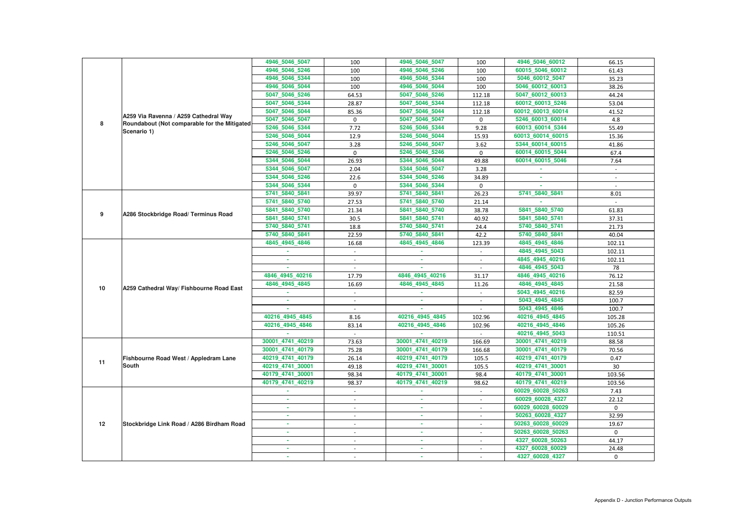| | | | | | | | |
|---|---|---|---|---|---|---|---|
| 8 | A259 Via Ravenna / A259 Cathedral Way Roundabout (Not comparable for the Mitigated Scenario 1) | 4946_5046_5047 | 100 | 4946_5046_5047 | 100 | 4946_5046_60012 | 66.15 |
| | | 4946_5046_5246 | 100 | 4946_5046_5246 | 100 | 60015_5046_60012 | 61.43 |
| | | 4946_5046_5344 | 100 | 4946_5046_5344 | 100 | 5046_60012_5047 | 35.23 |
| | | 4946_5046_5044 | 100 | 4946_5046_5044 | 100 | 5046_60012_60013 | 38.26 |
| | | 5047_5046_5246 | 64.53 | 5047_5046_5246 | 112.18 | 5047_60012_60013 | 44.24 |
| | | 5047_5046_5344 | 28.87 | 5047_5046_5344 | 112.18 | 60012_60013_5246 | 53.04 |
| | | 5047_5046_5044 | 85.36 | 5047_5046_5044 | 112.18 | 60012_60013_60014 | 41.52 |
| | | 5047_5046_5047 | 0 | 5047_5046_5047 | 0 | 5246_60013_60014 | 4.8 |
| | | 5246_5046_5344 | 7.72 | 5246_5046_5344 | 9.28 | 60013_60014_5344 | 55.49 |
| | | 5246_5046_5044 | 12.9 | 5246_5046_5044 | 15.93 | 60013_60014_60015 | 15.36 |
| | | 5246_5046_5047 | 3.28 | 5246_5046_5047 | 3.62 | 5344_60014_60015 | 41.86 |
| | | 5246_5046_5246 | 0 | 5246_5046_5246 | 0 | 60014_60015_5044 | 67.4 |
| | | 5344_5046_5044 | 26.93 | 5344_5046_5044 | 49.88 | 60014_60015_5046 | 7.64 |
| | | 5344_5046_5047 | 2.04 | 5344_5046_5047 | 3.28 | - | - |
| | | 5344_5046_5246 | 22.6 | 5344_5046_5246 | 34.89 | - | - |
| | | 5344_5046_5344 | 0 | 5344_5046_5344 | 0 | - | - |
| 9 | A286 Stockbridge Road/ Terminus Road | 5741_5840_5841 | 39.97 | 5741_5840_5841 | 26.23 | 5741_5840_5841 | 8.01 |
| | | 5741_5840_5740 | 27.53 | 5741_5840_5740 | 21.14 | - | - |
| | | 5841_5840_5740 | 21.34 | 5841_5840_5740 | 38.78 | 5841_5840_5740 | 61.83 |
| | | 5841_5840_5741 | 30.5 | 5841_5840_5741 | 40.92 | 5841_5840_5741 | 37.31 |
| | | 5740_5840_5741 | 18.8 | 5740_5840_5741 | 24.4 | 5740_5840_5741 | 21.73 |
| | | 5740_5840_5841 | 22.59 | 5740_5840_5841 | 42.2 | 5740_5840_5841 | 40.04 |
| 10 | A259 Cathedral Way/ Fishbourne Road East | 4845_4945_4846 | 16.68 | 4845_4945_4846 | 123.39 | 4845_4945_4846 | 102.11 |
| | | - | - | - | - | 4845_4945_5043 | 102.11 |
| | | - | - | - | - | 4845_4945_40216 | 102.11 |
| | | - | - | - | - | 4846_4945_5043 | 78 |
| | | 4846_4945_40216 | 17.79 | 4846_4945_40216 | 31.17 | 4846_4945_40216 | 76.12 |
| | | 4846_4945_4845 | 16.69 | 4846_4945_4845 | 11.26 | 4846_4945_4845 | 21.58 |
| | | - | - | - | - | 5043_4945_40216 | 82.59 |
| | | - | - | - | - | 5043_4945_4845 | 100.7 |
| | | - | - | - | - | 5043_4945_4846 | 100.7 |
| | | 40216_4945_4845 | 8.16 | 40216_4945_4845 | 102.96 | 40216_4945_4845 | 105.28 |
| | | 40216_4945_4846 | 83.14 | 40216_4945_4846 | 102.96 | 40216_4945_4846 | 105.26 |
| | | - | - | - | - | 40216_4945_5043 | 110.51 |
| 11 | Fishbourne Road West / Appledram Lane South | 30001_4741_40219 | 73.63 | 30001_4741_40219 | 166.69 | 30001_4741_40219 | 88.58 |
| | | 30001_4741_40179 | 75.28 | 30001_4741_40179 | 166.68 | 30001_4741_40179 | 70.56 |
| | | 40219_4741_40179 | 26.14 | 40219_4741_40179 | 105.5 | 40219_4741_40179 | 0.47 |
| | | 40219_4741_30001 | 49.18 | 40219_4741_30001 | 105.5 | 40219_4741_30001 | 30 |
| | | 40179_4741_30001 | 98.34 | 40179_4741_30001 | 98.4 | 40179_4741_30001 | 103.56 |
| | | 40179_4741_40219 | 98.37 | 40179_4741_40219 | 98.62 | 40179_4741_40219 | 103.56 |
| 12 | Stockbridge Link Road / A286 Birdham Road | - | - | - | - | 60029_60028_50263 | 7.43 |
| | | - | - | - | - | 60029_60028_4327 | 22.12 |
| | | - | - | - | - | 60029_60028_60029 | 0 |
| | | - | - | - | - | 50263_60028_4327 | 32.99 |
| | | - | - | - | - | 50263_60028_60029 | 19.67 |
| | | - | - | - | - | 50263_60028_50263 | 0 |
| | | - | - | - | - | 4327_60028_50263 | 44.17 |
| | | - | - | - | - | 4327_60028_60029 | 24.48 |
| | | - | - | - | - | 4327_60028_4327 | 0 |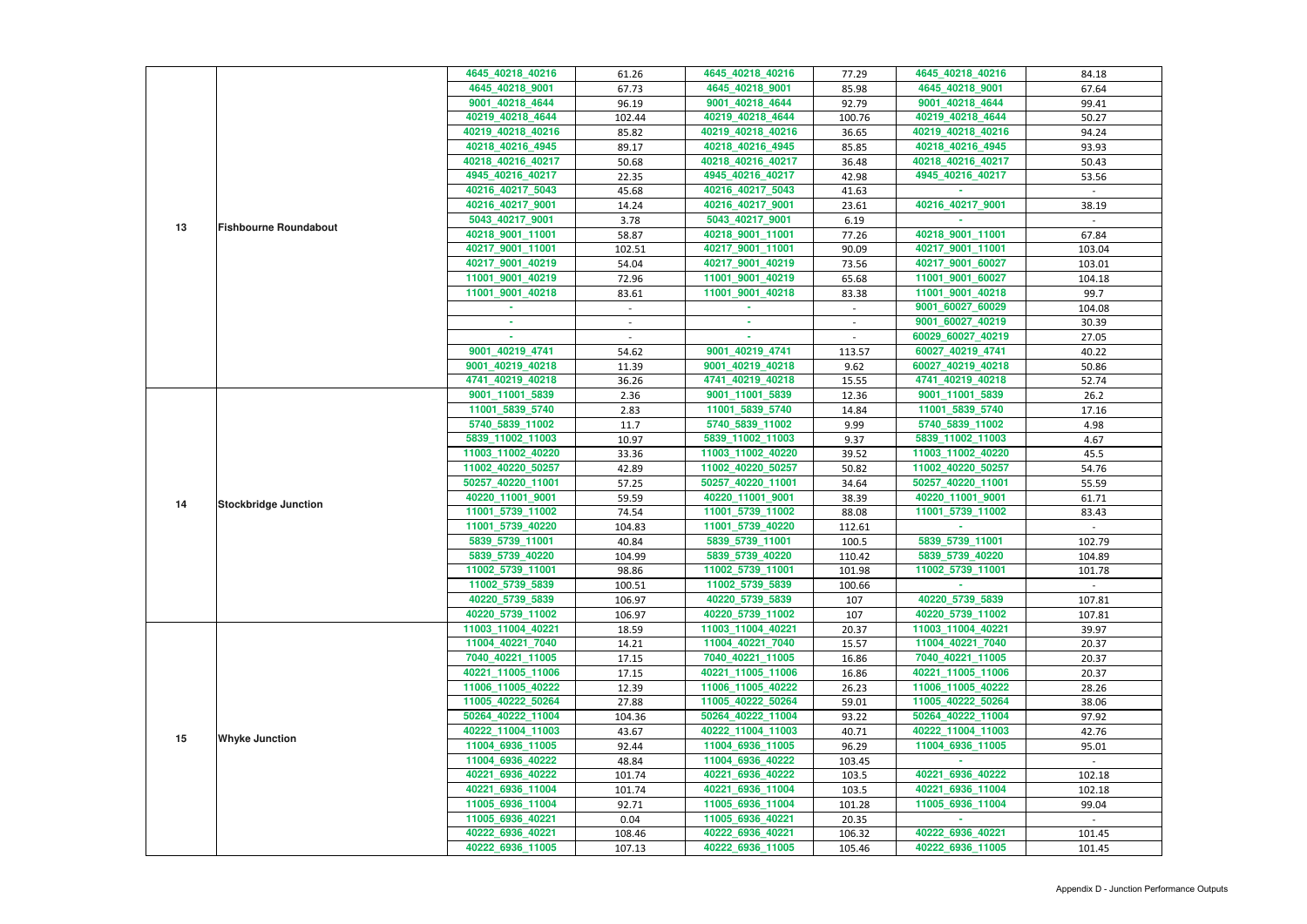| | | | | | | | |
|---|---|---|---|---|---|---|---|
| 13 | Fishbourne Roundabout | 4645_40218_40216 | 61.26 | 4645_40218_40216 | 77.29 | 4645_40218_40216 | 84.18 |
| | | 4645_40218_9001 | 67.73 | 4645_40218_9001 | 85.98 | 4645_40218_9001 | 67.64 |
| | | 9001_40218_4644 | 96.19 | 9001_40218_4644 | 92.79 | 9001_40218_4644 | 99.41 |
| | | 40219_40218_4644 | 102.44 | 40219_40218_4644 | 100.76 | 40219_40218_4644 | 50.27 |
| | | 40219_40218_40216 | 85.82 | 40219_40218_40216 | 36.65 | 40219_40218_40216 | 94.24 |
| | | 40218_40216_4945 | 89.17 | 40218_40216_4945 | 85.85 | 40218_40216_4945 | 93.93 |
| | | 40218_40216_40217 | 50.68 | 40218_40216_40217 | 36.48 | 40218_40216_40217 | 50.43 |
| | | 4945_40216_40217 | 22.35 | 4945_40216_40217 | 42.98 | 4945_40216_40217 | 53.56 |
| | | 40216_40217_5043 | 45.68 | 40216_40217_5043 | 41.63 | - | - |
| | | 40216_40217_9001 | 14.24 | 40216_40217_9001 | 23.61 | 40216_40217_9001 | 38.19 |
| | | 5043_40217_9001 | 3.78 | 5043_40217_9001 | 6.19 | - | - |
| | | 40218_9001_11001 | 58.87 | 40218_9001_11001 | 77.26 | 40218_9001_11001 | 67.84 |
| | | 40217_9001_11001 | 102.51 | 40217_9001_11001 | 90.09 | 40217_9001_11001 | 103.04 |
| | | 40217_9001_40219 | 54.04 | 40217_9001_40219 | 73.56 | 40217_9001_60027 | 103.01 |
| | | 11001_9001_40219 | 72.96 | 11001_9001_40219 | 65.68 | 11001_9001_60027 | 104.18 |
| | | 11001_9001_40218 | 83.61 | 11001_9001_40218 | 83.38 | 11001_9001_40218 | 99.7 |
| | | - | - | - | - | 9001_60027_60029 | 104.08 |
| | | - | - | - | - | 9001_60027_40219 | 30.39 |
| | | - | - | - | - | 60029_60027_40219 | 27.05 |
| | | 9001_40219_4741 | 54.62 | 9001_40219_4741 | 113.57 | 60027_40219_4741 | 40.22 |
| | | 9001_40219_40218 | 11.39 | 9001_40219_40218 | 9.62 | 60027_40219_40218 | 50.86 |
| | | 4741_40219_40218 | 36.26 | 4741_40219_40218 | 15.55 | 4741_40219_40218 | 52.74 |
| 14 | Stockbridge Junction | 9001_11001_5839 | 2.36 | 9001_11001_5839 | 12.36 | 9001_11001_5839 | 26.2 |
| | | 11001_5839_5740 | 2.83 | 11001_5839_5740 | 14.84 | 11001_5839_5740 | 17.16 |
| | | 5740_5839_11002 | 11.7 | 5740_5839_11002 | 9.99 | 5740_5839_11002 | 4.98 |
| | | 5839_11002_11003 | 10.97 | 5839_11002_11003 | 9.37 | 5839_11002_11003 | 4.67 |
| | | 11003_11002_40220 | 33.36 | 11003_11002_40220 | 39.52 | 11003_11002_40220 | 45.5 |
| | | 11002_40220_50257 | 42.89 | 11002_40220_50257 | 50.82 | 11002_40220_50257 | 54.76 |
| | | 50257_40220_11001 | 57.25 | 50257_40220_11001 | 34.64 | 50257_40220_11001 | 55.59 |
| | | 40220_11001_9001 | 59.59 | 40220_11001_9001 | 38.39 | 40220_11001_9001 | 61.71 |
| | | 11001_5739_11002 | 74.54 | 11001_5739_11002 | 88.08 | 11001_5739_11002 | 83.43 |
| | | 11001_5739_40220 | 104.83 | 11001_5739_40220 | 112.61 | - | - |
| | | 5839_5739_11001 | 40.84 | 5839_5739_11001 | 100.5 | 5839_5739_11001 | 102.79 |
| | | 5839_5739_40220 | 104.99 | 5839_5739_40220 | 110.42 | 5839_5739_40220 | 104.89 |
| | | 11002_5739_11001 | 98.86 | 11002_5739_11001 | 101.98 | 11002_5739_11001 | 101.78 |
| | | 11002_5739_5839 | 100.51 | 11002_5739_5839 | 100.66 | - | - |
| | | 40220_5739_5839 | 106.97 | 40220_5739_5839 | 107 | 40220_5739_5839 | 107.81 |
| | | 40220_5739_11002 | 106.97 | 40220_5739_11002 | 107 | 40220_5739_11002 | 107.81 |
| 15 | Whyke Junction | 11003_11004_40221 | 18.59 | 11003_11004_40221 | 20.37 | 11003_11004_40221 | 39.97 |
| | | 11004_40221_7040 | 14.21 | 11004_40221_7040 | 15.57 | 11004_40221_7040 | 20.37 |
| | | 7040_40221_11005 | 17.15 | 7040_40221_11005 | 16.86 | 7040_40221_11005 | 20.37 |
| | | 40221_11005_11006 | 17.15 | 40221_11005_11006 | 16.86 | 40221_11005_11006 | 20.37 |
| | | 11006_11005_40222 | 12.39 | 11006_11005_40222 | 26.23 | 11006_11005_40222 | 28.26 |
| | | 11005_40222_50264 | 27.88 | 11005_40222_50264 | 59.01 | 11005_40222_50264 | 38.06 |
| | | 50264_40222_11004 | 104.36 | 50264_40222_11004 | 93.22 | 50264_40222_11004 | 97.92 |
| | | 40222_11004_11003 | 43.67 | 40222_11004_11003 | 40.71 | 40222_11004_11003 | 42.76 |
| | | 11004_6936_11005 | 92.44 | 11004_6936_11005 | 96.29 | 11004_6936_11005 | 95.01 |
| | | 11004_6936_40222 | 48.84 | 11004_6936_40222 | 103.45 | - | - |
| | | 40221_6936_40222 | 101.74 | 40221_6936_40222 | 103.5 | 40221_6936_40222 | 102.18 |
| | | 40221_6936_11004 | 101.74 | 40221_6936_11004 | 103.5 | 40221_6936_11004 | 102.18 |
| | | 11005_6936_11004 | 92.71 | 11005_6936_11004 | 101.28 | 11005_6936_11004 | 99.04 |
| | | 11005_6936_40221 | 0.04 | 11005_6936_40221 | 20.35 | - | - |
| | | 40222_6936_40221 | 108.46 | 40222_6936_40221 | 106.32 | 40222_6936_40221 | 101.45 |
| | | 40222_6936_11005 | 107.13 | 40222_6936_11005 | 105.46 | 40222_6936_11005 | 101.45 |

Appendix D - Junction Performance Outputs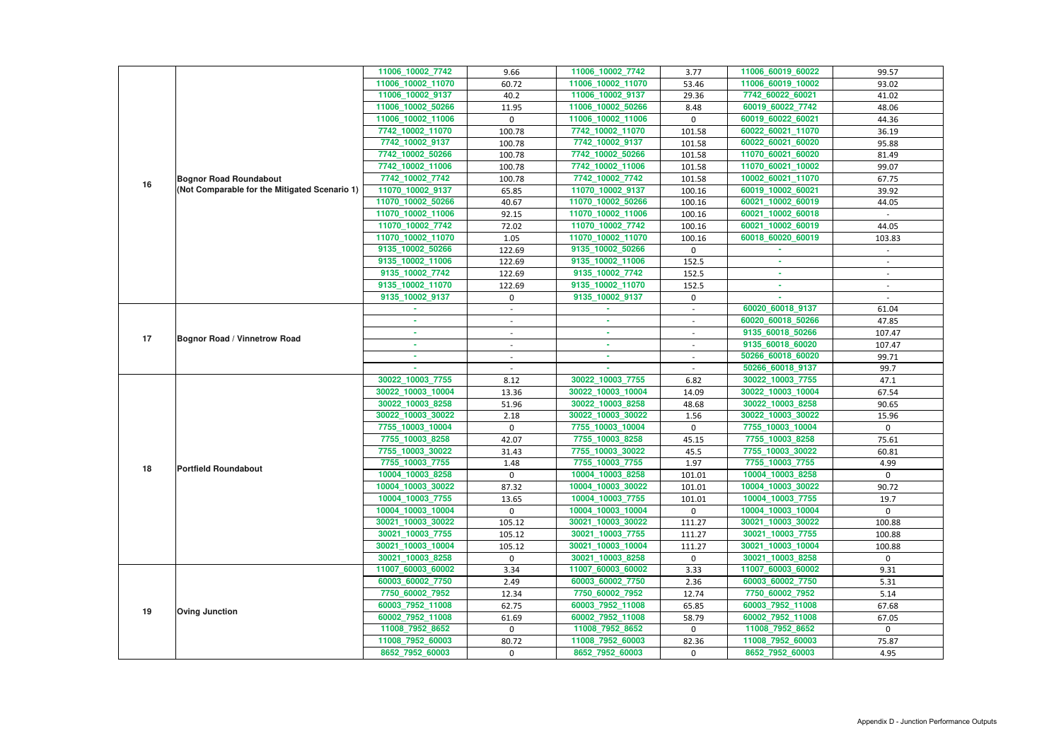| | | | | | | | |
|---|---|---|---|---|---|---|---|
| 16 | Bognor Road Roundabout (Not Comparable for the Mitigated Scenario 1) | 11006_10002_7742 | 9.66 | 11006_10002_7742 | 3.77 | 11006_60019_60022 | 99.57 |
| | | 11006_10002_11070 | 60.72 | 11006_10002_11070 | 53.46 | 11006_60019_10002 | 93.02 |
| | | 11006_10002_9137 | 40.2 | 11006_10002_9137 | 29.36 | 7742_60022_60021 | 41.02 |
| | | 11006_10002_50266 | 11.95 | 11006_10002_50266 | 8.48 | 60019_60022_7742 | 48.06 |
| | | 11006_10002_11006 | 0 | 11006_10002_11006 | 0 | 60019_60022_60021 | 44.36 |
| | | 7742_10002_11070 | 100.78 | 7742_10002_11070 | 101.58 | 60022_60021_11070 | 36.19 |
| | | 7742_10002_9137 | 100.78 | 7742_10002_9137 | 101.58 | 60022_60021_60020 | 95.88 |
| | | 7742_10002_50266 | 100.78 | 7742_10002_50266 | 101.58 | 11070_60021_60020 | 81.49 |
| | | 7742_10002_11006 | 100.78 | 7742_10002_11006 | 101.58 | 11070_60021_10002 | 99.07 |
| | | 7742_10002_7742 | 100.78 | 7742_10002_7742 | 101.58 | 10002_60021_11070 | 67.75 |
| | | 11070_10002_9137 | 65.85 | 11070_10002_9137 | 100.16 | 60019_10002_60021 | 39.92 |
| | | 11070_10002_50266 | 40.67 | 11070_10002_50266 | 100.16 | 60021_10002_60019 | 44.05 |
| | | 11070_10002_11006 | 92.15 | 11070_10002_11006 | 100.16 | 60021_10002_60018 | - |
| | | 11070_10002_7742 | 72.02 | 11070_10002_7742 | 100.16 | 60021_10002_60019 | 44.05 |
| | | 11070_10002_11070 | 1.05 | 11070_10002_11070 | 100.16 | 60018_60020_60019 | 103.83 |
| | | 9135_10002_50266 | 122.69 | 9135_10002_50266 | 0 | - | - |
| | | 9135_10002_11006 | 122.69 | 9135_10002_11006 | 152.5 | - | - |
| | | 9135_10002_7742 | 122.69 | 9135_10002_7742 | 152.5 | - | - |
| | | 9135_10002_11070 | 122.69 | 9135_10002_11070 | 152.5 | - | - |
| | | 9135_10002_9137 | 0 | 9135_10002_9137 | 0 | - | - |
| 17 | Bognor Road / Vinnetrow Road | - | - | - | - | 60020_60018_9137 | 61.04 |
| | | - | - | - | - | 60020_60018_50266 | 47.85 |
| | | - | - | - | - | 9135_60018_50266 | 107.47 |
| | | - | - | - | - | 9135_60018_60020 | 107.47 |
| | | - | - | - | - | 50266_60018_60020 | 99.71 |
| | | - | - | - | - | 50266_60018_9137 | 99.7 |
| 18 | Portfield Roundabout | 30022_10003_7755 | 8.12 | 30022_10003_7755 | 6.82 | 30022_10003_7755 | 47.1 |
| | | 30022_10003_10004 | 13.36 | 30022_10003_10004 | 14.09 | 30022_10003_10004 | 67.54 |
| | | 30022_10003_8258 | 51.96 | 30022_10003_8258 | 48.68 | 30022_10003_8258 | 90.65 |
| | | 30022_10003_30022 | 2.18 | 30022_10003_30022 | 1.56 | 30022_10003_30022 | 15.96 |
| | | 7755_10003_10004 | 0 | 7755_10003_10004 | 0 | 7755_10003_10004 | 0 |
| | | 7755_10003_8258 | 42.07 | 7755_10003_8258 | 45.15 | 7755_10003_8258 | 75.61 |
| | | 7755_10003_30022 | 31.43 | 7755_10003_30022 | 45.5 | 7755_10003_30022 | 60.81 |
| | | 7755_10003_7755 | 1.48 | 7755_10003_7755 | 1.97 | 7755_10003_7755 | 4.99 |
| | | 10004_10003_8258 | 0 | 10004_10003_8258 | 101.01 | 10004_10003_8258 | 0 |
| | | 10004_10003_30022 | 87.32 | 10004_10003_30022 | 101.01 | 10004_10003_30022 | 90.72 |
| | | 10004_10003_7755 | 13.65 | 10004_10003_7755 | 101.01 | 10004_10003_7755 | 19.7 |
| | | 10004_10003_10004 | 0 | 10004_10003_10004 | 0 | 10004_10003_10004 | 0 |
| | | 30021_10003_30022 | 105.12 | 30021_10003_30022 | 111.27 | 30021_10003_30022 | 100.88 |
| | | 30021_10003_7755 | 105.12 | 30021_10003_7755 | 111.27 | 30021_10003_7755 | 100.88 |
| | | 30021_10003_10004 | 105.12 | 30021_10003_10004 | 111.27 | 30021_10003_10004 | 100.88 |
| | | 30021_10003_8258 | 0 | 30021_10003_8258 | 0 | 30021_10003_8258 | 0 |
| 19 | Oving Junction | 11007_60003_60002 | 3.34 | 11007_60003_60002 | 3.33 | 11007_60003_60002 | 9.31 |
| | | 60003_60002_7750 | 2.49 | 60003_60002_7750 | 2.36 | 60003_60002_7750 | 5.31 |
| | | 7750_60002_7952 | 12.34 | 7750_60002_7952 | 12.74 | 7750_60002_7952 | 5.14 |
| | | 60003_7952_11008 | 62.75 | 60003_7952_11008 | 65.85 | 60003_7952_11008 | 67.68 |
| | | 60002_7952_11008 | 61.69 | 60002_7952_11008 | 58.79 | 60002_7952_11008 | 67.05 |
| | | 11008_7952_8652 | 0 | 11008_7952_8652 | 0 | 11008_7952_8652 | 0 |
| | | 11008_7952_60003 | 80.72 | 11008_7952_60003 | 82.36 | 11008_7952_60003 | 75.87 |
| | | 8652_7952_60003 | 0 | 8652_7952_60003 | 0 | 8652_7952_60003 | 4.95 |

Appendix D - Junction Performance Outputs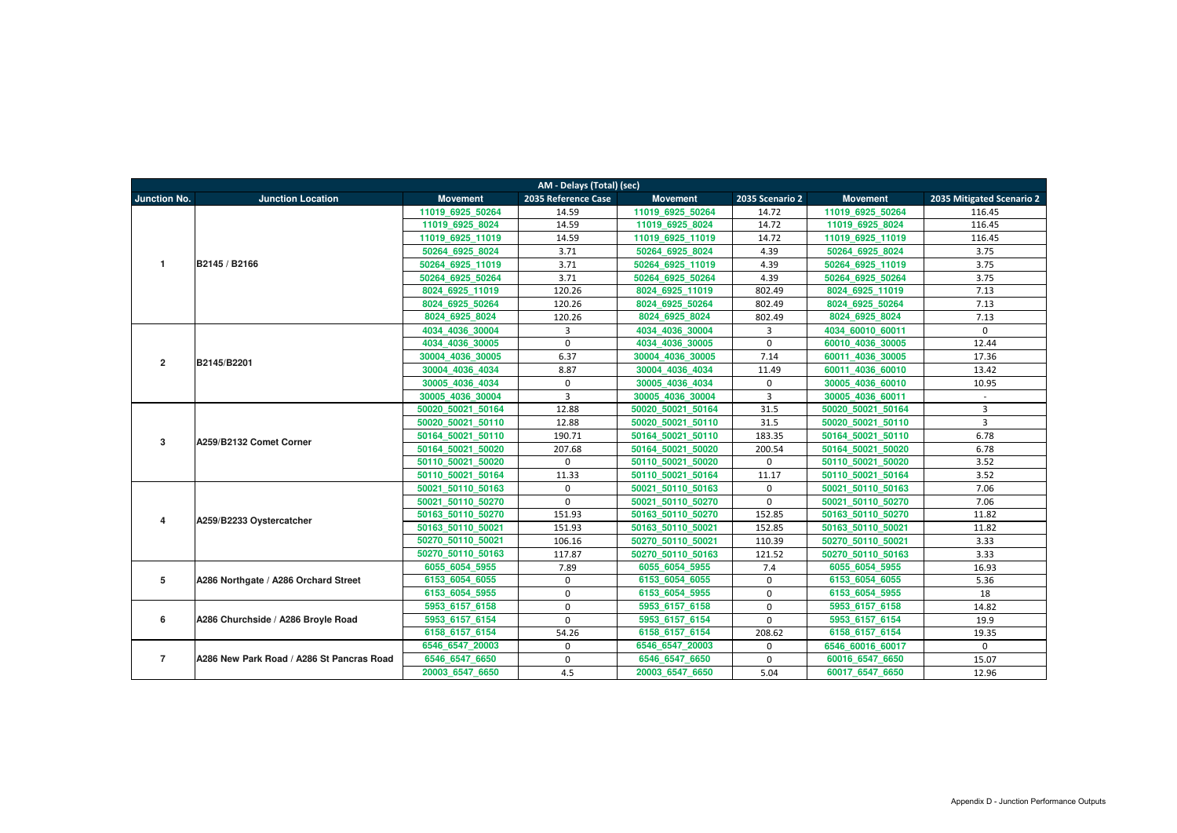| AM - Delays (Total) (sec) | | | | | | | |
|---|---|---|---|---|---|---|---|
| Junction No. | Junction Location | Movement | 2035 Reference Case | Movement | 2035 Scenario 2 | Movement | 2035 Mitigated Scenario 2 |
| 1 | B2145 / B2166 | 11019_6925_50264 | 14.59 | 11019_6925_50264 | 14.72 | 11019_6925_50264 | 116.45 |
| | | 11019_6925_8024 | 14.59 | 11019_6925_8024 | 14.72 | 11019_6925_8024 | 116.45 |
| | | 11019_6925_11019 | 14.59 | 11019_6925_11019 | 14.72 | 11019_6925_11019 | 116.45 |
| | | 50264_6925_8024 | 3.71 | 50264_6925_8024 | 4.39 | 50264_6925_8024 | 3.75 |
| | | 50264_6925_11019 | 3.71 | 50264_6925_11019 | 4.39 | 50264_6925_11019 | 3.75 |
| | | 50264_6925_50264 | 3.71 | 50264_6925_50264 | 4.39 | 50264_6925_50264 | 3.75 |
| | | 8024_6925_11019 | 120.26 | 8024_6925_11019 | 802.49 | 8024_6925_11019 | 7.13 |
| | | 8024_6925_50264 | 120.26 | 8024_6925_50264 | 802.49 | 8024_6925_50264 | 7.13 |
| | | 8024_6925_8024 | 120.26 | 8024_6925_8024 | 802.49 | 8024_6925_8024 | 7.13 |
| 2 | B2145/B2201 | 4034_4036_30004 | 3 | 4034_4036_30004 | 3 | 4034_60010_60011 | 0 |
| | | 4034_4036_30005 | 0 | 4034_4036_30005 | 0 | 60010_4036_30005 | 12.44 |
| | | 30004_4036_30005 | 6.37 | 30004_4036_30005 | 7.14 | 60011_4036_30005 | 17.36 |
| | | 30004_4036_4034 | 8.87 | 30004_4036_4034 | 11.49 | 60011_4036_60010 | 13.42 |
| | | 30005_4036_4034 | 0 | 30005_4036_4034 | 0 | 30005_4036_60010 | 10.95 |
| | | 30005_4036_30004 | 3 | 30005_4036_30004 | 3 | 30005_4036_60011 | - |
| 3 | A259/B2132 Comet Corner | 50020_50021_50164 | 12.88 | 50020_50021_50164 | 31.5 | 50020_50021_50164 | 3 |
| | | 50020_50021_50110 | 12.88 | 50020_50021_50110 | 31.5 | 50020_50021_50110 | 3 |
| | | 50164_50021_50110 | 190.71 | 50164_50021_50110 | 183.35 | 50164_50021_50110 | 6.78 |
| | | 50164_50021_50020 | 207.68 | 50164_50021_50020 | 200.54 | 50164_50021_50020 | 6.78 |
| | | 50110_50021_50020 | 0 | 50110_50021_50020 | 0 | 50110_50021_50020 | 3.52 |
| | | 50110_50021_50164 | 11.33 | 50110_50021_50164 | 11.17 | 50110_50021_50164 | 3.52 |
| 4 | A259/B2233 Oystercatcher | 50021_50110_50163 | 0 | 50021_50110_50163 | 0 | 50021_50110_50163 | 7.06 |
| | | 50021_50110_50270 | 0 | 50021_50110_50270 | 0 | 50021_50110_50270 | 7.06 |
| | | 50163_50110_50270 | 151.93 | 50163_50110_50270 | 152.85 | 50163_50110_50270 | 11.82 |
| | | 50163_50110_50021 | 151.93 | 50163_50110_50021 | 152.85 | 50163_50110_50021 | 11.82 |
| | | 50270_50110_50021 | 106.16 | 50270_50110_50021 | 110.39 | 50270_50110_50021 | 3.33 |
| | | 50270_50110_50163 | 117.87 | 50270_50110_50163 | 121.52 | 50270_50110_50163 | 3.33 |
| 5 | A286 Northgate / A286 Orchard Street | 6055_6054_5955 | 7.89 | 6055_6054_5955 | 7.4 | 6055_6054_5955 | 16.93 |
| | | 6153_6054_6055 | 0 | 6153_6054_6055 | 0 | 6153_6054_6055 | 5.36 |
| | | 6153_6054_5955 | 0 | 6153_6054_5955 | 0 | 6153_6054_5955 | 18 |
| 6 | A286 Churchside / A286 Broyle Road | 5953_6157_6158 | 0 | 5953_6157_6158 | 0 | 5953_6157_6158 | 14.82 |
| | | 5953_6157_6154 | 0 | 5953_6157_6154 | 0 | 5953_6157_6154 | 19.9 |
| | | 6158_6157_6154 | 54.26 | 6158_6157_6154 | 208.62 | 6158_6157_6154 | 19.35 |
| 7 | A286 New Park Road / A286 St Pancras Road | 6546_6547_20003 | 0 | 6546_6547_20003 | 0 | 6546_60016_60017 | 0 |
| | | 6546_6547_6650 | 0 | 6546_6547_6650 | 0 | 60016_6547_6650 | 15.07 |
| | | 20003_6547_6650 | 4.5 | 20003_6547_6650 | 5.04 | 60017_6547_6650 | 12.96 |

Appendix D - Junction Performance Outputs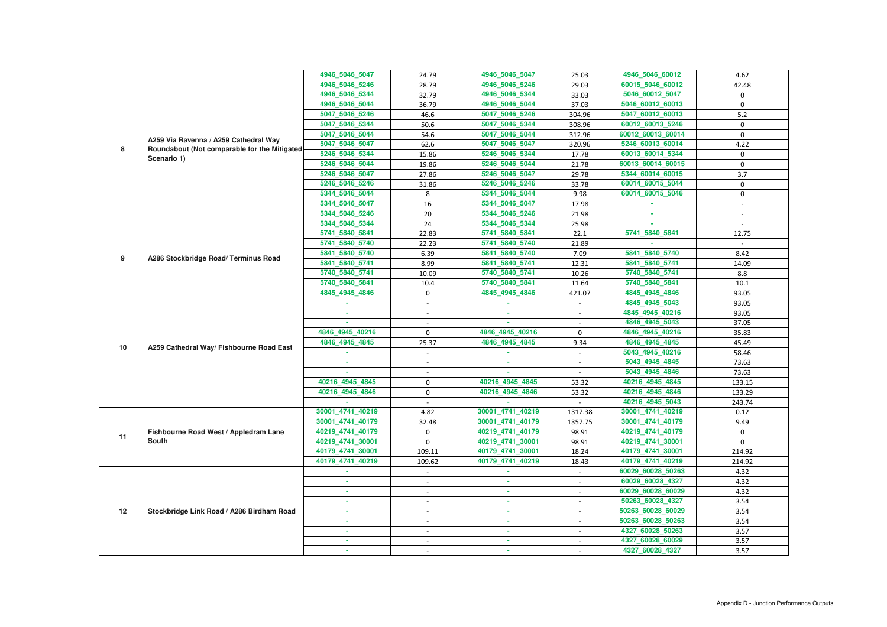| | | | | | | | |
|---|---|---|---|---|---|---|---|
| 8 | A259 Via Ravenna / A259 Cathedral Way Roundabout (Not comparable for the Mitigated Scenario 1) | 4946_5046_5047 | 24.79 | 4946_5046_5047 | 25.03 | 4946_5046_60012 | 4.62 |
| | | 4946_5046_5246 | 28.79 | 4946_5046_5246 | 29.03 | 60015_5046_60012 | 42.48 |
| | | 4946_5046_5344 | 32.79 | 4946_5046_5344 | 33.03 | 5046_60012_5047 | 0 |
| | | 4946_5046_5044 | 36.79 | 4946_5046_5044 | 37.03 | 5046_60012_60013 | 0 |
| | | 5047_5046_5246 | 46.6 | 5047_5046_5246 | 304.96 | 5047_60012_60013 | 5.2 |
| | | 5047_5046_5344 | 50.6 | 5047_5046_5344 | 308.96 | 60012_60013_5246 | 0 |
| | | 5047_5046_5044 | 54.6 | 5047_5046_5044 | 312.96 | 60012_60013_60014 | 0 |
| | | 5047_5046_5047 | 62.6 | 5047_5046_5047 | 320.96 | 5246_60013_60014 | 4.22 |
| | | 5246_5046_5344 | 15.86 | 5246_5046_5344 | 17.78 | 60013_60014_5344 | 0 |
| | | 5246_5046_5044 | 19.86 | 5246_5046_5044 | 21.78 | 60013_60014_60015 | 0 |
| | | 5246_5046_5047 | 27.86 | 5246_5046_5047 | 29.78 | 5344_60014_60015 | 3.7 |
| | | 5246_5046_5246 | 31.86 | 5246_5046_5246 | 33.78 | 60014_60015_5044 | 0 |
| | | 5344_5046_5044 | 8 | 5344_5046_5044 | 9.98 | 60014_60015_5046 | 0 |
| | | 5344_5046_5047 | 16 | 5344_5046_5047 | 17.98 | - | - |
| | | 5344_5046_5246 | 20 | 5344_5046_5246 | 21.98 | - | - |
| | | 5344_5046_5344 | 24 | 5344_5046_5344 | 25.98 | - | - |
| 9 | A286 Stockbridge Road/ Terminus Road | 5741_5840_5841 | 22.83 | 5741_5840_5841 | 22.1 | 5741_5840_5841 | 12.75 |
| | | 5741_5840_5740 | 22.23 | 5741_5840_5740 | 21.89 | - | - |
| | | 5841_5840_5740 | 6.39 | 5841_5840_5740 | 7.09 | 5841_5840_5740 | 8.42 |
| | | 5841_5840_5741 | 8.99 | 5841_5840_5741 | 12.31 | 5841_5840_5741 | 14.09 |
| | | 5740_5840_5741 | 10.09 | 5740_5840_5741 | 10.26 | 5740_5840_5741 | 8.8 |
| | | 5740_5840_5841 | 10.4 | 5740_5840_5841 | 11.64 | 5740_5840_5841 | 10.1 |
| 10 | A259 Cathedral Way/ Fishbourne Road East | 4845_4945_4846 | 0 | 4845_4945_4846 | 421.07 | 4845_4945_4846 | 93.05 |
| | | - | - | - | - | 4845_4945_5043 | 93.05 |
| | | - | - | - | - | 4845_4945_40216 | 93.05 |
| | | - | - | - | - | 4846_4945_5043 | 37.05 |
| | | 4846_4945_40216 | 0 | 4846_4945_40216 | 0 | 4846_4945_40216 | 35.83 |
| | | 4846_4945_4845 | 25.37 | 4846_4945_4845 | 9.34 | 4846_4945_4845 | 45.49 |
| | | - | - | - | - | 5043_4945_40216 | 58.46 |
| | | - | - | - | - | 5043_4945_4845 | 73.63 |
| | | - | - | - | - | 5043_4945_4846 | 73.63 |
| | | 40216_4945_4845 | 0 | 40216_4945_4845 | 53.32 | 40216_4945_4845 | 133.15 |
| | | 40216_4945_4846 | 0 | 40216_4945_4846 | 53.32 | 40216_4945_4846 | 133.29 |
| | | - | - | - | - | 40216_4945_5043 | 243.74 |
| 11 | Fishbourne Road West / Appledram Lane South | 30001_4741_40219 | 4.82 | 30001_4741_40219 | 1317.38 | 30001_4741_40219 | 0.12 |
| | | 30001_4741_40179 | 32.48 | 30001_4741_40179 | 1357.75 | 30001_4741_40179 | 9.49 |
| | | 40219_4741_40179 | 0 | 40219_4741_40179 | 98.91 | 40219_4741_40179 | 0 |
| | | 40219_4741_30001 | 0 | 40219_4741_30001 | 98.91 | 40219_4741_30001 | 0 |
| | | 40179_4741_30001 | 109.11 | 40179_4741_30001 | 18.24 | 40179_4741_30001 | 214.92 |
| | | 40179_4741_40219 | 109.62 | 40179_4741_40219 | 18.43 | 40179_4741_40219 | 214.92 |
| 12 | Stockbridge Link Road / A286 Birdham Road | - | - | - | - | 60029_60028_50263 | 4.32 |
| | | - | - | - | - | 60029_60028_4327 | 4.32 |
| | | - | - | - | - | 60029_60028_60029 | 4.32 |
| | | - | - | - | - | 50263_60028_4327 | 3.54 |
| | | - | - | - | - | 50263_60028_60029 | 3.54 |
| | | - | - | - | - | 50263_60028_50263 | 3.54 |
| | | - | - | - | - | 4327_60028_50263 | 3.57 |
| | | - | - | - | - | 4327_60028_60029 | 3.57 |
| | | - | - | - | - | 4327_60028_4327 | 3.57 |

Appendix D - Junction Performance Outputs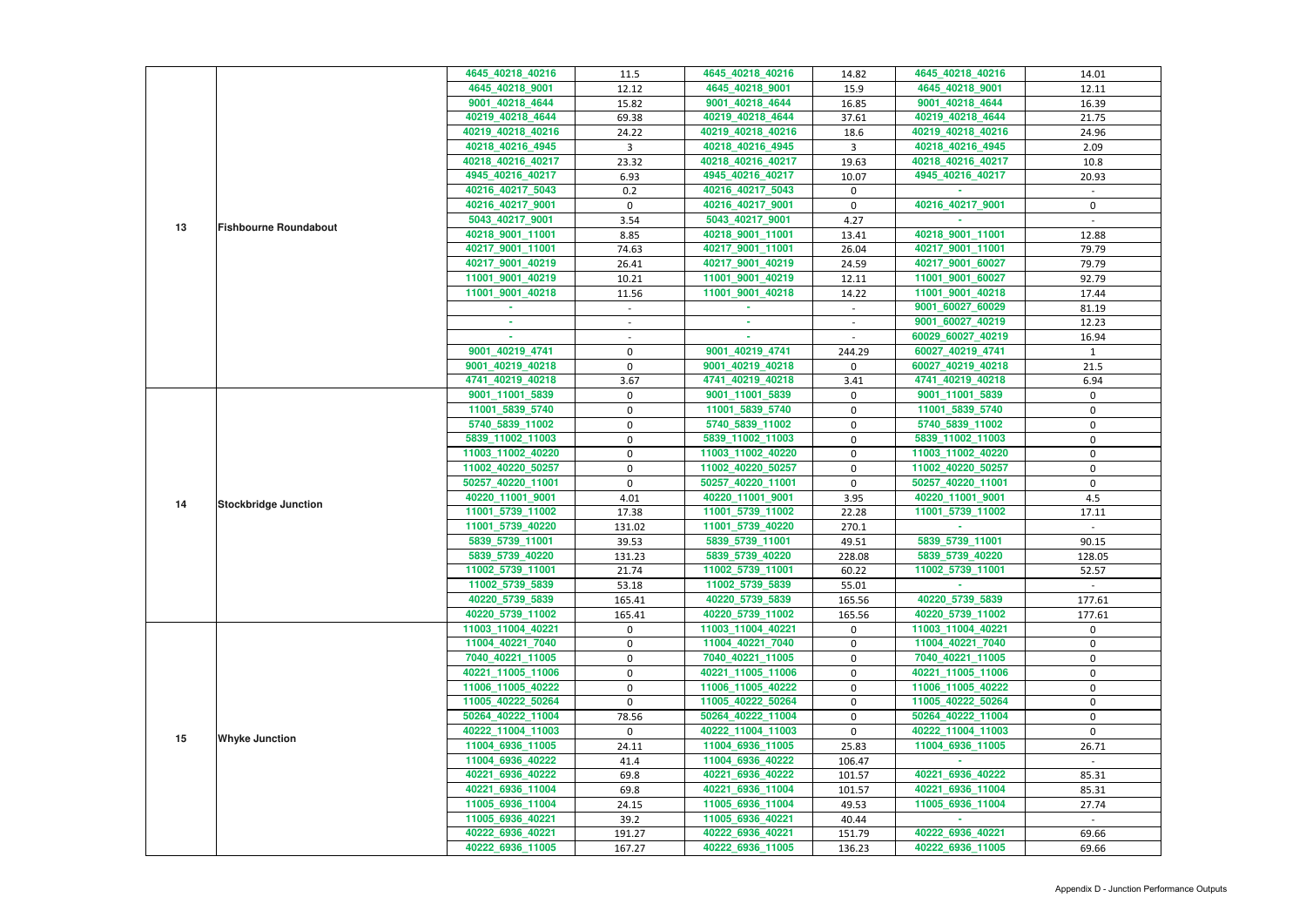| | | | | | | | |
|---|---|---|---|---|---|---|---|
| 13 | Fishbourne Roundabout | 4645_40218_40216 | 11.5 | 4645_40218_40216 | 14.82 | 4645_40218_40216 | 14.01 |
| | | 4645_40218_9001 | 12.12 | 4645_40218_9001 | 15.9 | 4645_40218_9001 | 12.11 |
| | | 9001_40218_4644 | 15.82 | 9001_40218_4644 | 16.85 | 9001_40218_4644 | 16.39 |
| | | 40219_40218_4644 | 69.38 | 40219_40218_4644 | 37.61 | 40219_40218_4644 | 21.75 |
| | | 40219_40218_40216 | 24.22 | 40219_40218_40216 | 18.6 | 40219_40218_40216 | 24.96 |
| | | 40218_40216_4945 | 3 | 40218_40216_4945 | 3 | 40218_40216_4945 | 2.09 |
| | | 40218_40216_40217 | 23.32 | 40218_40216_40217 | 19.63 | 40218_40216_40217 | 10.8 |
| | | 4945_40216_40217 | 6.93 | 4945_40216_40217 | 10.07 | 4945_40216_40217 | 20.93 |
| | | 40216_40217_5043 | 0.2 | 40216_40217_5043 | 0 | - | - |
| | | 40216_40217_9001 | 0 | 40216_40217_9001 | 0 | 40216_40217_9001 | 0 |
| | | 5043_40217_9001 | 3.54 | 5043_40217_9001 | 4.27 | - | - |
| | | 40218_9001_11001 | 8.85 | 40218_9001_11001 | 13.41 | 40218_9001_11001 | 12.88 |
| | | 40217_9001_11001 | 74.63 | 40217_9001_11001 | 26.04 | 40217_9001_11001 | 79.79 |
| | | 40217_9001_40219 | 26.41 | 40217_9001_40219 | 24.59 | 40217_9001_60027 | 79.79 |
| | | 11001_9001_40219 | 10.21 | 11001_9001_40219 | 12.11 | 11001_9001_60027 | 92.79 |
| | | 11001_9001_40218 | 11.56 | 11001_9001_40218 | 14.22 | 11001_9001_40218 | 17.44 |
| | | - | - | - | - | 9001_60027_60029 | 81.19 |
| | | - | - | - | - | 9001_60027_40219 | 12.23 |
| | | - | - | - | - | 60029_60027_40219 | 16.94 |
| | | 9001_40219_4741 | 0 | 9001_40219_4741 | 244.29 | 60027_40219_4741 | 1 |
| | | 9001_40219_40218 | 0 | 9001_40219_40218 | 0 | 60027_40219_40218 | 21.5 |
| | | 4741_40219_40218 | 3.67 | 4741_40219_40218 | 3.41 | 4741_40219_40218 | 6.94 |
| 14 | Stockbridge Junction | 9001_11001_5839 | 0 | 9001_11001_5839 | 0 | 9001_11001_5839 | 0 |
| | | 11001_5839_5740 | 0 | 11001_5839_5740 | 0 | 11001_5839_5740 | 0 |
| | | 5740_5839_11002 | 0 | 5740_5839_11002 | 0 | 5740_5839_11002 | 0 |
| | | 5839_11002_11003 | 0 | 5839_11002_11003 | 0 | 5839_11002_11003 | 0 |
| | | 11003_11002_40220 | 0 | 11003_11002_40220 | 0 | 11003_11002_40220 | 0 |
| | | 11002_40220_50257 | 0 | 11002_40220_50257 | 0 | 11002_40220_50257 | 0 |
| | | 50257_40220_11001 | 0 | 50257_40220_11001 | 0 | 50257_40220_11001 | 0 |
| | | 40220_11001_9001 | 4.01 | 40220_11001_9001 | 3.95 | 40220_11001_9001 | 4.5 |
| | | 11001_5739_11002 | 17.38 | 11001_5739_11002 | 22.28 | 11001_5739_11002 | 17.11 |
| | | 11001_5739_40220 | 131.02 | 11001_5739_40220 | 270.1 | - | - |
| | | 5839_5739_11001 | 39.53 | 5839_5739_11001 | 49.51 | 5839_5739_11001 | 90.15 |
| | | 5839_5739_40220 | 131.23 | 5839_5739_40220 | 228.08 | 5839_5739_40220 | 128.05 |
| | | 11002_5739_11001 | 21.74 | 11002_5739_11001 | 60.22 | 11002_5739_11001 | 52.57 |
| | | 11002_5739_5839 | 53.18 | 11002_5739_5839 | 55.01 | - | - |
| | | 40220_5739_5839 | 165.41 | 40220_5739_5839 | 165.56 | 40220_5739_5839 | 177.61 |
| | | 40220_5739_11002 | 165.41 | 40220_5739_11002 | 165.56 | 40220_5739_11002 | 177.61 |
| 15 | Whyke Junction | 11003_11004_40221 | 0 | 11003_11004_40221 | 0 | 11003_11004_40221 | 0 |
| | | 11004_40221_7040 | 0 | 11004_40221_7040 | 0 | 11004_40221_7040 | 0 |
| | | 7040_40221_11005 | 0 | 7040_40221_11005 | 0 | 7040_40221_11005 | 0 |
| | | 40221_11005_11006 | 0 | 40221_11005_11006 | 0 | 40221_11005_11006 | 0 |
| | | 11006_11005_40222 | 0 | 11006_11005_40222 | 0 | 11006_11005_40222 | 0 |
| | | 11005_40222_50264 | 0 | 11005_40222_50264 | 0 | 11005_40222_50264 | 0 |
| | | 50264_40222_11004 | 78.56 | 50264_40222_11004 | 0 | 50264_40222_11004 | 0 |
| | | 40222_11004_11003 | 0 | 40222_11004_11003 | 0 | 40222_11004_11003 | 0 |
| | | 11004_6936_11005 | 24.11 | 11004_6936_11005 | 25.83 | 11004_6936_11005 | 26.71 |
| | | 11004_6936_40222 | 41.4 | 11004_6936_40222 | 106.47 | - | - |
| | | 40221_6936_40222 | 69.8 | 40221_6936_40222 | 101.57 | 40221_6936_40222 | 85.31 |
| | | 40221_6936_11004 | 69.8 | 40221_6936_11004 | 101.57 | 40221_6936_11004 | 85.31 |
| | | 11005_6936_11004 | 24.15 | 11005_6936_11004 | 49.53 | 11005_6936_11004 | 27.74 |
| | | 11005_6936_40221 | 39.2 | 11005_6936_40221 | 40.44 | - | - |
| | | 40222_6936_40221 | 191.27 | 40222_6936_40221 | 151.79 | 40222_6936_40221 | 69.66 |
| | | 40222_6936_11005 | 167.27 | 40222_6936_11005 | 136.23 | 40222_6936_11005 | 69.66 |

Appendix D - Junction Performance Outputs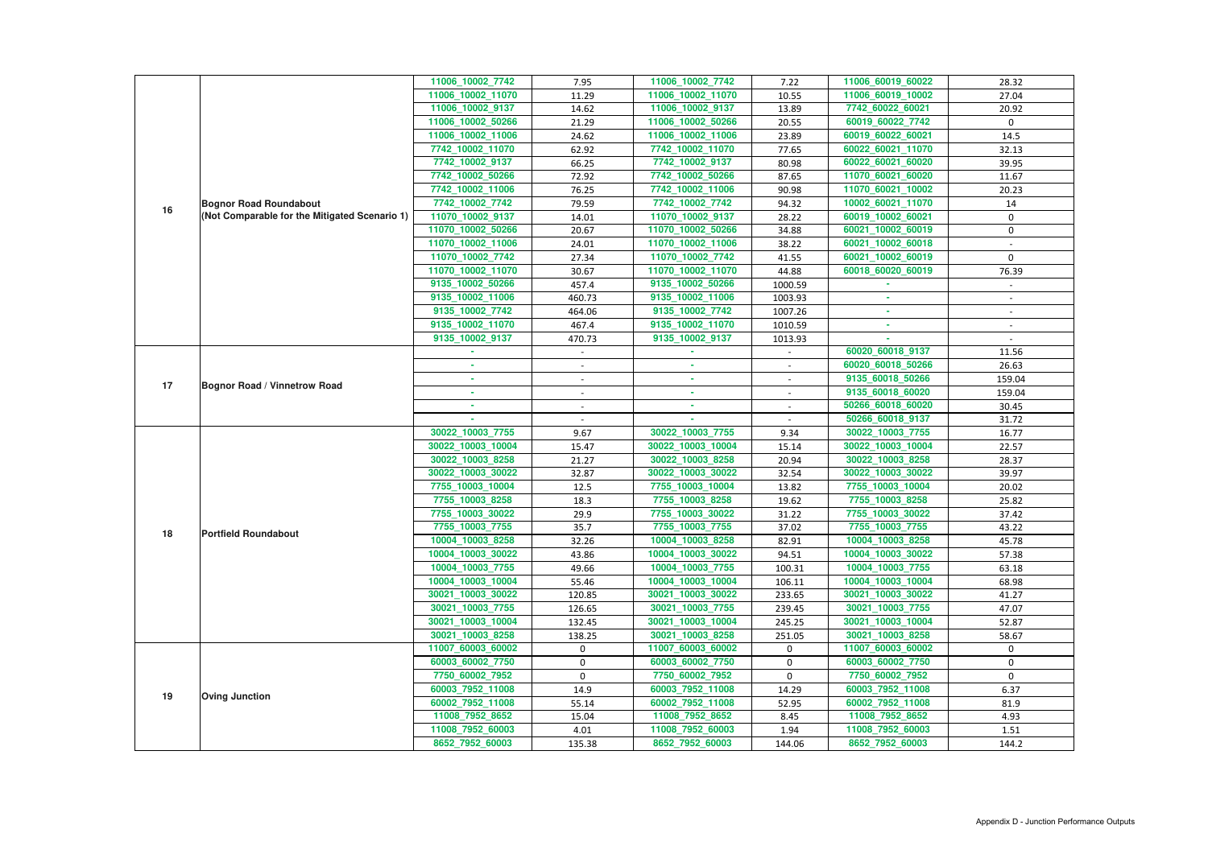| | | | | | | | |
|---|---|---|---|---|---|---|---|
| 16 | Bognor Road Roundabout (Not Comparable for the Mitigated Scenario 1) | 11006_10002_7742 | 7.95 | 11006_10002_7742 | 7.22 | 11006_60019_60022 | 28.32 |
| | | 11006_10002_11070 | 11.29 | 11006_10002_11070 | 10.55 | 11006_60019_10002 | 27.04 |
| | | 11006_10002_9137 | 14.62 | 11006_10002_9137 | 13.89 | 7742_60022_60021 | 20.92 |
| | | 11006_10002_50266 | 21.29 | 11006_10002_50266 | 20.55 | 60019_60022_7742 | 0 |
| | | 11006_10002_11006 | 24.62 | 11006_10002_11006 | 23.89 | 60019_60022_60021 | 14.5 |
| | | 7742_10002_11070 | 62.92 | 7742_10002_11070 | 77.65 | 60022_60021_11070 | 32.13 |
| | | 7742_10002_9137 | 66.25 | 7742_10002_9137 | 80.98 | 60022_60021_60020 | 39.95 |
| | | 7742_10002_50266 | 72.92 | 7742_10002_50266 | 87.65 | 11070_60021_60020 | 11.67 |
| | | 7742_10002_11006 | 76.25 | 7742_10002_11006 | 90.98 | 11070_60021_10002 | 20.23 |
| | | 7742_10002_7742 | 79.59 | 7742_10002_7742 | 94.32 | 10002_60021_11070 | 14 |
| | | 11070_10002_9137 | 14.01 | 11070_10002_9137 | 28.22 | 60019_10002_60021 | 0 |
| | | 11070_10002_50266 | 20.67 | 11070_10002_50266 | 34.88 | 60021_10002_60019 | 0 |
| | | 11070_10002_11006 | 24.01 | 11070_10002_11006 | 38.22 | 60021_10002_60018 | - |
| | | 11070_10002_7742 | 27.34 | 11070_10002_7742 | 41.55 | 60021_10002_60019 | 0 |
| | | 11070_10002_11070 | 30.67 | 11070_10002_11070 | 44.88 | 60018_60020_60019 | 76.39 |
| | | 9135_10002_50266 | 457.4 | 9135_10002_50266 | 1000.59 | - | - |
| | | 9135_10002_11006 | 460.73 | 9135_10002_11006 | 1003.93 | - | - |
| | | 9135_10002_7742 | 464.06 | 9135_10002_7742 | 1007.26 | - | - |
| | | 9135_10002_11070 | 467.4 | 9135_10002_11070 | 1010.59 | - | - |
| | | 9135_10002_9137 | 470.73 | 9135_10002_9137 | 1013.93 | - | - |
| 17 | Bognor Road / Vinnetrow Road | - | - | - | - | 60020_60018_9137 | 11.56 |
| | | - | - | - | - | 60020_60018_50266 | 26.63 |
| | | - | - | - | - | 9135_60018_50266 | 159.04 |
| | | - | - | - | - | 9135_60018_60020 | 159.04 |
| | | - | - | - | - | 50266_60018_60020 | 30.45 |
| | | - | - | - | - | 50266_60018_9137 | 31.72 |
| 18 | Portfield Roundabout | 30022_10003_7755 | 9.67 | 30022_10003_7755 | 9.34 | 30022_10003_7755 | 16.77 |
| | | 30022_10003_10004 | 15.47 | 30022_10003_10004 | 15.14 | 30022_10003_10004 | 22.57 |
| | | 30022_10003_8258 | 21.27 | 30022_10003_8258 | 20.94 | 30022_10003_8258 | 28.37 |
| | | 30022_10003_30022 | 32.87 | 30022_10003_30022 | 32.54 | 30022_10003_30022 | 39.97 |
| | | 7755_10003_10004 | 12.5 | 7755_10003_10004 | 13.82 | 7755_10003_10004 | 20.02 |
| | | 7755_10003_8258 | 18.3 | 7755_10003_8258 | 19.62 | 7755_10003_8258 | 25.82 |
| | | 7755_10003_30022 | 29.9 | 7755_10003_30022 | 31.22 | 7755_10003_30022 | 37.42 |
| | | 7755_10003_7755 | 35.7 | 7755_10003_7755 | 37.02 | 7755_10003_7755 | 43.22 |
| | | 10004_10003_8258 | 32.26 | 10004_10003_8258 | 82.91 | 10004_10003_8258 | 45.78 |
| | | 10004_10003_30022 | 43.86 | 10004_10003_30022 | 94.51 | 10004_10003_30022 | 57.38 |
| | | 10004_10003_7755 | 49.66 | 10004_10003_7755 | 100.31 | 10004_10003_7755 | 63.18 |
| | | 10004_10003_10004 | 55.46 | 10004_10003_10004 | 106.11 | 10004_10003_10004 | 68.98 |
| | | 30021_10003_30022 | 120.85 | 30021_10003_30022 | 233.65 | 30021_10003_30022 | 41.27 |
| | | 30021_10003_7755 | 126.65 | 30021_10003_7755 | 239.45 | 30021_10003_7755 | 47.07 |
| | | 30021_10003_10004 | 132.45 | 30021_10003_10004 | 245.25 | 30021_10003_10004 | 52.87 |
| | | 30021_10003_8258 | 138.25 | 30021_10003_8258 | 251.05 | 30021_10003_8258 | 58.67 |
| 19 | Oving Junction | 11007_60003_60002 | 0 | 11007_60003_60002 | 0 | 11007_60003_60002 | 0 |
| | | 60003_60002_7750 | 0 | 60003_60002_7750 | 0 | 60003_60002_7750 | 0 |
| | | 7750_60002_7952 | 0 | 7750_60002_7952 | 0 | 7750_60002_7952 | 0 |
| | | 60003_7952_11008 | 14.9 | 60003_7952_11008 | 14.29 | 60003_7952_11008 | 6.37 |
| | | 60002_7952_11008 | 55.14 | 60002_7952_11008 | 52.95 | 60002_7952_11008 | 81.9 |
| | | 11008_7952_8652 | 15.04 | 11008_7952_8652 | 8.45 | 11008_7952_8652 | 4.93 |
| | | 11008_7952_60003 | 4.01 | 11008_7952_60003 | 1.94 | 11008_7952_60003 | 1.51 |
| | | 8652_7952_60003 | 135.38 | 8652_7952_60003 | 144.06 | 8652_7952_60003 | 144.2 |

Appendix D - Junction Performance Outputs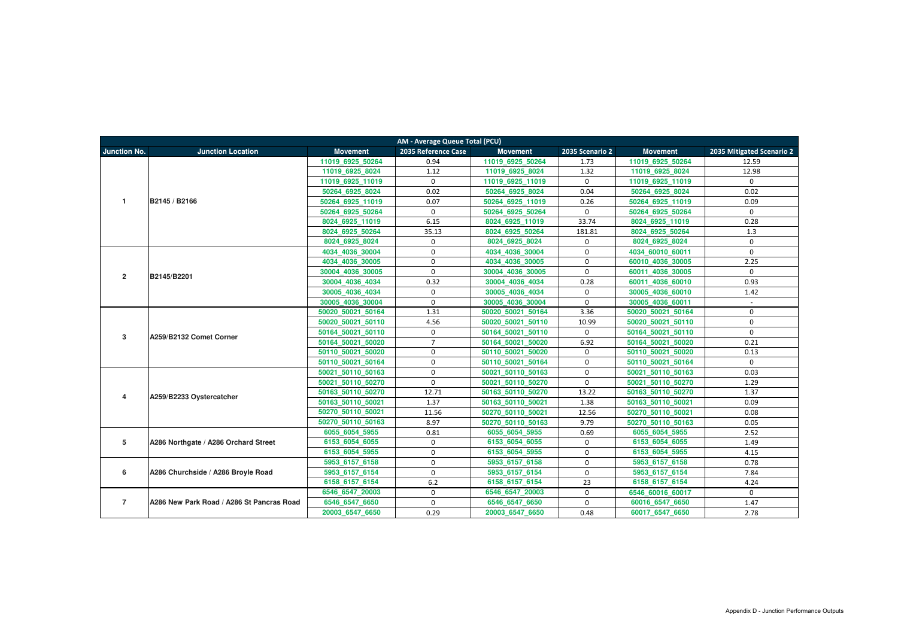| AM - Average Queue Total (PCU) | | | | | | | |
|---|---|---|---|---|---|---|---|
| Junction No. | Junction Location | Movement | 2035 Reference Case | Movement | 2035 Scenario 2 | Movement | 2035 Mitigated Scenario 2 |
| 1 | B2145 / B2166 | 11019_6925_50264 | 0.94 | 11019_6925_50264 | 1.73 | 11019_6925_50264 | 12.59 |
| | | 11019_6925_8024 | 1.12 | 11019_6925_8024 | 1.32 | 11019_6925_8024 | 12.98 |
| | | 11019_6925_11019 | 0 | 11019_6925_11019 | 0 | 11019_6925_11019 | 0 |
| | | 50264_6925_8024 | 0.02 | 50264_6925_8024 | 0.04 | 50264_6925_8024 | 0.02 |
| | | 50264_6925_11019 | 0.07 | 50264_6925_11019 | 0.26 | 50264_6925_11019 | 0.09 |
| | | 50264_6925_50264 | 0 | 50264_6925_50264 | 0 | 50264_6925_50264 | 0 |
| | | 8024_6925_11019 | 6.15 | 8024_6925_11019 | 33.74 | 8024_6925_11019 | 0.28 |
| | | 8024_6925_50264 | 35.13 | 8024_6925_50264 | 181.81 | 8024_6925_50264 | 1.3 |
| | | 8024_6925_8024 | 0 | 8024_6925_8024 | 0 | 8024_6925_8024 | 0 |
| 2 | B2145/B2201 | 4034_4036_30004 | 0 | 4034_4036_30004 | 0 | 4034_60010_60011 | 0 |
| | | 4034_4036_30005 | 0 | 4034_4036_30005 | 0 | 60010_4036_30005 | 2.25 |
| | | 30004_4036_30005 | 0 | 30004_4036_30005 | 0 | 60011_4036_30005 | 0 |
| | | 30004_4036_4034 | 0.32 | 30004_4036_4034 | 0.28 | 60011_4036_60010 | 0.93 |
| | | 30005_4036_4034 | 0 | 30005_4036_4034 | 0 | 30005_4036_60010 | 1.42 |
| | | 30005_4036_30004 | 0 | 30005_4036_30004 | 0 | 30005_4036_60011 | - |
| 3 | A259/B2132 Comet Corner | 50020_50021_50164 | 1.31 | 50020_50021_50164 | 3.36 | 50020_50021_50164 | 0 |
| | | 50020_50021_50110 | 4.56 | 50020_50021_50110 | 10.99 | 50020_50021_50110 | 0 |
| | | 50164_50021_50110 | 0 | 50164_50021_50110 | 0 | 50164_50021_50110 | 0 |
| | | 50164_50021_50020 | 7 | 50164_50021_50020 | 6.92 | 50164_50021_50020 | 0.21 |
| | | 50110_50021_50020 | 0 | 50110_50021_50020 | 0 | 50110_50021_50020 | 0.13 |
| | | 50110_50021_50164 | 0 | 50110_50021_50164 | 0 | 50110_50021_50164 | 0 |
| 4 | A259/B2233 Oystercatcher | 50021_50110_50163 | 0 | 50021_50110_50163 | 0 | 50021_50110_50163 | 0.03 |
| | | 50021_50110_50270 | 0 | 50021_50110_50270 | 0 | 50021_50110_50270 | 1.29 |
| | | 50163_50110_50270 | 12.71 | 50163_50110_50270 | 13.22 | 50163_50110_50270 | 1.37 |
| | | 50163_50110_50021 | 1.37 | 50163_50110_50021 | 1.38 | 50163_50110_50021 | 0.09 |
| | | 50270_50110_50021 | 11.56 | 50270_50110_50021 | 12.56 | 50270_50110_50021 | 0.08 |
| | | 50270_50110_50163 | 8.97 | 50270_50110_50163 | 9.79 | 50270_50110_50163 | 0.05 |
| 5 | A286 Northgate / A286 Orchard Street | 6055_6054_5955 | 0.81 | 6055_6054_5955 | 0.69 | 6055_6054_5955 | 2.52 |
| | | 6153_6054_6055 | 0 | 6153_6054_6055 | 0 | 6153_6054_6055 | 1.49 |
| | | 6153_6054_5955 | 0 | 6153_6054_5955 | 0 | 6153_6054_5955 | 4.15 |
| 6 | A286 Churchside / A286 Broyle Road | 5953_6157_6158 | 0 | 5953_6157_6158 | 0 | 5953_6157_6158 | 0.78 |
| | | 5953_6157_6154 | 0 | 5953_6157_6154 | 0 | 5953_6157_6154 | 7.84 |
| | | 6158_6157_6154 | 6.2 | 6158_6157_6154 | 23 | 6158_6157_6154 | 4.24 |
| 7 | A286 New Park Road / A286 St Pancras Road | 6546_6547_20003 | 0 | 6546_6547_20003 | 0 | 6546_60016_60017 | 0 |
| | | 6546_6547_6650 | 0 | 6546_6547_6650 | 0 | 60016_6547_6650 | 1.47 |
| | | 20003_6547_6650 | 0.29 | 20003_6547_6650 | 0.48 | 60017_6547_6650 | 2.78 |

Appendix D - Junction Performance Outputs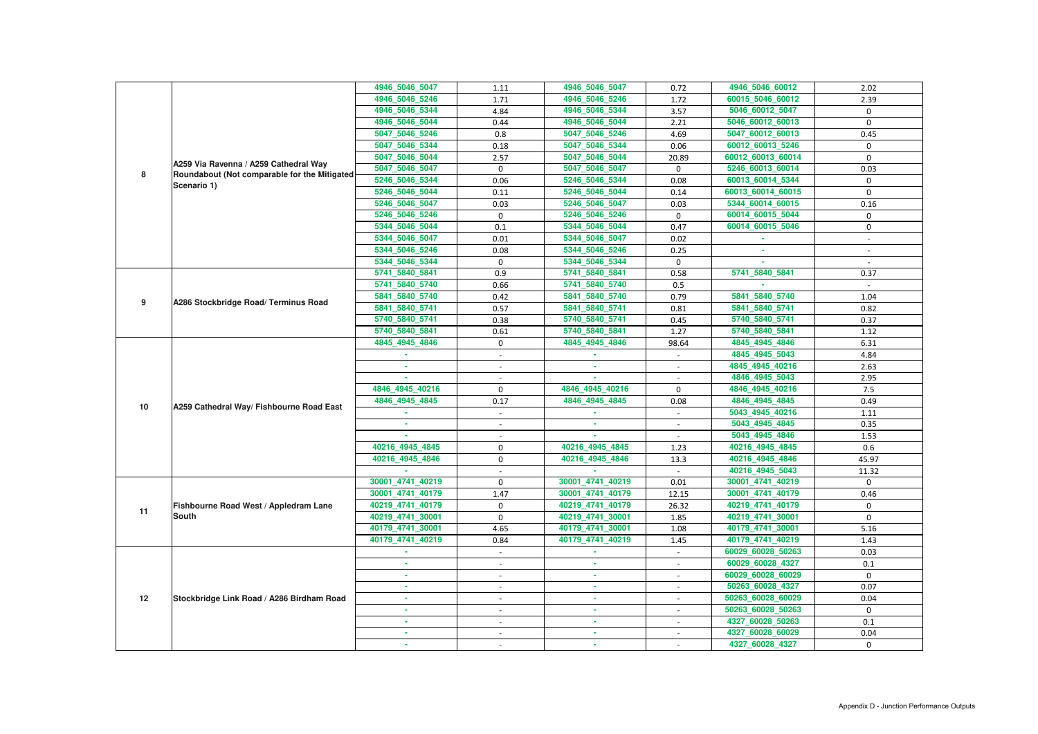| | | | | | | | |
|---|---|---|---|---|---|---|---|
| 8 | A259 Via Ravenna / A259 Cathedral Way Roundabout (Not comparable for the Mitigated Scenario 1) | 4946_5046_5047 | 1.11 | 4946_5046_5047 | 0.72 | 4946_5046_60012 | 2.02 |
| | | 4946_5046_5246 | 1.71 | 4946_5046_5246 | 1.72 | 60015_5046_60012 | 2.39 |
| | | 4946_5046_5344 | 4.84 | 4946_5046_5344 | 3.57 | 5046_60012_5047 | 0 |
| | | 4946_5046_5044 | 0.44 | 4946_5046_5044 | 2.21 | 5046_60012_60013 | 0 |
| | | 5047_5046_5246 | 0.8 | 5047_5046_5246 | 4.69 | 5047_60012_60013 | 0.45 |
| | | 5047_5046_5344 | 0.18 | 5047_5046_5344 | 0.06 | 60012_60013_5246 | 0 |
| | | 5047_5046_5044 | 2.57 | 5047_5046_5044 | 20.89 | 60012_60013_60014 | 0 |
| | | 5047_5046_5047 | 0 | 5047_5046_5047 | 0 | 5246_60013_60014 | 0.03 |
| | | 5246_5046_5344 | 0.06 | 5246_5046_5344 | 0.08 | 60013_60014_5344 | 0 |
| | | 5246_5046_5044 | 0.11 | 5246_5046_5044 | 0.14 | 60013_60014_60015 | 0 |
| | | 5246_5046_5047 | 0.03 | 5246_5046_5047 | 0.03 | 5344_60014_60015 | 0.16 |
| | | 5246_5046_5246 | 0 | 5246_5046_5246 | 0 | 60014_60015_5044 | 0 |
| | | 5344_5046_5044 | 0.1 | 5344_5046_5044 | 0.47 | 60014_60015_5046 | 0 |
| | | 5344_5046_5047 | 0.01 | 5344_5046_5047 | 0.02 | - | - |
| | | 5344_5046_5246 | 0.08 | 5344_5046_5246 | 0.25 | - | - |
| | | 5344_5046_5344 | 0 | 5344_5046_5344 | 0 | - | - |
| 9 | A286 Stockbridge Road/ Terminus Road | 5741_5840_5841 | 0.9 | 5741_5840_5841 | 0.58 | 5741_5840_5841 | 0.37 |
| | | 5741_5840_5740 | 0.66 | 5741_5840_5740 | 0.5 | - | - |
| | | 5841_5840_5740 | 0.42 | 5841_5840_5740 | 0.79 | 5841_5840_5740 | 1.04 |
| | | 5841_5840_5741 | 0.57 | 5841_5840_5741 | 0.81 | 5841_5840_5741 | 0.82 |
| | | 5740_5840_5741 | 0.38 | 5740_5840_5741 | 0.45 | 5740_5840_5741 | 0.37 |
| | | 5740_5840_5841 | 0.61 | 5740_5840_5841 | 1.27 | 5740_5840_5841 | 1.12 |
| 10 | A259 Cathedral Way/ Fishbourne Road East | 4845_4945_4846 | 0 | 4845_4945_4846 | 98.64 | 4845_4945_4846 | 6.31 |
| | | - | - | - | - | 4845_4945_5043 | 4.84 |
| | | - | - | - | - | 4845_4945_40216 | 2.63 |
| | | - | - | - | - | 4846_4945_5043 | 2.95 |
| | | 4846_4945_40216 | 0 | 4846_4945_40216 | 0 | 4846_4945_40216 | 7.5 |
| | | 4846_4945_4845 | 0.17 | 4846_4945_4845 | 0.08 | 4846_4945_4845 | 0.49 |
| | | - | - | - | - | 5043_4945_40216 | 1.11 |
| | | - | - | - | - | 5043_4945_4845 | 0.35 |
| | | - | - | - | - | 5043_4945_4846 | 1.53 |
| | | 40216_4945_4845 | 0 | 40216_4945_4845 | 1.23 | 40216_4945_4845 | 0.6 |
| | | 40216_4945_4846 | 0 | 40216_4945_4846 | 13.3 | 40216_4945_4846 | 45.97 |
| | | - | - | - | - | 40216_4945_5043 | 11.32 |
| 11 | Fishbourne Road West / Appledram Lane South | 30001_4741_40219 | 0 | 30001_4741_40219 | 0.01 | 30001_4741_40219 | 0 |
| | | 30001_4741_40179 | 1.47 | 30001_4741_40179 | 12.15 | 30001_4741_40179 | 0.46 |
| | | 40219_4741_40179 | 0 | 40219_4741_40179 | 26.32 | 40219_4741_40179 | 0 |
| | | 40219_4741_30001 | 0 | 40219_4741_30001 | 1.85 | 40219_4741_30001 | 0 |
| | | 40179_4741_30001 | 4.65 | 40179_4741_30001 | 1.08 | 40179_4741_30001 | 5.16 |
| | | 40179_4741_40219 | 0.84 | 40179_4741_40219 | 1.45 | 40179_4741_40219 | 1.43 |
| 12 | Stockbridge Link Road / A286 Birdham Road | - | - | - | - | 60029_60028_50263 | 0.03 |
| | | - | - | - | - | 60029_60028_4327 | 0.1 |
| | | - | - | - | - | 60029_60028_60029 | 0 |
| | | - | - | - | - | 50263_60028_4327 | 0.07 |
| | | - | - | - | - | 50263_60028_60029 | 0.04 |
| | | - | - | - | - | 50263_60028_50263 | 0 |
| | | - | - | - | - | 4327_60028_50263 | 0.1 |
| | | - | - | - | - | 4327_60028_60029 | 0.04 |
| | | - | - | - | - | 4327_60028_4327 | 0 |

Appendix D - Junction Performance Outputs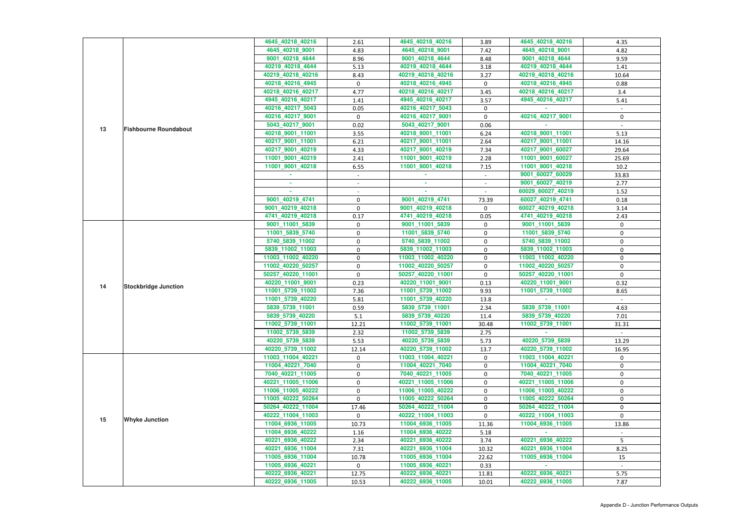| | | | | | | | |
|---|---|---|---|---|---|---|---|
| 13 | Fishbourne Roundabout | 4645_40218_40216 | 2.61 | 4645_40218_40216 | 3.89 | 4645_40218_40216 | 4.35 |
| | | 4645_40218_9001 | 4.83 | 4645_40218_9001 | 7.42 | 4645_40218_9001 | 4.82 |
| | | 9001_40218_4644 | 8.96 | 9001_40218_4644 | 8.48 | 9001_40218_4644 | 9.59 |
| | | 40219_40218_4644 | 5.13 | 40219_40218_4644 | 3.18 | 40219_40218_4644 | 1.41 |
| | | 40219_40218_40216 | 8.43 | 40219_40218_40216 | 3.27 | 40219_40218_40216 | 10.64 |
| | | 40218_40216_4945 | 0 | 40218_40216_4945 | 0 | 40218_40216_4945 | 0.88 |
| | | 40218_40216_40217 | 4.77 | 40218_40216_40217 | 3.45 | 40218_40216_40217 | 3.4 |
| | | 4945_40216_40217 | 1.41 | 4945_40216_40217 | 3.57 | 4945_40216_40217 | 5.41 |
| | | 40216_40217_5043 | 0.05 | 40216_40217_5043 | 0 | - | - |
| | | 40216_40217_9001 | 0 | 40216_40217_9001 | 0 | 40216_40217_9001 | 0 |
| | | 5043_40217_9001 | 0.02 | 5043_40217_9001 | 0.06 | - | - |
| | | 40218_9001_11001 | 3.55 | 40218_9001_11001 | 6.24 | 40218_9001_11001 | 5.13 |
| | | 40217_9001_11001 | 6.21 | 40217_9001_11001 | 2.64 | 40217_9001_11001 | 14.16 |
| | | 40217_9001_40219 | 4.33 | 40217_9001_40219 | 7.34 | 40217_9001_60027 | 29.64 |
| | | 11001_9001_40219 | 2.41 | 11001_9001_40219 | 2.28 | 11001_9001_60027 | 25.69 |
| | | 11001_9001_40218 | 6.55 | 11001_9001_40218 | 7.15 | 11001_9001_40218 | 10.2 |
| | | - | - | - | - | 9001_60027_60029 | 33.83 |
| | | - | - | - | - | 9001_60027_40219 | 2.77 |
| | | - | - | - | - | 60029_60027_40219 | 1.52 |
| | | 9001_40219_4741 | 0 | 9001_40219_4741 | 73.39 | 60027_40219_4741 | 0.18 |
| | | 9001_40219_40218 | 0 | 9001_40219_40218 | 0 | 60027_40219_40218 | 3.14 |
| | | 4741_40219_40218 | 0.17 | 4741_40219_40218 | 0.05 | 4741_40219_40218 | 2.43 |
| 14 | Stockbridge Junction | 9001_11001_5839 | 0 | 9001_11001_5839 | 0 | 9001_11001_5839 | 0 |
| | | 11001_5839_5740 | 0 | 11001_5839_5740 | 0 | 11001_5839_5740 | 0 |
| | | 5740_5839_11002 | 0 | 5740_5839_11002 | 0 | 5740_5839_11002 | 0 |
| | | 5839_11002_11003 | 0 | 5839_11002_11003 | 0 | 5839_11002_11003 | 0 |
| | | 11003_11002_40220 | 0 | 11003_11002_40220 | 0 | 11003_11002_40220 | 0 |
| | | 11002_40220_50257 | 0 | 11002_40220_50257 | 0 | 11002_40220_50257 | 0 |
| | | 50257_40220_11001 | 0 | 50257_40220_11001 | 0 | 50257_40220_11001 | 0 |
| | | 40220_11001_9001 | 0.23 | 40220_11001_9001 | 0.13 | 40220_11001_9001 | 0.32 |
| | | 11001_5739_11002 | 7.36 | 11001_5739_11002 | 9.93 | 11001_5739_11002 | 8.65 |
| | | 11001_5739_40220 | 5.81 | 11001_5739_40220 | 13.8 | - | - |
| | | 5839_5739_11001 | 0.59 | 5839_5739_11001 | 2.34 | 5839_5739_11001 | 4.63 |
| | | 5839_5739_40220 | 5.1 | 5839_5739_40220 | 11.4 | 5839_5739_40220 | 7.01 |
| | | 11002_5739_11001 | 12.21 | 11002_5739_11001 | 30.48 | 11002_5739_11001 | 31.31 |
| | | 11002_5739_5839 | 2.32 | 11002_5739_5839 | 2.75 | - | - |
| | | 40220_5739_5839 | 5.53 | 40220_5739_5839 | 5.73 | 40220_5739_5839 | 13.29 |
| | | 40220_5739_11002 | 12.14 | 40220_5739_11002 | 13.7 | 40220_5739_11002 | 16.95 |
| 15 | Whyke Junction | 11003_11004_40221 | 0 | 11003_11004_40221 | 0 | 11003_11004_40221 | 0 |
| | | 11004_40221_7040 | 0 | 11004_40221_7040 | 0 | 11004_40221_7040 | 0 |
| | | 7040_40221_11005 | 0 | 7040_40221_11005 | 0 | 7040_40221_11005 | 0 |
| | | 40221_11005_11006 | 0 | 40221_11005_11006 | 0 | 40221_11005_11006 | 0 |
| | | 11006_11005_40222 | 0 | 11006_11005_40222 | 0 | 11006_11005_40222 | 0 |
| | | 11005_40222_50264 | 0 | 11005_40222_50264 | 0 | 11005_40222_50264 | 0 |
| | | 50264_40222_11004 | 17.46 | 50264_40222_11004 | 0 | 50264_40222_11004 | 0 |
| | | 40222_11004_11003 | 0 | 40222_11004_11003 | 0 | 40222_11004_11003 | 0 |
| | | 11004_6936_11005 | 10.73 | 11004_6936_11005 | 11.36 | 11004_6936_11005 | 13.86 |
| | | 11004_6936_40222 | 1.16 | 11004_6936_40222 | 5.18 | - | - |
| | | 40221_6936_40222 | 2.34 | 40221_6936_40222 | 3.74 | 40221_6936_40222 | 5 |
| | | 40221_6936_11004 | 7.31 | 40221_6936_11004 | 10.32 | 40221_6936_11004 | 8.25 |
| | | 11005_6936_11004 | 10.78 | 11005_6936_11004 | 22.62 | 11005_6936_11004 | 15 |
| | | 11005_6936_40221 | 0 | 11005_6936_40221 | 0.33 | - | - |
| | | 40222_6936_40221 | 12.75 | 40222_6936_40221 | 11.81 | 40222_6936_40221 | 5.75 |
| | | 40222_6936_11005 | 10.53 | 40222_6936_11005 | 10.01 | 40222_6936_11005 | 7.87 |

Appendix D - Junction Performance Outputs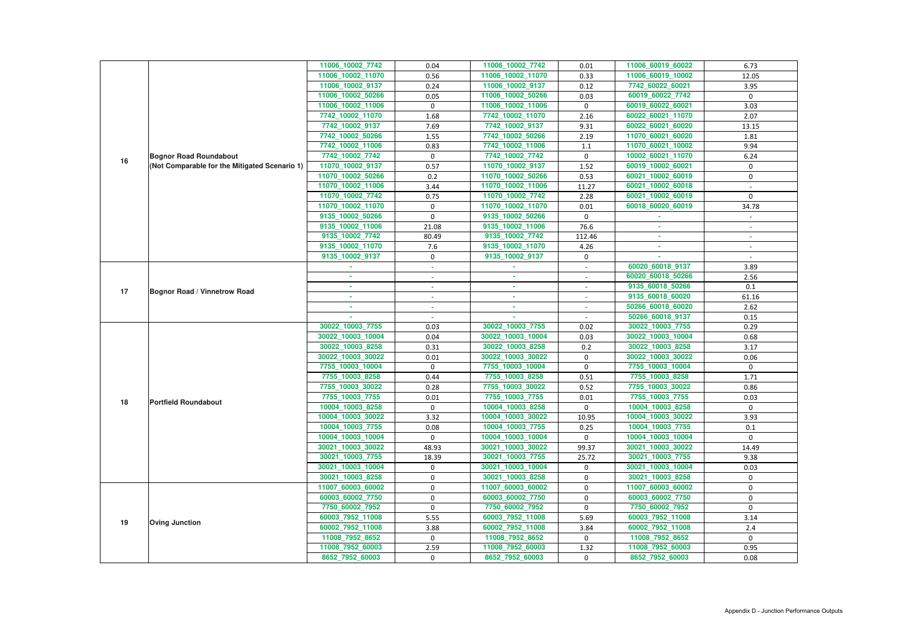| | | | | | | | |
|---|---|---|---|---|---|---|---|
| 16 | **Bognor Road Roundabout (Not Comparable for the Mitigated Scenario 1)** | 11006_10002_7742 | 0.04 | 11006_10002_7742 | 0.01 | 11006_60019_60022 | 6.73 |
| | | 11006_10002_11070 | 0.56 | 11006_10002_11070 | 0.33 | 11006_60019_10002 | 12.05 |
| | | 11006_10002_9137 | 0.24 | 11006_10002_9137 | 0.12 | 7742_60022_60021 | 3.95 |
| | | 11006_10002_50266 | 0.05 | 11006_10002_50266 | 0.03 | 60019_60022_7742 | 0 |
| | | 11006_10002_11006 | 0 | 11006_10002_11006 | 0 | 60019_60022_60021 | 3.03 |
| | | 7742_10002_11070 | 1.68 | 7742_10002_11070 | 2.16 | 60022_60021_11070 | 2.07 |
| | | 7742_10002_9137 | 7.69 | 7742_10002_9137 | 9.31 | 60022_60021_60020 | 13.15 |
| | | 7742_10002_50266 | 1.55 | 7742_10002_50266 | 2.19 | 11070_60021_60020 | 1.81 |
| | | 7742_10002_11006 | 0.83 | 7742_10002_11006 | 1.1 | 11070_60021_10002 | 9.94 |
| | | 7742_10002_7742 | 0 | 7742_10002_7742 | 0 | 10002_60021_11070 | 6.24 |
| | | 11070_10002_9137 | 0.57 | 11070_10002_9137 | 1.52 | 60019_10002_60021 | 0 |
| | | 11070_10002_50266 | 0.2 | 11070_10002_50266 | 0.53 | 60021_10002_60019 | 0 |
| | | 11070_10002_11006 | 3.44 | 11070_10002_11006 | 11.27 | 60021_10002_60018 | - |
| | | 11070_10002_7742 | 0.75 | 11070_10002_7742 | 2.28 | 60021_10002_60019 | 0 |
| | | 11070_10002_11070 | 0 | 11070_10002_11070 | 0.01 | 60018_60020_60019 | 34.78 |
| | | 9135_10002_50266 | 0 | 9135_10002_50266 | 0 | - | - |
| | | 9135_10002_11006 | 21.08 | 9135_10002_11006 | 76.6 | - | - |
| | | 9135_10002_7742 | 80.49 | 9135_10002_7742 | 112.46 | - | - |
| | | 9135_10002_11070 | 7.6 | 9135_10002_11070 | 4.26 | - | - |
| | | 9135_10002_9137 | 0 | 9135_10002_9137 | 0 | - | - |
| 17 | **Bognor Road / Vinnetrow Road** | - | - | - | - | 60020_60018_9137 | 3.89 |
| | | - | - | - | - | 60020_60018_50266 | 2.56 |
| | | - | - | - | - | 9135_60018_50266 | 0.1 |
| | | - | - | - | - | 9135_60018_60020 | 61.16 |
| | | - | - | - | - | 50266_60018_60020 | 2.62 |
| | | - | - | - | - | 50266_60018_9137 | 0.15 |
| 18 | **Portfield Roundabout** | 30022_10003_7755 | 0.03 | 30022_10003_7755 | 0.02 | 30022_10003_7755 | 0.29 |
| | | 30022_10003_10004 | 0.04 | 30022_10003_10004 | 0.03 | 30022_10003_10004 | 0.68 |
| | | 30022_10003_8258 | 0.31 | 30022_10003_8258 | 0.2 | 30022_10003_8258 | 3.17 |
| | | 30022_10003_30022 | 0.01 | 30022_10003_30022 | 0 | 30022_10003_30022 | 0.06 |
| | | 7755_10003_10004 | 0 | 7755_10003_10004 | 0 | 7755_10003_10004 | 0 |
| | | 7755_10003_8258 | 0.44 | 7755_10003_8258 | 0.51 | 7755_10003_8258 | 1.71 |
| | | 7755_10003_30022 | 0.28 | 7755_10003_30022 | 0.52 | 7755_10003_30022 | 0.86 |
| | | 7755_10003_7755 | 0.01 | 7755_10003_7755 | 0.01 | 7755_10003_7755 | 0.03 |
| | | 10004_10003_8258 | 0 | 10004_10003_8258 | 0 | 10004_10003_8258 | 0 |
| | | 10004_10003_30022 | 3.32 | 10004_10003_30022 | 10.95 | 10004_10003_30022 | 3.93 |
| | | 10004_10003_7755 | 0.08 | 10004_10003_7755 | 0.25 | 10004_10003_7755 | 0.1 |
| | | 10004_10003_10004 | 0 | 10004_10003_10004 | 0 | 10004_10003_10004 | 0 |
| | | 30021_10003_30022 | 48.93 | 30021_10003_30022 | 99.37 | 30021_10003_30022 | 14.49 |
| | | 30021_10003_7755 | 18.39 | 30021_10003_7755 | 25.72 | 30021_10003_7755 | 9.38 |
| | | 30021_10003_10004 | 0 | 30021_10003_10004 | 0 | 30021_10003_10004 | 0.03 |
| | | 30021_10003_8258 | 0 | 30021_10003_8258 | 0 | 30021_10003_8258 | 0 |
| 19 | **Oving Junction** | 11007_60003_60002 | 0 | 11007_60003_60002 | 0 | 11007_60003_60002 | 0 |
| | | 60003_60002_7750 | 0 | 60003_60002_7750 | 0 | 60003_60002_7750 | 0 |
| | | 7750_60002_7952 | 0 | 7750_60002_7952 | 0 | 7750_60002_7952 | 0 |
| | | 60003_7952_11008 | 5.55 | 60003_7952_11008 | 5.69 | 60003_7952_11008 | 3.14 |
| | | 60002_7952_11008 | 3.88 | 60002_7952_11008 | 3.84 | 60002_7952_11008 | 2.4 |
| | | 11008_7952_8652 | 0 | 11008_7952_8652 | 0 | 11008_7952_8652 | 0 |
| | | 11008_7952_60003 | 2.59 | 11008_7952_60003 | 1.32 | 11008_7952_60003 | 0.95 |
| | | 8652_7952_60003 | 0 | 8652_7952_60003 | 0 | 8652_7952_60003 | 0.08 |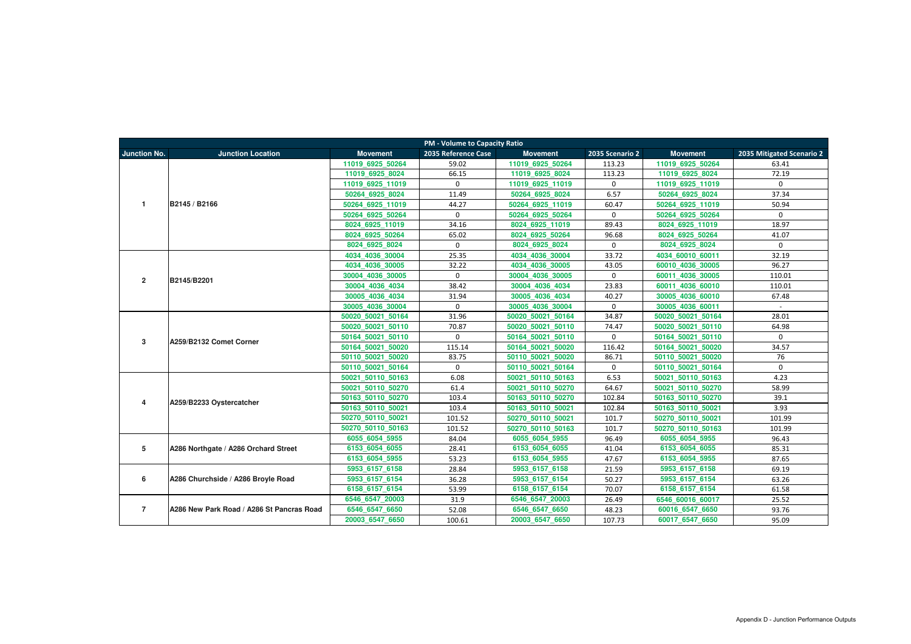| PM - Volume to Capacity Ratio | | | | | | | |
|---|---|---|---|---|---|---|---|
| **Junction No.** | **Junction Location** | **Movement** | **2035 Reference Case** | **Movement** | **2035 Scenario 2** | **Movement** | **2035 Mitigated Scenario 2** |
| 1 | B2145 / B2166 | 11019_6925_50264 | 59.02 | 11019_6925_50264 | 113.23 | 11019_6925_50264 | 63.41 |
| | | 11019_6925_8024 | 66.15 | 11019_6925_8024 | 113.23 | 11019_6925_8024 | 72.19 |
| | | 11019_6925_11019 | 0 | 11019_6925_11019 | 0 | 11019_6925_11019 | 0 |
| | | 50264_6925_8024 | 11.49 | 50264_6925_8024 | 6.57 | 50264_6925_8024 | 37.34 |
| | | 50264_6925_11019 | 44.27 | 50264_6925_11019 | 60.47 | 50264_6925_11019 | 50.94 |
| | | 50264_6925_50264 | 0 | 50264_6925_50264 | 0 | 50264_6925_50264 | 0 |
| | | 8024_6925_11019 | 34.16 | 8024_6925_11019 | 89.43 | 8024_6925_11019 | 18.97 |
| | | 8024_6925_50264 | 65.02 | 8024_6925_50264 | 96.68 | 8024_6925_50264 | 41.07 |
| | | 8024_6925_8024 | 0 | 8024_6925_8024 | 0 | 8024_6925_8024 | 0 |
| 2 | B2145/B2201 | 4034_4036_30004 | 25.35 | 4034_4036_30004 | 33.72 | 4034_60010_60011 | 32.19 |
| | | 4034_4036_30005 | 32.22 | 4034_4036_30005 | 43.05 | 60010_4036_30005 | 96.27 |
| | | 30004_4036_30005 | 0 | 30004_4036_30005 | 0 | 60011_4036_30005 | 110.01 |
| | | 30004_4036_4034 | 38.42 | 30004_4036_4034 | 23.83 | 60011_4036_60010 | 110.01 |
| | | 30005_4036_4034 | 31.94 | 30005_4036_4034 | 40.27 | 30005_4036_60010 | 67.48 |
| | | 30005_4036_30004 | 0 | 30005_4036_30004 | 0 | 30005_4036_60011 | - |
| 3 | A259/B2132 Comet Corner | 50020_50021_50164 | 31.96 | 50020_50021_50164 | 34.87 | 50020_50021_50164 | 28.01 |
| | | 50020_50021_50110 | 70.87 | 50020_50021_50110 | 74.47 | 50020_50021_50110 | 64.98 |
| | | 50164_50021_50110 | 0 | 50164_50021_50110 | 0 | 50164_50021_50110 | 0 |
| | | 50164_50021_50020 | 115.14 | 50164_50021_50020 | 116.42 | 50164_50021_50020 | 34.57 |
| | | 50110_50021_50020 | 83.75 | 50110_50021_50020 | 86.71 | 50110_50021_50020 | 76 |
| | | 50110_50021_50164 | 0 | 50110_50021_50164 | 0 | 50110_50021_50164 | 0 |
| 4 | A259/B2233 Oystercatcher | 50021_50110_50163 | 6.08 | 50021_50110_50163 | 6.53 | 50021_50110_50163 | 4.23 |
| | | 50021_50110_50270 | 61.4 | 50021_50110_50270 | 64.67 | 50021_50110_50270 | 58.99 |
| | | 50163_50110_50270 | 103.4 | 50163_50110_50270 | 102.84 | 50163_50110_50270 | 39.1 |
| | | 50163_50110_50021 | 103.4 | 50163_50110_50021 | 102.84 | 50163_50110_50021 | 3.93 |
| | | 50270_50110_50021 | 101.52 | 50270_50110_50021 | 101.7 | 50270_50110_50021 | 101.99 |
| | | 50270_50110_50163 | 101.52 | 50270_50110_50163 | 101.7 | 50270_50110_50163 | 101.99 |
| 5 | A286 Northgate / A286 Orchard Street | 6055_6054_5955 | 84.04 | 6055_6054_5955 | 96.49 | 6055_6054_5955 | 96.43 |
| | | 6153_6054_6055 | 28.41 | 6153_6054_6055 | 41.04 | 6153_6054_6055 | 85.31 |
| | | 6153_6054_5955 | 53.23 | 6153_6054_5955 | 47.67 | 6153_6054_5955 | 87.65 |
| 6 | A286 Churchside / A286 Broyle Road | 5953_6157_6158 | 28.84 | 5953_6157_6158 | 21.59 | 5953_6157_6158 | 69.19 |
| | | 5953_6157_6154 | 36.28 | 5953_6157_6154 | 50.27 | 5953_6157_6154 | 63.26 |
| | | 6158_6157_6154 | 53.99 | 6158_6157_6154 | 70.07 | 6158_6157_6154 | 61.58 |
| 7 | A286 New Park Road / A286 St Pancras Road | 6546_6547_20003 | 31.9 | 6546_6547_20003 | 26.49 | 6546_60016_60017 | 25.52 |
| | | 6546_6547_6650 | 52.08 | 6546_6547_6650 | 48.23 | 60016_6547_6650 | 93.76 |
| | | 20003_6547_6650 | 100.61 | 20003_6547_6650 | 107.73 | 60017_6547_6650 | 95.09 |

Appendix D - Junction Performance Outputs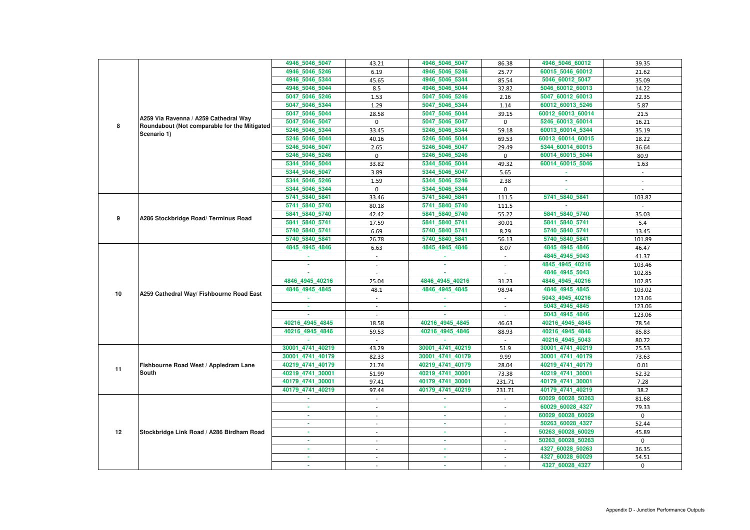| | | | | | | | |
|---|---|---|---|---|---|---|---|
| 8 | A259 Via Ravenna / A259 Cathedral Way Roundabout (Not comparable for the Mitigated Scenario 1) | 4946_5046_5047 | 43.21 | 4946_5046_5047 | 86.38 | 4946_5046_60012 | 39.35 |
| | | 4946_5046_5246 | 6.19 | 4946_5046_5246 | 25.77 | 60015_5046_60012 | 21.62 |
| | | 4946_5046_5344 | 45.65 | 4946_5046_5344 | 85.54 | 5046_60012_5047 | 35.09 |
| | | 4946_5046_5044 | 8.5 | 4946_5046_5044 | 32.82 | 5046_60012_60013 | 14.22 |
| | | 5047_5046_5246 | 1.53 | 5047_5046_5246 | 2.16 | 5047_60012_60013 | 22.35 |
| | | 5047_5046_5344 | 1.29 | 5047_5046_5344 | 1.14 | 60012_60013_5246 | 5.87 |
| | | 5047_5046_5044 | 28.58 | 5047_5046_5044 | 39.15 | 60012_60013_60014 | 21.5 |
| | | 5047_5046_5047 | 0 | 5047_5046_5047 | 0 | 5246_60013_60014 | 16.21 |
| | | 5246_5046_5344 | 33.45 | 5246_5046_5344 | 59.18 | 60013_60014_5344 | 35.19 |
| | | 5246_5046_5044 | 40.16 | 5246_5046_5044 | 69.53 | 60013_60014_60015 | 18.22 |
| | | 5246_5046_5047 | 2.65 | 5246_5046_5047 | 29.49 | 5344_60014_60015 | 36.64 |
| | | 5246_5046_5246 | 0 | 5246_5046_5246 | 0 | 60014_60015_5044 | 80.9 |
| | | 5344_5046_5044 | 33.82 | 5344_5046_5044 | 49.32 | 60014_60015_5046 | 1.63 |
| | | 5344_5046_5047 | 3.89 | 5344_5046_5047 | 5.65 | - | - |
| | | 5344_5046_5246 | 1.59 | 5344_5046_5246 | 2.38 | - | - |
| | | 5344_5046_5344 | 0 | 5344_5046_5344 | 0 | - | - |
| 9 | A286 Stockbridge Road/ Terminus Road | 5741_5840_5841 | 33.46 | 5741_5840_5841 | 111.5 | 5741_5840_5841 | 103.82 |
| | | 5741_5840_5740 | 80.18 | 5741_5840_5740 | 111.5 | - | - |
| | | 5841_5840_5740 | 42.42 | 5841_5840_5740 | 55.22 | 5841_5840_5740 | 35.03 |
| | | 5841_5840_5741 | 17.59 | 5841_5840_5741 | 30.01 | 5841_5840_5741 | 5.4 |
| | | 5740_5840_5741 | 6.69 | 5740_5840_5741 | 8.29 | 5740_5840_5741 | 13.45 |
| | | 5740_5840_5841 | 26.78 | 5740_5840_5841 | 56.13 | 5740_5840_5841 | 101.89 |
| 10 | A259 Cathedral Way/ Fishbourne Road East | 4845_4945_4846 | 6.63 | 4845_4945_4846 | 8.07 | 4845_4945_4846 | 46.47 |
| | | - | - | - | - | 4845_4945_5043 | 41.37 |
| | | - | - | - | - | 4845_4945_40216 | 103.46 |
| | | - | - | - | - | 4846_4945_5043 | 102.85 |
| | | 4846_4945_40216 | 25.04 | 4846_4945_40216 | 31.23 | 4846_4945_40216 | 102.85 |
| | | 4846_4945_4845 | 48.1 | 4846_4945_4845 | 98.94 | 4846_4945_4845 | 103.02 |
| | | - | - | - | - | 5043_4945_40216 | 123.06 |
| | | - | - | - | - | 5043_4945_4845 | 123.06 |
| | | - | - | - | - | 5043_4945_4846 | 123.06 |
| | | 40216_4945_4845 | 18.58 | 40216_4945_4845 | 46.63 | 40216_4945_4845 | 78.54 |
| | | 40216_4945_4846 | 59.53 | 40216_4945_4846 | 88.93 | 40216_4945_4846 | 85.83 |
| | | - | - | - | - | 40216_4945_5043 | 80.72 |
| 11 | Fishbourne Road West / Appledram Lane South | 30001_4741_40219 | 43.29 | 30001_4741_40219 | 51.9 | 30001_4741_40219 | 25.53 |
| | | 30001_4741_40179 | 82.33 | 30001_4741_40179 | 9.99 | 30001_4741_40179 | 73.63 |
| | | 40219_4741_40179 | 21.74 | 40219_4741_40179 | 28.04 | 40219_4741_40179 | 0.01 |
| | | 40219_4741_30001 | 51.99 | 40219_4741_30001 | 73.38 | 40219_4741_30001 | 52.32 |
| | | 40179_4741_30001 | 97.41 | 40179_4741_30001 | 231.71 | 40179_4741_30001 | 7.28 |
| | | 40179_4741_40219 | 97.44 | 40179_4741_40219 | 231.71 | 40179_4741_40219 | 38.2 |
| 12 | Stockbridge Link Road / A286 Birdham Road | - | - | - | - | 60029_60028_50263 | 81.68 |
| | | - | - | - | - | 60029_60028_4327 | 79.33 |
| | | - | - | - | - | 60029_60028_60029 | 0 |
| | | - | - | - | - | 50263_60028_4327 | 52.44 |
| | | - | - | - | - | 50263_60028_60029 | 45.89 |
| | | - | - | - | - | 50263_60028_50263 | 0 |
| | | - | - | - | - | 4327_60028_50263 | 36.35 |
| | | - | - | - | - | 4327_60028_60029 | 54.51 |
| | | - | - | - | - | 4327_60028_4327 | 0 |

Appendix D - Junction Performance Outputs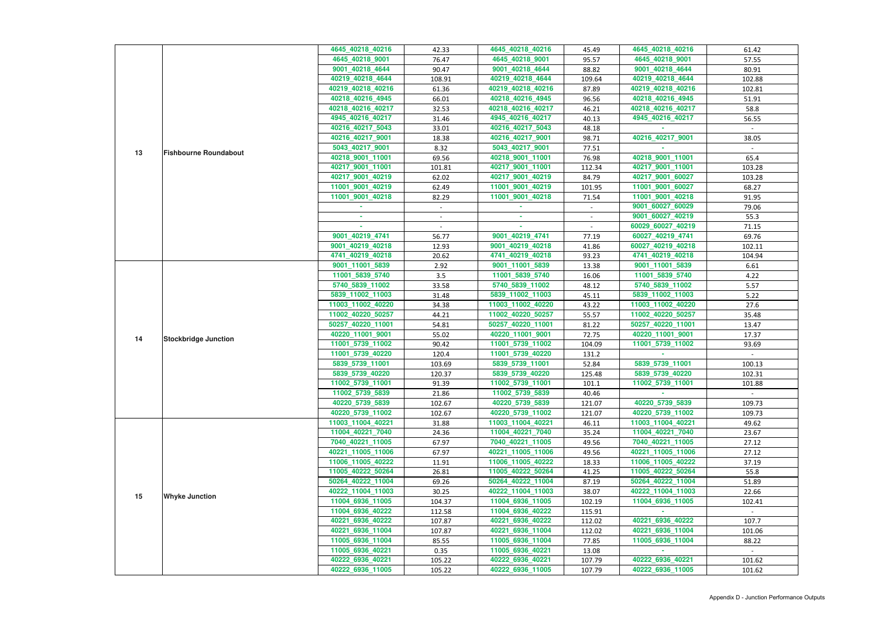| | | | | | | | |
|---|---|---|---|---|---|---|---|
| 13 | Fishbourne Roundabout | 4645_40218_40216 | 42.33 | 4645_40218_40216 | 45.49 | 4645_40218_40216 | 61.42 |
| | | 4645_40218_9001 | 76.47 | 4645_40218_9001 | 95.57 | 4645_40218_9001 | 57.55 |
| | | 9001_40218_4644 | 90.47 | 9001_40218_4644 | 88.82 | 9001_40218_4644 | 80.91 |
| | | 40219_40218_4644 | 108.91 | 40219_40218_4644 | 109.64 | 40219_40218_4644 | 102.88 |
| | | 40219_40218_40216 | 61.36 | 40219_40218_40216 | 87.89 | 40219_40218_40216 | 102.81 |
| | | 40218_40216_4945 | 66.01 | 40218_40216_4945 | 96.56 | 40218_40216_4945 | 51.91 |
| | | 40218_40216_40217 | 32.53 | 40218_40216_40217 | 46.21 | 40218_40216_40217 | 58.8 |
| | | 4945_40216_40217 | 31.46 | 4945_40216_40217 | 40.13 | 4945_40216_40217 | 56.55 |
| | | 40216_40217_5043 | 33.01 | 40216_40217_5043 | 48.18 | - | - |
| | | 40216_40217_9001 | 18.38 | 40216_40217_9001 | 98.71 | 40216_40217_9001 | 38.05 |
| | | 5043_40217_9001 | 8.32 | 5043_40217_9001 | 77.51 | - | - |
| | | 40218_9001_11001 | 69.56 | 40218_9001_11001 | 76.98 | 40218_9001_11001 | 65.4 |
| | | 40217_9001_11001 | 101.81 | 40217_9001_11001 | 112.34 | 40217_9001_11001 | 103.28 |
| | | 40217_9001_40219 | 62.02 | 40217_9001_40219 | 84.79 | 40217_9001_60027 | 103.28 |
| | | 11001_9001_40219 | 62.49 | 11001_9001_40219 | 101.95 | 11001_9001_60027 | 68.27 |
| | | 11001_9001_40218 | 82.29 | 11001_9001_40218 | 71.54 | 11001_9001_40218 | 91.95 |
| | | - | - | - | - | 9001_60027_60029 | 79.06 |
| | | - | - | - | - | 9001_60027_40219 | 55.3 |
| | | - | - | - | - | 60029_60027_40219 | 71.15 |
| | | 9001_40219_4741 | 56.77 | 9001_40219_4741 | 77.19 | 60027_40219_4741 | 69.76 |
| | | 9001_40219_40218 | 12.93 | 9001_40219_40218 | 41.86 | 60027_40219_40218 | 102.11 |
| | | 4741_40219_40218 | 20.62 | 4741_40219_40218 | 93.23 | 4741_40219_40218 | 104.94 |
| 14 | Stockbridge Junction | 9001_11001_5839 | 2.92 | 9001_11001_5839 | 13.38 | 9001_11001_5839 | 6.61 |
| | | 11001_5839_5740 | 3.5 | 11001_5839_5740 | 16.06 | 11001_5839_5740 | 4.22 |
| | | 5740_5839_11002 | 33.58 | 5740_5839_11002 | 48.12 | 5740_5839_11002 | 5.57 |
| | | 5839_11002_11003 | 31.48 | 5839_11002_11003 | 45.11 | 5839_11002_11003 | 5.22 |
| | | 11003_11002_40220 | 34.38 | 11003_11002_40220 | 43.22 | 11003_11002_40220 | 27.6 |
| | | 11002_40220_50257 | 44.21 | 11002_40220_50257 | 55.57 | 11002_40220_50257 | 35.48 |
| | | 50257_40220_11001 | 54.81 | 50257_40220_11001 | 81.22 | 50257_40220_11001 | 13.47 |
| | | 40220_11001_9001 | 55.02 | 40220_11001_9001 | 72.75 | 40220_11001_9001 | 17.37 |
| | | 11001_5739_11002 | 90.42 | 11001_5739_11002 | 104.09 | 11001_5739_11002 | 93.69 |
| | | 11001_5739_40220 | 120.4 | 11001_5739_40220 | 131.2 | - | - |
| | | 5839_5739_11001 | 103.69 | 5839_5739_11001 | 52.84 | 5839_5739_11001 | 100.13 |
| | | 5839_5739_40220 | 120.37 | 5839_5739_40220 | 125.48 | 5839_5739_40220 | 102.31 |
| | | 11002_5739_11001 | 91.39 | 11002_5739_11001 | 101.1 | 11002_5739_11001 | 101.88 |
| | | 11002_5739_5839 | 21.86 | 11002_5739_5839 | 40.46 | - | - |
| | | 40220_5739_5839 | 102.67 | 40220_5739_5839 | 121.07 | 40220_5739_5839 | 109.73 |
| | | 40220_5739_11002 | 102.67 | 40220_5739_11002 | 121.07 | 40220_5739_11002 | 109.73 |
| 15 | Whyke Junction | 11003_11004_40221 | 31.88 | 11003_11004_40221 | 46.11 | 11003_11004_40221 | 49.62 |
| | | 11004_40221_7040 | 24.36 | 11004_40221_7040 | 35.24 | 11004_40221_7040 | 23.67 |
| | | 7040_40221_11005 | 67.97 | 7040_40221_11005 | 49.56 | 7040_40221_11005 | 27.12 |
| | | 40221_11005_11006 | 67.97 | 40221_11005_11006 | 49.56 | 40221_11005_11006 | 27.12 |
| | | 11006_11005_40222 | 11.91 | 11006_11005_40222 | 18.33 | 11006_11005_40222 | 37.19 |
| | | 11005_40222_50264 | 26.81 | 11005_40222_50264 | 41.25 | 11005_40222_50264 | 55.8 |
| | | 50264_40222_11004 | 69.26 | 50264_40222_11004 | 87.19 | 50264_40222_11004 | 51.89 |
| | | 40222_11004_11003 | 30.25 | 40222_11004_11003 | 38.07 | 40222_11004_11003 | 22.66 |
| | | 11004_6936_11005 | 104.37 | 11004_6936_11005 | 102.19 | 11004_6936_11005 | 102.41 |
| | | 11004_6936_40222 | 112.58 | 11004_6936_40222 | 115.91 | - | - |
| | | 40221_6936_40222 | 107.87 | 40221_6936_40222 | 112.02 | 40221_6936_40222 | 107.7 |
| | | 40221_6936_11004 | 107.87 | 40221_6936_11004 | 112.02 | 40221_6936_11004 | 101.06 |
| | | 11005_6936_11004 | 85.55 | 11005_6936_11004 | 77.85 | 11005_6936_11004 | 88.22 |
| | | 11005_6936_40221 | 0.35 | 11005_6936_40221 | 13.08 | - | - |
| | | 40222_6936_40221 | 105.22 | 40222_6936_40221 | 107.79 | 40222_6936_40221 | 101.62 |
| | | 40222_6936_11005 | 105.22 | 40222_6936_11005 | 107.79 | 40222_6936_11005 | 101.62 |

Appendix D - Junction Performance Outputs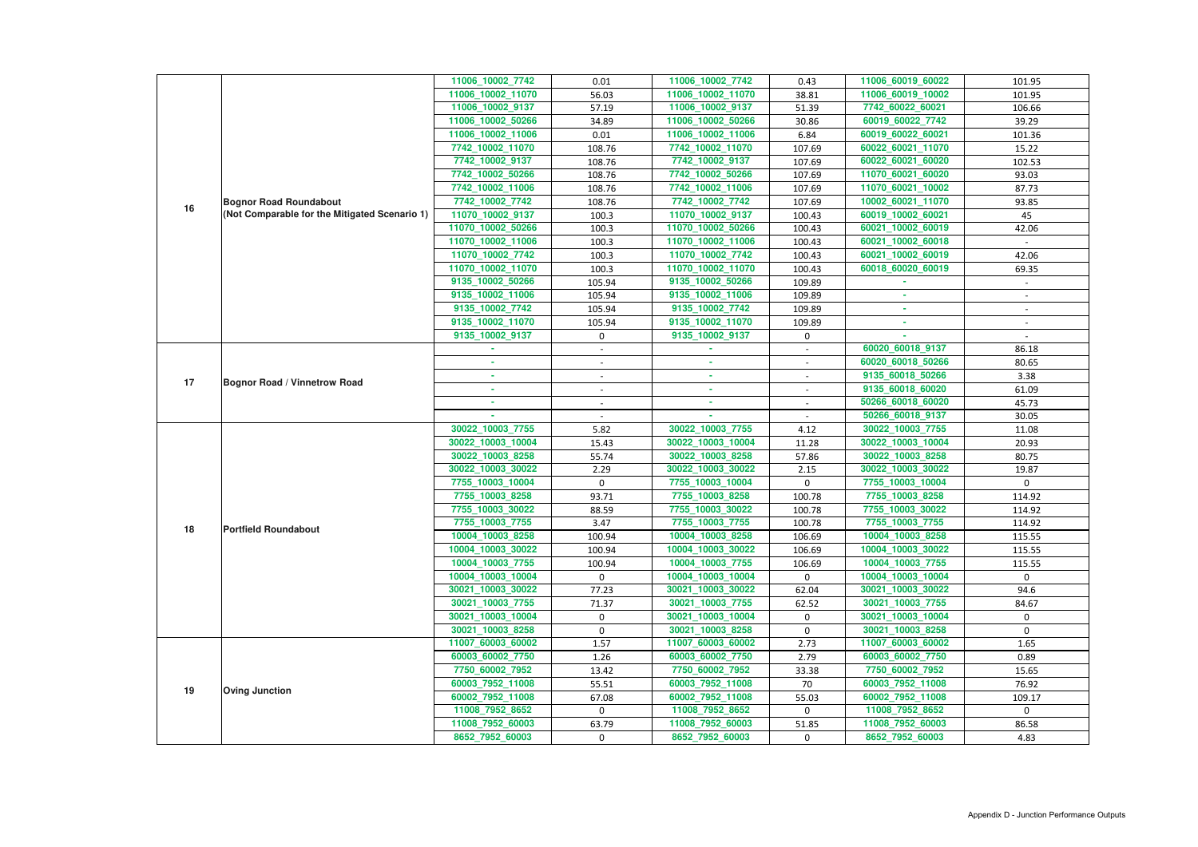| | | | | | | | |
|---|---|---|---|---|---|---|---|
| 16 | Bognor Road Roundabout (Not Comparable for the Mitigated Scenario 1) | 11006_10002_7742 | 0.01 | 11006_10002_7742 | 0.43 | 11006_60019_60022 | 101.95 |
| | | 11006_10002_11070 | 56.03 | 11006_10002_11070 | 38.81 | 11006_60019_10002 | 101.95 |
| | | 11006_10002_9137 | 57.19 | 11006_10002_9137 | 51.39 | 7742_60022_60021 | 106.66 |
| | | 11006_10002_50266 | 34.89 | 11006_10002_50266 | 30.86 | 60019_60022_7742 | 39.29 |
| | | 11006_10002_11006 | 0.01 | 11006_10002_11006 | 6.84 | 60019_60022_60021 | 101.36 |
| | | 7742_10002_11070 | 108.76 | 7742_10002_11070 | 107.69 | 60022_60021_11070 | 15.22 |
| | | 7742_10002_9137 | 108.76 | 7742_10002_9137 | 107.69 | 60022_60021_60020 | 102.53 |
| | | 7742_10002_50266 | 108.76 | 7742_10002_50266 | 107.69 | 11070_60021_60020 | 93.03 |
| | | 7742_10002_11006 | 108.76 | 7742_10002_11006 | 107.69 | 11070_60021_10002 | 87.73 |
| | | 7742_10002_7742 | 108.76 | 7742_10002_7742 | 107.69 | 10002_60021_11070 | 93.85 |
| | | 11070_10002_9137 | 100.3 | 11070_10002_9137 | 100.43 | 60019_10002_60021 | 45 |
| | | 11070_10002_50266 | 100.3 | 11070_10002_50266 | 100.43 | 60021_10002_60019 | 42.06 |
| | | 11070_10002_11006 | 100.3 | 11070_10002_11006 | 100.43 | 60021_10002_60018 | - |
| | | 11070_10002_7742 | 100.3 | 11070_10002_7742 | 100.43 | 60021_10002_60019 | 42.06 |
| | | 11070_10002_11070 | 100.3 | 11070_10002_11070 | 100.43 | 60018_60020_60019 | 69.35 |
| | | 9135_10002_50266 | 105.94 | 9135_10002_50266 | 109.89 | - | - |
| | | 9135_10002_11006 | 105.94 | 9135_10002_11006 | 109.89 | - | - |
| | | 9135_10002_7742 | 105.94 | 9135_10002_7742 | 109.89 | - | - |
| | | 9135_10002_11070 | 105.94 | 9135_10002_11070 | 109.89 | - | - |
| | | 9135_10002_9137 | 0 | 9135_10002_9137 | 0 | - | - |
| 17 | Bognor Road / Vinnetrow Road | - | - | - | - | 60020_60018_9137 | 86.18 |
| | | - | - | - | - | 60020_60018_50266 | 80.65 |
| | | - | - | - | - | 9135_60018_50266 | 3.38 |
| | | - | - | - | - | 9135_60018_60020 | 61.09 |
| | | - | - | - | - | 50266_60018_60020 | 45.73 |
| | | - | - | - | - | 50266_60018_9137 | 30.05 |
| 18 | Portfield Roundabout | 30022_10003_7755 | 5.82 | 30022_10003_7755 | 4.12 | 30022_10003_7755 | 11.08 |
| | | 30022_10003_10004 | 15.43 | 30022_10003_10004 | 11.28 | 30022_10003_10004 | 20.93 |
| | | 30022_10003_8258 | 55.74 | 30022_10003_8258 | 57.86 | 30022_10003_8258 | 80.75 |
| | | 30022_10003_30022 | 2.29 | 30022_10003_30022 | 2.15 | 30022_10003_30022 | 19.87 |
| | | 7755_10003_10004 | 0 | 7755_10003_10004 | 0 | 7755_10003_10004 | 0 |
| | | 7755_10003_8258 | 93.71 | 7755_10003_8258 | 100.78 | 7755_10003_8258 | 114.92 |
| | | 7755_10003_30022 | 88.59 | 7755_10003_30022 | 100.78 | 7755_10003_30022 | 114.92 |
| | | 7755_10003_7755 | 3.47 | 7755_10003_7755 | 100.78 | 7755_10003_7755 | 114.92 |
| | | 10004_10003_8258 | 100.94 | 10004_10003_8258 | 106.69 | 10004_10003_8258 | 115.55 |
| | | 10004_10003_30022 | 100.94 | 10004_10003_30022 | 106.69 | 10004_10003_30022 | 115.55 |
| | | 10004_10003_7755 | 100.94 | 10004_10003_7755 | 106.69 | 10004_10003_7755 | 115.55 |
| | | 10004_10003_10004 | 0 | 10004_10003_10004 | 0 | 10004_10003_10004 | 0 |
| | | 30021_10003_30022 | 77.23 | 30021_10003_30022 | 62.04 | 30021_10003_30022 | 94.6 |
| | | 30021_10003_7755 | 71.37 | 30021_10003_7755 | 62.52 | 30021_10003_7755 | 84.67 |
| | | 30021_10003_10004 | 0 | 30021_10003_10004 | 0 | 30021_10003_10004 | 0 |
| | | 30021_10003_8258 | 0 | 30021_10003_8258 | 0 | 30021_10003_8258 | 0 |
| 19 | Oving Junction | 11007_60003_60002 | 1.57 | 11007_60003_60002 | 2.73 | 11007_60003_60002 | 1.65 |
| | | 60003_60002_7750 | 1.26 | 60003_60002_7750 | 2.79 | 60003_60002_7750 | 0.89 |
| | | 7750_60002_7952 | 13.42 | 7750_60002_7952 | 33.38 | 7750_60002_7952 | 15.65 |
| | | 60003_7952_11008 | 55.51 | 60003_7952_11008 | 70 | 60003_7952_11008 | 76.92 |
| | | 60002_7952_11008 | 67.08 | 60002_7952_11008 | 55.03 | 60002_7952_11008 | 109.17 |
| | | 11008_7952_8652 | 0 | 11008_7952_8652 | 0 | 11008_7952_8652 | 0 |
| | | 11008_7952_60003 | 63.79 | 11008_7952_60003 | 51.85 | 11008_7952_60003 | 86.58 |
| | | 8652_7952_60003 | 0 | 8652_7952_60003 | 0 | 8652_7952_60003 | 4.83 |

Appendix D - Junction Performance Outputs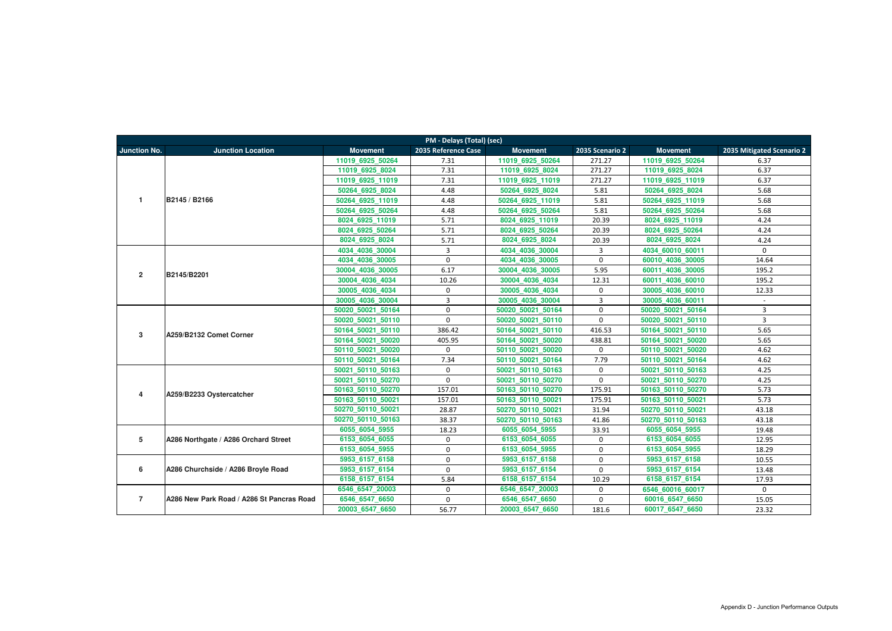| PM - Delays (Total) (sec) | | | | | | | |
|---|---|---|---|---|---|---|---|
| Junction No. | Junction Location | Movement | 2035 Reference Case | Movement | 2035 Scenario 2 | Movement | 2035 Mitigated Scenario 2 |
| 1 | B2145 / B2166 | 11019_6925_50264 | 7.31 | 11019_6925_50264 | 271.27 | 11019_6925_50264 | 6.37 |
| | | 11019_6925_8024 | 7.31 | 11019_6925_8024 | 271.27 | 11019_6925_8024 | 6.37 |
| | | 11019_6925_11019 | 7.31 | 11019_6925_11019 | 271.27 | 11019_6925_11019 | 6.37 |
| | | 50264_6925_8024 | 4.48 | 50264_6925_8024 | 5.81 | 50264_6925_8024 | 5.68 |
| | | 50264_6925_11019 | 4.48 | 50264_6925_11019 | 5.81 | 50264_6925_11019 | 5.68 |
| | | 50264_6925_50264 | 4.48 | 50264_6925_50264 | 5.81 | 50264_6925_50264 | 5.68 |
| | | 8024_6925_11019 | 5.71 | 8024_6925_11019 | 20.39 | 8024_6925_11019 | 4.24 |
| | | 8024_6925_50264 | 5.71 | 8024_6925_50264 | 20.39 | 8024_6925_50264 | 4.24 |
| | | 8024_6925_8024 | 5.71 | 8024_6925_8024 | 20.39 | 8024_6925_8024 | 4.24 |
| 2 | B2145/B2201 | 4034_4036_30004 | 3 | 4034_4036_30004 | 3 | 4034_60010_60011 | 0 |
| | | 4034_4036_30005 | 0 | 4034_4036_30005 | 0 | 60010_4036_30005 | 14.64 |
| | | 30004_4036_30005 | 6.17 | 30004_4036_30005 | 5.95 | 60011_4036_30005 | 195.2 |
| | | 30004_4036_4034 | 10.26 | 30004_4036_4034 | 12.31 | 60011_4036_60010 | 195.2 |
| | | 30005_4036_4034 | 0 | 30005_4036_4034 | 0 | 30005_4036_60010 | 12.33 |
| | | 30005_4036_30004 | 3 | 30005_4036_30004 | 3 | 30005_4036_60011 | - |
| 3 | A259/B2132 Comet Corner | 50020_50021_50164 | 0 | 50020_50021_50164 | 0 | 50020_50021_50164 | 3 |
| | | 50020_50021_50110 | 0 | 50020_50021_50110 | 0 | 50020_50021_50110 | 3 |
| | | 50164_50021_50110 | 386.42 | 50164_50021_50110 | 416.53 | 50164_50021_50110 | 5.65 |
| | | 50164_50021_50020 | 405.95 | 50164_50021_50020 | 438.81 | 50164_50021_50020 | 5.65 |
| | | 50110_50021_50020 | 0 | 50110_50021_50020 | 0 | 50110_50021_50020 | 4.62 |
| | | 50110_50021_50164 | 7.34 | 50110_50021_50164 | 7.79 | 50110_50021_50164 | 4.62 |
| 4 | A259/B2233 Oystercatcher | 50021_50110_50163 | 0 | 50021_50110_50163 | 0 | 50021_50110_50163 | 4.25 |
| | | 50021_50110_50270 | 0 | 50021_50110_50270 | 0 | 50021_50110_50270 | 4.25 |
| | | 50163_50110_50270 | 157.01 | 50163_50110_50270 | 175.91 | 50163_50110_50270 | 5.73 |
| | | 50163_50110_50021 | 157.01 | 50163_50110_50021 | 175.91 | 50163_50110_50021 | 5.73 |
| | | 50270_50110_50021 | 28.87 | 50270_50110_50021 | 31.94 | 50270_50110_50021 | 43.18 |
| | | 50270_50110_50163 | 38.37 | 50270_50110_50163 | 41.86 | 50270_50110_50163 | 43.18 |
| 5 | A286 Northgate / A286 Orchard Street | 6055_6054_5955 | 18.23 | 6055_6054_5955 | 33.91 | 6055_6054_5955 | 19.48 |
| | | 6153_6054_6055 | 0 | 6153_6054_6055 | 0 | 6153_6054_6055 | 12.95 |
| | | 6153_6054_5955 | 0 | 6153_6054_5955 | 0 | 6153_6054_5955 | 18.29 |
| 6 | A286 Churchside / A286 Broyle Road | 5953_6157_6158 | 0 | 5953_6157_6158 | 0 | 5953_6157_6158 | 10.55 |
| | | 5953_6157_6154 | 0 | 5953_6157_6154 | 0 | 5953_6157_6154 | 13.48 |
| | | 6158_6157_6154 | 5.84 | 6158_6157_6154 | 10.29 | 6158_6157_6154 | 17.93 |
| 7 | A286 New Park Road / A286 St Pancras Road | 6546_6547_20003 | 0 | 6546_6547_20003 | 0 | 6546_60016_60017 | 0 |
| | | 6546_6547_6650 | 0 | 6546_6547_6650 | 0 | 60016_6547_6650 | 15.05 |
| | | 20003_6547_6650 | 56.77 | 20003_6547_6650 | 181.6 | 60017_6547_6650 | 23.32 |

Appendix D - Junction Performance Outputs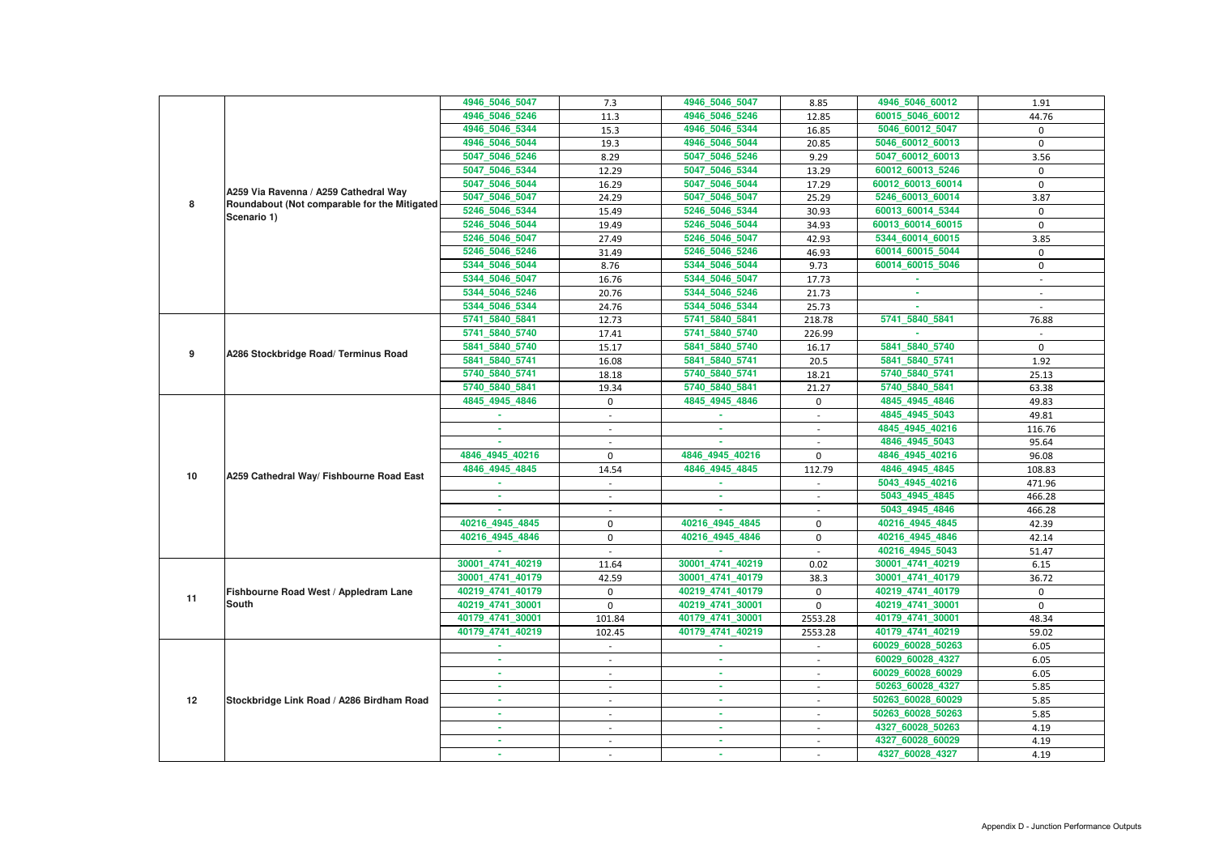| | | | | | | | |
|---|---|---|---|---|---|---|---|
| 8 | A259 Via Ravenna / A259 Cathedral Way Roundabout (Not comparable for the Mitigated Scenario 1) | 4946_5046_5047 | 7.3 | 4946_5046_5047 | 8.85 | 4946_5046_60012 | 1.91 |
| | | 4946_5046_5246 | 11.3 | 4946_5046_5246 | 12.85 | 60015_5046_60012 | 44.76 |
| | | 4946_5046_5344 | 15.3 | 4946_5046_5344 | 16.85 | 5046_60012_5047 | 0 |
| | | 4946_5046_5044 | 19.3 | 4946_5046_5044 | 20.85 | 5046_60012_60013 | 0 |
| | | 5047_5046_5246 | 8.29 | 5047_5046_5246 | 9.29 | 5047_60012_60013 | 3.56 |
| | | 5047_5046_5344 | 12.29 | 5047_5046_5344 | 13.29 | 60012_60013_5246 | 0 |
| | | 5047_5046_5044 | 16.29 | 5047_5046_5044 | 17.29 | 60012_60013_60014 | 0 |
| | | 5047_5046_5047 | 24.29 | 5047_5046_5047 | 25.29 | 5246_60013_60014 | 3.87 |
| | | 5246_5046_5344 | 15.49 | 5246_5046_5344 | 30.93 | 60013_60014_5344 | 0 |
| | | 5246_5046_5044 | 19.49 | 5246_5046_5044 | 34.93 | 60013_60014_60015 | 0 |
| | | 5246_5046_5047 | 27.49 | 5246_5046_5047 | 42.93 | 5344_60014_60015 | 3.85 |
| | | 5246_5046_5246 | 31.49 | 5246_5046_5246 | 46.93 | 60014_60015_5044 | 0 |
| | | 5344_5046_5044 | 8.76 | 5344_5046_5044 | 9.73 | 60014_60015_5046 | 0 |
| | | 5344_5046_5047 | 16.76 | 5344_5046_5047 | 17.73 | - | - |
| | | 5344_5046_5246 | 20.76 | 5344_5046_5246 | 21.73 | - | - |
| | | 5344_5046_5344 | 24.76 | 5344_5046_5344 | 25.73 | - | - |
| 9 | A286 Stockbridge Road/ Terminus Road | 5741_5840_5841 | 12.73 | 5741_5840_5841 | 218.78 | 5741_5840_5841 | 76.88 |
| | | 5741_5840_5740 | 17.41 | 5741_5840_5740 | 226.99 | - | - |
| | | 5841_5840_5740 | 15.17 | 5841_5840_5740 | 16.17 | 5841_5840_5740 | 0 |
| | | 5841_5840_5741 | 16.08 | 5841_5840_5741 | 20.5 | 5841_5840_5741 | 1.92 |
| | | 5740_5840_5741 | 18.18 | 5740_5840_5741 | 18.21 | 5740_5840_5741 | 25.13 |
| | | 5740_5840_5841 | 19.34 | 5740_5840_5841 | 21.27 | 5740_5840_5841 | 63.38 |
| 10 | A259 Cathedral Way/ Fishbourne Road East | 4845_4945_4846 | 0 | 4845_4945_4846 | 0 | 4845_4945_4846 | 49.83 |
| | | - | - | - | - | 4845_4945_5043 | 49.81 |
| | | - | - | - | - | 4845_4945_40216 | 116.76 |
| | | - | - | - | - | 4846_4945_5043 | 95.64 |
| | | 4846_4945_40216 | 0 | 4846_4945_40216 | 0 | 4846_4945_40216 | 96.08 |
| | | 4846_4945_4845 | 14.54 | 4846_4945_4845 | 112.79 | 4846_4945_4845 | 108.83 |
| | | - | - | - | - | 5043_4945_40216 | 471.96 |
| | | - | - | - | - | 5043_4945_4845 | 466.28 |
| | | - | - | - | - | 5043_4945_4846 | 466.28 |
| | | 40216_4945_4845 | 0 | 40216_4945_4845 | 0 | 40216_4945_4845 | 42.39 |
| | | 40216_4945_4846 | 0 | 40216_4945_4846 | 0 | 40216_4945_4846 | 42.14 |
| | | - | - | - | - | 40216_4945_5043 | 51.47 |
| 11 | Fishbourne Road West / Appledram Lane South | 30001_4741_40219 | 11.64 | 30001_4741_40219 | 0.02 | 30001_4741_40219 | 6.15 |
| | | 30001_4741_40179 | 42.59 | 30001_4741_40179 | 38.3 | 30001_4741_40179 | 36.72 |
| | | 40219_4741_40179 | 0 | 40219_4741_40179 | 0 | 40219_4741_40179 | 0 |
| | | 40219_4741_30001 | 0 | 40219_4741_30001 | 0 | 40219_4741_30001 | 0 |
| | | 40179_4741_30001 | 101.84 | 40179_4741_30001 | 2553.28 | 40179_4741_30001 | 48.34 |
| | | 40179_4741_40219 | 102.45 | 40179_4741_40219 | 2553.28 | 40179_4741_40219 | 59.02 |
| 12 | Stockbridge Link Road / A286 Birdham Road | - | - | - | - | 60029_60028_50263 | 6.05 |
| | | - | - | - | - | 60029_60028_4327 | 6.05 |
| | | - | - | - | - | 60029_60028_60029 | 6.05 |
| | | - | - | - | - | 50263_60028_4327 | 5.85 |
| | | - | - | - | - | 50263_60028_60029 | 5.85 |
| | | - | - | - | - | 50263_60028_50263 | 5.85 |
| | | - | - | - | - | 4327_60028_50263 | 4.19 |
| | | - | - | - | - | 4327_60028_60029 | 4.19 |
| | | - | - | - | - | 4327_60028_4327 | 4.19 |

Appendix D - Junction Performance Outputs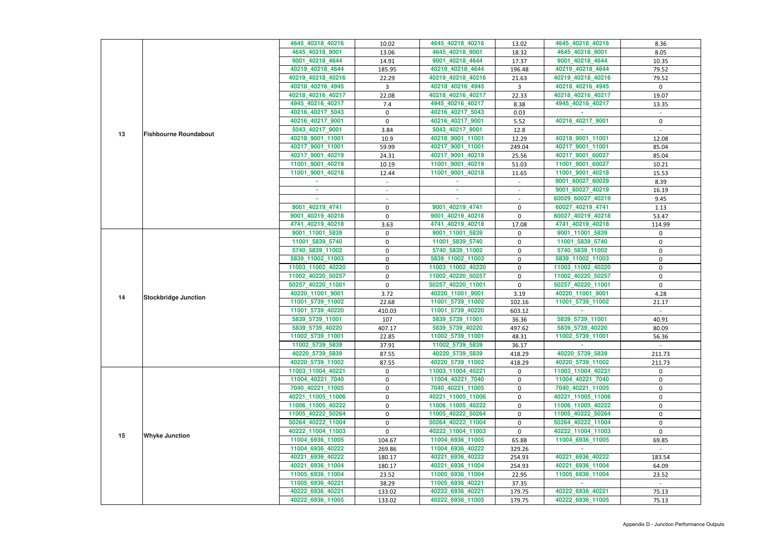| | | | | | | | |
|---|---|---|---|---|---|---|---|
| 13 | Fishbourne Roundabout | 4645_40218_40216 | 10.02 | 4645_40218_40216 | 13.02 | 4645_40218_40216 | 8.36 |
| | | 4645_40218_9001 | 13.06 | 4645_40218_9001 | 18.32 | 4645_40218_9001 | 8.05 |
| | | 9001_40218_4644 | 14.91 | 9001_40218_4644 | 17.37 | 9001_40218_4644 | 10.35 |
| | | 40219_40218_4644 | 185.95 | 40219_40218_4644 | 196.48 | 40219_40218_4644 | 79.52 |
| | | 40219_40218_40216 | 22.29 | 40219_40218_40216 | 21.63 | 40219_40218_40216 | 79.52 |
| | | 40218_40216_4945 | 3 | 40218_40216_4945 | 3 | 40218_40216_4945 | 0 |
| | | 40218_40216_40217 | 22.08 | 40218_40216_40217 | 22.33 | 40218_40216_40217 | 19.07 |
| | | 4945_40216_40217 | 7.4 | 4945_40216_40217 | 8.38 | 4945_40216_40217 | 13.35 |
| | | 40216_40217_5043 | 0 | 40216_40217_5043 | 0.03 | - | - |
| | | 40216_40217_9001 | 0 | 40216_40217_9001 | 5.52 | 40216_40217_9001 | 0 |
| | | 5043_40217_9001 | 3.84 | 5043_40217_9001 | 12.8 | - | - |
| | | 40218_9001_11001 | 10.9 | 40218_9001_11001 | 12.29 | 40218_9001_11001 | 12.08 |
| | | 40217_9001_11001 | 59.99 | 40217_9001_11001 | 249.04 | 40217_9001_11001 | 85.04 |
| | | 40217_9001_40219 | 24.31 | 40217_9001_40219 | 25.56 | 40217_9001_60027 | 85.04 |
| | | 11001_9001_40219 | 10.19 | 11001_9001_40219 | 51.03 | 11001_9001_60027 | 10.21 |
| | | 11001_9001_40218 | 12.44 | 11001_9001_40218 | 11.65 | 11001_9001_40218 | 15.53 |
| | | - | - | - | - | 9001_60027_60029 | 8.39 |
| | | - | - | - | - | 9001_60027_40219 | 16.19 |
| | | - | - | - | - | 60029_60027_40219 | 9.45 |
| | | 9001_40219_4741 | 0 | 9001_40219_4741 | 0 | 60027_40219_4741 | 1.13 |
| | | 9001_40219_40218 | 0 | 9001_40219_40218 | 0 | 60027_40219_40218 | 53.47 |
| | | 4741_40219_40218 | 3.63 | 4741_40219_40218 | 17.08 | 4741_40219_40218 | 114.99 |
| 14 | Stockbridge Junction | 9001_11001_5839 | 0 | 9001_11001_5839 | 0 | 9001_11001_5839 | 0 |
| | | 11001_5839_5740 | 0 | 11001_5839_5740 | 0 | 11001_5839_5740 | 0 |
| | | 5740_5839_11002 | 0 | 5740_5839_11002 | 0 | 5740_5839_11002 | 0 |
| | | 5839_11002_11003 | 0 | 5839_11002_11003 | 0 | 5839_11002_11003 | 0 |
| | | 11003_11002_40220 | 0 | 11003_11002_40220 | 0 | 11003_11002_40220 | 0 |
| | | 11002_40220_50257 | 0 | 11002_40220_50257 | 0 | 11002_40220_50257 | 0 |
| | | 50257_40220_11001 | 0 | 50257_40220_11001 | 0 | 50257_40220_11001 | 0 |
| | | 40220_11001_9001 | 3.72 | 40220_11001_9001 | 3.19 | 40220_11001_9001 | 4.28 |
| | | 11001_5739_11002 | 22.68 | 11001_5739_11002 | 102.16 | 11001_5739_11002 | 21.17 |
| | | 11001_5739_40220 | 410.03 | 11001_5739_40220 | 603.12 | - | - |
| | | 5839_5739_11001 | 107 | 5839_5739_11001 | 36.36 | 5839_5739_11001 | 40.91 |
| | | 5839_5739_40220 | 407.17 | 5839_5739_40220 | 497.62 | 5839_5739_40220 | 80.09 |
| | | 11002_5739_11001 | 22.85 | 11002_5739_11001 | 48.31 | 11002_5739_11001 | 56.36 |
| | | 11002_5739_5839 | 37.91 | 11002_5739_5839 | 36.17 | - | - |
| | | 40220_5739_5839 | 87.55 | 40220_5739_5839 | 418.29 | 40220_5739_5839 | 211.73 |
| | | 40220_5739_11002 | 87.55 | 40220_5739_11002 | 418.29 | 40220_5739_11002 | 211.73 |
| 15 | Whyke Junction | 11003_11004_40221 | 0 | 11003_11004_40221 | 0 | 11003_11004_40221 | 0 |
| | | 11004_40221_7040 | 0 | 11004_40221_7040 | 0 | 11004_40221_7040 | 0 |
| | | 7040_40221_11005 | 0 | 7040_40221_11005 | 0 | 7040_40221_11005 | 0 |
| | | 40221_11005_11006 | 0 | 40221_11005_11006 | 0 | 40221_11005_11006 | 0 |
| | | 11006_11005_40222 | 0 | 11006_11005_40222 | 0 | 11006_11005_40222 | 0 |
| | | 11005_40222_50264 | 0 | 11005_40222_50264 | 0 | 11005_40222_50264 | 0 |
| | | 50264_40222_11004 | 0 | 50264_40222_11004 | 0 | 50264_40222_11004 | 0 |
| | | 40222_11004_11003 | 0 | 40222_11004_11003 | 0 | 40222_11004_11003 | 0 |
| | | 11004_6936_11005 | 104.67 | 11004_6936_11005 | 65.88 | 11004_6936_11005 | 69.85 |
| | | 11004_6936_40222 | 269.86 | 11004_6936_40222 | 329.26 | - | - |
| | | 40221_6936_40222 | 180.17 | 40221_6936_40222 | 254.93 | 40221_6936_40222 | 183.54 |
| | | 40221_6936_11004 | 180.17 | 40221_6936_11004 | 254.93 | 40221_6936_11004 | 64.09 |
| | | 11005_6936_11004 | 23.52 | 11005_6936_11004 | 22.95 | 11005_6936_11004 | 23.52 |
| | | 11005_6936_40221 | 38.29 | 11005_6936_40221 | 37.35 | - | - |
| | | 40222_6936_40221 | 133.02 | 40222_6936_40221 | 179.75 | 40222_6936_40221 | 75.13 |
| | | 40222_6936_11005 | 133.02 | 40222_6936_11005 | 179.75 | 40222_6936_11005 | 75.13 |

Appendix D - Junction Performance Outputs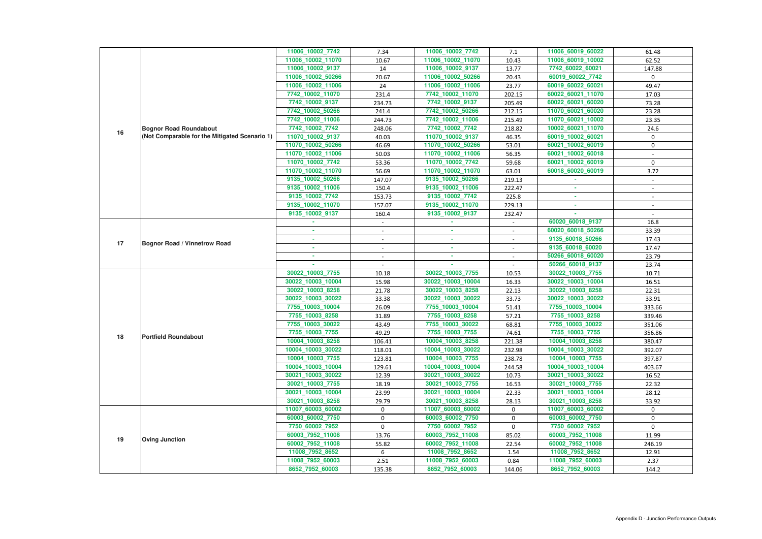| | | | | | | | |
|---|---|---|---|---|---|---|---|
| 16 | Bognor Road Roundabout (Not Comparable for the Mitigated Scenario 1) | 11006_10002_7742 | 7.34 | 11006_10002_7742 | 7.1 | 11006_60019_60022 | 61.48 |
| | | 11006_10002_11070 | 10.67 | 11006_10002_11070 | 10.43 | 11006_60019_10002 | 62.52 |
| | | 11006_10002_9137 | 14 | 11006_10002_9137 | 13.77 | 7742_60022_60021 | 147.88 |
| | | 11006_10002_50266 | 20.67 | 11006_10002_50266 | 20.43 | 60019_60022_7742 | 0 |
| | | 11006_10002_11006 | 24 | 11006_10002_11006 | 23.77 | 60019_60022_60021 | 49.47 |
| | | 7742_10002_11070 | 231.4 | 7742_10002_11070 | 202.15 | 60022_60021_11070 | 17.03 |
| | | 7742_10002_9137 | 234.73 | 7742_10002_9137 | 205.49 | 60022_60021_60020 | 73.28 |
| | | 7742_10002_50266 | 241.4 | 7742_10002_50266 | 212.15 | 11070_60021_60020 | 23.28 |
| | | 7742_10002_11006 | 244.73 | 7742_10002_11006 | 215.49 | 11070_60021_10002 | 23.35 |
| | | 7742_10002_7742 | 248.06 | 7742_10002_7742 | 218.82 | 10002_60021_11070 | 24.6 |
| | | 11070_10002_9137 | 40.03 | 11070_10002_9137 | 46.35 | 60019_10002_60021 | 0 |
| | | 11070_10002_50266 | 46.69 | 11070_10002_50266 | 53.01 | 60021_10002_60019 | 0 |
| | | 11070_10002_11006 | 50.03 | 11070_10002_11006 | 56.35 | 60021_10002_60018 | - |
| | | 11070_10002_7742 | 53.36 | 11070_10002_7742 | 59.68 | 60021_10002_60019 | 0 |
| | | 11070_10002_11070 | 56.69 | 11070_10002_11070 | 63.01 | 60018_60020_60019 | 3.72 |
| | | 9135_10002_50266 | 147.07 | 9135_10002_50266 | 219.13 | - | - |
| | | 9135_10002_11006 | 150.4 | 9135_10002_11006 | 222.47 | - | - |
| | | 9135_10002_7742 | 153.73 | 9135_10002_7742 | 225.8 | - | - |
| | | 9135_10002_11070 | 157.07 | 9135_10002_11070 | 229.13 | - | - |
| | | 9135_10002_9137 | 160.4 | 9135_10002_9137 | 232.47 | - | - |
| 17 | Bognor Road / Vinnetrow Road | - | - | - | - | 60020_60018_9137 | 16.8 |
| | | - | - | - | - | 60020_60018_50266 | 33.39 |
| | | - | - | - | - | 9135_60018_50266 | 17.43 |
| | | - | - | - | - | 9135_60018_60020 | 17.47 |
| | | - | - | - | - | 50266_60018_60020 | 23.79 |
| | | - | - | - | - | 50266_60018_9137 | 23.74 |
| 18 | Portfield Roundabout | 30022_10003_7755 | 10.18 | 30022_10003_7755 | 10.53 | 30022_10003_7755 | 10.71 |
| | | 30022_10003_10004 | 15.98 | 30022_10003_10004 | 16.33 | 30022_10003_10004 | 16.51 |
| | | 30022_10003_8258 | 21.78 | 30022_10003_8258 | 22.13 | 30022_10003_8258 | 22.31 |
| | | 30022_10003_30022 | 33.38 | 30022_10003_30022 | 33.73 | 30022_10003_30022 | 33.91 |
| | | 7755_10003_10004 | 26.09 | 7755_10003_10004 | 51.41 | 7755_10003_10004 | 333.66 |
| | | 7755_10003_8258 | 31.89 | 7755_10003_8258 | 57.21 | 7755_10003_8258 | 339.46 |
| | | 7755_10003_30022 | 43.49 | 7755_10003_30022 | 68.81 | 7755_10003_30022 | 351.06 |
| | | 7755_10003_7755 | 49.29 | 7755_10003_7755 | 74.61 | 7755_10003_7755 | 356.86 |
| | | 10004_10003_8258 | 106.41 | 10004_10003_8258 | 221.38 | 10004_10003_8258 | 380.47 |
| | | 10004_10003_30022 | 118.01 | 10004_10003_30022 | 232.98 | 10004_10003_30022 | 392.07 |
| | | 10004_10003_7755 | 123.81 | 10004_10003_7755 | 238.78 | 10004_10003_7755 | 397.87 |
| | | 10004_10003_10004 | 129.61 | 10004_10003_10004 | 244.58 | 10004_10003_10004 | 403.67 |
| | | 30021_10003_30022 | 12.39 | 30021_10003_30022 | 10.73 | 30021_10003_30022 | 16.52 |
| | | 30021_10003_7755 | 18.19 | 30021_10003_7755 | 16.53 | 30021_10003_7755 | 22.32 |
| | | 30021_10003_10004 | 23.99 | 30021_10003_10004 | 22.33 | 30021_10003_10004 | 28.12 |
| | | 30021_10003_8258 | 29.79 | 30021_10003_8258 | 28.13 | 30021_10003_8258 | 33.92 |
| 19 | Oving Junction | 11007_60003_60002 | 0 | 11007_60003_60002 | 0 | 11007_60003_60002 | 0 |
| | | 60003_60002_7750 | 0 | 60003_60002_7750 | 0 | 60003_60002_7750 | 0 |
| | | 7750_60002_7952 | 0 | 7750_60002_7952 | 0 | 7750_60002_7952 | 0 |
| | | 60003_7952_11008 | 13.76 | 60003_7952_11008 | 85.02 | 60003_7952_11008 | 11.99 |
| | | 60002_7952_11008 | 55.82 | 60002_7952_11008 | 22.54 | 60002_7952_11008 | 246.19 |
| | | 11008_7952_8652 | 6 | 11008_7952_8652 | 1.54 | 11008_7952_8652 | 12.91 |
| | | 11008_7952_60003 | 2.51 | 11008_7952_60003 | 0.84 | 11008_7952_60003 | 2.37 |
| | | 8652_7952_60003 | 135.38 | 8652_7952_60003 | 144.06 | 8652_7952_60003 | 144.2 |

Appendix D - Junction Performance Outputs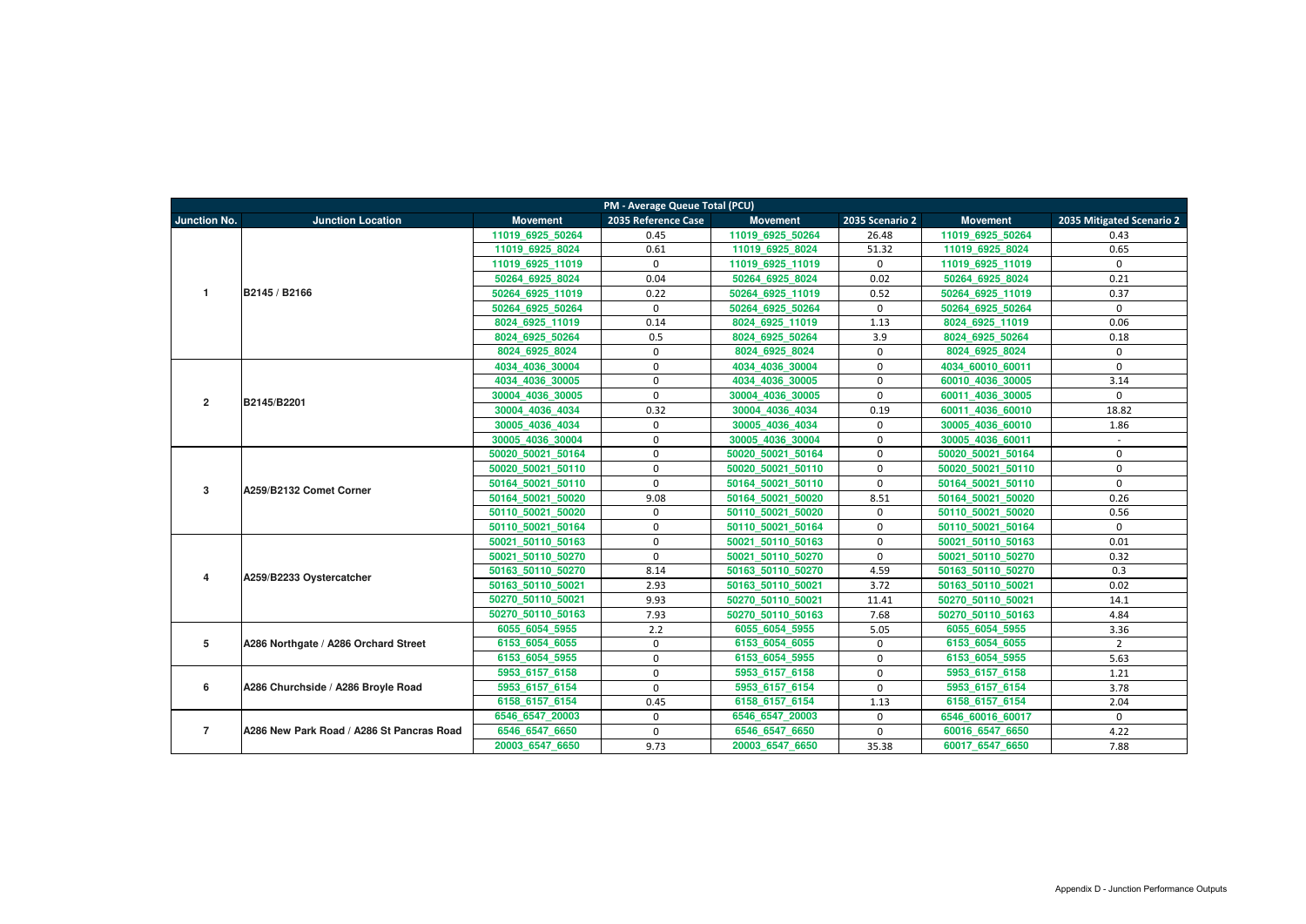| PM - Average Queue Total (PCU) | | | | | | | |
|---|---|---|---|---|---|---|---|
| Junction No. | Junction Location | Movement | 2035 Reference Case | Movement | 2035 Scenario 2 | Movement | 2035 Mitigated Scenario 2 |
| 1 | B2145 / B2166 | 11019_6925_50264 | 0.45 | 11019_6925_50264 | 26.48 | 11019_6925_50264 | 0.43 |
| | | 11019_6925_8024 | 0.61 | 11019_6925_8024 | 51.32 | 11019_6925_8024 | 0.65 |
| | | 11019_6925_11019 | 0 | 11019_6925_11019 | 0 | 11019_6925_11019 | 0 |
| | | 50264_6925_8024 | 0.04 | 50264_6925_8024 | 0.02 | 50264_6925_8024 | 0.21 |
| | | 50264_6925_11019 | 0.22 | 50264_6925_11019 | 0.52 | 50264_6925_11019 | 0.37 |
| | | 50264_6925_50264 | 0 | 50264_6925_50264 | 0 | 50264_6925_50264 | 0 |
| | | 8024_6925_11019 | 0.14 | 8024_6925_11019 | 1.13 | 8024_6925_11019 | 0.06 |
| | | 8024_6925_50264 | 0.5 | 8024_6925_50264 | 3.9 | 8024_6925_50264 | 0.18 |
| | | 8024_6925_8024 | 0 | 8024_6925_8024 | 0 | 8024_6925_8024 | 0 |
| 2 | B2145/B2201 | 4034_4036_30004 | 0 | 4034_4036_30004 | 0 | 4034_60010_60011 | 0 |
| | | 4034_4036_30005 | 0 | 4034_4036_30005 | 0 | 60010_4036_30005 | 3.14 |
| | | 30004_4036_30005 | 0 | 30004_4036_30005 | 0 | 60011_4036_30005 | 0 |
| | | 30004_4036_4034 | 0.32 | 30004_4036_4034 | 0.19 | 60011_4036_60010 | 18.82 |
| | | 30005_4036_4034 | 0 | 30005_4036_4034 | 0 | 30005_4036_60010 | 1.86 |
| | | 30005_4036_30004 | 0 | 30005_4036_30004 | 0 | 30005_4036_60011 | - |
| 3 | A259/B2132 Comet Corner | 50020_50021_50164 | 0 | 50020_50021_50164 | 0 | 50020_50021_50164 | 0 |
| | | 50020_50021_50110 | 0 | 50020_50021_50110 | 0 | 50020_50021_50110 | 0 |
| | | 50164_50021_50110 | 0 | 50164_50021_50110 | 0 | 50164_50021_50110 | 0 |
| | | 50164_50021_50020 | 9.08 | 50164_50021_50020 | 8.51 | 50164_50021_50020 | 0.26 |
| | | 50110_50021_50020 | 0 | 50110_50021_50020 | 0 | 50110_50021_50020 | 0.56 |
| | | 50110_50021_50164 | 0 | 50110_50021_50164 | 0 | 50110_50021_50164 | 0 |
| 4 | A259/B2233 Oystercatcher | 50021_50110_50163 | 0 | 50021_50110_50163 | 0 | 50021_50110_50163 | 0.01 |
| | | 50021_50110_50270 | 0 | 50021_50110_50270 | 0 | 50021_50110_50270 | 0.32 |
| | | 50163_50110_50270 | 8.14 | 50163_50110_50270 | 4.59 | 50163_50110_50270 | 0.3 |
| | | 50163_50110_50021 | 2.93 | 50163_50110_50021 | 3.72 | 50163_50110_50021 | 0.02 |
| | | 50270_50110_50021 | 9.93 | 50270_50110_50021 | 11.41 | 50270_50110_50021 | 14.1 |
| | | 50270_50110_50163 | 7.93 | 50270_50110_50163 | 7.68 | 50270_50110_50163 | 4.84 |
| 5 | A286 Northgate / A286 Orchard Street | 6055_6054_5955 | 2.2 | 6055_6054_5955 | 5.05 | 6055_6054_5955 | 3.36 |
| | | 6153_6054_6055 | 0 | 6153_6054_6055 | 0 | 6153_6054_6055 | 2 |
| | | 6153_6054_5955 | 0 | 6153_6054_5955 | 0 | 6153_6054_5955 | 5.63 |
| 6 | A286 Churchside / A286 Broyle Road | 5953_6157_6158 | 0 | 5953_6157_6158 | 0 | 5953_6157_6158 | 1.21 |
| | | 5953_6157_6154 | 0 | 5953_6157_6154 | 0 | 5953_6157_6154 | 3.78 |
| | | 6158_6157_6154 | 0.45 | 6158_6157_6154 | 1.13 | 6158_6157_6154 | 2.04 |
| 7 | A286 New Park Road / A286 St Pancras Road | 6546_6547_20003 | 0 | 6546_6547_20003 | 0 | 6546_60016_60017 | 0 |
| | | 6546_6547_6650 | 0 | 6546_6547_6650 | 0 | 60016_6547_6650 | 4.22 |
| | | 20003_6547_6650 | 9.73 | 20003_6547_6650 | 35.38 | 60017_6547_6650 | 7.88 |

Appendix D - Junction Performance Outputs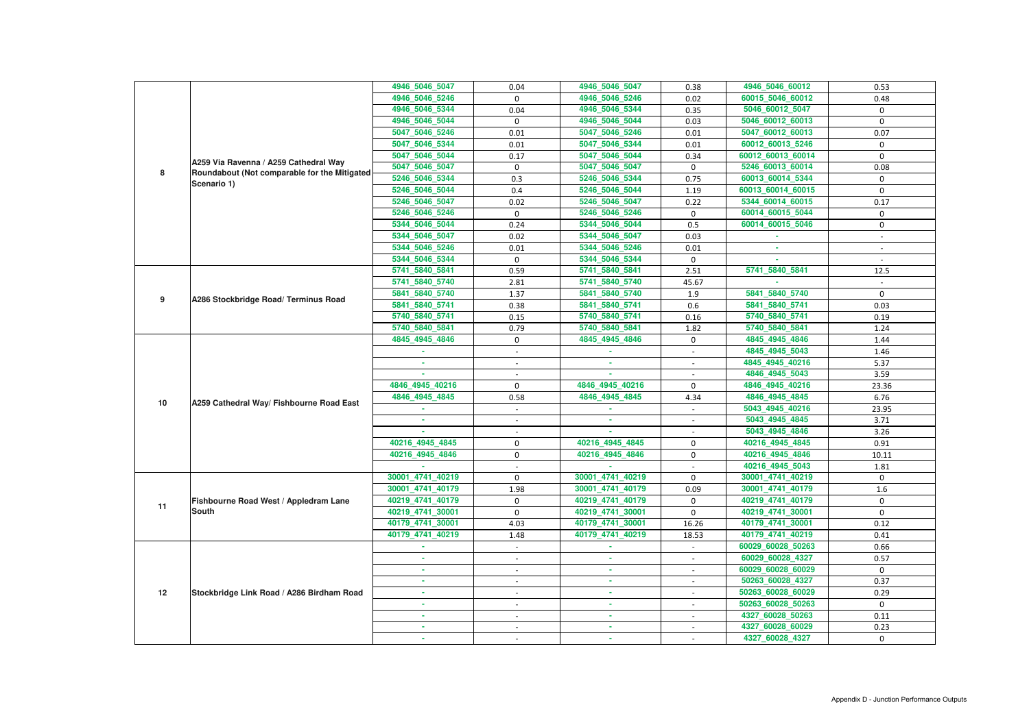| | | | | | | | |
|---|---|---|---|---|---|---|---|
| 8 | A259 Via Ravenna / A259 Cathedral Way Roundabout (Not comparable for the Mitigated Scenario 1) | 4946_5046_5047 | 0.04 | 4946_5046_5047 | 0.38 | 4946_5046_60012 | 0.53 |
| | | 4946_5046_5246 | 0 | 4946_5046_5246 | 0.02 | 60015_5046_60012 | 0.48 |
| | | 4946_5046_5344 | 0.04 | 4946_5046_5344 | 0.35 | 5046_60012_5047 | 0 |
| | | 4946_5046_5044 | 0 | 4946_5046_5044 | 0.03 | 5046_60012_60013 | 0 |
| | | 5047_5046_5246 | 0.01 | 5047_5046_5246 | 0.01 | 5047_60012_60013 | 0.07 |
| | | 5047_5046_5344 | 0.01 | 5047_5046_5344 | 0.01 | 60012_60013_5246 | 0 |
| | | 5047_5046_5044 | 0.17 | 5047_5046_5044 | 0.34 | 60012_60013_60014 | 0 |
| | | 5047_5046_5047 | 0 | 5047_5046_5047 | 0 | 5246_60013_60014 | 0.08 |
| | | 5246_5046_5344 | 0.3 | 5246_5046_5344 | 0.75 | 60013_60014_5344 | 0 |
| | | 5246_5046_5044 | 0.4 | 5246_5046_5044 | 1.19 | 60013_60014_60015 | 0 |
| | | 5246_5046_5047 | 0.02 | 5246_5046_5047 | 0.22 | 5344_60014_60015 | 0.17 |
| | | 5246_5046_5246 | 0 | 5246_5046_5246 | 0 | 60014_60015_5044 | 0 |
| | | 5344_5046_5044 | 0.24 | 5344_5046_5044 | 0.5 | 60014_60015_5046 | 0 |
| | | 5344_5046_5047 | 0.02 | 5344_5046_5047 | 0.03 | - | - |
| | | 5344_5046_5246 | 0.01 | 5344_5046_5246 | 0.01 | - | - |
| | | 5344_5046_5344 | 0 | 5344_5046_5344 | 0 | - | - |
| 9 | A286 Stockbridge Road/ Terminus Road | 5741_5840_5841 | 0.59 | 5741_5840_5841 | 2.51 | 5741_5840_5841 | 12.5 |
| | | 5741_5840_5740 | 2.81 | 5741_5840_5740 | 45.67 | - | - |
| | | 5841_5840_5740 | 1.37 | 5841_5840_5740 | 1.9 | 5841_5840_5740 | 0 |
| | | 5841_5840_5741 | 0.38 | 5841_5840_5741 | 0.6 | 5841_5840_5741 | 0.03 |
| | | 5740_5840_5741 | 0.15 | 5740_5840_5741 | 0.16 | 5740_5840_5741 | 0.19 |
| | | 5740_5840_5841 | 0.79 | 5740_5840_5841 | 1.82 | 5740_5840_5841 | 1.24 |
| 10 | A259 Cathedral Way/ Fishbourne Road East | 4845_4945_4846 | 0 | 4845_4945_4846 | 0 | 4845_4945_4846 | 1.44 |
| | | - | - | - | - | 4845_4945_5043 | 1.46 |
| | | - | - | - | - | 4845_4945_40216 | 5.37 |
| | | - | - | - | - | 4846_4945_5043 | 3.59 |
| | | 4846_4945_40216 | 0 | 4846_4945_40216 | 0 | 4846_4945_40216 | 23.36 |
| | | 4846_4945_4845 | 0.58 | 4846_4945_4845 | 4.34 | 4846_4945_4845 | 6.76 |
| | | - | - | - | - | 5043_4945_40216 | 23.95 |
| | | - | - | - | - | 5043_4945_4845 | 3.71 |
| | | - | - | - | - | 5043_4945_4846 | 3.26 |
| | | 40216_4945_4845 | 0 | 40216_4945_4845 | 0 | 40216_4945_4845 | 0.91 |
| | | 40216_4945_4846 | 0 | 40216_4945_4846 | 0 | 40216_4945_4846 | 10.11 |
| | | - | - | - | - | 40216_4945_5043 | 1.81 |
| 11 | Fishbourne Road West / Appledram Lane South | 30001_4741_40219 | 0 | 30001_4741_40219 | 0 | 30001_4741_40219 | 0 |
| | | 30001_4741_40179 | 1.98 | 30001_4741_40179 | 0.09 | 30001_4741_40179 | 1.6 |
| | | 40219_4741_40179 | 0 | 40219_4741_40179 | 0 | 40219_4741_40179 | 0 |
| | | 40219_4741_30001 | 0 | 40219_4741_30001 | 0 | 40219_4741_30001 | 0 |
| | | 40179_4741_30001 | 4.03 | 40179_4741_30001 | 16.26 | 40179_4741_30001 | 0.12 |
| | | 40179_4741_40219 | 1.48 | 40179_4741_40219 | 18.53 | 40179_4741_40219 | 0.41 |
| 12 | Stockbridge Link Road / A286 Birdham Road | - | - | - | - | 60029_60028_50263 | 0.66 |
| | | - | - | - | - | 60029_60028_4327 | 0.57 |
| | | - | - | - | - | 60029_60028_60029 | 0 |
| | | - | - | - | - | 50263_60028_4327 | 0.37 |
| | | - | - | - | - | 50263_60028_60029 | 0.29 |
| | | - | - | - | - | 50263_60028_50263 | 0 |
| | | - | - | - | - | 4327_60028_50263 | 0.11 |
| | | - | - | - | - | 4327_60028_60029 | 0.23 |
| | | - | - | - | - | 4327_60028_4327 | 0 |

Appendix D - Junction Performance Outputs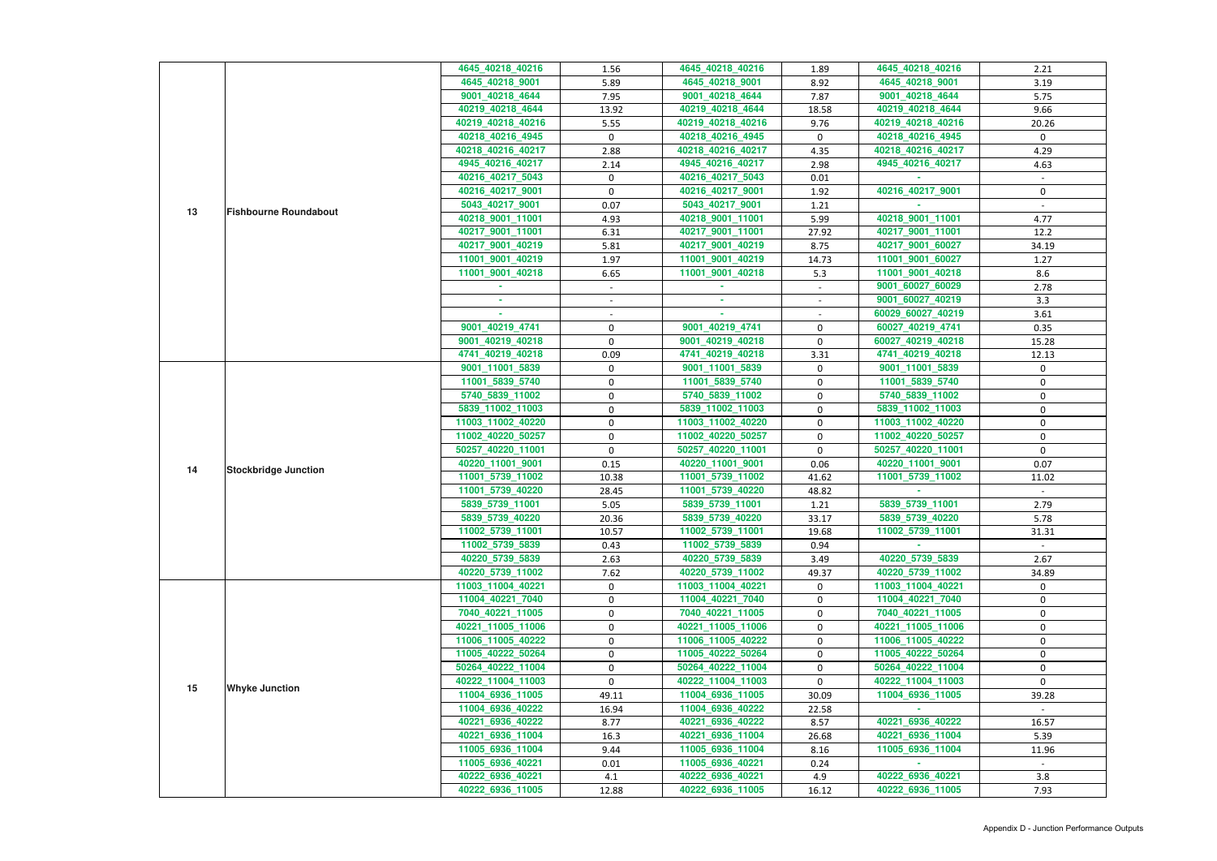| | | | | | | | |
|---|---|---|---|---|---|---|---|
| 13 | Fishbourne Roundabout | 4645_40218_40216 | 1.56 | 4645_40218_40216 | 1.89 | 4645_40218_40216 | 2.21 |
| | | 4645_40218_9001 | 5.89 | 4645_40218_9001 | 8.92 | 4645_40218_9001 | 3.19 |
| | | 9001_40218_4644 | 7.95 | 9001_40218_4644 | 7.87 | 9001_40218_4644 | 5.75 |
| | | 40219_40218_4644 | 13.92 | 40219_40218_4644 | 18.58 | 40219_40218_4644 | 9.66 |
| | | 40219_40218_40216 | 5.55 | 40219_40218_40216 | 9.76 | 40219_40218_40216 | 20.26 |
| | | 40218_40216_4945 | 0 | 40218_40216_4945 | 0 | 40218_40216_4945 | 0 |
| | | 40218_40216_40217 | 2.88 | 40218_40216_40217 | 4.35 | 40218_40216_40217 | 4.29 |
| | | 4945_40216_40217 | 2.14 | 4945_40216_40217 | 2.98 | 4945_40216_40217 | 4.63 |
| | | 40216_40217_5043 | 0 | 40216_40217_5043 | 0.01 | - | - |
| | | 40216_40217_9001 | 0 | 40216_40217_9001 | 1.92 | 40216_40217_9001 | 0 |
| | | 5043_40217_9001 | 0.07 | 5043_40217_9001 | 1.21 | - | - |
| | | 40218_9001_11001 | 4.93 | 40218_9001_11001 | 5.99 | 40218_9001_11001 | 4.77 |
| | | 40217_9001_11001 | 6.31 | 40217_9001_11001 | 27.92 | 40217_9001_11001 | 12.2 |
| | | 40217_9001_40219 | 5.81 | 40217_9001_40219 | 8.75 | 40217_9001_60027 | 34.19 |
| | | 11001_9001_40219 | 1.97 | 11001_9001_40219 | 14.73 | 11001_9001_60027 | 1.27 |
| | | 11001_9001_40218 | 6.65 | 11001_9001_40218 | 5.3 | 11001_9001_40218 | 8.6 |
| | | - | - | - | - | 9001_60027_60029 | 2.78 |
| | | - | - | - | - | 9001_60027_40219 | 3.3 |
| | | - | - | - | - | 60029_60027_40219 | 3.61 |
| | | 9001_40219_4741 | 0 | 9001_40219_4741 | 0 | 60027_40219_4741 | 0.35 |
| | | 9001_40219_40218 | 0 | 9001_40219_40218 | 0 | 60027_40219_40218 | 15.28 |
| | | 4741_40219_40218 | 0.09 | 4741_40219_40218 | 3.31 | 4741_40219_40218 | 12.13 |
| 14 | Stockbridge Junction | 9001_11001_5839 | 0 | 9001_11001_5839 | 0 | 9001_11001_5839 | 0 |
| | | 11001_5839_5740 | 0 | 11001_5839_5740 | 0 | 11001_5839_5740 | 0 |
| | | 5740_5839_11002 | 0 | 5740_5839_11002 | 0 | 5740_5839_11002 | 0 |
| | | 5839_11002_11003 | 0 | 5839_11002_11003 | 0 | 5839_11002_11003 | 0 |
| | | 11003_11002_40220 | 0 | 11003_11002_40220 | 0 | 11003_11002_40220 | 0 |
| | | 11002_40220_50257 | 0 | 11002_40220_50257 | 0 | 11002_40220_50257 | 0 |
| | | 50257_40220_11001 | 0 | 50257_40220_11001 | 0 | 50257_40220_11001 | 0 |
| | | 40220_11001_9001 | 0.15 | 40220_11001_9001 | 0.06 | 40220_11001_9001 | 0.07 |
| | | 11001_5739_11002 | 10.38 | 11001_5739_11002 | 41.62 | 11001_5739_11002 | 11.02 |
| | | 11001_5739_40220 | 28.45 | 11001_5739_40220 | 48.82 | - | - |
| | | 5839_5739_11001 | 5.05 | 5839_5739_11001 | 1.21 | 5839_5739_11001 | 2.79 |
| | | 5839_5739_40220 | 20.36 | 5839_5739_40220 | 33.17 | 5839_5739_40220 | 5.78 |
| | | 11002_5739_11001 | 10.57 | 11002_5739_11001 | 19.68 | 11002_5739_11001 | 31.31 |
| | | 11002_5739_5839 | 0.43 | 11002_5739_5839 | 0.94 | - | - |
| | | 40220_5739_5839 | 2.63 | 40220_5739_5839 | 3.49 | 40220_5739_5839 | 2.67 |
| | | 40220_5739_11002 | 7.62 | 40220_5739_11002 | 49.37 | 40220_5739_11002 | 34.89 |
| 15 | Whyke Junction | 11003_11004_40221 | 0 | 11003_11004_40221 | 0 | 11003_11004_40221 | 0 |
| | | 11004_40221_7040 | 0 | 11004_40221_7040 | 0 | 11004_40221_7040 | 0 |
| | | 7040_40221_11005 | 0 | 7040_40221_11005 | 0 | 7040_40221_11005 | 0 |
| | | 40221_11005_11006 | 0 | 40221_11005_11006 | 0 | 40221_11005_11006 | 0 |
| | | 11006_11005_40222 | 0 | 11006_11005_40222 | 0 | 11006_11005_40222 | 0 |
| | | 11005_40222_50264 | 0 | 11005_40222_50264 | 0 | 11005_40222_50264 | 0 |
| | | 50264_40222_11004 | 0 | 50264_40222_11004 | 0 | 50264_40222_11004 | 0 |
| | | 40222_11004_11003 | 0 | 40222_11004_11003 | 0 | 40222_11004_11003 | 0 |
| | | 11004_6936_11005 | 49.11 | 11004_6936_11005 | 30.09 | 11004_6936_11005 | 39.28 |
| | | 11004_6936_40222 | 16.94 | 11004_6936_40222 | 22.58 | - | - |
| | | 40221_6936_40222 | 8.77 | 40221_6936_40222 | 8.57 | 40221_6936_40222 | 16.57 |
| | | 40221_6936_11004 | 16.3 | 40221_6936_11004 | 26.68 | 40221_6936_11004 | 5.39 |
| | | 11005_6936_11004 | 9.44 | 11005_6936_11004 | 8.16 | 11005_6936_11004 | 11.96 |
| | | 11005_6936_40221 | 0.01 | 11005_6936_40221 | 0.24 | - | - |
| | | 40222_6936_40221 | 4.1 | 40222_6936_40221 | 4.9 | 40222_6936_40221 | 3.8 |
| | | 40222_6936_11005 | 12.88 | 40222_6936_11005 | 16.12 | 40222_6936_11005 | 7.93 |

Appendix D - Junction Performance Outputs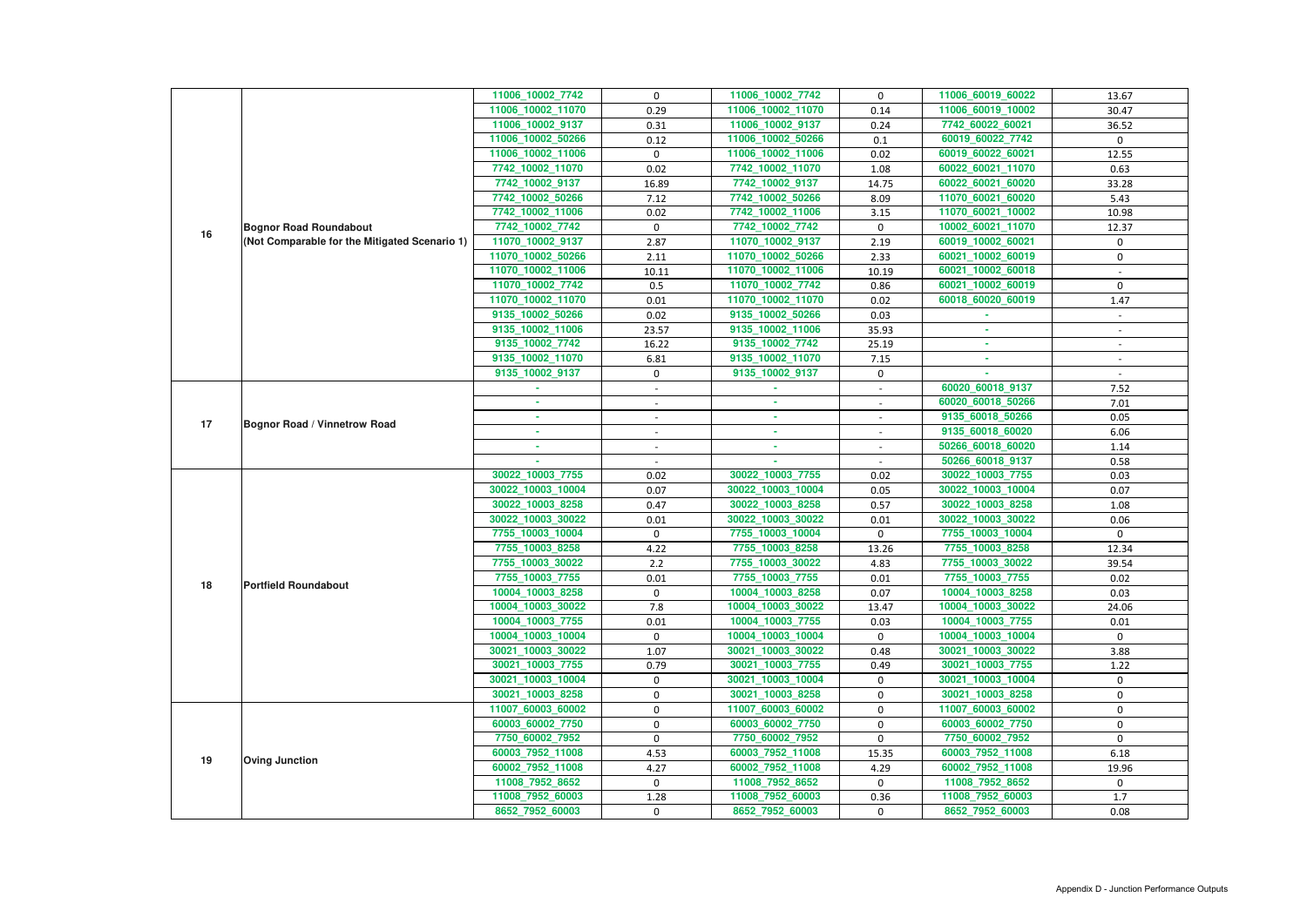| | | | | | | | |
|---|---|---|---|---|---|---|---|
| 16 | Bognor Road Roundabout (Not Comparable for the Mitigated Scenario 1) | 11006_10002_7742 | 0 | 11006_10002_7742 | 0 | 11006_60019_60022 | 13.67 |
| | | 11006_10002_11070 | 0.29 | 11006_10002_11070 | 0.14 | 11006_60019_10002 | 30.47 |
| | | 11006_10002_9137 | 0.31 | 11006_10002_9137 | 0.24 | 7742_60022_60021 | 36.52 |
| | | 11006_10002_50266 | 0.12 | 11006_10002_50266 | 0.1 | 60019_60022_7742 | 0 |
| | | 11006_10002_11006 | 0 | 11006_10002_11006 | 0.02 | 60019_60022_60021 | 12.55 |
| | | 7742_10002_11070 | 0.02 | 7742_10002_11070 | 1.08 | 60022_60021_11070 | 0.63 |
| | | 7742_10002_9137 | 16.89 | 7742_10002_9137 | 14.75 | 60022_60021_60020 | 33.28 |
| | | 7742_10002_50266 | 7.12 | 7742_10002_50266 | 8.09 | 11070_60021_60020 | 5.43 |
| | | 7742_10002_11006 | 0.02 | 7742_10002_11006 | 3.15 | 11070_60021_10002 | 10.98 |
| | | 7742_10002_7742 | 0 | 7742_10002_7742 | 0 | 10002_60021_11070 | 12.37 |
| | | 11070_10002_9137 | 2.87 | 11070_10002_9137 | 2.19 | 60019_10002_60021 | 0 |
| | | 11070_10002_50266 | 2.11 | 11070_10002_50266 | 2.33 | 60021_10002_60019 | 0 |
| | | 11070_10002_11006 | 10.11 | 11070_10002_11006 | 10.19 | 60021_10002_60018 | - |
| | | 11070_10002_7742 | 0.5 | 11070_10002_7742 | 0.86 | 60021_10002_60019 | 0 |
| | | 11070_10002_11070 | 0.01 | 11070_10002_11070 | 0.02 | 60018_60020_60019 | 1.47 |
| | | 9135_10002_50266 | 0.02 | 9135_10002_50266 | 0.03 | - | - |
| | | 9135_10002_11006 | 23.57 | 9135_10002_11006 | 35.93 | - | - |
| | | 9135_10002_7742 | 16.22 | 9135_10002_7742 | 25.19 | - | - |
| | | 9135_10002_11070 | 6.81 | 9135_10002_11070 | 7.15 | - | - |
| | | 9135_10002_9137 | 0 | 9135_10002_9137 | 0 | - | - |
| 17 | Bognor Road / Vinnetrow Road | - | - | - | - | 60020_60018_9137 | 7.52 |
| | | - | - | - | - | 60020_60018_50266 | 7.01 |
| | | - | - | - | - | 9135_60018_50266 | 0.05 |
| | | - | - | - | - | 9135_60018_60020 | 6.06 |
| | | - | - | - | - | 50266_60018_60020 | 1.14 |
| | | - | - | - | - | 50266_60018_9137 | 0.58 |
| 18 | Portfield Roundabout | 30022_10003_7755 | 0.02 | 30022_10003_7755 | 0.02 | 30022_10003_7755 | 0.03 |
| | | 30022_10003_10004 | 0.07 | 30022_10003_10004 | 0.05 | 30022_10003_10004 | 0.07 |
| | | 30022_10003_8258 | 0.47 | 30022_10003_8258 | 0.57 | 30022_10003_8258 | 1.08 |
| | | 30022_10003_30022 | 0.01 | 30022_10003_30022 | 0.01 | 30022_10003_30022 | 0.06 |
| | | 7755_10003_10004 | 0 | 7755_10003_10004 | 0 | 7755_10003_10004 | 0 |
| | | 7755_10003_8258 | 4.22 | 7755_10003_8258 | 13.26 | 7755_10003_8258 | 12.34 |
| | | 7755_10003_30022 | 2.2 | 7755_10003_30022 | 4.83 | 7755_10003_30022 | 39.54 |
| | | 7755_10003_7755 | 0.01 | 7755_10003_7755 | 0.01 | 7755_10003_7755 | 0.02 |
| | | 10004_10003_8258 | 0 | 10004_10003_8258 | 0.07 | 10004_10003_8258 | 0.03 |
| | | 10004_10003_30022 | 7.8 | 10004_10003_30022 | 13.47 | 10004_10003_30022 | 24.06 |
| | | 10004_10003_7755 | 0.01 | 10004_10003_7755 | 0.03 | 10004_10003_7755 | 0.01 |
| | | 10004_10003_10004 | 0 | 10004_10003_10004 | 0 | 10004_10003_10004 | 0 |
| | | 30021_10003_30022 | 1.07 | 30021_10003_30022 | 0.48 | 30021_10003_30022 | 3.88 |
| | | 30021_10003_7755 | 0.79 | 30021_10003_7755 | 0.49 | 30021_10003_7755 | 1.22 |
| | | 30021_10003_10004 | 0 | 30021_10003_10004 | 0 | 30021_10003_10004 | 0 |
| | | 30021_10003_8258 | 0 | 30021_10003_8258 | 0 | 30021_10003_8258 | 0 |
| 19 | Oving Junction | 11007_60003_60002 | 0 | 11007_60003_60002 | 0 | 11007_60003_60002 | 0 |
| | | 60003_60002_7750 | 0 | 60003_60002_7750 | 0 | 60003_60002_7750 | 0 |
| | | 7750_60002_7952 | 0 | 7750_60002_7952 | 0 | 7750_60002_7952 | 0 |
| | | 60003_7952_11008 | 4.53 | 60003_7952_11008 | 15.35 | 60003_7952_11008 | 6.18 |
| | | 60002_7952_11008 | 4.27 | 60002_7952_11008 | 4.29 | 60002_7952_11008 | 19.96 |
| | | 11008_7952_8652 | 0 | 11008_7952_8652 | 0 | 11008_7952_8652 | 0 |
| | | 11008_7952_60003 | 1.28 | 11008_7952_60003 | 0.36 | 11008_7952_60003 | 1.7 |
| | | 8652_7952_60003 | 0 | 8652_7952_60003 | 0 | 8652_7952_60003 | 0.08 |

Appendix D - Junction Performance Outputs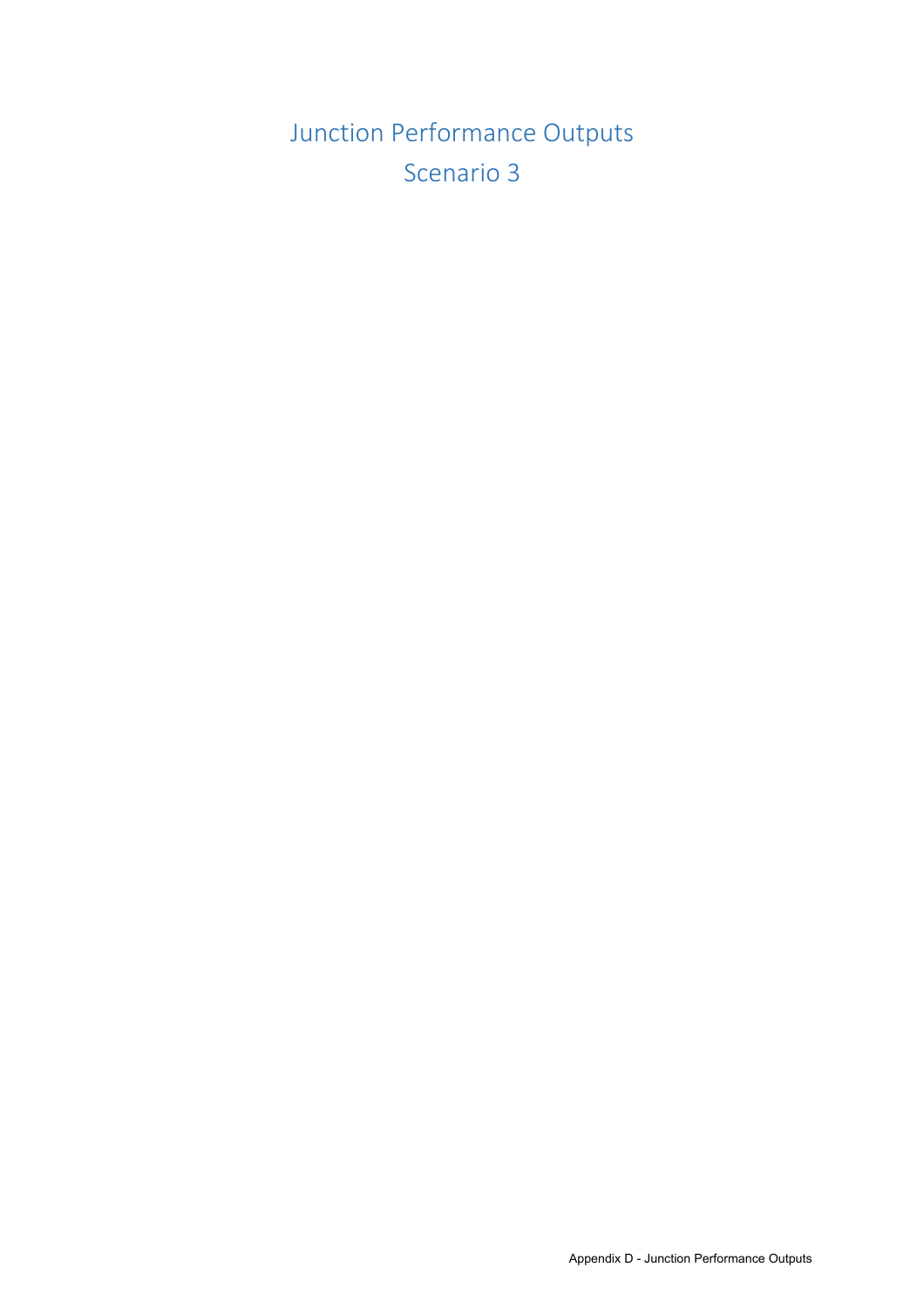# Junction Performance Outputs
# Scenario 3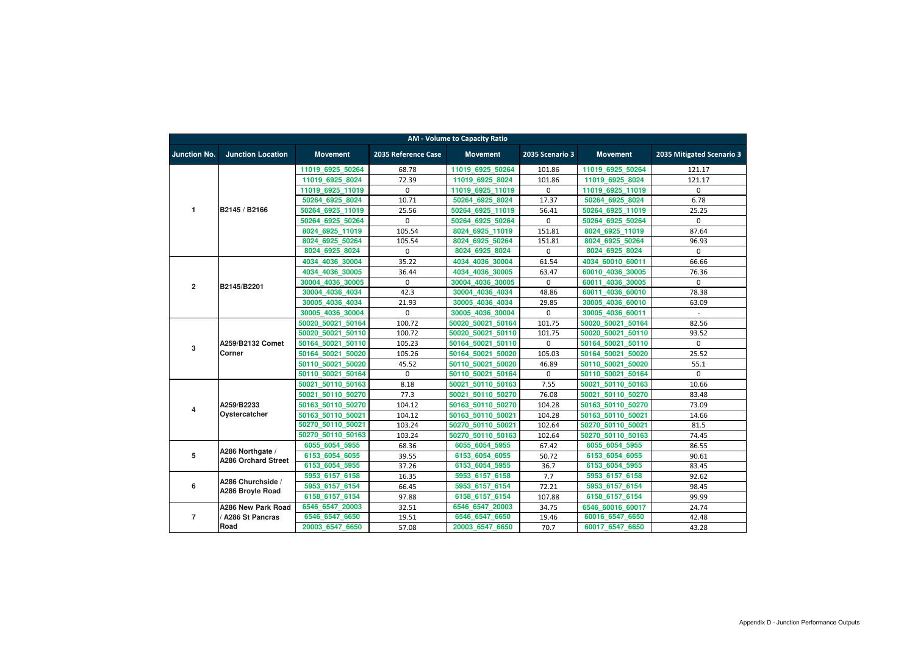| AM - Volume to Capacity Ratio | | | | | | | |
|---|---|---|---|---|---|---|---|
| Junction No. | Junction Location | Movement | 2035 Reference Case | Movement | 2035 Scenario 3 | Movement | 2035 Mitigated Scenario 3 |
| 1 | B2145 / B2166 | 11019_6925_50264 | 68.78 | 11019_6925_50264 | 101.86 | 11019_6925_50264 | 121.17 |
| | | 11019_6925_8024 | 72.39 | 11019_6925_8024 | 101.86 | 11019_6925_8024 | 121.17 |
| | | 11019_6925_11019 | 0 | 11019_6925_11019 | 0 | 11019_6925_11019 | 0 |
| | | 50264_6925_8024 | 10.71 | 50264_6925_8024 | 17.37 | 50264_6925_8024 | 6.78 |
| | | 50264_6925_11019 | 25.56 | 50264_6925_11019 | 56.41 | 50264_6925_11019 | 25.25 |
| | | 50264_6925_50264 | 0 | 50264_6925_50264 | 0 | 50264_6925_50264 | 0 |
| | | 8024_6925_11019 | 105.54 | 8024_6925_11019 | 151.81 | 8024_6925_11019 | 87.64 |
| | | 8024_6925_50264 | 105.54 | 8024_6925_50264 | 151.81 | 8024_6925_50264 | 96.93 |
| | | 8024_6925_8024 | 0 | 8024_6925_8024 | 0 | 8024_6925_8024 | 0 |
| 2 | B2145/B2201 | 4034_4036_30004 | 35.22 | 4034_4036_30004 | 61.54 | 4034_60010_60011 | 66.66 |
| | | 4034_4036_30005 | 36.44 | 4034_4036_30005 | 63.47 | 60010_4036_30005 | 76.36 |
| | | 30004_4036_30005 | 0 | 30004_4036_30005 | 0 | 60011_4036_30005 | 0 |
| | | 30004_4036_4034 | 42.3 | 30004_4036_4034 | 48.86 | 60011_4036_60010 | 78.38 |
| | | 30005_4036_4034 | 21.93 | 30005_4036_4034 | 29.85 | 30005_4036_60010 | 63.09 |
| | | 30005_4036_30004 | 0 | 30005_4036_30004 | 0 | 30005_4036_60011 | - |
| 3 | A259/B2132 Comet Corner | 50020_50021_50164 | 100.72 | 50020_50021_50164 | 101.75 | 50020_50021_50164 | 82.56 |
| | | 50020_50021_50110 | 100.72 | 50020_50021_50110 | 101.75 | 50020_50021_50110 | 93.52 |
| | | 50164_50021_50110 | 105.23 | 50164_50021_50110 | 0 | 50164_50021_50110 | 0 |
| | | 50164_50021_50020 | 105.26 | 50164_50021_50020 | 105.03 | 50164_50021_50020 | 25.52 |
| | | 50110_50021_50020 | 45.52 | 50110_50021_50020 | 46.89 | 50110_50021_50020 | 55.1 |
| | | 50110_50021_50164 | 0 | 50110_50021_50164 | 0 | 50110_50021_50164 | 0 |
| 4 | A259/B2233 Oystercatcher | 50021_50110_50163 | 8.18 | 50021_50110_50163 | 7.55 | 50021_50110_50163 | 10.66 |
| | | 50021_50110_50270 | 77.3 | 50021_50110_50270 | 76.08 | 50021_50110_50270 | 83.48 |
| | | 50163_50110_50270 | 104.12 | 50163_50110_50270 | 104.28 | 50163_50110_50270 | 73.09 |
| | | 50163_50110_50021 | 104.12 | 50163_50110_50021 | 104.28 | 50163_50110_50021 | 14.66 |
| | | 50270_50110_50021 | 103.24 | 50270_50110_50021 | 102.64 | 50270_50110_50021 | 81.5 |
| | | 50270_50110_50163 | 103.24 | 50270_50110_50163 | 102.64 | 50270_50110_50163 | 74.45 |
| 5 | A286 Northgate / A286 Orchard Street | 6055_6054_5955 | 68.36 | 6055_6054_5955 | 67.42 | 6055_6054_5955 | 86.55 |
| | | 6153_6054_6055 | 39.55 | 6153_6054_6055 | 50.72 | 6153_6054_6055 | 90.61 |
| | | 6153_6054_5955 | 37.26 | 6153_6054_5955 | 36.7 | 6153_6054_5955 | 83.45 |
| 6 | A286 Churchside / A286 Broyle Road | 5953_6157_6158 | 16.35 | 5953_6157_6158 | 7.7 | 5953_6157_6158 | 92.62 |
| | | 5953_6157_6154 | 66.45 | 5953_6157_6154 | 72.21 | 5953_6157_6154 | 98.45 |
| | | 6158_6157_6154 | 97.88 | 6158_6157_6154 | 107.88 | 6158_6157_6154 | 99.99 |
| 7 | A286 New Park Road / A286 St Pancras Road | 6546_6547_20003 | 32.51 | 6546_6547_20003 | 34.75 | 6546_60016_60017 | 24.74 |
| | | 6546_6547_6650 | 19.51 | 6546_6547_6650 | 19.46 | 60016_6547_6650 | 42.48 |
| | | 20003_6547_6650 | 57.08 | 20003_6547_6650 | 70.7 | 60017_6547_6650 | 43.28 |

Appendix D - Junction Performance Outputs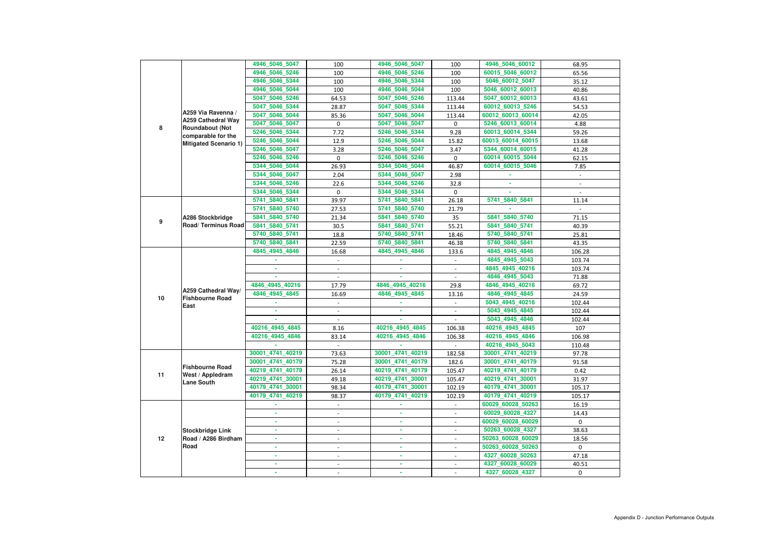| | | | | | | | |
|---|---|---|---|---|---|---|---|
| 8 | A259 Via Ravenna / A259 Cathedral Way Roundabout (Not comparable for the Mitigated Scenario 1) | 4946_5046_5047 | 100 | 4946_5046_5047 | 100 | 4946_5046_60012 | 68.95 |
| | | 4946_5046_5246 | 100 | 4946_5046_5246 | 100 | 60015_5046_60012 | 65.56 |
| | | 4946_5046_5344 | 100 | 4946_5046_5344 | 100 | 5046_60012_5047 | 35.12 |
| | | 4946_5046_5044 | 100 | 4946_5046_5044 | 100 | 5046_60012_60013 | 40.86 |
| | | 5047_5046_5246 | 64.53 | 5047_5046_5246 | 113.44 | 5047_60012_60013 | 43.61 |
| | | 5047_5046_5344 | 28.87 | 5047_5046_5344 | 113.44 | 60012_60013_5246 | 54.53 |
| | | 5047_5046_5044 | 85.36 | 5047_5046_5044 | 113.44 | 60012_60013_60014 | 42.05 |
| | | 5047_5046_5047 | 0 | 5047_5046_5047 | 0 | 5246_60013_60014 | 4.88 |
| | | 5246_5046_5344 | 7.72 | 5246_5046_5344 | 9.28 | 60013_60014_5344 | 59.26 |
| | | 5246_5046_5044 | 12.9 | 5246_5046_5044 | 15.82 | 60013_60014_60015 | 13.68 |
| | | 5246_5046_5047 | 3.28 | 5246_5046_5047 | 3.47 | 5344_60014_60015 | 41.28 |
| | | 5246_5046_5246 | 0 | 5246_5046_5246 | 0 | 60014_60015_5044 | 62.15 |
| | | 5344_5046_5044 | 26.93 | 5344_5046_5044 | 46.87 | 60014_60015_5046 | 7.85 |
| | | 5344_5046_5047 | 2.04 | 5344_5046_5047 | 2.98 | - | - |
| | | 5344_5046_5246 | 22.6 | 5344_5046_5246 | 32.8 | - | - |
| | | 5344_5046_5344 | 0 | 5344_5046_5344 | 0 | - | - |
| 9 | A286 Stockbridge Road/ Terminus Road | 5741_5840_5841 | 39.97 | 5741_5840_5841 | 26.18 | 5741_5840_5841 | 11.14 |
| | | 5741_5840_5740 | 27.53 | 5741_5840_5740 | 21.79 | - | - |
| | | 5841_5840_5740 | 21.34 | 5841_5840_5740 | 35 | 5841_5840_5740 | 71.15 |
| | | 5841_5840_5741 | 30.5 | 5841_5840_5741 | 55.21 | 5841_5840_5741 | 40.39 |
| | | 5740_5840_5741 | 18.8 | 5740_5840_5741 | 18.46 | 5740_5840_5741 | 25.81 |
| | | 5740_5840_5841 | 22.59 | 5740_5840_5841 | 46.38 | 5740_5840_5841 | 43.35 |
| 10 | A259 Cathedral Way/ Fishbourne Road East | 4845_4945_4846 | 16.68 | 4845_4945_4846 | 133.6 | 4845_4945_4846 | 106.28 |
| | | - | - | - | - | 4845_4945_5043 | 103.74 |
| | | - | - | - | - | 4845_4945_40216 | 103.74 |
| | | - | - | - | - | 4846_4945_5043 | 71.88 |
| | | 4846_4945_40216 | 17.79 | 4846_4945_40216 | 29.8 | 4846_4945_40216 | 69.72 |
| | | 4846_4945_4845 | 16.69 | 4846_4945_4845 | 13.16 | 4846_4945_4845 | 24.59 |
| | | - | - | - | - | 5043_4945_40216 | 102.44 |
| | | - | - | - | - | 5043_4945_4845 | 102.44 |
| | | - | - | - | - | 5043_4945_4846 | 102.44 |
| | | 40216_4945_4845 | 8.16 | 40216_4945_4845 | 106.38 | 40216_4945_4845 | 107 |
| | | 40216_4945_4846 | 83.14 | 40216_4945_4846 | 106.38 | 40216_4945_4846 | 106.98 |
| | | - | - | - | - | 40216_4945_5043 | 110.48 |
| 11 | Fishbourne Road West / Appledram Lane South | 30001_4741_40219 | 73.63 | 30001_4741_40219 | 182.58 | 30001_4741_40219 | 97.78 |
| | | 30001_4741_40179 | 75.28 | 30001_4741_40179 | 182.6 | 30001_4741_40179 | 91.58 |
| | | 40219_4741_40179 | 26.14 | 40219_4741_40179 | 105.47 | 40219_4741_40179 | 0.42 |
| | | 40219_4741_30001 | 49.18 | 40219_4741_30001 | 105.47 | 40219_4741_30001 | 31.97 |
| | | 40179_4741_30001 | 98.34 | 40179_4741_30001 | 102.19 | 40179_4741_30001 | 105.17 |
| | | 40179_4741_40219 | 98.37 | 40179_4741_40219 | 102.19 | 40179_4741_40219 | 105.17 |
| 12 | Stockbridge Link Road / A286 Birdham Road | - | - | - | - | 60029_60028_50263 | 16.19 |
| | | - | - | - | - | 60029_60028_4327 | 14.43 |
| | | - | - | - | - | 60029_60028_60029 | 0 |
| | | - | - | - | - | 50263_60028_4327 | 38.63 |
| | | - | - | - | - | 50263_60028_60029 | 18.56 |
| | | - | - | - | - | 50263_60028_50263 | 0 |
| | | - | - | - | - | 4327_60028_50263 | 47.18 |
| | | - | - | - | - | 4327_60028_60029 | 40.51 |
| | | - | - | - | - | 4327_60028_4327 | 0 |

Appendix D - Junction Performance Outputs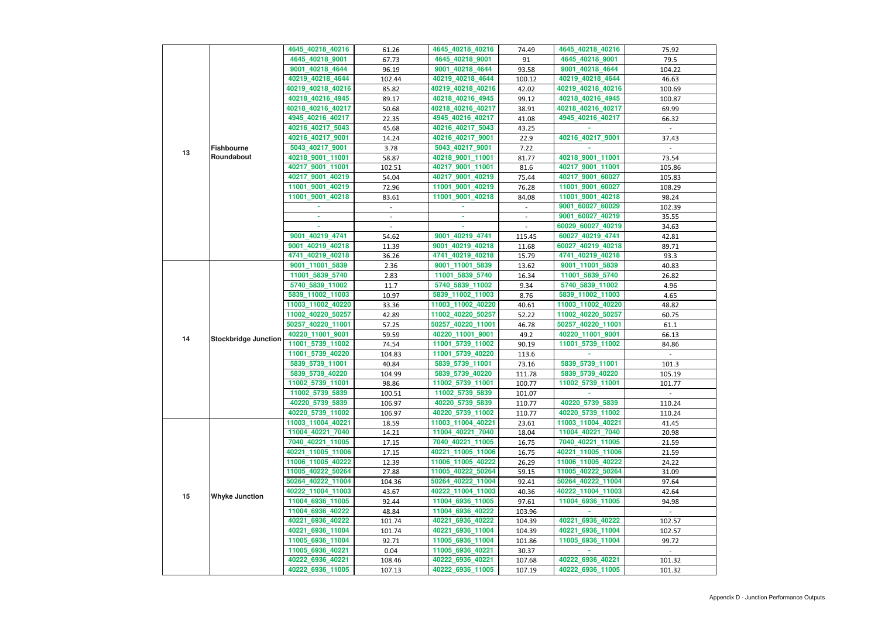| | | | | | | | |
|---|---|---|---|---|---|---|---|
| 13 | Fishbourne Roundabout | 4645_40218_40216 | 61.26 | 4645_40218_40216 | 74.49 | 4645_40218_40216 | 75.92 |
| | | 4645_40218_9001 | 67.73 | 4645_40218_9001 | 91 | 4645_40218_9001 | 79.5 |
| | | 9001_40218_4644 | 96.19 | 9001_40218_4644 | 93.58 | 9001_40218_4644 | 104.22 |
| | | 40219_40218_4644 | 102.44 | 40219_40218_4644 | 100.12 | 40219_40218_4644 | 46.63 |
| | | 40219_40218_40216 | 85.82 | 40219_40218_40216 | 42.02 | 40219_40218_40216 | 100.69 |
| | | 40218_40216_4945 | 89.17 | 40218_40216_4945 | 99.12 | 40218_40216_4945 | 100.87 |
| | | 40218_40216_40217 | 50.68 | 40218_40216_40217 | 38.91 | 40218_40216_40217 | 69.99 |
| | | 4945_40216_40217 | 22.35 | 4945_40216_40217 | 41.08 | 4945_40216_40217 | 66.32 |
| | | 40216_40217_5043 | 45.68 | 40216_40217_5043 | 43.25 | - | - |
| | | 40216_40217_9001 | 14.24 | 40216_40217_9001 | 22.9 | 40216_40217_9001 | 37.43 |
| | | 5043_40217_9001 | 3.78 | 5043_40217_9001 | 7.22 | - | - |
| | | 40218_9001_11001 | 58.87 | 40218_9001_11001 | 81.77 | 40218_9001_11001 | 73.54 |
| | | 40217_9001_11001 | 102.51 | 40217_9001_11001 | 81.6 | 40217_9001_11001 | 105.86 |
| | | 40217_9001_40219 | 54.04 | 40217_9001_40219 | 75.44 | 40217_9001_60027 | 105.83 |
| | | 11001_9001_40219 | 72.96 | 11001_9001_40219 | 76.28 | 11001_9001_60027 | 108.29 |
| | | 11001_9001_40218 | 83.61 | 11001_9001_40218 | 84.08 | 11001_9001_40218 | 98.24 |
| | | - | - | - | - | 9001_60027_60029 | 102.39 |
| | | - | - | - | - | 9001_60027_40219 | 35.55 |
| | | - | - | - | - | 60029_60027_40219 | 34.63 |
| | | 9001_40219_4741 | 54.62 | 9001_40219_4741 | 115.45 | 60027_40219_4741 | 42.81 |
| | | 9001_40219_40218 | 11.39 | 9001_40219_40218 | 11.68 | 60027_40219_40218 | 89.71 |
| | | 4741_40219_40218 | 36.26 | 4741_40219_40218 | 15.79 | 4741_40219_40218 | 93.3 |
| 14 | Stockbridge Junction | 9001_11001_5839 | 2.36 | 9001_11001_5839 | 13.62 | 9001_11001_5839 | 40.83 |
| | | 11001_5839_5740 | 2.83 | 11001_5839_5740 | 16.34 | 11001_5839_5740 | 26.82 |
| | | 5740_5839_11002 | 11.7 | 5740_5839_11002 | 9.34 | 5740_5839_11002 | 4.96 |
| | | 5839_11002_11003 | 10.97 | 5839_11002_11003 | 8.76 | 5839_11002_11003 | 4.65 |
| | | 11003_11002_40220 | 33.36 | 11003_11002_40220 | 40.61 | 11003_11002_40220 | 48.82 |
| | | 11002_40220_50257 | 42.89 | 11002_40220_50257 | 52.22 | 11002_40220_50257 | 60.75 |
| | | 50257_40220_11001 | 57.25 | 50257_40220_11001 | 46.78 | 50257_40220_11001 | 61.1 |
| | | 40220_11001_9001 | 59.59 | 40220_11001_9001 | 49.2 | 40220_11001_9001 | 66.13 |
| | | 11001_5739_11002 | 74.54 | 11001_5739_11002 | 90.19 | 11001_5739_11002 | 84.86 |
| | | 11001_5739_40220 | 104.83 | 11001_5739_40220 | 113.6 | - | - |
| | | 5839_5739_11001 | 40.84 | 5839_5739_11001 | 73.16 | 5839_5739_11001 | 101.3 |
| | | 5839_5739_40220 | 104.99 | 5839_5739_40220 | 111.78 | 5839_5739_40220 | 105.19 |
| | | 11002_5739_11001 | 98.86 | 11002_5739_11001 | 100.77 | 11002_5739_11001 | 101.77 |
| | | 11002_5739_5839 | 100.51 | 11002_5739_5839 | 101.07 | - | - |
| | | 40220_5739_5839 | 106.97 | 40220_5739_5839 | 110.77 | 40220_5739_5839 | 110.24 |
| | | 40220_5739_11002 | 106.97 | 40220_5739_11002 | 110.77 | 40220_5739_11002 | 110.24 |
| 15 | Whyke Junction | 11003_11004_40221 | 18.59 | 11003_11004_40221 | 23.61 | 11003_11004_40221 | 41.45 |
| | | 11004_40221_7040 | 14.21 | 11004_40221_7040 | 18.04 | 11004_40221_7040 | 20.98 |
| | | 7040_40221_11005 | 17.15 | 7040_40221_11005 | 16.75 | 7040_40221_11005 | 21.59 |
| | | 40221_11005_11006 | 17.15 | 40221_11005_11006 | 16.75 | 40221_11005_11006 | 21.59 |
| | | 11006_11005_40222 | 12.39 | 11006_11005_40222 | 26.29 | 11006_11005_40222 | 24.22 |
| | | 11005_40222_50264 | 27.88 | 11005_40222_50264 | 59.15 | 11005_40222_50264 | 31.09 |
| | | 50264_40222_11004 | 104.36 | 50264_40222_11004 | 92.41 | 50264_40222_11004 | 97.64 |
| | | 40222_11004_11003 | 43.67 | 40222_11004_11003 | 40.36 | 40222_11004_11003 | 42.64 |
| | | 11004_6936_11005 | 92.44 | 11004_6936_11005 | 97.61 | 11004_6936_11005 | 94.98 |
| | | 11004_6936_40222 | 48.84 | 11004_6936_40222 | 103.96 | - | - |
| | | 40221_6936_40222 | 101.74 | 40221_6936_40222 | 104.39 | 40221_6936_40222 | 102.57 |
| | | 40221_6936_11004 | 101.74 | 40221_6936_11004 | 104.39 | 40221_6936_11004 | 102.57 |
| | | 11005_6936_11004 | 92.71 | 11005_6936_11004 | 101.86 | 11005_6936_11004 | 99.72 |
| | | 11005_6936_40221 | 0.04 | 11005_6936_40221 | 30.37 | - | - |
| | | 40222_6936_40221 | 108.46 | 40222_6936_40221 | 107.68 | 40222_6936_40221 | 101.32 |
| | | 40222_6936_11005 | 107.13 | 40222_6936_11005 | 107.19 | 40222_6936_11005 | 101.32 |

Appendix D - Junction Performance Outputs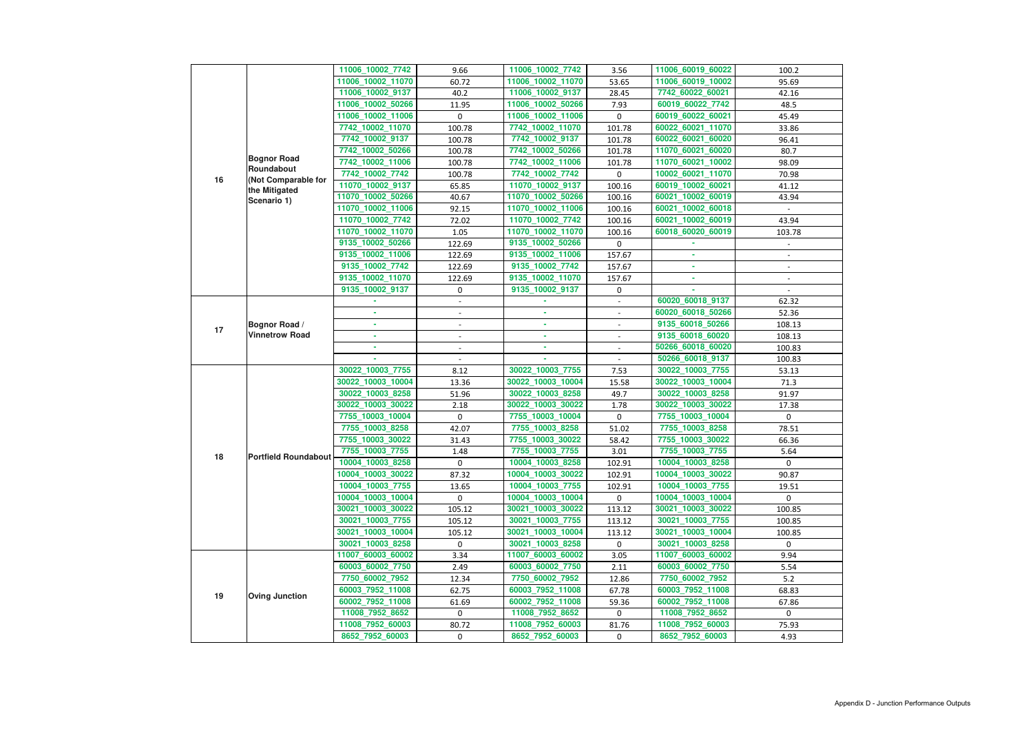| | | | | | | | |
|---|---|---|---|---|---|---|---|
| 16 | Bognor Road Roundabout (Not Comparable for the Mitigated Scenario 1) | 11006_10002_7742 | 9.66 | 11006_10002_7742 | 3.56 | 11006_60019_60022 | 100.2 |
| | | 11006_10002_11070 | 60.72 | 11006_10002_11070 | 53.65 | 11006_60019_10002 | 95.69 |
| | | 11006_10002_9137 | 40.2 | 11006_10002_9137 | 28.45 | 7742_60022_60021 | 42.16 |
| | | 11006_10002_50266 | 11.95 | 11006_10002_50266 | 7.93 | 60019_60022_7742 | 48.5 |
| | | 11006_10002_11006 | 0 | 11006_10002_11006 | 0 | 60019_60022_60021 | 45.49 |
| | | 7742_10002_11070 | 100.78 | 7742_10002_11070 | 101.78 | 60022_60021_11070 | 33.86 |
| | | 7742_10002_9137 | 100.78 | 7742_10002_9137 | 101.78 | 60022_60021_60020 | 96.41 |
| | | 7742_10002_50266 | 100.78 | 7742_10002_50266 | 101.78 | 11070_60021_60020 | 80.7 |
| | | 7742_10002_11006 | 100.78 | 7742_10002_11006 | 101.78 | 11070_60021_10002 | 98.09 |
| | | 7742_10002_7742 | 100.78 | 7742_10002_7742 | 0 | 10002_60021_11070 | 70.98 |
| | | 11070_10002_9137 | 65.85 | 11070_10002_9137 | 100.16 | 60019_10002_60021 | 41.12 |
| | | 11070_10002_50266 | 40.67 | 11070_10002_50266 | 100.16 | 60021_10002_60019 | 43.94 |
| | | 11070_10002_11006 | 92.15 | 11070_10002_11006 | 100.16 | 60021_10002_60018 | - |
| | | 11070_10002_7742 | 72.02 | 11070_10002_7742 | 100.16 | 60021_10002_60019 | 43.94 |
| | | 11070_10002_11070 | 1.05 | 11070_10002_11070 | 100.16 | 60018_60020_60019 | 103.78 |
| | | 9135_10002_50266 | 122.69 | 9135_10002_50266 | 0 | - | - |
| | | 9135_10002_11006 | 122.69 | 9135_10002_11006 | 157.67 | - | - |
| | | 9135_10002_7742 | 122.69 | 9135_10002_7742 | 157.67 | - | - |
| | | 9135_10002_11070 | 122.69 | 9135_10002_11070 | 157.67 | - | - |
| | | 9135_10002_9137 | 0 | 9135_10002_9137 | 0 | - | - |
| 17 | Bognor Road / Vinnetrow Road | - | - | - | - | 60020_60018_9137 | 62.32 |
| | | - | - | - | - | 60020_60018_50266 | 52.36 |
| | | - | - | - | - | 9135_60018_50266 | 108.13 |
| | | - | - | - | - | 9135_60018_60020 | 108.13 |
| | | - | - | - | - | 50266_60018_60020 | 100.83 |
| | | - | - | - | - | 50266_60018_9137 | 100.83 |
| 18 | Portfield Roundabout | 30022_10003_7755 | 8.12 | 30022_10003_7755 | 7.53 | 30022_10003_7755 | 53.13 |
| | | 30022_10003_10004 | 13.36 | 30022_10003_10004 | 15.58 | 30022_10003_10004 | 71.3 |
| | | 30022_10003_8258 | 51.96 | 30022_10003_8258 | 49.7 | 30022_10003_8258 | 91.97 |
| | | 30022_10003_30022 | 2.18 | 30022_10003_30022 | 1.78 | 30022_10003_30022 | 17.38 |
| | | 7755_10003_10004 | 0 | 7755_10003_10004 | 0 | 7755_10003_10004 | 0 |
| | | 7755_10003_8258 | 42.07 | 7755_10003_8258 | 51.02 | 7755_10003_8258 | 78.51 |
| | | 7755_10003_30022 | 31.43 | 7755_10003_30022 | 58.42 | 7755_10003_30022 | 66.36 |
| | | 7755_10003_7755 | 1.48 | 7755_10003_7755 | 3.01 | 7755_10003_7755 | 5.64 |
| | | 10004_10003_8258 | 0 | 10004_10003_8258 | 102.91 | 10004_10003_8258 | 0 |
| | | 10004_10003_30022 | 87.32 | 10004_10003_30022 | 102.91 | 10004_10003_30022 | 90.87 |
| | | 10004_10003_7755 | 13.65 | 10004_10003_7755 | 102.91 | 10004_10003_7755 | 19.51 |
| | | 10004_10003_10004 | 0 | 10004_10003_10004 | 0 | 10004_10003_10004 | 0 |
| | | 30021_10003_30022 | 105.12 | 30021_10003_30022 | 113.12 | 30021_10003_30022 | 100.85 |
| | | 30021_10003_7755 | 105.12 | 30021_10003_7755 | 113.12 | 30021_10003_7755 | 100.85 |
| | | 30021_10003_10004 | 105.12 | 30021_10003_10004 | 113.12 | 30021_10003_10004 | 100.85 |
| | | 30021_10003_8258 | 0 | 30021_10003_8258 | 0 | 30021_10003_8258 | 0 |
| 19 | Oving Junction | 11007_60003_60002 | 3.34 | 11007_60003_60002 | 3.05 | 11007_60003_60002 | 9.94 |
| | | 60003_60002_7750 | 2.49 | 60003_60002_7750 | 2.11 | 60003_60002_7750 | 5.54 |
| | | 7750_60002_7952 | 12.34 | 7750_60002_7952 | 12.86 | 7750_60002_7952 | 5.2 |
| | | 60003_7952_11008 | 62.75 | 60003_7952_11008 | 67.78 | 60003_7952_11008 | 68.83 |
| | | 60002_7952_11008 | 61.69 | 60002_7952_11008 | 59.36 | 60002_7952_11008 | 67.86 |
| | | 11008_7952_8652 | 0 | 11008_7952_8652 | 0 | 11008_7952_8652 | 0 |
| | | 11008_7952_60003 | 80.72 | 11008_7952_60003 | 81.76 | 11008_7952_60003 | 75.93 |
| | | 8652_7952_60003 | 0 | 8652_7952_60003 | 0 | 8652_7952_60003 | 4.93 |

Appendix D - Junction Performance Outputs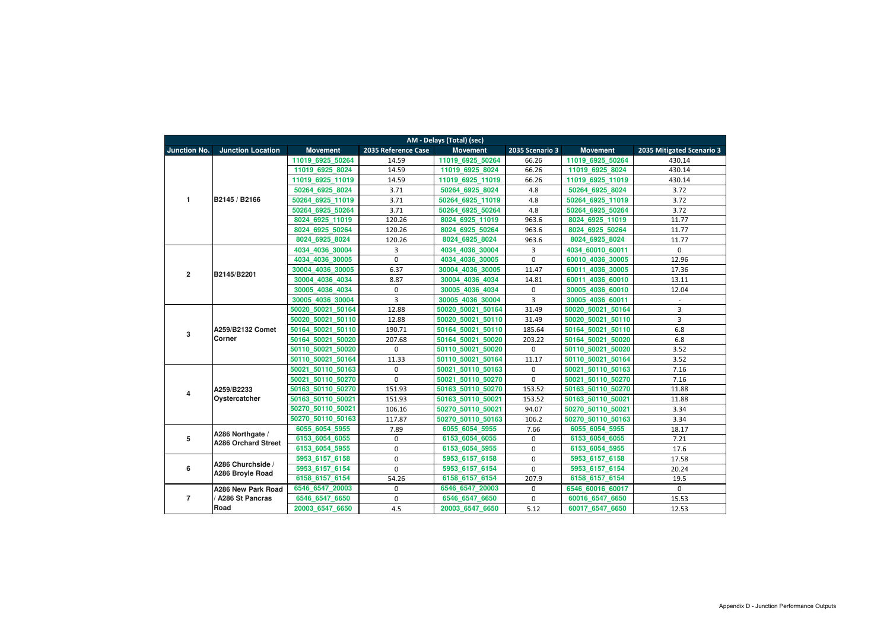| AM - Delays (Total) (sec) | | | | | | | |
|---|---|---|---|---|---|---|---|
| **Junction No.** | **Junction Location** | **Movement** | **2035 Reference Case** | **Movement** | **2035 Scenario 3** | **Movement** | **2035 Mitigated Scenario 3** |
| 1 | B2145 / B2166 | 11019_6925_50264 | 14.59 | 11019_6925_50264 | 66.26 | 11019_6925_50264 | 430.14 |
| | | 11019_6925_8024 | 14.59 | 11019_6925_8024 | 66.26 | 11019_6925_8024 | 430.14 |
| | | 11019_6925_11019 | 14.59 | 11019_6925_11019 | 66.26 | 11019_6925_11019 | 430.14 |
| | | 50264_6925_8024 | 3.71 | 50264_6925_8024 | 4.8 | 50264_6925_8024 | 3.72 |
| | | 50264_6925_11019 | 3.71 | 50264_6925_11019 | 4.8 | 50264_6925_11019 | 3.72 |
| | | 50264_6925_50264 | 3.71 | 50264_6925_50264 | 4.8 | 50264_6925_50264 | 3.72 |
| | | 8024_6925_11019 | 120.26 | 8024_6925_11019 | 963.6 | 8024_6925_11019 | 11.77 |
| | | 8024_6925_50264 | 120.26 | 8024_6925_50264 | 963.6 | 8024_6925_50264 | 11.77 |
| | | 8024_6925_8024 | 120.26 | 8024_6925_8024 | 963.6 | 8024_6925_8024 | 11.77 |
| 2 | B2145/B2201 | 4034_4036_30004 | 3 | 4034_4036_30004 | 3 | 4034_60010_60011 | 0 |
| | | 4034_4036_30005 | 0 | 4034_4036_30005 | 0 | 60010_4036_30005 | 12.96 |
| | | 30004_4036_30005 | 6.37 | 30004_4036_30005 | 11.47 | 60011_4036_30005 | 17.36 |
| | | 30004_4036_4034 | 8.87 | 30004_4036_4034 | 14.81 | 60011_4036_60010 | 13.11 |
| | | 30005_4036_4034 | 0 | 30005_4036_4034 | 0 | 30005_4036_60010 | 12.04 |
| | | 30005_4036_30004 | 3 | 30005_4036_30004 | 3 | 30005_4036_60011 | - |
| 3 | A259/B2132 Comet Corner | 50020_50021_50164 | 12.88 | 50020_50021_50164 | 31.49 | 50020_50021_50164 | 3 |
| | | 50020_50021_50110 | 12.88 | 50020_50021_50110 | 31.49 | 50020_50021_50110 | 3 |
| | | 50164_50021_50110 | 190.71 | 50164_50021_50110 | 185.64 | 50164_50021_50110 | 6.8 |
| | | 50164_50021_50020 | 207.68 | 50164_50021_50020 | 203.22 | 50164_50021_50020 | 6.8 |
| | | 50110_50021_50020 | 0 | 50110_50021_50020 | 0 | 50110_50021_50020 | 3.52 |
| | | 50110_50021_50164 | 11.33 | 50110_50021_50164 | 11.17 | 50110_50021_50164 | 3.52 |
| 4 | A259/B2233 Oystercatcher | 50021_50110_50163 | 0 | 50021_50110_50163 | 0 | 50021_50110_50163 | 7.16 |
| | | 50021_50110_50270 | 0 | 50021_50110_50270 | 0 | 50021_50110_50270 | 7.16 |
| | | 50163_50110_50270 | 151.93 | 50163_50110_50270 | 153.52 | 50163_50110_50270 | 11.88 |
| | | 50163_50110_50021 | 151.93 | 50163_50110_50021 | 153.52 | 50163_50110_50021 | 11.88 |
| | | 50270_50110_50021 | 106.16 | 50270_50110_50021 | 94.07 | 50270_50110_50021 | 3.34 |
| | | 50270_50110_50163 | 117.87 | 50270_50110_50163 | 106.2 | 50270_50110_50163 | 3.34 |
| 5 | A286 Northgate / A286 Orchard Street | 6055_6054_5955 | 7.89 | 6055_6054_5955 | 7.66 | 6055_6054_5955 | 18.17 |
| | | 6153_6054_6055 | 0 | 6153_6054_6055 | 0 | 6153_6054_6055 | 7.21 |
| | | 6153_6054_5955 | 0 | 6153_6054_5955 | 0 | 6153_6054_5955 | 17.6 |
| 6 | A286 Churchside / A286 Broyle Road | 5953_6157_6158 | 0 | 5953_6157_6158 | 0 | 5953_6157_6158 | 17.58 |
| | | 5953_6157_6154 | 0 | 5953_6157_6154 | 0 | 5953_6157_6154 | 20.24 |
| | | 6158_6157_6154 | 54.26 | 6158_6157_6154 | 207.9 | 6158_6157_6154 | 19.5 |
| 7 | A286 New Park Road / A286 St Pancras Road | 6546_6547_20003 | 0 | 6546_6547_20003 | 0 | 6546_60016_60017 | 0 |
| | | 6546_6547_6650 | 0 | 6546_6547_6650 | 0 | 60016_6547_6650 | 15.53 |
| | | 20003_6547_6650 | 4.5 | 20003_6547_6650 | 5.12 | 60017_6547_6650 | 12.53 |

Appendix D - Junction Performance Outputs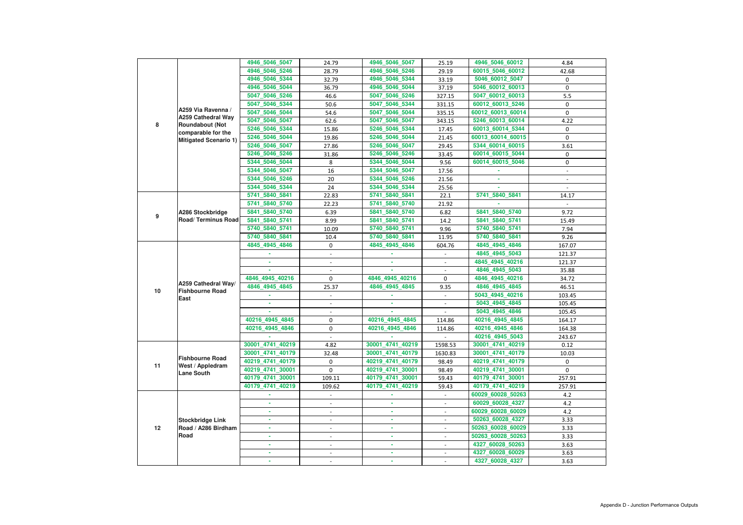| | | | | | | | |
|---|---|---|---|---|---|---|---|
| 8 | A259 Via Ravenna / A259 Cathedral Way Roundabout (Not comparable for the Mitigated Scenario 1) | 4946_5046_5047 | 24.79 | 4946_5046_5047 | 25.19 | 4946_5046_60012 | 4.84 |
| | | 4946_5046_5246 | 28.79 | 4946_5046_5246 | 29.19 | 60015_5046_60012 | 42.68 |
| | | 4946_5046_5344 | 32.79 | 4946_5046_5344 | 33.19 | 5046_60012_5047 | 0 |
| | | 4946_5046_5044 | 36.79 | 4946_5046_5044 | 37.19 | 5046_60012_60013 | 0 |
| | | 5047_5046_5246 | 46.6 | 5047_5046_5246 | 327.15 | 5047_60012_60013 | 5.5 |
| | | 5047_5046_5344 | 50.6 | 5047_5046_5344 | 331.15 | 60012_60013_5246 | 0 |
| | | 5047_5046_5044 | 54.6 | 5047_5046_5044 | 335.15 | 60012_60013_60014 | 0 |
| | | 5047_5046_5047 | 62.6 | 5047_5046_5047 | 343.15 | 5246_60013_60014 | 4.22 |
| | | 5246_5046_5344 | 15.86 | 5246_5046_5344 | 17.45 | 60013_60014_5344 | 0 |
| | | 5246_5046_5044 | 19.86 | 5246_5046_5044 | 21.45 | 60013_60014_60015 | 0 |
| | | 5246_5046_5047 | 27.86 | 5246_5046_5047 | 29.45 | 5344_60014_60015 | 3.61 |
| | | 5246_5046_5246 | 31.86 | 5246_5046_5246 | 33.45 | 60014_60015_5044 | 0 |
| | | 5344_5046_5044 | 8 | 5344_5046_5044 | 9.56 | 60014_60015_5046 | 0 |
| | | 5344_5046_5047 | 16 | 5344_5046_5047 | 17.56 | - | - |
| | | 5344_5046_5246 | 20 | 5344_5046_5246 | 21.56 | - | - |
| | | 5344_5046_5344 | 24 | 5344_5046_5344 | 25.56 | - | - |
| 9 | A286 Stockbridge Road/ Terminus Road | 5741_5840_5841 | 22.83 | 5741_5840_5841 | 22.1 | 5741_5840_5841 | 14.17 |
| | | 5741_5840_5740 | 22.23 | 5741_5840_5740 | 21.92 | - | - |
| | | 5841_5840_5740 | 6.39 | 5841_5840_5740 | 6.82 | 5841_5840_5740 | 9.72 |
| | | 5841_5840_5741 | 8.99 | 5841_5840_5741 | 14.2 | 5841_5840_5741 | 15.49 |
| | | 5740_5840_5741 | 10.09 | 5740_5840_5741 | 9.96 | 5740_5840_5741 | 7.94 |
| | | 5740_5840_5841 | 10.4 | 5740_5840_5841 | 11.95 | 5740_5840_5841 | 9.26 |
| 10 | A259 Cathedral Way/ Fishbourne Road East | 4845_4945_4846 | 0 | 4845_4945_4846 | 604.76 | 4845_4945_4846 | 167.07 |
| | | - | - | - | - | 4845_4945_5043 | 121.37 |
| | | - | - | - | - | 4845_4945_40216 | 121.37 |
| | | - | - | - | - | 4846_4945_5043 | 35.88 |
| | | 4846_4945_40216 | 0 | 4846_4945_40216 | 0 | 4846_4945_40216 | 34.72 |
| | | 4846_4945_4845 | 25.37 | 4846_4945_4845 | 9.35 | 4846_4945_4845 | 46.51 |
| | | - | - | - | - | 5043_4945_40216 | 103.45 |
| | | - | - | - | - | 5043_4945_4845 | 105.45 |
| | | - | - | - | - | 5043_4945_4846 | 105.45 |
| | | 40216_4945_4845 | 0 | 40216_4945_4845 | 114.86 | 40216_4945_4845 | 164.17 |
| | | 40216_4945_4846 | 0 | 40216_4945_4846 | 114.86 | 40216_4945_4846 | 164.38 |
| | | - | - | - | - | 40216_4945_5043 | 243.67 |
| 11 | Fishbourne Road West / Appledram Lane South | 30001_4741_40219 | 4.82 | 30001_4741_40219 | 1598.53 | 30001_4741_40219 | 0.12 |
| | | 30001_4741_40179 | 32.48 | 30001_4741_40179 | 1630.83 | 30001_4741_40179 | 10.03 |
| | | 40219_4741_40179 | 0 | 40219_4741_40179 | 98.49 | 40219_4741_40179 | 0 |
| | | 40219_4741_30001 | 0 | 40219_4741_30001 | 98.49 | 40219_4741_30001 | 0 |
| | | 40179_4741_30001 | 109.11 | 40179_4741_30001 | 59.43 | 40179_4741_30001 | 257.91 |
| | | 40179_4741_40219 | 109.62 | 40179_4741_40219 | 59.43 | 40179_4741_40219 | 257.91 |
| 12 | Stockbridge Link Road / A286 Birdham Road | - | - | - | - | 60029_60028_50263 | 4.2 |
| | | - | - | - | - | 60029_60028_4327 | 4.2 |
| | | - | - | - | - | 60029_60028_60029 | 4.2 |
| | | - | - | - | - | 50263_60028_4327 | 3.33 |
| | | - | - | - | - | 50263_60028_60029 | 3.33 |
| | | - | - | - | - | 50263_60028_50263 | 3.33 |
| | | - | - | - | - | 4327_60028_50263 | 3.63 |
| | | - | - | - | - | 4327_60028_60029 | 3.63 |
| | | - | - | - | - | 4327_60028_4327 | 3.63 |

Appendix D - Junction Performance Outputs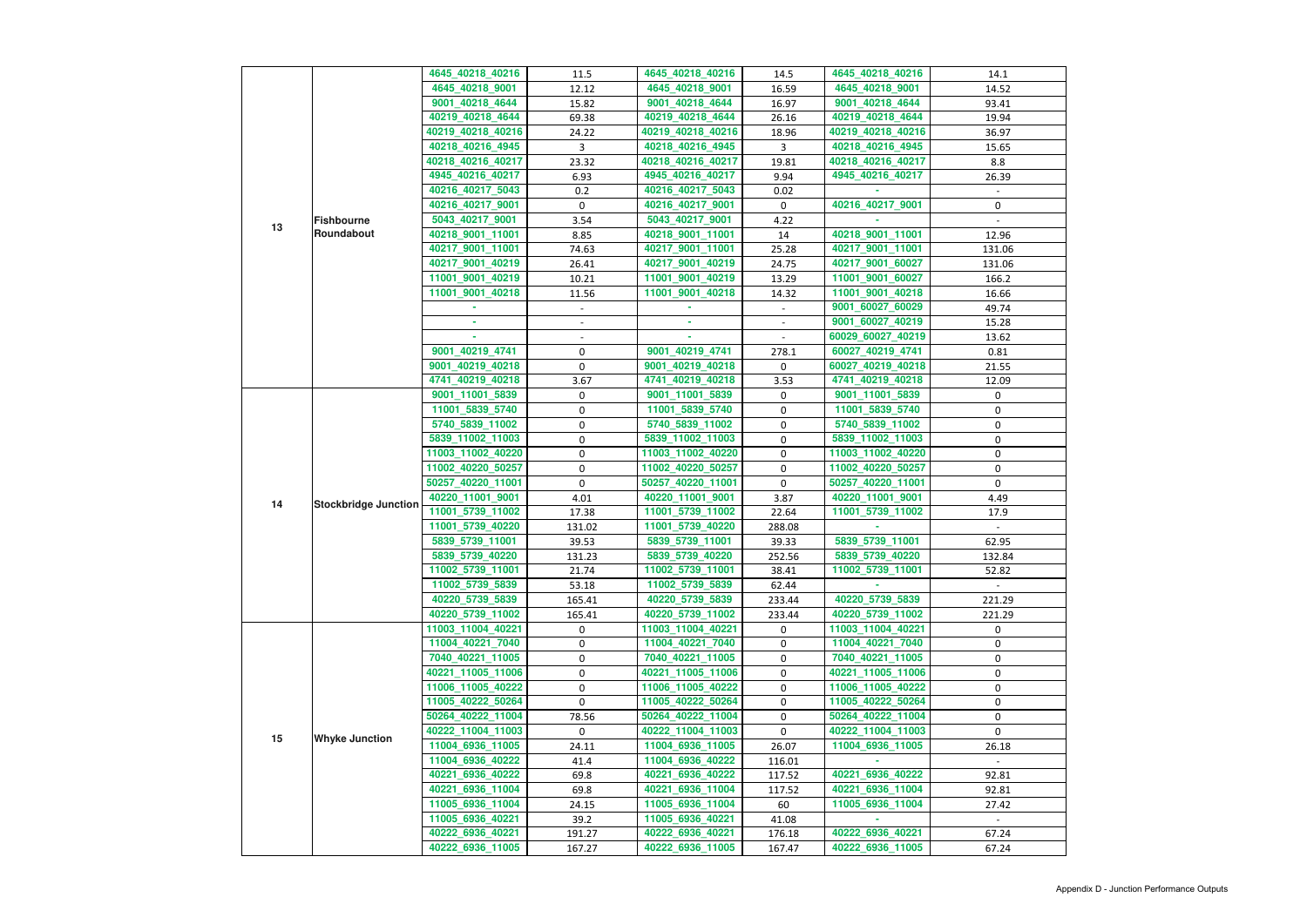| | | | | | | | |
|---|---|---|---|---|---|---|---|
| 13 | Fishbourne Roundabout | 4645_40218_40216 | 11.5 | 4645_40218_40216 | 14.5 | 4645_40218_40216 | 14.1 |
| | | 4645_40218_9001 | 12.12 | 4645_40218_9001 | 16.59 | 4645_40218_9001 | 14.52 |
| | | 9001_40218_4644 | 15.82 | 9001_40218_4644 | 16.97 | 9001_40218_4644 | 93.41 |
| | | 40219_40218_4644 | 69.38 | 40219_40218_4644 | 26.16 | 40219_40218_4644 | 19.94 |
| | | 40219_40218_40216 | 24.22 | 40219_40218_40216 | 18.96 | 40219_40218_40216 | 36.97 |
| | | 40218_40216_4945 | 3 | 40218_40216_4945 | 3 | 40218_40216_4945 | 15.65 |
| | | 40218_40216_40217 | 23.32 | 40218_40216_40217 | 19.81 | 40218_40216_40217 | 8.8 |
| | | 4945_40216_40217 | 6.93 | 4945_40216_40217 | 9.94 | 4945_40216_40217 | 26.39 |
| | | 40216_40217_5043 | 0.2 | 40216_40217_5043 | 0.02 | - | - |
| | | 40216_40217_9001 | 0 | 40216_40217_9001 | 0 | 40216_40217_9001 | 0 |
| | | 5043_40217_9001 | 3.54 | 5043_40217_9001 | 4.22 | - | - |
| | | 40218_9001_11001 | 8.85 | 40218_9001_11001 | 14 | 40218_9001_11001 | 12.96 |
| | | 40217_9001_11001 | 74.63 | 40217_9001_11001 | 25.28 | 40217_9001_11001 | 131.06 |
| | | 40217_9001_40219 | 26.41 | 40217_9001_40219 | 24.75 | 40217_9001_60027 | 131.06 |
| | | 11001_9001_40219 | 10.21 | 11001_9001_40219 | 13.29 | 11001_9001_60027 | 166.2 |
| | | 11001_9001_40218 | 11.56 | 11001_9001_40218 | 14.32 | 11001_9001_40218 | 16.66 |
| | | - | - | - | - | 9001_60027_60029 | 49.74 |
| | | - | - | - | - | 9001_60027_40219 | 15.28 |
| | | - | - | - | - | 60029_60027_40219 | 13.62 |
| | | 9001_40219_4741 | 0 | 9001_40219_4741 | 278.1 | 60027_40219_4741 | 0.81 |
| | | 9001_40219_40218 | 0 | 9001_40219_40218 | 0 | 60027_40219_40218 | 21.55 |
| | | 4741_40219_40218 | 3.67 | 4741_40219_40218 | 3.53 | 4741_40219_40218 | 12.09 |
| 14 | Stockbridge Junction | 9001_11001_5839 | 0 | 9001_11001_5839 | 0 | 9001_11001_5839 | 0 |
| | | 11001_5839_5740 | 0 | 11001_5839_5740 | 0 | 11001_5839_5740 | 0 |
| | | 5740_5839_11002 | 0 | 5740_5839_11002 | 0 | 5740_5839_11002 | 0 |
| | | 5839_11002_11003 | 0 | 5839_11002_11003 | 0 | 5839_11002_11003 | 0 |
| | | 11003_11002_40220 | 0 | 11003_11002_40220 | 0 | 11003_11002_40220 | 0 |
| | | 11002_40220_50257 | 0 | 11002_40220_50257 | 0 | 11002_40220_50257 | 0 |
| | | 50257_40220_11001 | 0 | 50257_40220_11001 | 0 | 50257_40220_11001 | 0 |
| | | 40220_11001_9001 | 4.01 | 40220_11001_9001 | 3.87 | 40220_11001_9001 | 4.49 |
| | | 11001_5739_11002 | 17.38 | 11001_5739_11002 | 22.64 | 11001_5739_11002 | 17.9 |
| | | 11001_5739_40220 | 131.02 | 11001_5739_40220 | 288.08 | - | - |
| | | 5839_5739_11001 | 39.53 | 5839_5739_11001 | 39.33 | 5839_5739_11001 | 62.95 |
| | | 5839_5739_40220 | 131.23 | 5839_5739_40220 | 252.56 | 5839_5739_40220 | 132.84 |
| | | 11002_5739_11001 | 21.74 | 11002_5739_11001 | 38.41 | 11002_5739_11001 | 52.82 |
| | | 11002_5739_5839 | 53.18 | 11002_5739_5839 | 62.44 | - | - |
| | | 40220_5739_5839 | 165.41 | 40220_5739_5839 | 233.44 | 40220_5739_5839 | 221.29 |
| | | 40220_5739_11002 | 165.41 | 40220_5739_11002 | 233.44 | 40220_5739_11002 | 221.29 |
| 15 | Whyke Junction | 11003_11004_40221 | 0 | 11003_11004_40221 | 0 | 11003_11004_40221 | 0 |
| | | 11004_40221_7040 | 0 | 11004_40221_7040 | 0 | 11004_40221_7040 | 0 |
| | | 7040_40221_11005 | 0 | 7040_40221_11005 | 0 | 7040_40221_11005 | 0 |
| | | 40221_11005_11006 | 0 | 40221_11005_11006 | 0 | 40221_11005_11006 | 0 |
| | | 11006_11005_40222 | 0 | 11006_11005_40222 | 0 | 11006_11005_40222 | 0 |
| | | 11005_40222_50264 | 0 | 11005_40222_50264 | 0 | 11005_40222_50264 | 0 |
| | | 50264_40222_11004 | 78.56 | 50264_40222_11004 | 0 | 50264_40222_11004 | 0 |
| | | 40222_11004_11003 | 0 | 40222_11004_11003 | 0 | 40222_11004_11003 | 0 |
| | | 11004_6936_11005 | 24.11 | 11004_6936_11005 | 26.07 | 11004_6936_11005 | 26.18 |
| | | 11004_6936_40222 | 41.4 | 11004_6936_40222 | 116.01 | - | - |
| | | 40221_6936_40222 | 69.8 | 40221_6936_40222 | 117.52 | 40221_6936_40222 | 92.81 |
| | | 40221_6936_11004 | 69.8 | 40221_6936_11004 | 117.52 | 40221_6936_11004 | 92.81 |
| | | 11005_6936_11004 | 24.15 | 11005_6936_11004 | 60 | 11005_6936_11004 | 27.42 |
| | | 11005_6936_40221 | 39.2 | 11005_6936_40221 | 41.08 | - | - |
| | | 40222_6936_40221 | 191.27 | 40222_6936_40221 | 176.18 | 40222_6936_40221 | 67.24 |
| | | 40222_6936_11005 | 167.27 | 40222_6936_11005 | 167.47 | 40222_6936_11005 | 67.24 |

Appendix D - Junction Performance Outputs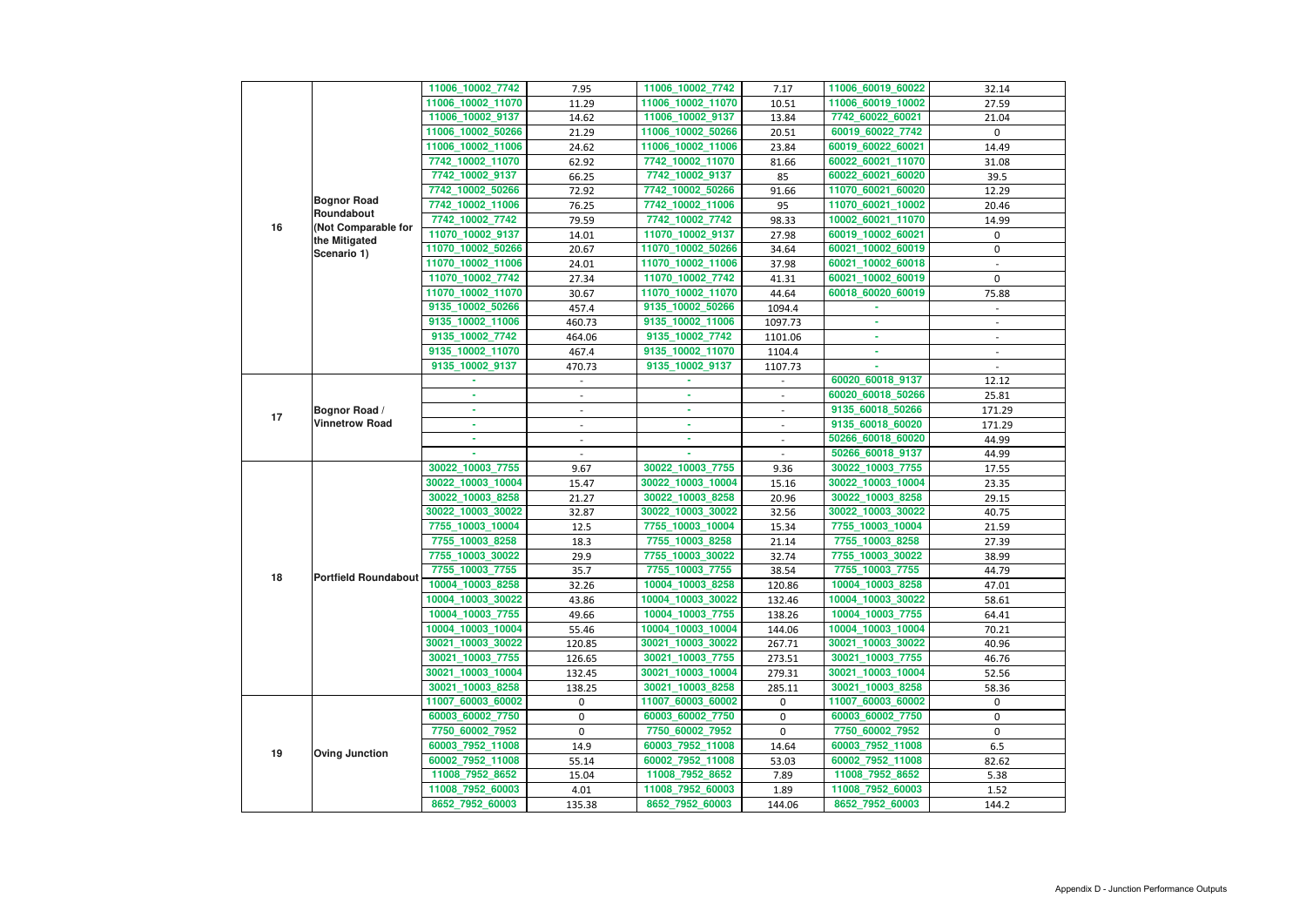| | | | | | | | |
|---|---|---|---|---|---|---|---|
| 16 | Bognor Road Roundabout (Not Comparable for the Mitigated Scenario 1) | 11006_10002_7742 | 7.95 | 11006_10002_7742 | 7.17 | 11006_60019_60022 | 32.14 |
| | | 11006_10002_11070 | 11.29 | 11006_10002_11070 | 10.51 | 11006_60019_10002 | 27.59 |
| | | 11006_10002_9137 | 14.62 | 11006_10002_9137 | 13.84 | 7742_60022_60021 | 21.04 |
| | | 11006_10002_50266 | 21.29 | 11006_10002_50266 | 20.51 | 60019_60022_7742 | 0 |
| | | 11006_10002_11006 | 24.62 | 11006_10002_11006 | 23.84 | 60019_60022_60021 | 14.49 |
| | | 7742_10002_11070 | 62.92 | 7742_10002_11070 | 81.66 | 60022_60021_11070 | 31.08 |
| | | 7742_10002_9137 | 66.25 | 7742_10002_9137 | 85 | 60022_60021_60020 | 39.5 |
| | | 7742_10002_50266 | 72.92 | 7742_10002_50266 | 91.66 | 11070_60021_60020 | 12.29 |
| | | 7742_10002_11006 | 76.25 | 7742_10002_11006 | 95 | 11070_60021_10002 | 20.46 |
| | | 7742_10002_7742 | 79.59 | 7742_10002_7742 | 98.33 | 10002_60021_11070 | 14.99 |
| | | 11070_10002_9137 | 14.01 | 11070_10002_9137 | 27.98 | 60019_10002_60021 | 0 |
| | | 11070_10002_50266 | 20.67 | 11070_10002_50266 | 34.64 | 60021_10002_60019 | 0 |
| | | 11070_10002_11006 | 24.01 | 11070_10002_11006 | 37.98 | 60021_10002_60018 | - |
| | | 11070_10002_7742 | 27.34 | 11070_10002_7742 | 41.31 | 60021_10002_60019 | 0 |
| | | 11070_10002_11070 | 30.67 | 11070_10002_11070 | 44.64 | 60018_60020_60019 | 75.88 |
| | | 9135_10002_50266 | 457.4 | 9135_10002_50266 | 1094.4 | - | - |
| | | 9135_10002_11006 | 460.73 | 9135_10002_11006 | 1097.73 | - | - |
| | | 9135_10002_7742 | 464.06 | 9135_10002_7742 | 1101.06 | - | - |
| | | 9135_10002_11070 | 467.4 | 9135_10002_11070 | 1104.4 | - | - |
| | | 9135_10002_9137 | 470.73 | 9135_10002_9137 | 1107.73 | - | - |
| 17 | Bognor Road / Vinnetrow Road | - | - | - | - | 60020_60018_9137 | 12.12 |
| | | - | - | - | - | 60020_60018_50266 | 25.81 |
| | | - | - | - | - | 9135_60018_50266 | 171.29 |
| | | - | - | - | - | 9135_60018_60020 | 171.29 |
| | | - | - | - | - | 50266_60018_60020 | 44.99 |
| | | - | - | - | - | 50266_60018_9137 | 44.99 |
| 18 | Portfield Roundabout | 30022_10003_7755 | 9.67 | 30022_10003_7755 | 9.36 | 30022_10003_7755 | 17.55 |
| | | 30022_10003_10004 | 15.47 | 30022_10003_10004 | 15.16 | 30022_10003_10004 | 23.35 |
| | | 30022_10003_8258 | 21.27 | 30022_10003_8258 | 20.96 | 30022_10003_8258 | 29.15 |
| | | 30022_10003_30022 | 32.87 | 30022_10003_30022 | 32.56 | 30022_10003_30022 | 40.75 |
| | | 7755_10003_10004 | 12.5 | 7755_10003_10004 | 15.34 | 7755_10003_10004 | 21.59 |
| | | 7755_10003_8258 | 18.3 | 7755_10003_8258 | 21.14 | 7755_10003_8258 | 27.39 |
| | | 7755_10003_30022 | 29.9 | 7755_10003_30022 | 32.74 | 7755_10003_30022 | 38.99 |
| | | 7755_10003_7755 | 35.7 | 7755_10003_7755 | 38.54 | 7755_10003_7755 | 44.79 |
| | | 10004_10003_8258 | 32.26 | 10004_10003_8258 | 120.86 | 10004_10003_8258 | 47.01 |
| | | 10004_10003_30022 | 43.86 | 10004_10003_30022 | 132.46 | 10004_10003_30022 | 58.61 |
| | | 10004_10003_7755 | 49.66 | 10004_10003_7755 | 138.26 | 10004_10003_7755 | 64.41 |
| | | 10004_10003_10004 | 55.46 | 10004_10003_10004 | 144.06 | 10004_10003_10004 | 70.21 |
| | | 30021_10003_30022 | 120.85 | 30021_10003_30022 | 267.71 | 30021_10003_30022 | 40.96 |
| | | 30021_10003_7755 | 126.65 | 30021_10003_7755 | 273.51 | 30021_10003_7755 | 46.76 |
| | | 30021_10003_10004 | 132.45 | 30021_10003_10004 | 279.31 | 30021_10003_10004 | 52.56 |
| | | 30021_10003_8258 | 138.25 | 30021_10003_8258 | 285.11 | 30021_10003_8258 | 58.36 |
| 19 | Oving Junction | 11007_60003_60002 | 0 | 11007_60003_60002 | 0 | 11007_60003_60002 | 0 |
| | | 60003_60002_7750 | 0 | 60003_60002_7750 | 0 | 60003_60002_7750 | 0 |
| | | 7750_60002_7952 | 0 | 7750_60002_7952 | 0 | 7750_60002_7952 | 0 |
| | | 60003_7952_11008 | 14.9 | 60003_7952_11008 | 14.64 | 60003_7952_11008 | 6.5 |
| | | 60002_7952_11008 | 55.14 | 60002_7952_11008 | 53.03 | 60002_7952_11008 | 82.62 |
| | | 11008_7952_8652 | 15.04 | 11008_7952_8652 | 7.89 | 11008_7952_8652 | 5.38 |
| | | 11008_7952_60003 | 4.01 | 11008_7952_60003 | 1.89 | 11008_7952_60003 | 1.52 |
| | | 8652_7952_60003 | 135.38 | 8652_7952_60003 | 144.06 | 8652_7952_60003 | 144.2 |

Appendix D - Junction Performance Outputs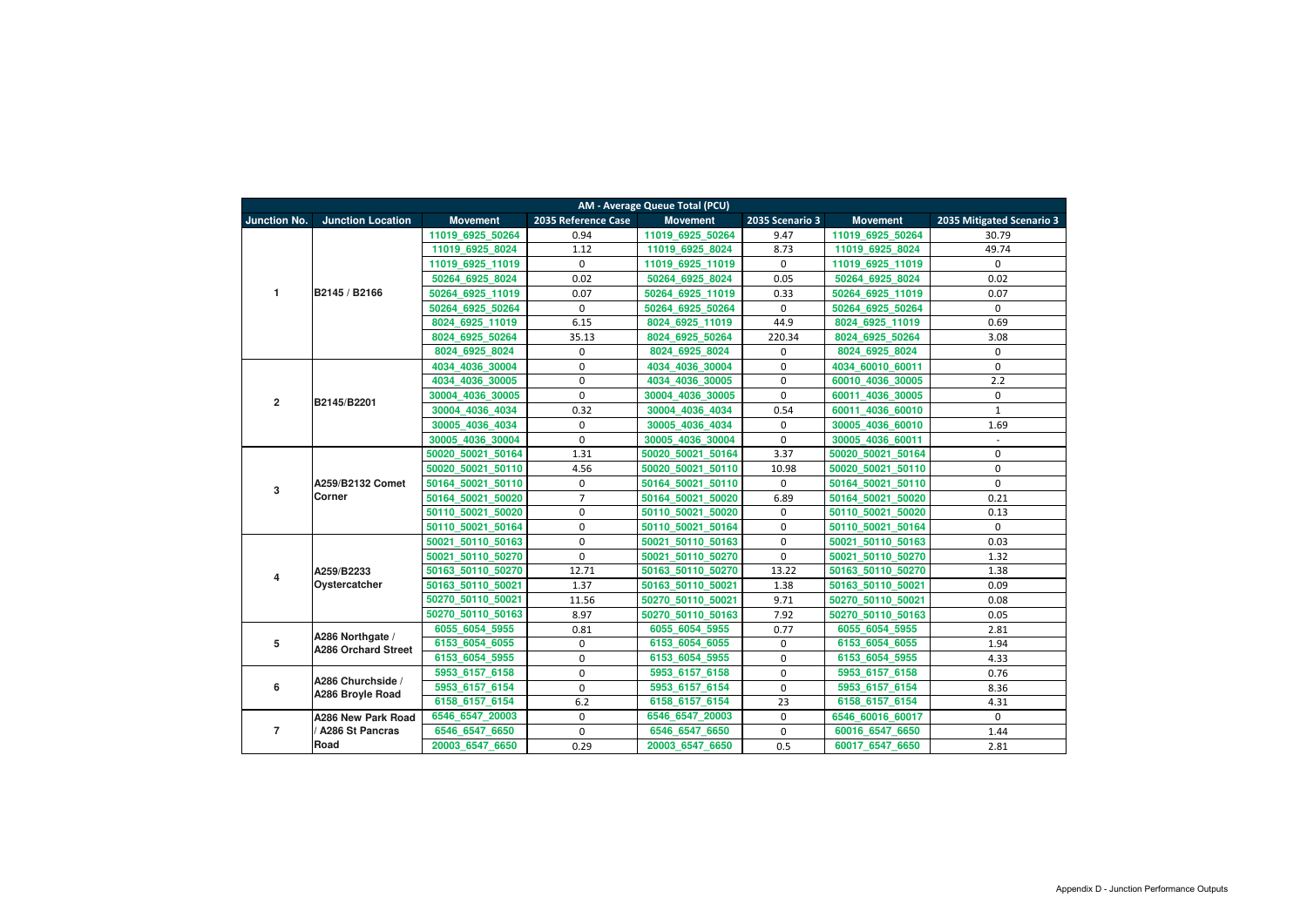| AM - Average Queue Total (PCU) | | | | | | | |
|---|---|---|---|---|---|---|---|
| Junction No. | Junction Location | Movement | 2035 Reference Case | Movement | 2035 Scenario 3 | Movement | 2035 Mitigated Scenario 3 |
| 1 | B2145 / B2166 | 11019_6925_50264 | 0.94 | 11019_6925_50264 | 9.47 | 11019_6925_50264 | 30.79 |
| | | 11019_6925_8024 | 1.12 | 11019_6925_8024 | 8.73 | 11019_6925_8024 | 49.74 |
| | | 11019_6925_11019 | 0 | 11019_6925_11019 | 0 | 11019_6925_11019 | 0 |
| | | 50264_6925_8024 | 0.02 | 50264_6925_8024 | 0.05 | 50264_6925_8024 | 0.02 |
| | | 50264_6925_11019 | 0.07 | 50264_6925_11019 | 0.33 | 50264_6925_11019 | 0.07 |
| | | 50264_6925_50264 | 0 | 50264_6925_50264 | 0 | 50264_6925_50264 | 0 |
| | | 8024_6925_11019 | 6.15 | 8024_6925_11019 | 44.9 | 8024_6925_11019 | 0.69 |
| | | 8024_6925_50264 | 35.13 | 8024_6925_50264 | 220.34 | 8024_6925_50264 | 3.08 |
| | | 8024_6925_8024 | 0 | 8024_6925_8024 | 0 | 8024_6925_8024 | 0 |
| 2 | B2145/B2201 | 4034_4036_30004 | 0 | 4034_4036_30004 | 0 | 4034_60010_60011 | 0 |
| | | 4034_4036_30005 | 0 | 4034_4036_30005 | 0 | 60010_4036_30005 | 2.2 |
| | | 30004_4036_30005 | 0 | 30004_4036_30005 | 0 | 60011_4036_30005 | 0 |
| | | 30004_4036_4034 | 0.32 | 30004_4036_4034 | 0.54 | 60011_4036_60010 | 1 |
| | | 30005_4036_4034 | 0 | 30005_4036_4034 | 0 | 30005_4036_60010 | 1.69 |
| | | 30005_4036_30004 | 0 | 30005_4036_30004 | 0 | 30005_4036_60011 | - |
| 3 | A259/B2132 Comet Corner | 50020_50021_50164 | 1.31 | 50020_50021_50164 | 3.37 | 50020_50021_50164 | 0 |
| | | 50020_50021_50110 | 4.56 | 50020_50021_50110 | 10.98 | 50020_50021_50110 | 0 |
| | | 50164_50021_50110 | 0 | 50164_50021_50110 | 0 | 50164_50021_50110 | 0 |
| | | 50164_50021_50020 | 7 | 50164_50021_50020 | 6.89 | 50164_50021_50020 | 0.21 |
| | | 50110_50021_50020 | 0 | 50110_50021_50020 | 0 | 50110_50021_50020 | 0.13 |
| | | 50110_50021_50164 | 0 | 50110_50021_50164 | 0 | 50110_50021_50164 | 0 |
| 4 | A259/B2233 Oystercatcher | 50021_50110_50163 | 0 | 50021_50110_50163 | 0 | 50021_50110_50163 | 0.03 |
| | | 50021_50110_50270 | 0 | 50021_50110_50270 | 0 | 50021_50110_50270 | 1.32 |
| | | 50163_50110_50270 | 12.71 | 50163_50110_50270 | 13.22 | 50163_50110_50270 | 1.38 |
| | | 50163_50110_50021 | 1.37 | 50163_50110_50021 | 1.38 | 50163_50110_50021 | 0.09 |
| | | 50270_50110_50021 | 11.56 | 50270_50110_50021 | 9.71 | 50270_50110_50021 | 0.08 |
| | | 50270_50110_50163 | 8.97 | 50270_50110_50163 | 7.92 | 50270_50110_50163 | 0.05 |
| 5 | A286 Northgate / A286 Orchard Street | 6055_6054_5955 | 0.81 | 6055_6054_5955 | 0.77 | 6055_6054_5955 | 2.81 |
| | | 6153_6054_6055 | 0 | 6153_6054_6055 | 0 | 6153_6054_6055 | 1.94 |
| | | 6153_6054_5955 | 0 | 6153_6054_5955 | 0 | 6153_6054_5955 | 4.33 |
| 6 | A286 Churchside / A286 Broyle Road | 5953_6157_6158 | 0 | 5953_6157_6158 | 0 | 5953_6157_6158 | 0.76 |
| | | 5953_6157_6154 | 0 | 5953_6157_6154 | 0 | 5953_6157_6154 | 8.36 |
| | | 6158_6157_6154 | 6.2 | 6158_6157_6154 | 23 | 6158_6157_6154 | 4.31 |
| 7 | A286 New Park Road / A286 St Pancras Road | 6546_6547_20003 | 0 | 6546_6547_20003 | 0 | 6546_60016_60017 | 0 |
| | | 6546_6547_6650 | 0 | 6546_6547_6650 | 0 | 60016_6547_6650 | 1.44 |
| | | 20003_6547_6650 | 0.29 | 20003_6547_6650 | 0.5 | 60017_6547_6650 | 2.81 |

Appendix D - Junction Performance Outputs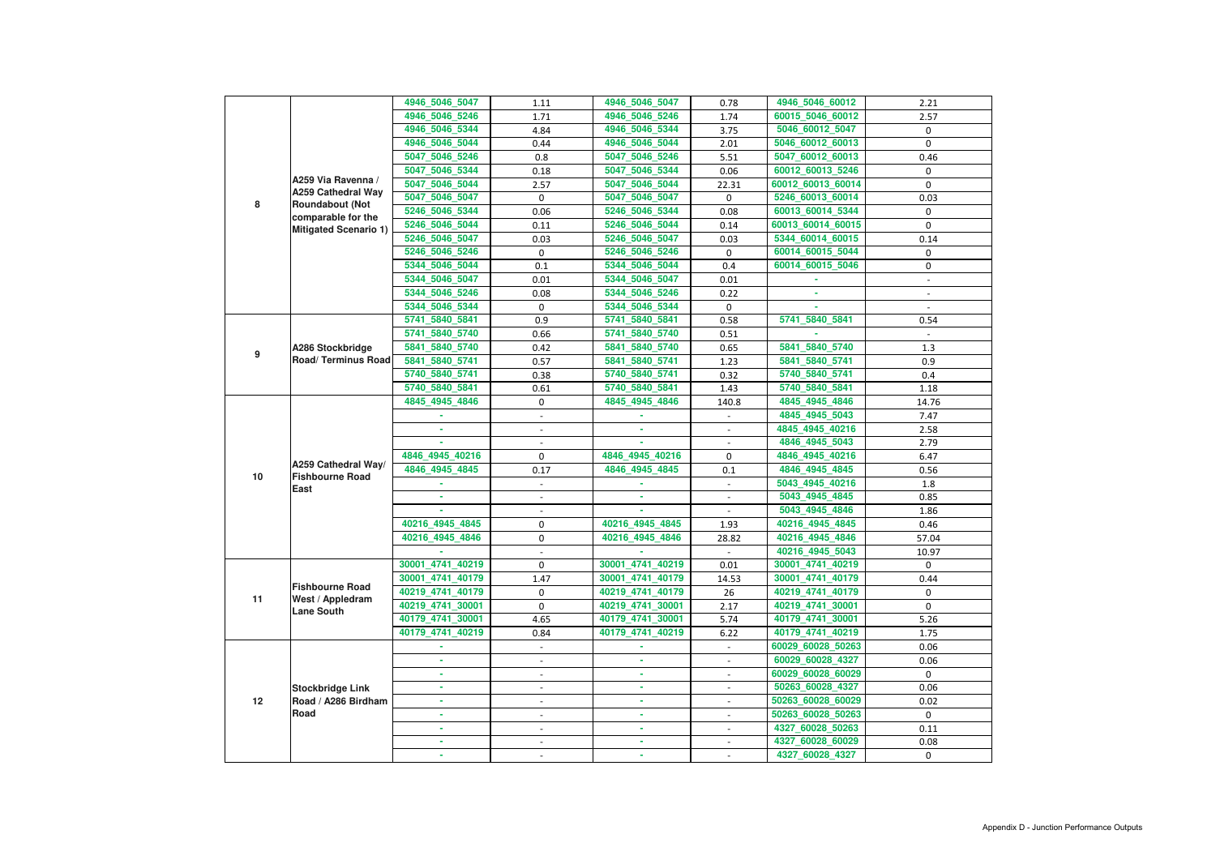| | | | | | | | |
|---|---|---|---|---|---|---|---|
| 8 | A259 Via Ravenna / A259 Cathedral Way Roundabout (Not comparable for the Mitigated Scenario 1) | 4946_5046_5047 | 1.11 | 4946_5046_5047 | 0.78 | 4946_5046_60012 | 2.21 |
| | | 4946_5046_5246 | 1.71 | 4946_5046_5246 | 1.74 | 60015_5046_60012 | 2.57 |
| | | 4946_5046_5344 | 4.84 | 4946_5046_5344 | 3.75 | 5046_60012_5047 | 0 |
| | | 4946_5046_5044 | 0.44 | 4946_5046_5044 | 2.01 | 5046_60012_60013 | 0 |
| | | 5047_5046_5246 | 0.8 | 5047_5046_5246 | 5.51 | 5047_60012_60013 | 0.46 |
| | | 5047_5046_5344 | 0.18 | 5047_5046_5344 | 0.06 | 60012_60013_5246 | 0 |
| | | 5047_5046_5044 | 2.57 | 5047_5046_5044 | 22.31 | 60012_60013_60014 | 0 |
| | | 5047_5046_5047 | 0 | 5047_5046_5047 | 0 | 5246_60013_60014 | 0.03 |
| | | 5246_5046_5344 | 0.06 | 5246_5046_5344 | 0.08 | 60013_60014_5344 | 0 |
| | | 5246_5046_5044 | 0.11 | 5246_5046_5044 | 0.14 | 60013_60014_60015 | 0 |
| | | 5246_5046_5047 | 0.03 | 5246_5046_5047 | 0.03 | 5344_60014_60015 | 0.14 |
| | | 5246_5046_5246 | 0 | 5246_5046_5246 | 0 | 60014_60015_5044 | 0 |
| | | 5344_5046_5044 | 0.1 | 5344_5046_5044 | 0.4 | 60014_60015_5046 | 0 |
| | | 5344_5046_5047 | 0.01 | 5344_5046_5047 | 0.01 | - | - |
| | | 5344_5046_5246 | 0.08 | 5344_5046_5246 | 0.22 | - | - |
| | | 5344_5046_5344 | 0 | 5344_5046_5344 | 0 | - | - |
| 9 | A286 Stockbridge Road/ Terminus Road | 5741_5840_5841 | 0.9 | 5741_5840_5841 | 0.58 | 5741_5840_5841 | 0.54 |
| | | 5741_5840_5740 | 0.66 | 5741_5840_5740 | 0.51 | - | - |
| | | 5841_5840_5740 | 0.42 | 5841_5840_5740 | 0.65 | 5841_5840_5740 | 1.3 |
| | | 5841_5840_5741 | 0.57 | 5841_5840_5741 | 1.23 | 5841_5840_5741 | 0.9 |
| | | 5740_5840_5741 | 0.38 | 5740_5840_5741 | 0.32 | 5740_5840_5741 | 0.4 |
| | | 5740_5840_5841 | 0.61 | 5740_5840_5841 | 1.43 | 5740_5840_5841 | 1.18 |
| 10 | A259 Cathedral Way/ Fishbourne Road East | 4845_4945_4846 | 0 | 4845_4945_4846 | 140.8 | 4845_4945_4846 | 14.76 |
| | | - | - | - | - | 4845_4945_5043 | 7.47 |
| | | - | - | - | - | 4845_4945_40216 | 2.58 |
| | | - | - | - | - | 4846_4945_5043 | 2.79 |
| | | 4846_4945_40216 | 0 | 4846_4945_40216 | 0 | 4846_4945_40216 | 6.47 |
| | | 4846_4945_4845 | 0.17 | 4846_4945_4845 | 0.1 | 4846_4945_4845 | 0.56 |
| | | - | - | - | - | 5043_4945_40216 | 1.8 |
| | | - | - | - | - | 5043_4945_4845 | 0.85 |
| | | - | - | - | - | 5043_4945_4846 | 1.86 |
| | | 40216_4945_4845 | 0 | 40216_4945_4845 | 1.93 | 40216_4945_4845 | 0.46 |
| | | 40216_4945_4846 | 0 | 40216_4945_4846 | 28.82 | 40216_4945_4846 | 57.04 |
| | | - | - | - | - | 40216_4945_5043 | 10.97 |
| 11 | Fishbourne Road West / Appledram Lane South | 30001_4741_40219 | 0 | 30001_4741_40219 | 0.01 | 30001_4741_40219 | 0 |
| | | 30001_4741_40179 | 1.47 | 30001_4741_40179 | 14.53 | 30001_4741_40179 | 0.44 |
| | | 40219_4741_40179 | 0 | 40219_4741_40179 | 26 | 40219_4741_40179 | 0 |
| | | 40219_4741_30001 | 0 | 40219_4741_30001 | 2.17 | 40219_4741_30001 | 0 |
| | | 40179_4741_30001 | 4.65 | 40179_4741_30001 | 5.74 | 40179_4741_30001 | 5.26 |
| | | 40179_4741_40219 | 0.84 | 40179_4741_40219 | 6.22 | 40179_4741_40219 | 1.75 |
| 12 | Stockbridge Link Road / A286 Birdham Road | - | - | - | - | 60029_60028_50263 | 0.06 |
| | | - | - | - | - | 60029_60028_4327 | 0.06 |
| | | - | - | - | - | 60029_60028_60029 | 0 |
| | | - | - | - | - | 50263_60028_4327 | 0.06 |
| | | - | - | - | - | 50263_60028_60029 | 0.02 |
| | | - | - | - | - | 50263_60028_50263 | 0 |
| | | - | - | - | - | 4327_60028_50263 | 0.11 |
| | | - | - | - | - | 4327_60028_60029 | 0.08 |
| | | - | - | - | - | 4327_60028_4327 | 0 |

Appendix D - Junction Performance Outputs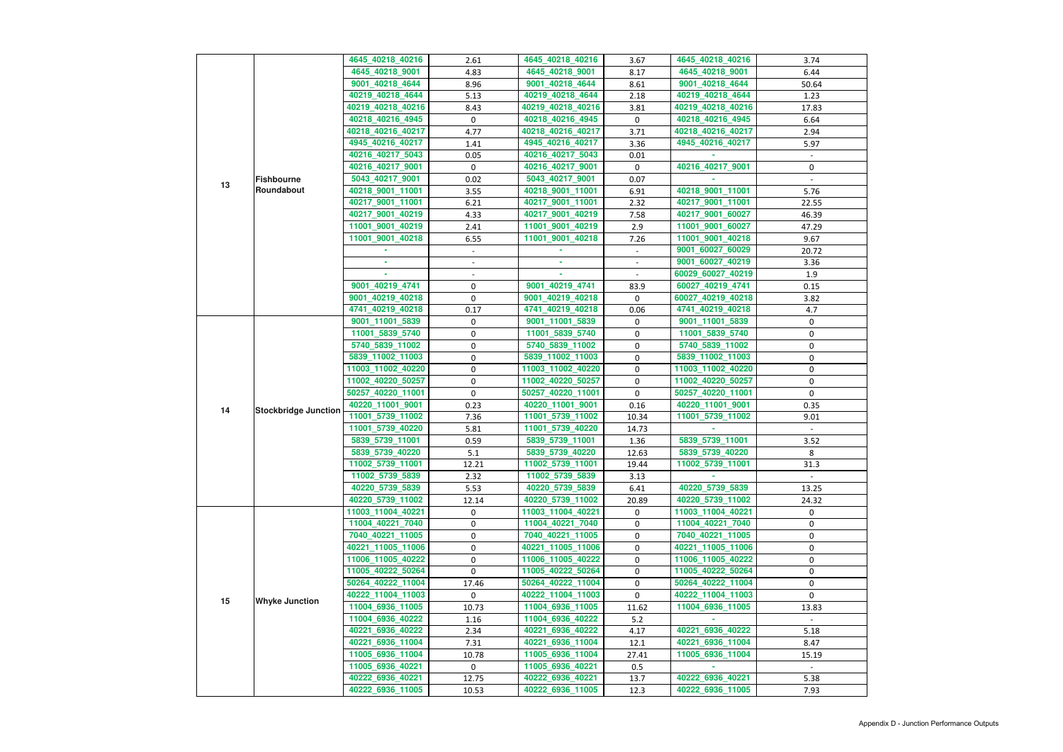| | | | | | | | |
|---|---|---|---|---|---|---|---|
| 13 | Fishbourne Roundabout | 4645_40218_40216 | 2.61 | 4645_40218_40216 | 3.67 | 4645_40218_40216 | 3.74 |
| | | 4645_40218_9001 | 4.83 | 4645_40218_9001 | 8.17 | 4645_40218_9001 | 6.44 |
| | | 9001_40218_4644 | 8.96 | 9001_40218_4644 | 8.61 | 9001_40218_4644 | 50.64 |
| | | 40219_40218_4644 | 5.13 | 40219_40218_4644 | 2.18 | 40219_40218_4644 | 1.23 |
| | | 40219_40218_40216 | 8.43 | 40219_40218_40216 | 3.81 | 40219_40218_40216 | 17.83 |
| | | 40218_40216_4945 | 0 | 40218_40216_4945 | 0 | 40218_40216_4945 | 6.64 |
| | | 40218_40216_40217 | 4.77 | 40218_40216_40217 | 3.71 | 40218_40216_40217 | 2.94 |
| | | 4945_40216_40217 | 1.41 | 4945_40216_40217 | 3.36 | 4945_40216_40217 | 5.97 |
| | | 40216_40217_5043 | 0.05 | 40216_40217_5043 | 0.01 | - | - |
| | | 40216_40217_9001 | 0 | 40216_40217_9001 | 0 | 40216_40217_9001 | 0 |
| | | 5043_40217_9001 | 0.02 | 5043_40217_9001 | 0.07 | - | - |
| | | 40218_9001_11001 | 3.55 | 40218_9001_11001 | 6.91 | 40218_9001_11001 | 5.76 |
| | | 40217_9001_11001 | 6.21 | 40217_9001_11001 | 2.32 | 40217_9001_11001 | 22.55 |
| | | 40217_9001_40219 | 4.33 | 40217_9001_40219 | 7.58 | 40217_9001_60027 | 46.39 |
| | | 11001_9001_40219 | 2.41 | 11001_9001_40219 | 2.9 | 11001_9001_60027 | 47.29 |
| | | 11001_9001_40218 | 6.55 | 11001_9001_40218 | 7.26 | 11001_9001_40218 | 9.67 |
| | | - | - | - | - | 9001_60027_60029 | 20.72 |
| | | - | - | - | - | 9001_60027_40219 | 3.36 |
| | | - | - | - | - | 60029_60027_40219 | 1.9 |
| | | 9001_40219_4741 | 0 | 9001_40219_4741 | 83.9 | 60027_40219_4741 | 0.15 |
| | | 9001_40219_40218 | 0 | 9001_40219_40218 | 0 | 60027_40219_40218 | 3.82 |
| | | 4741_40219_40218 | 0.17 | 4741_40219_40218 | 0.06 | 4741_40219_40218 | 4.7 |
| 14 | Stockbridge Junction | 9001_11001_5839 | 0 | 9001_11001_5839 | 0 | 9001_11001_5839 | 0 |
| | | 11001_5839_5740 | 0 | 11001_5839_5740 | 0 | 11001_5839_5740 | 0 |
| | | 5740_5839_11002 | 0 | 5740_5839_11002 | 0 | 5740_5839_11002 | 0 |
| | | 5839_11002_11003 | 0 | 5839_11002_11003 | 0 | 5839_11002_11003 | 0 |
| | | 11003_11002_40220 | 0 | 11003_11002_40220 | 0 | 11003_11002_40220 | 0 |
| | | 11002_40220_50257 | 0 | 11002_40220_50257 | 0 | 11002_40220_50257 | 0 |
| | | 50257_40220_11001 | 0 | 50257_40220_11001 | 0 | 50257_40220_11001 | 0 |
| | | 40220_11001_9001 | 0.23 | 40220_11001_9001 | 0.16 | 40220_11001_9001 | 0.35 |
| | | 11001_5739_11002 | 7.36 | 11001_5739_11002 | 10.34 | 11001_5739_11002 | 9.01 |
| | | 11001_5739_40220 | 5.81 | 11001_5739_40220 | 14.73 | - | - |
| | | 5839_5739_11001 | 0.59 | 5839_5739_11001 | 1.36 | 5839_5739_11001 | 3.52 |
| | | 5839_5739_40220 | 5.1 | 5839_5739_40220 | 12.63 | 5839_5739_40220 | 8 |
| | | 11002_5739_11001 | 12.21 | 11002_5739_11001 | 19.44 | 11002_5739_11001 | 31.3 |
| | | 11002_5739_5839 | 2.32 | 11002_5739_5839 | 3.13 | - | - |
| | | 40220_5739_5839 | 5.53 | 40220_5739_5839 | 6.41 | 40220_5739_5839 | 13.25 |
| | | 40220_5739_11002 | 12.14 | 40220_5739_11002 | 20.89 | 40220_5739_11002 | 24.32 |
| 15 | Whyke Junction | 11003_11004_40221 | 0 | 11003_11004_40221 | 0 | 11003_11004_40221 | 0 |
| | | 11004_40221_7040 | 0 | 11004_40221_7040 | 0 | 11004_40221_7040 | 0 |
| | | 7040_40221_11005 | 0 | 7040_40221_11005 | 0 | 7040_40221_11005 | 0 |
| | | 40221_11005_11006 | 0 | 40221_11005_11006 | 0 | 40221_11005_11006 | 0 |
| | | 11006_11005_40222 | 0 | 11006_11005_40222 | 0 | 11006_11005_40222 | 0 |
| | | 11005_40222_50264 | 0 | 11005_40222_50264 | 0 | 11005_40222_50264 | 0 |
| | | 50264_40222_11004 | 17.46 | 50264_40222_11004 | 0 | 50264_40222_11004 | 0 |
| | | 40222_11004_11003 | 0 | 40222_11004_11003 | 0 | 40222_11004_11003 | 0 |
| | | 11004_6936_11005 | 10.73 | 11004_6936_11005 | 11.62 | 11004_6936_11005 | 13.83 |
| | | 11004_6936_40222 | 1.16 | 11004_6936_40222 | 5.2 | - | - |
| | | 40221_6936_40222 | 2.34 | 40221_6936_40222 | 4.17 | 40221_6936_40222 | 5.18 |
| | | 40221_6936_11004 | 7.31 | 40221_6936_11004 | 12.1 | 40221_6936_11004 | 8.47 |
| | | 11005_6936_11004 | 10.78 | 11005_6936_11004 | 27.41 | 11005_6936_11004 | 15.19 |
| | | 11005_6936_40221 | 0 | 11005_6936_40221 | 0.5 | - | - |
| | | 40222_6936_40221 | 12.75 | 40222_6936_40221 | 13.7 | 40222_6936_40221 | 5.38 |
| | | 40222_6936_11005 | 10.53 | 40222_6936_11005 | 12.3 | 40222_6936_11005 | 7.93 |

Appendix D - Junction Performance Outputs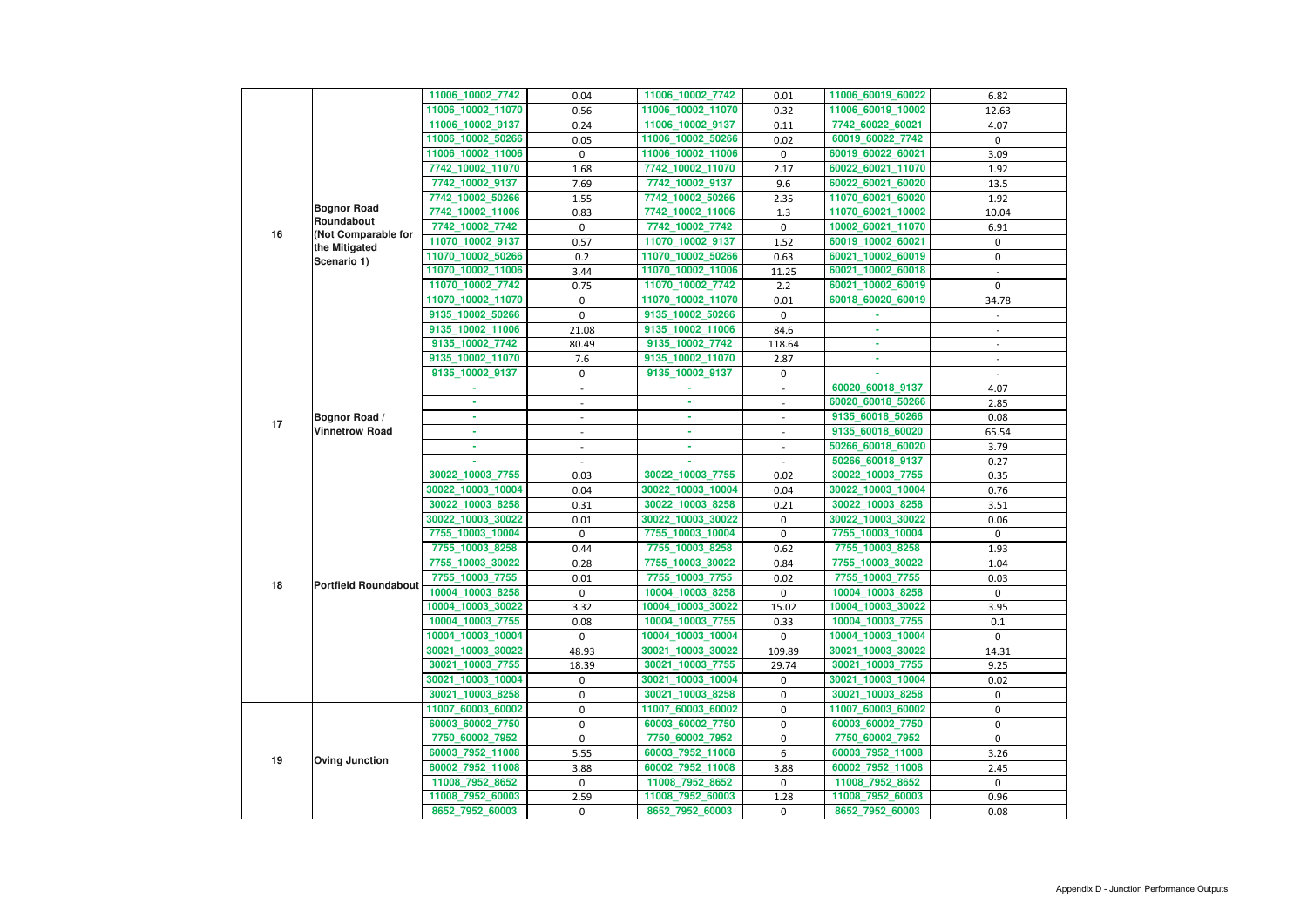| | | | | | | | |
|---|---|---|---|---|---|---|---|
| 16 | Bognor Road Roundabout (Not Comparable for the Mitigated Scenario 1) | 11006_10002_7742 | 0.04 | 11006_10002_7742 | 0.01 | 11006_60019_60022 | 6.82 |
| | | 11006_10002_11070 | 0.56 | 11006_10002_11070 | 0.32 | 11006_60019_10002 | 12.63 |
| | | 11006_10002_9137 | 0.24 | 11006_10002_9137 | 0.11 | 7742_60022_60021 | 4.07 |
| | | 11006_10002_50266 | 0.05 | 11006_10002_50266 | 0.02 | 60019_60022_7742 | 0 |
| | | 11006_10002_11006 | 0 | 11006_10002_11006 | 0 | 60019_60022_60021 | 3.09 |
| | | 7742_10002_11070 | 1.68 | 7742_10002_11070 | 2.17 | 60022_60021_11070 | 1.92 |
| | | 7742_10002_9137 | 7.69 | 7742_10002_9137 | 9.6 | 60022_60021_60020 | 13.5 |
| | | 7742_10002_50266 | 1.55 | 7742_10002_50266 | 2.35 | 11070_60021_60020 | 1.92 |
| | | 7742_10002_11006 | 0.83 | 7742_10002_11006 | 1.3 | 11070_60021_10002 | 10.04 |
| | | 7742_10002_7742 | 0 | 7742_10002_7742 | 0 | 10002_60021_11070 | 6.91 |
| | | 11070_10002_9137 | 0.57 | 11070_10002_9137 | 1.52 | 60019_10002_60021 | 0 |
| | | 11070_10002_50266 | 0.2 | 11070_10002_50266 | 0.63 | 60021_10002_60019 | 0 |
| | | 11070_10002_11006 | 3.44 | 11070_10002_11006 | 11.25 | 60021_10002_60018 | - |
| | | 11070_10002_7742 | 0.75 | 11070_10002_7742 | 2.2 | 60021_10002_60019 | 0 |
| | | 11070_10002_11070 | 0 | 11070_10002_11070 | 0.01 | 60018_60020_60019 | 34.78 |
| | | 9135_10002_50266 | 0 | 9135_10002_50266 | 0 | - | - |
| | | 9135_10002_11006 | 21.08 | 9135_10002_11006 | 84.6 | - | - |
| | | 9135_10002_7742 | 80.49 | 9135_10002_7742 | 118.64 | - | - |
| | | 9135_10002_11070 | 7.6 | 9135_10002_11070 | 2.87 | - | - |
| | | 9135_10002_9137 | 0 | 9135_10002_9137 | 0 | - | - |
| 17 | Bognor Road / Vinnetrow Road | - | - | - | - | 60020_60018_9137 | 4.07 |
| | | - | - | - | - | 60020_60018_50266 | 2.85 |
| | | - | - | - | - | 9135_60018_50266 | 0.08 |
| | | - | - | - | - | 9135_60018_60020 | 65.54 |
| | | - | - | - | - | 50266_60018_60020 | 3.79 |
| | | - | - | - | - | 50266_60018_9137 | 0.27 |
| 18 | Portfield Roundabout | 30022_10003_7755 | 0.03 | 30022_10003_7755 | 0.02 | 30022_10003_7755 | 0.35 |
| | | 30022_10003_10004 | 0.04 | 30022_10003_10004 | 0.04 | 30022_10003_10004 | 0.76 |
| | | 30022_10003_8258 | 0.31 | 30022_10003_8258 | 0.21 | 30022_10003_8258 | 3.51 |
| | | 30022_10003_30022 | 0.01 | 30022_10003_30022 | 0 | 30022_10003_30022 | 0.06 |
| | | 7755_10003_10004 | 0 | 7755_10003_10004 | 0 | 7755_10003_10004 | 0 |
| | | 7755_10003_8258 | 0.44 | 7755_10003_8258 | 0.62 | 7755_10003_8258 | 1.93 |
| | | 7755_10003_30022 | 0.28 | 7755_10003_30022 | 0.84 | 7755_10003_30022 | 1.04 |
| | | 7755_10003_7755 | 0.01 | 7755_10003_7755 | 0.02 | 7755_10003_7755 | 0.03 |
| | | 10004_10003_8258 | 0 | 10004_10003_8258 | 0 | 10004_10003_8258 | 0 |
| | | 10004_10003_30022 | 3.32 | 10004_10003_30022 | 15.02 | 10004_10003_30022 | 3.95 |
| | | 10004_10003_7755 | 0.08 | 10004_10003_7755 | 0.33 | 10004_10003_7755 | 0.1 |
| | | 10004_10003_10004 | 0 | 10004_10003_10004 | 0 | 10004_10003_10004 | 0 |
| | | 30021_10003_30022 | 48.93 | 30021_10003_30022 | 109.89 | 30021_10003_30022 | 14.31 |
| | | 30021_10003_7755 | 18.39 | 30021_10003_7755 | 29.74 | 30021_10003_7755 | 9.25 |
| | | 30021_10003_10004 | 0 | 30021_10003_10004 | 0 | 30021_10003_10004 | 0.02 |
| | | 30021_10003_8258 | 0 | 30021_10003_8258 | 0 | 30021_10003_8258 | 0 |
| 19 | Oving Junction | 11007_60003_60002 | 0 | 11007_60003_60002 | 0 | 11007_60003_60002 | 0 |
| | | 60003_60002_7750 | 0 | 60003_60002_7750 | 0 | 60003_60002_7750 | 0 |
| | | 7750_60002_7952 | 0 | 7750_60002_7952 | 0 | 7750_60002_7952 | 0 |
| | | 60003_7952_11008 | 5.55 | 60003_7952_11008 | 6 | 60003_7952_11008 | 3.26 |
| | | 60002_7952_11008 | 3.88 | 60002_7952_11008 | 3.88 | 60002_7952_11008 | 2.45 |
| | | 11008_7952_8652 | 0 | 11008_7952_8652 | 0 | 11008_7952_8652 | 0 |
| | | 11008_7952_60003 | 2.59 | 11008_7952_60003 | 1.28 | 11008_7952_60003 | 0.96 |
| | | 8652_7952_60003 | 0 | 8652_7952_60003 | 0 | 8652_7952_60003 | 0.08 |

Appendix D - Junction Performance Outputs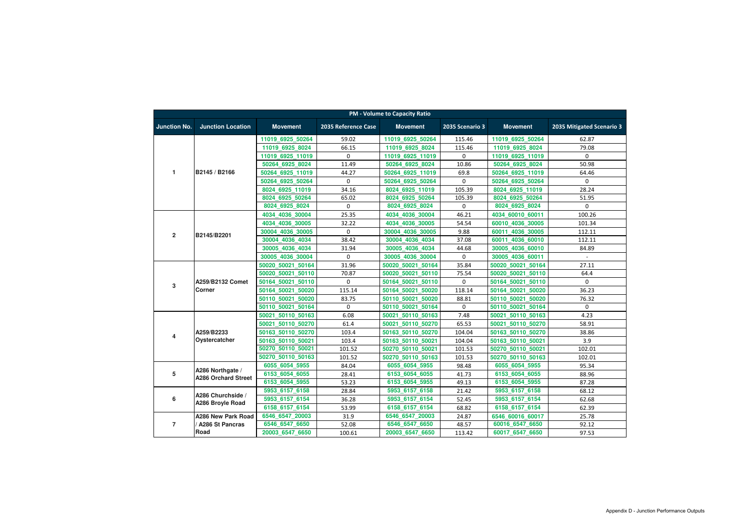| PM - Volume to Capacity Ratio | | | | | | | |
|---|---|---|---|---|---|---|---|
| **Junction No.** | **Junction Location** | **Movement** | **2035 Reference Case** | **Movement** | **2035 Scenario 3** | **Movement** | **2035 Mitigated Scenario 3** |
| 1 | B2145 / B2166 | 11019_6925_50264 | 59.02 | 11019_6925_50264 | 115.46 | 11019_6925_50264 | 62.87 |
| | | 11019_6925_8024 | 66.15 | 11019_6925_8024 | 115.46 | 11019_6925_8024 | 79.08 |
| | | 11019_6925_11019 | 0 | 11019_6925_11019 | 0 | 11019_6925_11019 | 0 |
| | | 50264_6925_8024 | 11.49 | 50264_6925_8024 | 10.86 | 50264_6925_8024 | 50.98 |
| | | 50264_6925_11019 | 44.27 | 50264_6925_11019 | 69.8 | 50264_6925_11019 | 64.46 |
| | | 50264_6925_50264 | 0 | 50264_6925_50264 | 0 | 50264_6925_50264 | 0 |
| | | 8024_6925_11019 | 34.16 | 8024_6925_11019 | 105.39 | 8024_6925_11019 | 28.24 |
| | | 8024_6925_50264 | 65.02 | 8024_6925_50264 | 105.39 | 8024_6925_50264 | 51.95 |
| | | 8024_6925_8024 | 0 | 8024_6925_8024 | 0 | 8024_6925_8024 | 0 |
| 2 | B2145/B2201 | 4034_4036_30004 | 25.35 | 4034_4036_30004 | 46.21 | 4034_60010_60011 | 100.26 |
| | | 4034_4036_30005 | 32.22 | 4034_4036_30005 | 54.54 | 60010_4036_30005 | 101.34 |
| | | 30004_4036_30005 | 0 | 30004_4036_30005 | 9.88 | 60011_4036_30005 | 112.11 |
| | | 30004_4036_4034 | 38.42 | 30004_4036_4034 | 37.08 | 60011_4036_60010 | 112.11 |
| | | 30005_4036_4034 | 31.94 | 30005_4036_4034 | 44.68 | 30005_4036_60010 | 84.89 |
| | | 30005_4036_30004 | 0 | 30005_4036_30004 | 0 | 30005_4036_60011 | - |
| 3 | A259/B2132 Comet Corner | 50020_50021_50164 | 31.96 | 50020_50021_50164 | 35.84 | 50020_50021_50164 | 27.11 |
| | | 50020_50021_50110 | 70.87 | 50020_50021_50110 | 75.54 | 50020_50021_50110 | 64.4 |
| | | 50164_50021_50110 | 0 | 50164_50021_50110 | 0 | 50164_50021_50110 | 0 |
| | | 50164_50021_50020 | 115.14 | 50164_50021_50020 | 118.14 | 50164_50021_50020 | 36.23 |
| | | 50110_50021_50020 | 83.75 | 50110_50021_50020 | 88.81 | 50110_50021_50020 | 76.32 |
| | | 50110_50021_50164 | 0 | 50110_50021_50164 | 0 | 50110_50021_50164 | 0 |
| 4 | A259/B2233 Oystercatcher | 50021_50110_50163 | 6.08 | 50021_50110_50163 | 7.48 | 50021_50110_50163 | 4.23 |
| | | 50021_50110_50270 | 61.4 | 50021_50110_50270 | 65.53 | 50021_50110_50270 | 58.91 |
| | | 50163_50110_50270 | 103.4 | 50163_50110_50270 | 104.04 | 50163_50110_50270 | 38.86 |
| | | 50163_50110_50021 | 103.4 | 50163_50110_50021 | 104.04 | 50163_50110_50021 | 3.9 |
| | | 50270_50110_50021 | 101.52 | 50270_50110_50021 | 101.53 | 50270_50110_50021 | 102.01 |
| | | 50270_50110_50163 | 101.52 | 50270_50110_50163 | 101.53 | 50270_50110_50163 | 102.01 |
| 5 | A286 Northgate / A286 Orchard Street | 6055_6054_5955 | 84.04 | 6055_6054_5955 | 98.48 | 6055_6054_5955 | 95.34 |
| | | 6153_6054_6055 | 28.41 | 6153_6054_6055 | 41.73 | 6153_6054_6055 | 88.96 |
| | | 6153_6054_5955 | 53.23 | 6153_6054_5955 | 49.13 | 6153_6054_5955 | 87.28 |
| 6 | A286 Churchside / A286 Broyle Road | 5953_6157_6158 | 28.84 | 5953_6157_6158 | 21.42 | 5953_6157_6158 | 68.12 |
| | | 5953_6157_6154 | 36.28 | 5953_6157_6154 | 52.45 | 5953_6157_6154 | 62.68 |
| | | 6158_6157_6154 | 53.99 | 6158_6157_6154 | 68.82 | 6158_6157_6154 | 62.39 |
| 7 | A286 New Park Road / A286 St Pancras Road | 6546_6547_20003 | 31.9 | 6546_6547_20003 | 24.87 | 6546_60016_60017 | 25.78 |
| | | 6546_6547_6650 | 52.08 | 6546_6547_6650 | 48.57 | 60016_6547_6650 | 92.12 |
| | | 20003_6547_6650 | 100.61 | 20003_6547_6650 | 113.42 | 60017_6547_6650 | 97.53 |

Appendix D - Junction Performance Outputs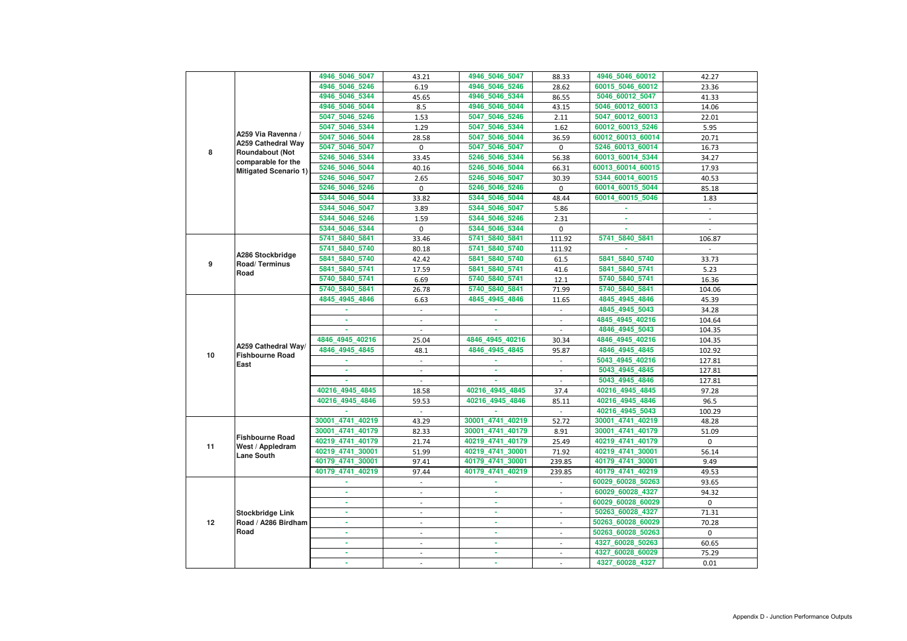| | | | | | | | |
|---|---|---|---|---|---|---|---|
| 8 | A259 Via Ravenna / A259 Cathedral Way Roundabout (Not comparable for the Mitigated Scenario 1) | 4946_5046_5047 | 43.21 | 4946_5046_5047 | 88.33 | 4946_5046_60012 | 42.27 |
| | | 4946_5046_5246 | 6.19 | 4946_5046_5246 | 28.62 | 60015_5046_60012 | 23.36 |
| | | 4946_5046_5344 | 45.65 | 4946_5046_5344 | 86.55 | 5046_60012_5047 | 41.33 |
| | | 4946_5046_5044 | 8.5 | 4946_5046_5044 | 43.15 | 5046_60012_60013 | 14.06 |
| | | 5047_5046_5246 | 1.53 | 5047_5046_5246 | 2.11 | 5047_60012_60013 | 22.01 |
| | | 5047_5046_5344 | 1.29 | 5047_5046_5344 | 1.62 | 60012_60013_5246 | 5.95 |
| | | 5047_5046_5044 | 28.58 | 5047_5046_5044 | 36.59 | 60012_60013_60014 | 20.71 |
| | | 5047_5046_5047 | 0 | 5047_5046_5047 | 0 | 5246_60013_60014 | 16.73 |
| | | 5246_5046_5344 | 33.45 | 5246_5046_5344 | 56.38 | 60013_60014_5344 | 34.27 |
| | | 5246_5046_5044 | 40.16 | 5246_5046_5044 | 66.31 | 60013_60014_60015 | 17.93 |
| | | 5246_5046_5047 | 2.65 | 5246_5046_5047 | 30.39 | 5344_60014_60015 | 40.53 |
| | | 5246_5046_5246 | 0 | 5246_5046_5246 | 0 | 60014_60015_5044 | 85.18 |
| | | 5344_5046_5044 | 33.82 | 5344_5046_5044 | 48.44 | 60014_60015_5046 | 1.83 |
| | | 5344_5046_5047 | 3.89 | 5344_5046_5047 | 5.86 | - | - |
| | | 5344_5046_5246 | 1.59 | 5344_5046_5246 | 2.31 | - | - |
| | | 5344_5046_5344 | 0 | 5344_5046_5344 | 0 | - | - |
| 9 | A286 Stockbridge Road/ Terminus Road | 5741_5840_5841 | 33.46 | 5741_5840_5841 | 111.92 | 5741_5840_5841 | 106.87 |
| | | 5741_5840_5740 | 80.18 | 5741_5840_5740 | 111.92 | - | - |
| | | 5841_5840_5740 | 42.42 | 5841_5840_5740 | 61.5 | 5841_5840_5740 | 33.73 |
| | | 5841_5840_5741 | 17.59 | 5841_5840_5741 | 41.6 | 5841_5840_5741 | 5.23 |
| | | 5740_5840_5741 | 6.69 | 5740_5840_5741 | 12.1 | 5740_5840_5741 | 16.36 |
| | | 5740_5840_5841 | 26.78 | 5740_5840_5841 | 71.99 | 5740_5840_5841 | 104.06 |
| 10 | A259 Cathedral Way/ Fishbourne Road East | 4845_4945_4846 | 6.63 | 4845_4945_4846 | 11.65 | 4845_4945_4846 | 45.39 |
| | | - | - | - | - | 4845_4945_5043 | 34.28 |
| | | - | - | - | - | 4845_4945_40216 | 104.64 |
| | | - | - | - | - | 4846_4945_5043 | 104.35 |
| | | 4846_4945_40216 | 25.04 | 4846_4945_40216 | 30.34 | 4846_4945_40216 | 104.35 |
| | | 4846_4945_4845 | 48.1 | 4846_4945_4845 | 95.87 | 4846_4945_4845 | 102.92 |
| | | - | - | - | - | 5043_4945_40216 | 127.81 |
| | | - | - | - | - | 5043_4945_4845 | 127.81 |
| | | - | - | - | - | 5043_4945_4846 | 127.81 |
| | | 40216_4945_4845 | 18.58 | 40216_4945_4845 | 37.4 | 40216_4945_4845 | 97.28 |
| | | 40216_4945_4846 | 59.53 | 40216_4945_4846 | 85.11 | 40216_4945_4846 | 96.5 |
| | | - | - | - | - | 40216_4945_5043 | 100.29 |
| 11 | Fishbourne Road West / Appledram Lane South | 30001_4741_40219 | 43.29 | 30001_4741_40219 | 52.72 | 30001_4741_40219 | 48.28 |
| | | 30001_4741_40179 | 82.33 | 30001_4741_40179 | 8.91 | 30001_4741_40179 | 51.09 |
| | | 40219_4741_40179 | 21.74 | 40219_4741_40179 | 25.49 | 40219_4741_40179 | 0 |
| | | 40219_4741_30001 | 51.99 | 40219_4741_30001 | 71.92 | 40219_4741_30001 | 56.14 |
| | | 40179_4741_30001 | 97.41 | 40179_4741_30001 | 239.85 | 40179_4741_30001 | 9.49 |
| | | 40179_4741_40219 | 97.44 | 40179_4741_40219 | 239.85 | 40179_4741_40219 | 49.53 |
| 12 | Stockbridge Link Road / A286 Birdham Road | - | - | - | - | 60029_60028_50263 | 93.65 |
| | | - | - | - | - | 60029_60028_4327 | 94.32 |
| | | - | - | - | - | 60029_60028_60029 | 0 |
| | | - | - | - | - | 50263_60028_4327 | 71.31 |
| | | - | - | - | - | 50263_60028_60029 | 70.28 |
| | | - | - | - | - | 50263_60028_50263 | 0 |
| | | - | - | - | - | 4327_60028_50263 | 60.65 |
| | | - | - | - | - | 4327_60028_60029 | 75.29 |
| | | - | - | - | - | 4327_60028_4327 | 0.01 |

Appendix D - Junction Performance Outputs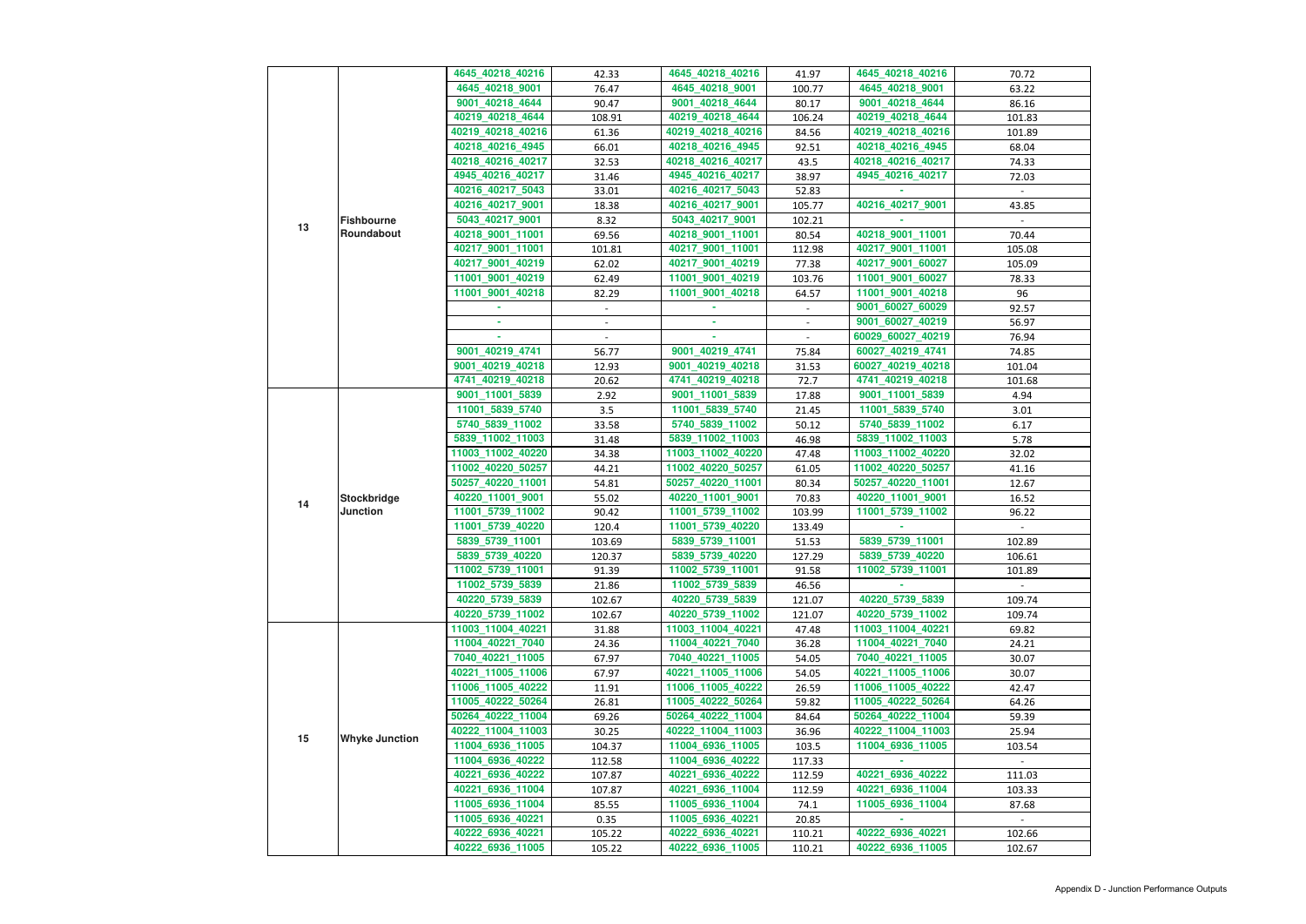| | | | | | | | |
|---|---|---|---|---|---|---|---|
| 13 | Fishbourne Roundabout | 4645_40218_40216 | 42.33 | 4645_40218_40216 | 41.97 | 4645_40218_40216 | 70.72 |
| | | 4645_40218_9001 | 76.47 | 4645_40218_9001 | 100.77 | 4645_40218_9001 | 63.22 |
| | | 9001_40218_4644 | 90.47 | 9001_40218_4644 | 80.17 | 9001_40218_4644 | 86.16 |
| | | 40219_40218_4644 | 108.91 | 40219_40218_4644 | 106.24 | 40219_40218_4644 | 101.83 |
| | | 40219_40218_40216 | 61.36 | 40219_40218_40216 | 84.56 | 40219_40218_40216 | 101.89 |
| | | 40218_40216_4945 | 66.01 | 40218_40216_4945 | 92.51 | 40218_40216_4945 | 68.04 |
| | | 40218_40216_40217 | 32.53 | 40218_40216_40217 | 43.5 | 40218_40216_40217 | 74.33 |
| | | 4945_40216_40217 | 31.46 | 4945_40216_40217 | 38.97 | 4945_40216_40217 | 72.03 |
| | | 40216_40217_5043 | 33.01 | 40216_40217_5043 | 52.83 | - | - |
| | | 40216_40217_9001 | 18.38 | 40216_40217_9001 | 105.77 | 40216_40217_9001 | 43.85 |
| | | 5043_40217_9001 | 8.32 | 5043_40217_9001 | 102.21 | - | - |
| | | 40218_9001_11001 | 69.56 | 40218_9001_11001 | 80.54 | 40218_9001_11001 | 70.44 |
| | | 40217_9001_11001 | 101.81 | 40217_9001_11001 | 112.98 | 40217_9001_11001 | 105.08 |
| | | 40217_9001_40219 | 62.02 | 40217_9001_40219 | 77.38 | 40217_9001_60027 | 105.09 |
| | | 11001_9001_40219 | 62.49 | 11001_9001_40219 | 103.76 | 11001_9001_60027 | 78.33 |
| | | 11001_9001_40218 | 82.29 | 11001_9001_40218 | 64.57 | 11001_9001_40218 | 96 |
| | | - | - | - | - | 9001_60027_60029 | 92.57 |
| | | - | - | - | - | 9001_60027_40219 | 56.97 |
| | | - | - | - | - | 60029_60027_40219 | 76.94 |
| | | 9001_40219_4741 | 56.77 | 9001_40219_4741 | 75.84 | 60027_40219_4741 | 74.85 |
| | | 9001_40219_40218 | 12.93 | 9001_40219_40218 | 31.53 | 60027_40219_40218 | 101.04 |
| | | 4741_40219_40218 | 20.62 | 4741_40219_40218 | 72.7 | 4741_40219_40218 | 101.68 |
| 14 | Stockbridge Junction | 9001_11001_5839 | 2.92 | 9001_11001_5839 | 17.88 | 9001_11001_5839 | 4.94 |
| | | 11001_5839_5740 | 3.5 | 11001_5839_5740 | 21.45 | 11001_5839_5740 | 3.01 |
| | | 5740_5839_11002 | 33.58 | 5740_5839_11002 | 50.12 | 5740_5839_11002 | 6.17 |
| | | 5839_11002_11003 | 31.48 | 5839_11002_11003 | 46.98 | 5839_11002_11003 | 5.78 |
| | | 11003_11002_40220 | 34.38 | 11003_11002_40220 | 47.48 | 11003_11002_40220 | 32.02 |
| | | 11002_40220_50257 | 44.21 | 11002_40220_50257 | 61.05 | 11002_40220_50257 | 41.16 |
| | | 50257_40220_11001 | 54.81 | 50257_40220_11001 | 80.34 | 50257_40220_11001 | 12.67 |
| | | 40220_11001_9001 | 55.02 | 40220_11001_9001 | 70.83 | 40220_11001_9001 | 16.52 |
| | | 11001_5739_11002 | 90.42 | 11001_5739_11002 | 103.99 | 11001_5739_11002 | 96.22 |
| | | 11001_5739_40220 | 120.4 | 11001_5739_40220 | 133.49 | - | - |
| | | 5839_5739_11001 | 103.69 | 5839_5739_11001 | 51.53 | 5839_5739_11001 | 102.89 |
| | | 5839_5739_40220 | 120.37 | 5839_5739_40220 | 127.29 | 5839_5739_40220 | 106.61 |
| | | 11002_5739_11001 | 91.39 | 11002_5739_11001 | 91.58 | 11002_5739_11001 | 101.89 |
| | | 11002_5739_5839 | 21.86 | 11002_5739_5839 | 46.56 | - | - |
| | | 40220_5739_5839 | 102.67 | 40220_5739_5839 | 121.07 | 40220_5739_5839 | 109.74 |
| | | 40220_5739_11002 | 102.67 | 40220_5739_11002 | 121.07 | 40220_5739_11002 | 109.74 |
| 15 | Whyke Junction | 11003_11004_40221 | 31.88 | 11003_11004_40221 | 47.48 | 11003_11004_40221 | 69.82 |
| | | 11004_40221_7040 | 24.36 | 11004_40221_7040 | 36.28 | 11004_40221_7040 | 24.21 |
| | | 7040_40221_11005 | 67.97 | 7040_40221_11005 | 54.05 | 7040_40221_11005 | 30.07 |
| | | 40221_11005_11006 | 67.97 | 40221_11005_11006 | 54.05 | 40221_11005_11006 | 30.07 |
| | | 11006_11005_40222 | 11.91 | 11006_11005_40222 | 26.59 | 11006_11005_40222 | 42.47 |
| | | 11005_40222_50264 | 26.81 | 11005_40222_50264 | 59.82 | 11005_40222_50264 | 64.26 |
| | | 50264_40222_11004 | 69.26 | 50264_40222_11004 | 84.64 | 50264_40222_11004 | 59.39 |
| | | 40222_11004_11003 | 30.25 | 40222_11004_11003 | 36.96 | 40222_11004_11003 | 25.94 |
| | | 11004_6936_11005 | 104.37 | 11004_6936_11005 | 103.5 | 11004_6936_11005 | 103.54 |
| | | 11004_6936_40222 | 112.58 | 11004_6936_40222 | 117.33 | - | - |
| | | 40221_6936_40222 | 107.87 | 40221_6936_40222 | 112.59 | 40221_6936_40222 | 111.03 |
| | | 40221_6936_11004 | 107.87 | 40221_6936_11004 | 112.59 | 40221_6936_11004 | 103.33 |
| | | 11005_6936_11004 | 85.55 | 11005_6936_11004 | 74.1 | 11005_6936_11004 | 87.68 |
| | | 11005_6936_40221 | 0.35 | 11005_6936_40221 | 20.85 | - | - |
| | | 40222_6936_40221 | 105.22 | 40222_6936_40221 | 110.21 | 40222_6936_40221 | 102.66 |
| | | 40222_6936_11005 | 105.22 | 40222_6936_11005 | 110.21 | 40222_6936_11005 | 102.67 |

Appendix D - Junction Performance Outputs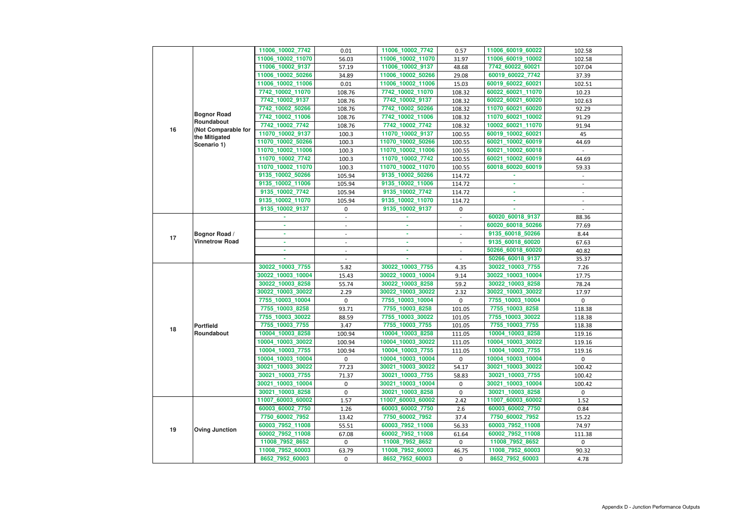| | | | | | | | |
|---|---|---|---|---|---|---|---|
| 16 | Bognor Road Roundabout (Not Comparable for the Mitigated Scenario 1) | 11006_10002_7742 | 0.01 | 11006_10002_7742 | 0.57 | 11006_60019_60022 | 102.58 |
| | | 11006_10002_11070 | 56.03 | 11006_10002_11070 | 31.97 | 11006_60019_10002 | 102.58 |
| | | 11006_10002_9137 | 57.19 | 11006_10002_9137 | 48.68 | 7742_60022_60021 | 107.04 |
| | | 11006_10002_50266 | 34.89 | 11006_10002_50266 | 29.08 | 60019_60022_7742 | 37.39 |
| | | 11006_10002_11006 | 0.01 | 11006_10002_11006 | 15.03 | 60019_60022_60021 | 102.51 |
| | | 7742_10002_11070 | 108.76 | 7742_10002_11070 | 108.32 | 60022_60021_11070 | 10.23 |
| | | 7742_10002_9137 | 108.76 | 7742_10002_9137 | 108.32 | 60022_60021_60020 | 102.63 |
| | | 7742_10002_50266 | 108.76 | 7742_10002_50266 | 108.32 | 11070_60021_60020 | 92.29 |
| | | 7742_10002_11006 | 108.76 | 7742_10002_11006 | 108.32 | 11070_60021_10002 | 91.29 |
| | | 7742_10002_7742 | 108.76 | 7742_10002_7742 | 108.32 | 10002_60021_11070 | 91.94 |
| | | 11070_10002_9137 | 100.3 | 11070_10002_9137 | 100.55 | 60019_10002_60021 | 45 |
| | | 11070_10002_50266 | 100.3 | 11070_10002_50266 | 100.55 | 60021_10002_60019 | 44.69 |
| | | 11070_10002_11006 | 100.3 | 11070_10002_11006 | 100.55 | 60021_10002_60018 | - |
| | | 11070_10002_7742 | 100.3 | 11070_10002_7742 | 100.55 | 60021_10002_60019 | 44.69 |
| | | 11070_10002_11070 | 100.3 | 11070_10002_11070 | 100.55 | 60018_60020_60019 | 59.33 |
| | | 9135_10002_50266 | 105.94 | 9135_10002_50266 | 114.72 | - | - |
| | | 9135_10002_11006 | 105.94 | 9135_10002_11006 | 114.72 | - | - |
| | | 9135_10002_7742 | 105.94 | 9135_10002_7742 | 114.72 | - | - |
| | | 9135_10002_11070 | 105.94 | 9135_10002_11070 | 114.72 | - | - |
| | | 9135_10002_9137 | 0 | 9135_10002_9137 | 0 | - | - |
| 17 | Bognor Road / Vinnetrow Road | - | - | - | - | 60020_60018_9137 | 88.36 |
| | | - | - | - | - | 60020_60018_50266 | 77.69 |
| | | - | - | - | - | 9135_60018_50266 | 8.44 |
| | | - | - | - | - | 9135_60018_60020 | 67.63 |
| | | - | - | - | - | 50266_60018_60020 | 40.82 |
| | | - | - | - | - | 50266_60018_9137 | 35.37 |
| 18 | Portfield Roundabout | 30022_10003_7755 | 5.82 | 30022_10003_7755 | 4.35 | 30022_10003_7755 | 7.26 |
| | | 30022_10003_10004 | 15.43 | 30022_10003_10004 | 9.14 | 30022_10003_10004 | 17.75 |
| | | 30022_10003_8258 | 55.74 | 30022_10003_8258 | 59.2 | 30022_10003_8258 | 78.24 |
| | | 30022_10003_30022 | 2.29 | 30022_10003_30022 | 2.32 | 30022_10003_30022 | 17.97 |
| | | 7755_10003_10004 | 0 | 7755_10003_10004 | 0 | 7755_10003_10004 | 0 |
| | | 7755_10003_8258 | 93.71 | 7755_10003_8258 | 101.05 | 7755_10003_8258 | 118.38 |
| | | 7755_10003_30022 | 88.59 | 7755_10003_30022 | 101.05 | 7755_10003_30022 | 118.38 |
| | | 7755_10003_7755 | 3.47 | 7755_10003_7755 | 101.05 | 7755_10003_7755 | 118.38 |
| | | 10004_10003_8258 | 100.94 | 10004_10003_8258 | 111.05 | 10004_10003_8258 | 119.16 |
| | | 10004_10003_30022 | 100.94 | 10004_10003_30022 | 111.05 | 10004_10003_30022 | 119.16 |
| | | 10004_10003_7755 | 100.94 | 10004_10003_7755 | 111.05 | 10004_10003_7755 | 119.16 |
| | | 10004_10003_10004 | 0 | 10004_10003_10004 | 0 | 10004_10003_10004 | 0 |
| | | 30021_10003_30022 | 77.23 | 30021_10003_30022 | 54.17 | 30021_10003_30022 | 100.42 |
| | | 30021_10003_7755 | 71.37 | 30021_10003_7755 | 58.83 | 30021_10003_7755 | 100.42 |
| | | 30021_10003_10004 | 0 | 30021_10003_10004 | 0 | 30021_10003_10004 | 100.42 |
| | | 30021_10003_8258 | 0 | 30021_10003_8258 | 0 | 30021_10003_8258 | 0 |
| 19 | Oving Junction | 11007_60003_60002 | 1.57 | 11007_60003_60002 | 2.42 | 11007_60003_60002 | 1.52 |
| | | 60003_60002_7750 | 1.26 | 60003_60002_7750 | 2.6 | 60003_60002_7750 | 0.84 |
| | | 7750_60002_7952 | 13.42 | 7750_60002_7952 | 37.4 | 7750_60002_7952 | 15.22 |
| | | 60003_7952_11008 | 55.51 | 60003_7952_11008 | 56.33 | 60003_7952_11008 | 74.97 |
| | | 60002_7952_11008 | 67.08 | 60002_7952_11008 | 61.64 | 60002_7952_11008 | 111.38 |
| | | 11008_7952_8652 | 0 | 11008_7952_8652 | 0 | 11008_7952_8652 | 0 |
| | | 11008_7952_60003 | 63.79 | 11008_7952_60003 | 46.75 | 11008_7952_60003 | 90.32 |
| | | 8652_7952_60003 | 0 | 8652_7952_60003 | 0 | 8652_7952_60003 | 4.78 |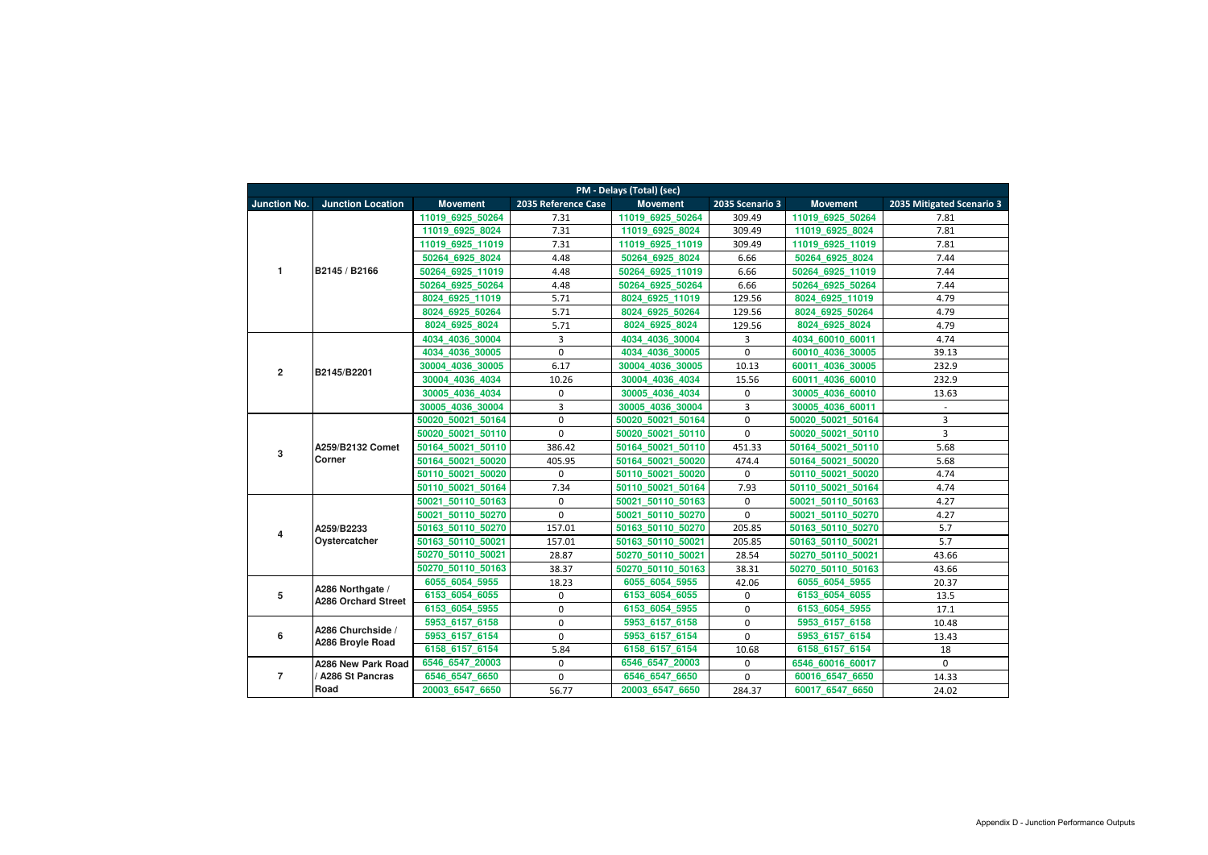| PM - Delays (Total) (sec) | | | | | | | |
|---|---|---|---|---|---|---|---|
| Junction No. | Junction Location | Movement | 2035 Reference Case | Movement | 2035 Scenario 3 | Movement | 2035 Mitigated Scenario 3 |
| 1 | B2145 / B2166 | 11019_6925_50264 | 7.31 | 11019_6925_50264 | 309.49 | 11019_6925_50264 | 7.81 |
| | | 11019_6925_8024 | 7.31 | 11019_6925_8024 | 309.49 | 11019_6925_8024 | 7.81 |
| | | 11019_6925_11019 | 7.31 | 11019_6925_11019 | 309.49 | 11019_6925_11019 | 7.81 |
| | | 50264_6925_8024 | 4.48 | 50264_6925_8024 | 6.66 | 50264_6925_8024 | 7.44 |
| | | 50264_6925_11019 | 4.48 | 50264_6925_11019 | 6.66 | 50264_6925_11019 | 7.44 |
| | | 50264_6925_50264 | 4.48 | 50264_6925_50264 | 6.66 | 50264_6925_50264 | 7.44 |
| | | 8024_6925_11019 | 5.71 | 8024_6925_11019 | 129.56 | 8024_6925_11019 | 4.79 |
| | | 8024_6925_50264 | 5.71 | 8024_6925_50264 | 129.56 | 8024_6925_50264 | 4.79 |
| | | 8024_6925_8024 | 5.71 | 8024_6925_8024 | 129.56 | 8024_6925_8024 | 4.79 |
| 2 | B2145/B2201 | 4034_4036_30004 | 3 | 4034_4036_30004 | 3 | 4034_60010_60011 | 4.74 |
| | | 4034_4036_30005 | 0 | 4034_4036_30005 | 0 | 60010_4036_30005 | 39.13 |
| | | 30004_4036_30005 | 6.17 | 30004_4036_30005 | 10.13 | 60011_4036_30005 | 232.9 |
| | | 30004_4036_4034 | 10.26 | 30004_4036_4034 | 15.56 | 60011_4036_60010 | 232.9 |
| | | 30005_4036_4034 | 0 | 30005_4036_4034 | 0 | 30005_4036_60010 | 13.63 |
| | | 30005_4036_30004 | 3 | 30005_4036_30004 | 3 | 30005_4036_60011 | - |
| 3 | A259/B2132 Comet Corner | 50020_50021_50164 | 0 | 50020_50021_50164 | 0 | 50020_50021_50164 | 3 |
| | | 50020_50021_50110 | 0 | 50020_50021_50110 | 0 | 50020_50021_50110 | 3 |
| | | 50164_50021_50110 | 386.42 | 50164_50021_50110 | 451.33 | 50164_50021_50110 | 5.68 |
| | | 50164_50021_50020 | 405.95 | 50164_50021_50020 | 474.4 | 50164_50021_50020 | 5.68 |
| | | 50110_50021_50020 | 0 | 50110_50021_50020 | 0 | 50110_50021_50020 | 4.74 |
| | | 50110_50021_50164 | 7.34 | 50110_50021_50164 | 7.93 | 50110_50021_50164 | 4.74 |
| 4 | A259/B2233 Oystercatcher | 50021_50110_50163 | 0 | 50021_50110_50163 | 0 | 50021_50110_50163 | 4.27 |
| | | 50021_50110_50270 | 0 | 50021_50110_50270 | 0 | 50021_50110_50270 | 4.27 |
| | | 50163_50110_50270 | 157.01 | 50163_50110_50270 | 205.85 | 50163_50110_50270 | 5.7 |
| | | 50163_50110_50021 | 157.01 | 50163_50110_50021 | 205.85 | 50163_50110_50021 | 5.7 |
| | | 50270_50110_50021 | 28.87 | 50270_50110_50021 | 28.54 | 50270_50110_50021 | 43.66 |
| | | 50270_50110_50163 | 38.37 | 50270_50110_50163 | 38.31 | 50270_50110_50163 | 43.66 |
| 5 | A286 Northgate / A286 Orchard Street | 6055_6054_5955 | 18.23 | 6055_6054_5955 | 42.06 | 6055_6054_5955 | 20.37 |
| | | 6153_6054_6055 | 0 | 6153_6054_6055 | 0 | 6153_6054_6055 | 13.5 |
| | | 6153_6054_5955 | 0 | 6153_6054_5955 | 0 | 6153_6054_5955 | 17.1 |
| 6 | A286 Churchside / A286 Broyle Road | 5953_6157_6158 | 0 | 5953_6157_6158 | 0 | 5953_6157_6158 | 10.48 |
| | | 5953_6157_6154 | 0 | 5953_6157_6154 | 0 | 5953_6157_6154 | 13.43 |
| | | 6158_6157_6154 | 5.84 | 6158_6157_6154 | 10.68 | 6158_6157_6154 | 18 |
| 7 | A286 New Park Road / A286 St Pancras Road | 6546_6547_20003 | 0 | 6546_6547_20003 | 0 | 6546_60016_60017 | 0 |
| | | 6546_6547_6650 | 0 | 6546_6547_6650 | 0 | 60016_6547_6650 | 14.33 |
| | | 20003_6547_6650 | 56.77 | 20003_6547_6650 | 284.37 | 60017_6547_6650 | 24.02 |

Appendix D - Junction Performance Outputs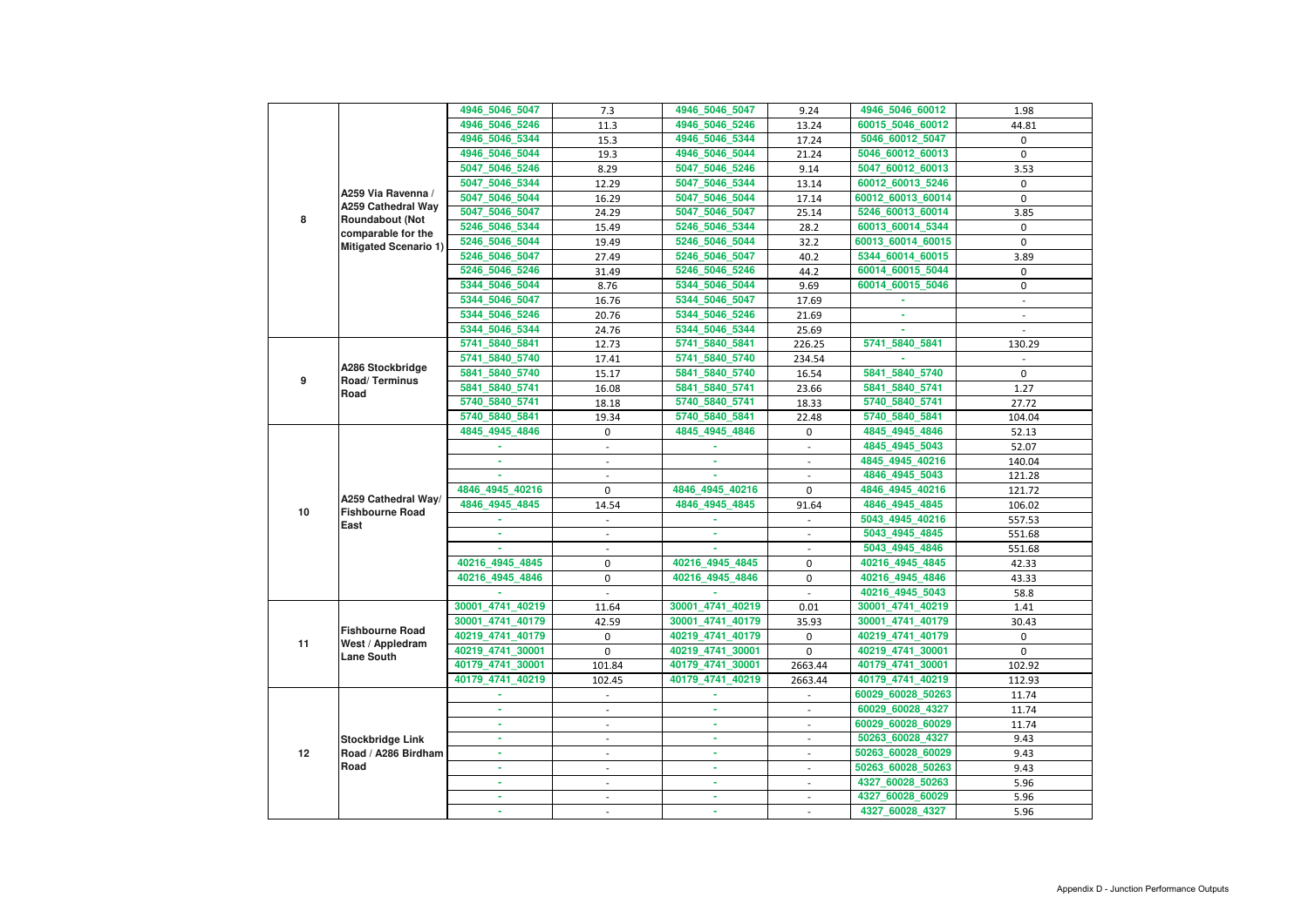| | | | | | | | |
|---|---|---|---|---|---|---|---|
| 8 | A259 Via Ravenna / A259 Cathedral Way Roundabout (Not comparable for the Mitigated Scenario 1) | 4946_5046_5047 | 7.3 | 4946_5046_5047 | 9.24 | 4946_5046_60012 | 1.98 |
| | | 4946_5046_5246 | 11.3 | 4946_5046_5246 | 13.24 | 60015_5046_60012 | 44.81 |
| | | 4946_5046_5344 | 15.3 | 4946_5046_5344 | 17.24 | 5046_60012_5047 | 0 |
| | | 4946_5046_5044 | 19.3 | 4946_5046_5044 | 21.24 | 5046_60012_60013 | 0 |
| | | 5047_5046_5246 | 8.29 | 5047_5046_5246 | 9.14 | 5047_60012_60013 | 3.53 |
| | | 5047_5046_5344 | 12.29 | 5047_5046_5344 | 13.14 | 60012_60013_5246 | 0 |
| | | 5047_5046_5044 | 16.29 | 5047_5046_5044 | 17.14 | 60012_60013_60014 | 0 |
| | | 5047_5046_5047 | 24.29 | 5047_5046_5047 | 25.14 | 5246_60013_60014 | 3.85 |
| | | 5246_5046_5344 | 15.49 | 5246_5046_5344 | 28.2 | 60013_60014_5344 | 0 |
| | | 5246_5046_5044 | 19.49 | 5246_5046_5044 | 32.2 | 60013_60014_60015 | 0 |
| | | 5246_5046_5047 | 27.49 | 5246_5046_5047 | 40.2 | 5344_60014_60015 | 3.89 |
| | | 5246_5046_5246 | 31.49 | 5246_5046_5246 | 44.2 | 60014_60015_5044 | 0 |
| | | 5344_5046_5044 | 8.76 | 5344_5046_5044 | 9.69 | 60014_60015_5046 | 0 |
| | | 5344_5046_5047 | 16.76 | 5344_5046_5047 | 17.69 | - | - |
| | | 5344_5046_5246 | 20.76 | 5344_5046_5246 | 21.69 | - | - |
| | | 5344_5046_5344 | 24.76 | 5344_5046_5344 | 25.69 | - | - |
| 9 | A286 Stockbridge Road/ Terminus Road | 5741_5840_5841 | 12.73 | 5741_5840_5841 | 226.25 | 5741_5840_5841 | 130.29 |
| | | 5741_5840_5740 | 17.41 | 5741_5840_5740 | 234.54 | - | - |
| | | 5841_5840_5740 | 15.17 | 5841_5840_5740 | 16.54 | 5841_5840_5740 | 0 |
| | | 5841_5840_5741 | 16.08 | 5841_5840_5741 | 23.66 | 5841_5840_5741 | 1.27 |
| | | 5740_5840_5741 | 18.18 | 5740_5840_5741 | 18.33 | 5740_5840_5741 | 27.72 |
| | | 5740_5840_5841 | 19.34 | 5740_5840_5841 | 22.48 | 5740_5840_5841 | 104.04 |
| 10 | A259 Cathedral Way/ Fishbourne Road East | 4845_4945_4846 | 0 | 4845_4945_4846 | 0 | 4845_4945_4846 | 52.13 |
| | | - | - | - | - | 4845_4945_5043 | 52.07 |
| | | - | - | - | - | 4845_4945_40216 | 140.04 |
| | | - | - | - | - | 4846_4945_5043 | 121.28 |
| | | 4846_4945_40216 | 0 | 4846_4945_40216 | 0 | 4846_4945_40216 | 121.72 |
| | | 4846_4945_4845 | 14.54 | 4846_4945_4845 | 91.64 | 4846_4945_4845 | 106.02 |
| | | - | - | - | - | 5043_4945_40216 | 557.53 |
| | | - | - | - | - | 5043_4945_4845 | 551.68 |
| | | - | - | - | - | 5043_4945_4846 | 551.68 |
| | | 40216_4945_4845 | 0 | 40216_4945_4845 | 0 | 40216_4945_4845 | 42.33 |
| | | 40216_4945_4846 | 0 | 40216_4945_4846 | 0 | 40216_4945_4846 | 43.33 |
| | | - | - | - | - | 40216_4945_5043 | 58.8 |
| 11 | Fishbourne Road West / Appledram Lane South | 30001_4741_40219 | 11.64 | 30001_4741_40219 | 0.01 | 30001_4741_40219 | 1.41 |
| | | 30001_4741_40179 | 42.59 | 30001_4741_40179 | 35.93 | 30001_4741_40179 | 30.43 |
| | | 40219_4741_40179 | 0 | 40219_4741_40179 | 0 | 40219_4741_40179 | 0 |
| | | 40219_4741_30001 | 0 | 40219_4741_30001 | 0 | 40219_4741_30001 | 0 |
| | | 40179_4741_30001 | 101.84 | 40179_4741_30001 | 2663.44 | 40179_4741_30001 | 102.92 |
| | | 40179_4741_40219 | 102.45 | 40179_4741_40219 | 2663.44 | 40179_4741_40219 | 112.93 |
| 12 | Stockbridge Link Road / A286 Birdham Road | - | - | - | - | 60029_60028_50263 | 11.74 |
| | | - | - | - | - | 60029_60028_4327 | 11.74 |
| | | - | - | - | - | 60029_60028_60029 | 11.74 |
| | | - | - | - | - | 50263_60028_4327 | 9.43 |
| | | - | - | - | - | 50263_60028_60029 | 9.43 |
| | | - | - | - | - | 50263_60028_50263 | 9.43 |
| | | - | - | - | - | 4327_60028_50263 | 5.96 |
| | | - | - | - | - | 4327_60028_60029 | 5.96 |
| | | - | - | - | - | 4327_60028_4327 | 5.96 |

Appendix D - Junction Performance Outputs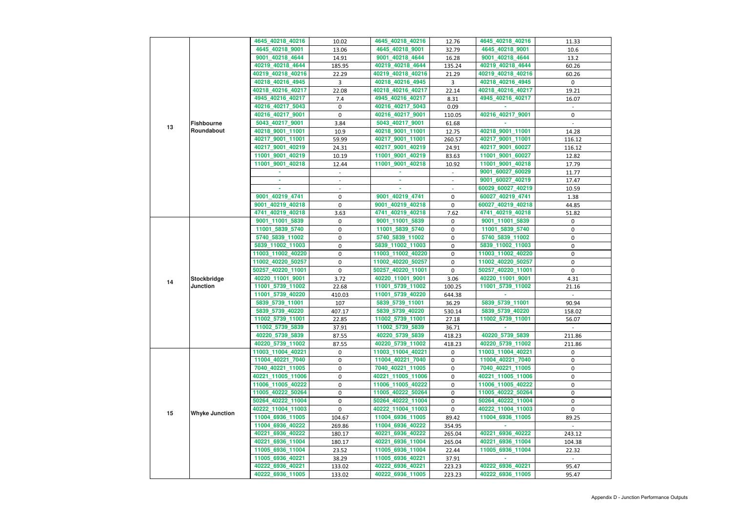| | | | | | | | |
|---|---|---|---|---|---|---|---|
| 13 | Fishbourne Roundabout | 4645_40218_40216 | 10.02 | 4645_40218_40216 | 12.76 | 4645_40218_40216 | 11.33 |
| | | 4645_40218_9001 | 13.06 | 4645_40218_9001 | 32.79 | 4645_40218_9001 | 10.6 |
| | | 9001_40218_4644 | 14.91 | 9001_40218_4644 | 16.28 | 9001_40218_4644 | 13.2 |
| | | 40219_40218_4644 | 185.95 | 40219_40218_4644 | 135.24 | 40219_40218_4644 | 60.26 |
| | | 40219_40218_40216 | 22.29 | 40219_40218_40216 | 21.29 | 40219_40218_40216 | 60.26 |
| | | 40218_40216_4945 | 3 | 40218_40216_4945 | 3 | 40218_40216_4945 | 0 |
| | | 40218_40216_40217 | 22.08 | 40218_40216_40217 | 22.14 | 40218_40216_40217 | 19.21 |
| | | 4945_40216_40217 | 7.4 | 4945_40216_40217 | 8.31 | 4945_40216_40217 | 16.07 |
| | | 40216_40217_5043 | 0 | 40216_40217_5043 | 0.09 | - | - |
| | | 40216_40217_9001 | 0 | 40216_40217_9001 | 110.05 | 40216_40217_9001 | 0 |
| | | 5043_40217_9001 | 3.84 | 5043_40217_9001 | 61.68 | - | - |
| | | 40218_9001_11001 | 10.9 | 40218_9001_11001 | 12.75 | 40218_9001_11001 | 14.28 |
| | | 40217_9001_11001 | 59.99 | 40217_9001_11001 | 260.57 | 40217_9001_11001 | 116.12 |
| | | 40217_9001_40219 | 24.31 | 40217_9001_40219 | 24.91 | 40217_9001_60027 | 116.12 |
| | | 11001_9001_40219 | 10.19 | 11001_9001_40219 | 83.63 | 11001_9001_60027 | 12.82 |
| | | 11001_9001_40218 | 12.44 | 11001_9001_40218 | 10.92 | 11001_9001_40218 | 17.79 |
| | | - | - | - | - | 9001_60027_60029 | 11.77 |
| | | - | - | - | - | 9001_60027_40219 | 17.47 |
| | | - | - | - | - | 60029_60027_40219 | 10.59 |
| | | 9001_40219_4741 | 0 | 9001_40219_4741 | 0 | 60027_40219_4741 | 1.38 |
| | | 9001_40219_40218 | 0 | 9001_40219_40218 | 0 | 60027_40219_40218 | 44.85 |
| | | 4741_40219_40218 | 3.63 | 4741_40219_40218 | 7.62 | 4741_40219_40218 | 51.82 |
| 14 | Stockbridge Junction | 9001_11001_5839 | 0 | 9001_11001_5839 | 0 | 9001_11001_5839 | 0 |
| | | 11001_5839_5740 | 0 | 11001_5839_5740 | 0 | 11001_5839_5740 | 0 |
| | | 5740_5839_11002 | 0 | 5740_5839_11002 | 0 | 5740_5839_11002 | 0 |
| | | 5839_11002_11003 | 0 | 5839_11002_11003 | 0 | 5839_11002_11003 | 0 |
| | | 11003_11002_40220 | 0 | 11003_11002_40220 | 0 | 11003_11002_40220 | 0 |
| | | 11002_40220_50257 | 0 | 11002_40220_50257 | 0 | 11002_40220_50257 | 0 |
| | | 50257_40220_11001 | 0 | 50257_40220_11001 | 0 | 50257_40220_11001 | 0 |
| | | 40220_11001_9001 | 3.72 | 40220_11001_9001 | 3.06 | 40220_11001_9001 | 4.31 |
| | | 11001_5739_11002 | 22.68 | 11001_5739_11002 | 100.25 | 11001_5739_11002 | 21.16 |
| | | 11001_5739_40220 | 410.03 | 11001_5739_40220 | 644.38 | - | - |
| | | 5839_5739_11001 | 107 | 5839_5739_11001 | 36.29 | 5839_5739_11001 | 90.94 |
| | | 5839_5739_40220 | 407.17 | 5839_5739_40220 | 530.14 | 5839_5739_40220 | 158.02 |
| | | 11002_5739_11001 | 22.85 | 11002_5739_11001 | 27.18 | 11002_5739_11001 | 56.07 |
| | | 11002_5739_5839 | 37.91 | 11002_5739_5839 | 36.71 | - | - |
| | | 40220_5739_5839 | 87.55 | 40220_5739_5839 | 418.23 | 40220_5739_5839 | 211.86 |
| | | 40220_5739_11002 | 87.55 | 40220_5739_11002 | 418.23 | 40220_5739_11002 | 211.86 |
| 15 | Whyke Junction | 11003_11004_40221 | 0 | 11003_11004_40221 | 0 | 11003_11004_40221 | 0 |
| | | 11004_40221_7040 | 0 | 11004_40221_7040 | 0 | 11004_40221_7040 | 0 |
| | | 7040_40221_11005 | 0 | 7040_40221_11005 | 0 | 7040_40221_11005 | 0 |
| | | 40221_11005_11006 | 0 | 40221_11005_11006 | 0 | 40221_11005_11006 | 0 |
| | | 11006_11005_40222 | 0 | 11006_11005_40222 | 0 | 11006_11005_40222 | 0 |
| | | 11005_40222_50264 | 0 | 11005_40222_50264 | 0 | 11005_40222_50264 | 0 |
| | | 50264_40222_11004 | 0 | 50264_40222_11004 | 0 | 50264_40222_11004 | 0 |
| | | 40222_11004_11003 | 0 | 40222_11004_11003 | 0 | 40222_11004_11003 | 0 |
| | | 11004_6936_11005 | 104.67 | 11004_6936_11005 | 89.42 | 11004_6936_11005 | 89.25 |
| | | 11004_6936_40222 | 269.86 | 11004_6936_40222 | 354.95 | - | - |
| | | 40221_6936_40222 | 180.17 | 40221_6936_40222 | 265.04 | 40221_6936_40222 | 243.12 |
| | | 40221_6936_11004 | 180.17 | 40221_6936_11004 | 265.04 | 40221_6936_11004 | 104.38 |
| | | 11005_6936_11004 | 23.52 | 11005_6936_11004 | 22.44 | 11005_6936_11004 | 22.32 |
| | | 11005_6936_40221 | 38.29 | 11005_6936_40221 | 37.91 | - | - |
| | | 40222_6936_40221 | 133.02 | 40222_6936_40221 | 223.23 | 40222_6936_40221 | 95.47 |
| | | 40222_6936_11005 | 133.02 | 40222_6936_11005 | 223.23 | 40222_6936_11005 | 95.47 |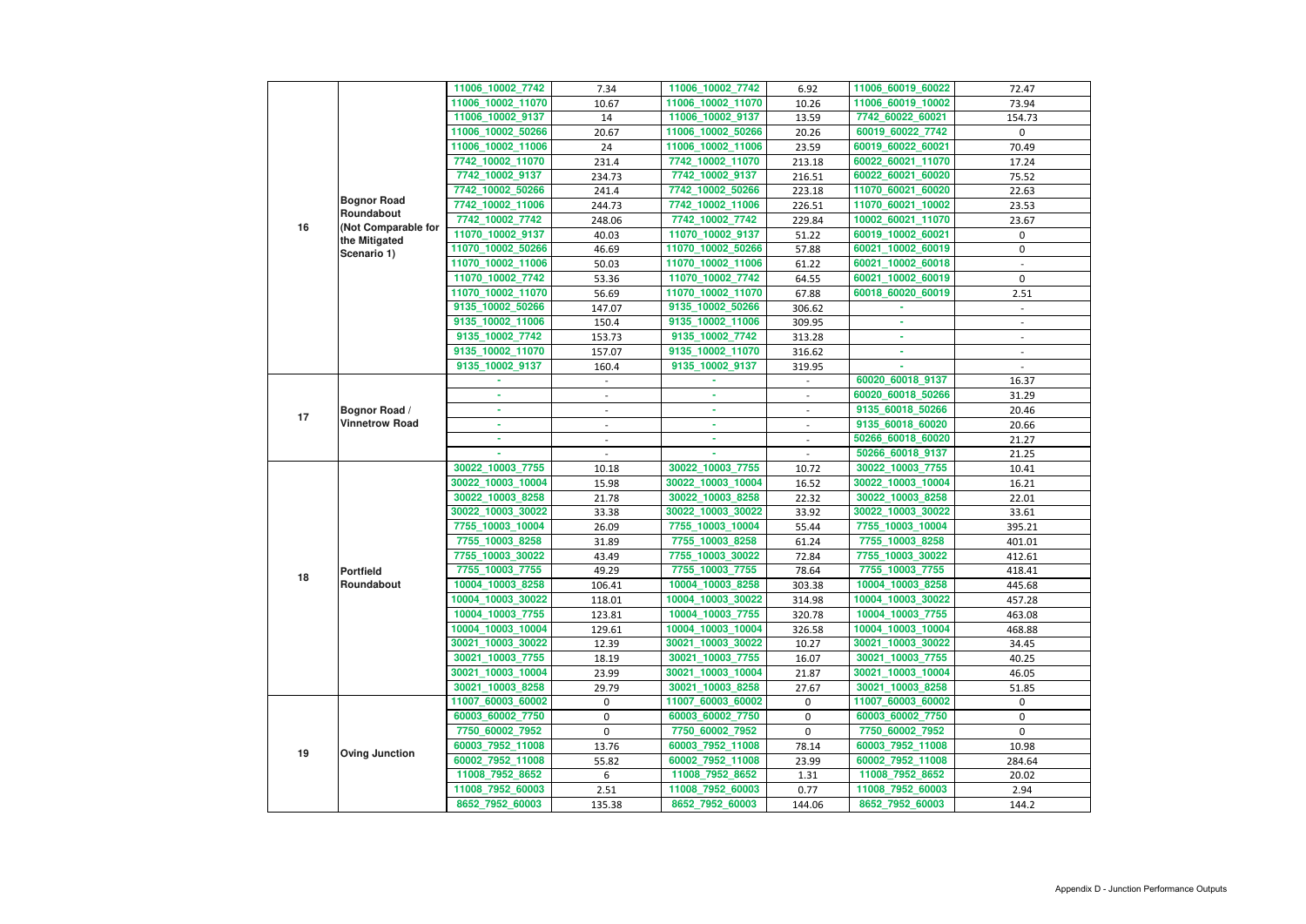| 16 | Bognor Road Roundabout (Not Comparable for the Mitigated Scenario 1) | 11006_10002_7742 | 7.34 | 11006_10002_7742 | 6.92 | 11006_60019_60022 | 72.47 |
|---|---|---|---|---|---|---|---|
| | | 11006_10002_11070 | 10.67 | 11006_10002_11070 | 10.26 | 11006_60019_10002 | 73.94 |
| | | 11006_10002_9137 | 14 | 11006_10002_9137 | 13.59 | 7742_60022_60021 | 154.73 |
| | | 11006_10002_50266 | 20.67 | 11006_10002_50266 | 20.26 | 60019_60022_7742 | 0 |
| | | 11006_10002_11006 | 24 | 11006_10002_11006 | 23.59 | 60019_60022_60021 | 70.49 |
| | | 7742_10002_11070 | 231.4 | 7742_10002_11070 | 213.18 | 60022_60021_11070 | 17.24 |
| | | 7742_10002_9137 | 234.73 | 7742_10002_9137 | 216.51 | 60022_60021_60020 | 75.52 |
| | | 7742_10002_50266 | 241.4 | 7742_10002_50266 | 223.18 | 11070_60021_60020 | 22.63 |
| | | 7742_10002_11006 | 244.73 | 7742_10002_11006 | 226.51 | 11070_60021_10002 | 23.53 |
| | | 7742_10002_7742 | 248.06 | 7742_10002_7742 | 229.84 | 10002_60021_11070 | 23.67 |
| | | 11070_10002_9137 | 40.03 | 11070_10002_9137 | 51.22 | 60019_10002_60021 | 0 |
| | | 11070_10002_50266 | 46.69 | 11070_10002_50266 | 57.88 | 60021_10002_60019 | 0 |
| | | 11070_10002_11006 | 50.03 | 11070_10002_11006 | 61.22 | 60021_10002_60018 | - |
| | | 11070_10002_7742 | 53.36 | 11070_10002_7742 | 64.55 | 60021_10002_60019 | 0 |
| | | 11070_10002_11070 | 56.69 | 11070_10002_11070 | 67.88 | 60018_60020_60019 | 2.51 |
| | | 9135_10002_50266 | 147.07 | 9135_10002_50266 | 306.62 | - | - |
| | | 9135_10002_11006 | 150.4 | 9135_10002_11006 | 309.95 | - | - |
| | | 9135_10002_7742 | 153.73 | 9135_10002_7742 | 313.28 | - | - |
| | | 9135_10002_11070 | 157.07 | 9135_10002_11070 | 316.62 | - | - |
| | | 9135_10002_9137 | 160.4 | 9135_10002_9137 | 319.95 | - | - |
| 17 | Bognor Road / Vinnetrow Road | - | - | - | - | 60020_60018_9137 | 16.37 |
| | | - | - | - | - | 60020_60018_50266 | 31.29 |
| | | - | - | - | - | 9135_60018_50266 | 20.46 |
| | | - | - | - | - | 9135_60018_60020 | 20.66 |
| | | - | - | - | - | 50266_60018_60020 | 21.27 |
| | | - | - | - | - | 50266_60018_9137 | 21.25 |
| 18 | Portfield Roundabout | 30022_10003_7755 | 10.18 | 30022_10003_7755 | 10.72 | 30022_10003_7755 | 10.41 |
| | | 30022_10003_10004 | 15.98 | 30022_10003_10004 | 16.52 | 30022_10003_10004 | 16.21 |
| | | 30022_10003_8258 | 21.78 | 30022_10003_8258 | 22.32 | 30022_10003_8258 | 22.01 |
| | | 30022_10003_30022 | 33.38 | 30022_10003_30022 | 33.92 | 30022_10003_30022 | 33.61 |
| | | 7755_10003_10004 | 26.09 | 7755_10003_10004 | 55.44 | 7755_10003_10004 | 395.21 |
| | | 7755_10003_8258 | 31.89 | 7755_10003_8258 | 61.24 | 7755_10003_8258 | 401.01 |
| | | 7755_10003_30022 | 43.49 | 7755_10003_30022 | 72.84 | 7755_10003_30022 | 412.61 |
| | | 7755_10003_7755 | 49.29 | 7755_10003_7755 | 78.64 | 7755_10003_7755 | 418.41 |
| | | 10004_10003_8258 | 106.41 | 10004_10003_8258 | 303.38 | 10004_10003_8258 | 445.68 |
| | | 10004_10003_30022 | 118.01 | 10004_10003_30022 | 314.98 | 10004_10003_30022 | 457.28 |
| | | 10004_10003_7755 | 123.81 | 10004_10003_7755 | 320.78 | 10004_10003_7755 | 463.08 |
| | | 10004_10003_10004 | 129.61 | 10004_10003_10004 | 326.58 | 10004_10003_10004 | 468.88 |
| | | 30021_10003_30022 | 12.39 | 30021_10003_30022 | 10.27 | 30021_10003_30022 | 34.45 |
| | | 30021_10003_7755 | 18.19 | 30021_10003_7755 | 16.07 | 30021_10003_7755 | 40.25 |
| | | 30021_10003_10004 | 23.99 | 30021_10003_10004 | 21.87 | 30021_10003_10004 | 46.05 |
| | | 30021_10003_8258 | 29.79 | 30021_10003_8258 | 27.67 | 30021_10003_8258 | 51.85 |
| 19 | Oving Junction | 11007_60003_60002 | 0 | 11007_60003_60002 | 0 | 11007_60003_60002 | 0 |
| | | 60003_60002_7750 | 0 | 60003_60002_7750 | 0 | 60003_60002_7750 | 0 |
| | | 7750_60002_7952 | 0 | 7750_60002_7952 | 0 | 7750_60002_7952 | 0 |
| | | 60003_7952_11008 | 13.76 | 60003_7952_11008 | 78.14 | 60003_7952_11008 | 10.98 |
| | | 60002_7952_11008 | 55.82 | 60002_7952_11008 | 23.99 | 60002_7952_11008 | 284.64 |
| | | 11008_7952_8652 | 6 | 11008_7952_8652 | 1.31 | 11008_7952_8652 | 20.02 |
| | | 11008_7952_60003 | 2.51 | 11008_7952_60003 | 0.77 | 11008_7952_60003 | 2.94 |
| | | 8652_7952_60003 | 135.38 | 8652_7952_60003 | 144.06 | 8652_7952_60003 | 144.2 |

Appendix D - Junction Performance Outputs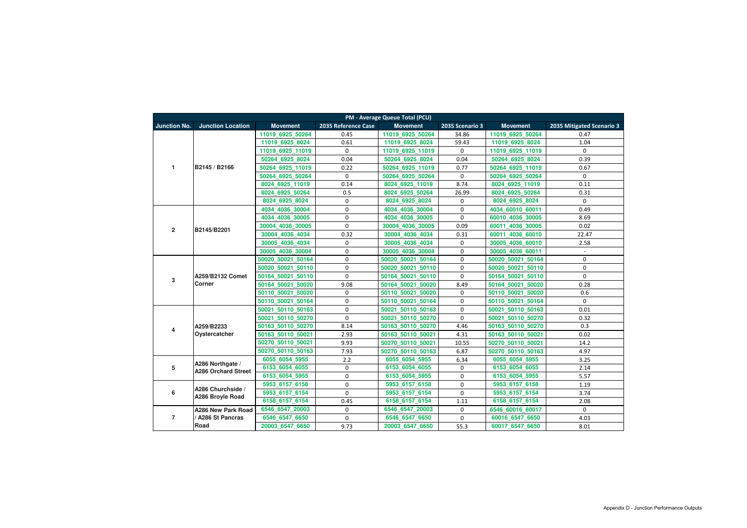| PM - Average Queue Total (PCU) | | | | | | | |
|---|---|---|---|---|---|---|---|
| Junction No. | Junction Location | Movement | 2035 Reference Case | Movement | 2035 Scenario 3 | Movement | 2035 Mitigated Scenario 3 |
| 1 | B2145 / B2166 | 11019_6925_50264 | 0.45 | 11019_6925_50264 | 34.86 | 11019_6925_50264 | 0.47 |
| | | 11019_6925_8024 | 0.61 | 11019_6925_8024 | 59.43 | 11019_6925_8024 | 1.04 |
| | | 11019_6925_11019 | 0 | 11019_6925_11019 | 0 | 11019_6925_11019 | 0 |
| | | 50264_6925_8024 | 0.04 | 50264_6925_8024 | 0.04 | 50264_6925_8024 | 0.39 |
| | | 50264_6925_11019 | 0.22 | 50264_6925_11019 | 0.77 | 50264_6925_11019 | 0.67 |
| | | 50264_6925_50264 | 0 | 50264_6925_50264 | 0 | 50264_6925_50264 | 0 |
| | | 8024_6925_11019 | 0.14 | 8024_6925_11019 | 8.74 | 8024_6925_11019 | 0.11 |
| | | 8024_6925_50264 | 0.5 | 8024_6925_50264 | 26.99 | 8024_6925_50264 | 0.31 |
| | | 8024_6925_8024 | 0 | 8024_6925_8024 | 0 | 8024_6925_8024 | 0 |
| 2 | B2145/B2201 | 4034_4036_30004 | 0 | 4034_4036_30004 | 0 | 4034_60010_60011 | 0.49 |
| | | 4034_4036_30005 | 0 | 4034_4036_30005 | 0 | 60010_4036_30005 | 8.69 |
| | | 30004_4036_30005 | 0 | 30004_4036_30005 | 0.09 | 60011_4036_30005 | 0.02 |
| | | 30004_4036_4034 | 0.32 | 30004_4036_4034 | 0.31 | 60011_4036_60010 | 22.47 |
| | | 30005_4036_4034 | 0 | 30005_4036_4034 | 0 | 30005_4036_60010 | 2.58 |
| | | 30005_4036_30004 | 0 | 30005_4036_30004 | 0 | 30005_4036_60011 | - |
| 3 | A259/B2132 Comet Corner | 50020_50021_50164 | 0 | 50020_50021_50164 | 0 | 50020_50021_50164 | 0 |
| | | 50020_50021_50110 | 0 | 50020_50021_50110 | 0 | 50020_50021_50110 | 0 |
| | | 50164_50021_50110 | 0 | 50164_50021_50110 | 0 | 50164_50021_50110 | 0 |
| | | 50164_50021_50020 | 9.08 | 50164_50021_50020 | 8.49 | 50164_50021_50020 | 0.28 |
| | | 50110_50021_50020 | 0 | 50110_50021_50020 | 0 | 50110_50021_50020 | 0.6 |
| | | 50110_50021_50164 | 0 | 50110_50021_50164 | 0 | 50110_50021_50164 | 0 |
| 4 | A259/B2233 Oystercatcher | 50021_50110_50163 | 0 | 50021_50110_50163 | 0 | 50021_50110_50163 | 0.01 |
| | | 50021_50110_50270 | 0 | 50021_50110_50270 | 0 | 50021_50110_50270 | 0.32 |
| | | 50163_50110_50270 | 8.14 | 50163_50110_50270 | 4.46 | 50163_50110_50270 | 0.3 |
| | | 50163_50110_50021 | 2.93 | 50163_50110_50021 | 4.31 | 50163_50110_50021 | 0.02 |
| | | 50270_50110_50021 | 9.93 | 50270_50110_50021 | 10.55 | 50270_50110_50021 | 14.2 |
| | | 50270_50110_50163 | 7.93 | 50270_50110_50163 | 6.87 | 50270_50110_50163 | 4.97 |
| 5 | A286 Northgate / A286 Orchard Street | 6055_6054_5955 | 2.2 | 6055_6054_5955 | 6.34 | 6055_6054_5955 | 3.25 |
| | | 6153_6054_6055 | 0 | 6153_6054_6055 | 0 | 6153_6054_6055 | 2.14 |
| | | 6153_6054_5955 | 0 | 6153_6054_5955 | 0 | 6153_6054_5955 | 5.57 |
| 6 | A286 Churchside / A286 Broyle Road | 5953_6157_6158 | 0 | 5953_6157_6158 | 0 | 5953_6157_6158 | 1.19 |
| | | 5953_6157_6154 | 0 | 5953_6157_6154 | 0 | 5953_6157_6154 | 3.74 |
| | | 6158_6157_6154 | 0.45 | 6158_6157_6154 | 1.11 | 6158_6157_6154 | 2.08 |
| 7 | A286 New Park Road / A286 St Pancras Road | 6546_6547_20003 | 0 | 6546_6547_20003 | 0 | 6546_60016_60017 | 0 |
| | | 6546_6547_6650 | 0 | 6546_6547_6650 | 0 | 60016_6547_6650 | 4.03 |
| | | 20003_6547_6650 | 9.73 | 20003_6547_6650 | 55.3 | 60017_6547_6650 | 8.01 |

Appendix D - Junction Performance Outputs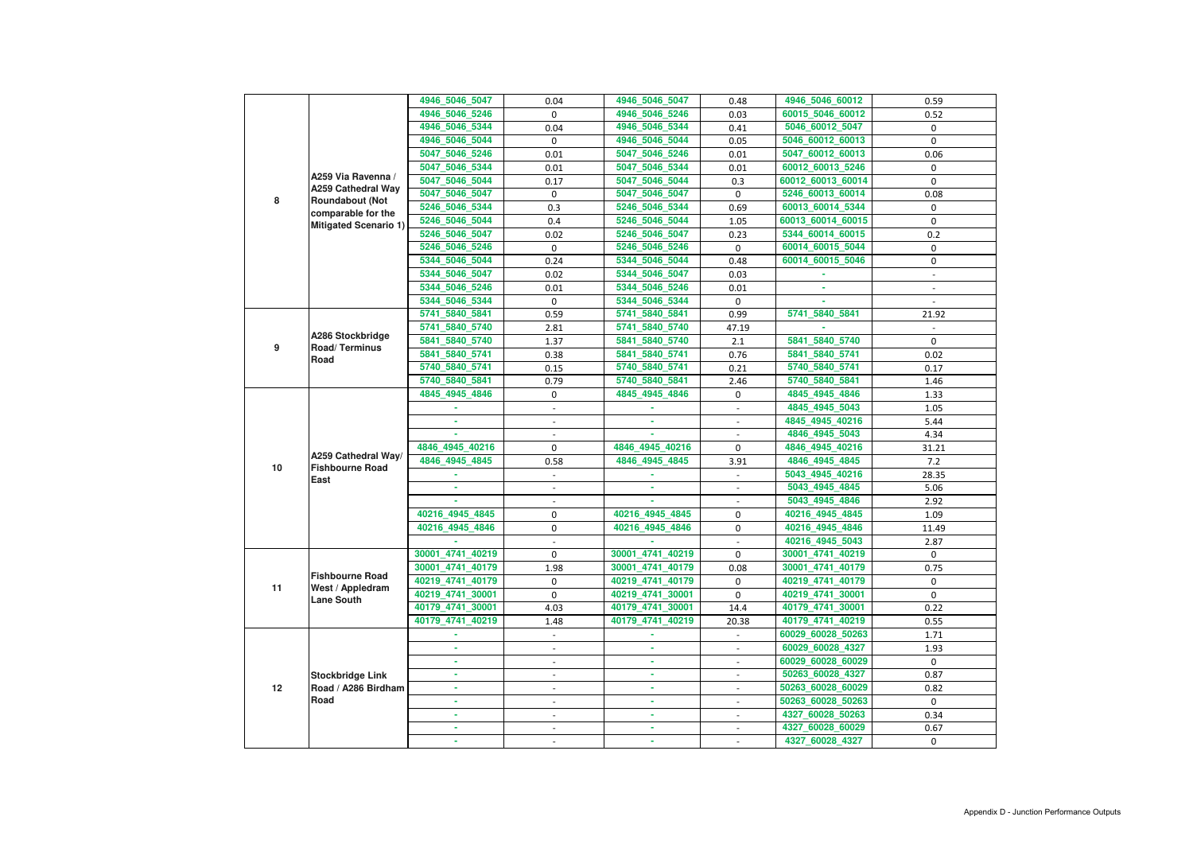| | | | | | | | |
|---|---|---|---|---|---|---|---|
| 8 | A259 Via Ravenna / A259 Cathedral Way Roundabout (Not comparable for the Mitigated Scenario 1) | 4946_5046_5047 | 0.04 | 4946_5046_5047 | 0.48 | 4946_5046_60012 | 0.59 |
| | | 4946_5046_5246 | 0 | 4946_5046_5246 | 0.03 | 60015_5046_60012 | 0.52 |
| | | 4946_5046_5344 | 0.04 | 4946_5046_5344 | 0.41 | 5046_60012_5047 | 0 |
| | | 4946_5046_5044 | 0 | 4946_5046_5044 | 0.05 | 5046_60012_60013 | 0 |
| | | 5047_5046_5246 | 0.01 | 5047_5046_5246 | 0.01 | 5047_60012_60013 | 0.06 |
| | | 5047_5046_5344 | 0.01 | 5047_5046_5344 | 0.01 | 60012_60013_5246 | 0 |
| | | 5047_5046_5044 | 0.17 | 5047_5046_5044 | 0.3 | 60012_60013_60014 | 0 |
| | | 5047_5046_5047 | 0 | 5047_5046_5047 | 0 | 5246_60013_60014 | 0.08 |
| | | 5246_5046_5344 | 0.3 | 5246_5046_5344 | 0.69 | 60013_60014_5344 | 0 |
| | | 5246_5046_5044 | 0.4 | 5246_5046_5044 | 1.05 | 60013_60014_60015 | 0 |
| | | 5246_5046_5047 | 0.02 | 5246_5046_5047 | 0.23 | 5344_60014_60015 | 0.2 |
| | | 5246_5046_5246 | 0 | 5246_5046_5246 | 0 | 60014_60015_5044 | 0 |
| | | 5344_5046_5044 | 0.24 | 5344_5046_5044 | 0.48 | 60014_60015_5046 | 0 |
| | | 5344_5046_5047 | 0.02 | 5344_5046_5047 | 0.03 | - | - |
| | | 5344_5046_5246 | 0.01 | 5344_5046_5246 | 0.01 | - | - |
| | | 5344_5046_5344 | 0 | 5344_5046_5344 | 0 | - | - |
| 9 | A286 Stockbridge Road/ Terminus Road | 5741_5840_5841 | 0.59 | 5741_5840_5841 | 0.99 | 5741_5840_5841 | 21.92 |
| | | 5741_5840_5740 | 2.81 | 5741_5840_5740 | 47.19 | - | - |
| | | 5841_5840_5740 | 1.37 | 5841_5840_5740 | 2.1 | 5841_5840_5740 | 0 |
| | | 5841_5840_5741 | 0.38 | 5841_5840_5741 | 0.76 | 5841_5840_5741 | 0.02 |
| | | 5740_5840_5741 | 0.15 | 5740_5840_5741 | 0.21 | 5740_5840_5741 | 0.17 |
| | | 5740_5840_5841 | 0.79 | 5740_5840_5841 | 2.46 | 5740_5840_5841 | 1.46 |
| 10 | A259 Cathedral Way/ Fishbourne Road East | 4845_4945_4846 | 0 | 4845_4945_4846 | 0 | 4845_4945_4846 | 1.33 |
| | | - | - | - | - | 4845_4945_5043 | 1.05 |
| | | - | - | - | - | 4845_4945_40216 | 5.44 |
| | | - | - | - | - | 4846_4945_5043 | 4.34 |
| | | 4846_4945_40216 | 0 | 4846_4945_40216 | 0 | 4846_4945_40216 | 31.21 |
| | | 4846_4945_4845 | 0.58 | 4846_4945_4845 | 3.91 | 4846_4945_4845 | 7.2 |
| | | - | - | - | - | 5043_4945_40216 | 28.35 |
| | | - | - | - | - | 5043_4945_4845 | 5.06 |
| | | - | - | - | - | 5043_4945_4846 | 2.92 |
| | | 40216_4945_4845 | 0 | 40216_4945_4845 | 0 | 40216_4945_4845 | 1.09 |
| | | 40216_4945_4846 | 0 | 40216_4945_4846 | 0 | 40216_4945_4846 | 11.49 |
| | | - | - | - | - | 40216_4945_5043 | 2.87 |
| 11 | Fishbourne Road West / Appledram Lane South | 30001_4741_40219 | 0 | 30001_4741_40219 | 0 | 30001_4741_40219 | 0 |
| | | 30001_4741_40179 | 1.98 | 30001_4741_40179 | 0.08 | 30001_4741_40179 | 0.75 |
| | | 40219_4741_40179 | 0 | 40219_4741_40179 | 0 | 40219_4741_40179 | 0 |
| | | 40219_4741_30001 | 0 | 40219_4741_30001 | 0 | 40219_4741_30001 | 0 |
| | | 40179_4741_30001 | 4.03 | 40179_4741_30001 | 14.4 | 40179_4741_30001 | 0.22 |
| | | 40179_4741_40219 | 1.48 | 40179_4741_40219 | 20.38 | 40179_4741_40219 | 0.55 |
| 12 | Stockbridge Link Road / A286 Birdham Road | - | - | - | - | 60029_60028_50263 | 1.71 |
| | | - | - | - | - | 60029_60028_4327 | 1.93 |
| | | - | - | - | - | 60029_60028_60029 | 0 |
| | | - | - | - | - | 50263_60028_4327 | 0.87 |
| | | - | - | - | - | 50263_60028_60029 | 0.82 |
| | | - | - | - | - | 50263_60028_50263 | 0 |
| | | - | - | - | - | 4327_60028_50263 | 0.34 |
| | | - | - | - | - | 4327_60028_60029 | 0.67 |
| | | - | - | - | - | 4327_60028_4327 | 0 |

Appendix D - Junction Performance Outputs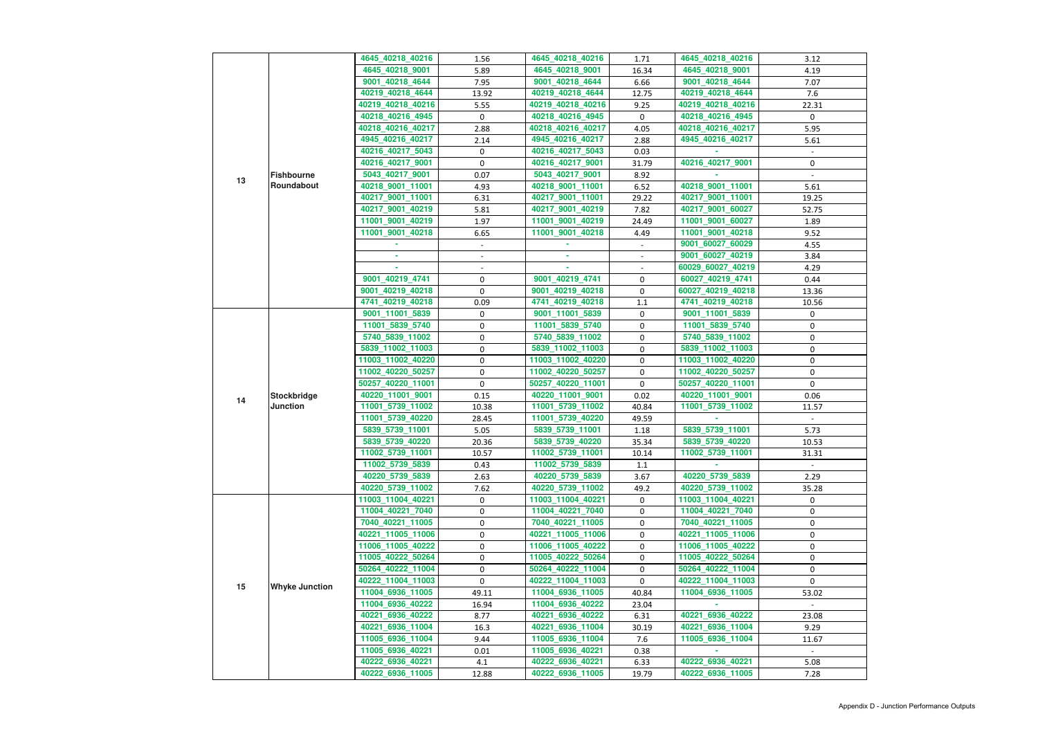| | | | | | | | |
|---|---|---|---|---|---|---|---|
| 13 | Fishbourne Roundabout | 4645_40218_40216 | 1.56 | 4645_40218_40216 | 1.71 | 4645_40218_40216 | 3.12 |
| | | 4645_40218_9001 | 5.89 | 4645_40218_9001 | 16.34 | 4645_40218_9001 | 4.19 |
| | | 9001_40218_4644 | 7.95 | 9001_40218_4644 | 6.66 | 9001_40218_4644 | 7.07 |
| | | 40219_40218_4644 | 13.92 | 40219_40218_4644 | 12.75 | 40219_40218_4644 | 7.6 |
| | | 40219_40218_40216 | 5.55 | 40219_40218_40216 | 9.25 | 40219_40218_40216 | 22.31 |
| | | 40218_40216_4945 | 0 | 40218_40216_4945 | 0 | 40218_40216_4945 | 0 |
| | | 40218_40216_40217 | 2.88 | 40218_40216_40217 | 4.05 | 40218_40216_40217 | 5.95 |
| | | 4945_40216_40217 | 2.14 | 4945_40216_40217 | 2.88 | 4945_40216_40217 | 5.61 |
| | | 40216_40217_5043 | 0 | 40216_40217_5043 | 0.03 | - | - |
| | | 40216_40217_9001 | 0 | 40216_40217_9001 | 31.79 | 40216_40217_9001 | 0 |
| | | 5043_40217_9001 | 0.07 | 5043_40217_9001 | 8.92 | - | - |
| | | 40218_9001_11001 | 4.93 | 40218_9001_11001 | 6.52 | 40218_9001_11001 | 5.61 |
| | | 40217_9001_11001 | 6.31 | 40217_9001_11001 | 29.22 | 40217_9001_11001 | 19.25 |
| | | 40217_9001_40219 | 5.81 | 40217_9001_40219 | 7.82 | 40217_9001_60027 | 52.75 |
| | | 11001_9001_40219 | 1.97 | 11001_9001_40219 | 24.49 | 11001_9001_60027 | 1.89 |
| | | 11001_9001_40218 | 6.65 | 11001_9001_40218 | 4.49 | 11001_9001_40218 | 9.52 |
| | | - | - | - | - | 9001_60027_60029 | 4.55 |
| | | - | - | - | - | 9001_60027_40219 | 3.84 |
| | | - | - | - | - | 60029_60027_40219 | 4.29 |
| | | 9001_40219_4741 | 0 | 9001_40219_4741 | 0 | 60027_40219_4741 | 0.44 |
| | | 9001_40219_40218 | 0 | 9001_40219_40218 | 0 | 60027_40219_40218 | 13.36 |
| | | 4741_40219_40218 | 0.09 | 4741_40219_40218 | 1.1 | 4741_40219_40218 | 10.56 |
| 14 | Stockbridge Junction | 9001_11001_5839 | 0 | 9001_11001_5839 | 0 | 9001_11001_5839 | 0 |
| | | 11001_5839_5740 | 0 | 11001_5839_5740 | 0 | 11001_5839_5740 | 0 |
| | | 5740_5839_11002 | 0 | 5740_5839_11002 | 0 | 5740_5839_11002 | 0 |
| | | 5839_11002_11003 | 0 | 5839_11002_11003 | 0 | 5839_11002_11003 | 0 |
| | | 11003_11002_40220 | 0 | 11003_11002_40220 | 0 | 11003_11002_40220 | 0 |
| | | 11002_40220_50257 | 0 | 11002_40220_50257 | 0 | 11002_40220_50257 | 0 |
| | | 50257_40220_11001 | 0 | 50257_40220_11001 | 0 | 50257_40220_11001 | 0 |
| | | 40220_11001_9001 | 0.15 | 40220_11001_9001 | 0.02 | 40220_11001_9001 | 0.06 |
| | | 11001_5739_11002 | 10.38 | 11001_5739_11002 | 40.84 | 11001_5739_11002 | 11.57 |
| | | 11001_5739_40220 | 28.45 | 11001_5739_40220 | 49.59 | - | - |
| | | 5839_5739_11001 | 5.05 | 5839_5739_11001 | 1.18 | 5839_5739_11001 | 5.73 |
| | | 5839_5739_40220 | 20.36 | 5839_5739_40220 | 35.34 | 5839_5739_40220 | 10.53 |
| | | 11002_5739_11001 | 10.57 | 11002_5739_11001 | 10.14 | 11002_5739_11001 | 31.31 |
| | | 11002_5739_5839 | 0.43 | 11002_5739_5839 | 1.1 | - | - |
| | | 40220_5739_5839 | 2.63 | 40220_5739_5839 | 3.67 | 40220_5739_5839 | 2.29 |
| | | 40220_5739_11002 | 7.62 | 40220_5739_11002 | 49.2 | 40220_5739_11002 | 35.28 |
| 15 | Whyke Junction | 11003_11004_40221 | 0 | 11003_11004_40221 | 0 | 11003_11004_40221 | 0 |
| | | 11004_40221_7040 | 0 | 11004_40221_7040 | 0 | 11004_40221_7040 | 0 |
| | | 7040_40221_11005 | 0 | 7040_40221_11005 | 0 | 7040_40221_11005 | 0 |
| | | 40221_11005_11006 | 0 | 40221_11005_11006 | 0 | 40221_11005_11006 | 0 |
| | | 11006_11005_40222 | 0 | 11006_11005_40222 | 0 | 11006_11005_40222 | 0 |
| | | 11005_40222_50264 | 0 | 11005_40222_50264 | 0 | 11005_40222_50264 | 0 |
| | | 50264_40222_11004 | 0 | 50264_40222_11004 | 0 | 50264_40222_11004 | 0 |
| | | 40222_11004_11003 | 0 | 40222_11004_11003 | 0 | 40222_11004_11003 | 0 |
| | | 11004_6936_11005 | 49.11 | 11004_6936_11005 | 40.84 | 11004_6936_11005 | 53.02 |
| | | 11004_6936_40222 | 16.94 | 11004_6936_40222 | 23.04 | - | - |
| | | 40221_6936_40222 | 8.77 | 40221_6936_40222 | 6.31 | 40221_6936_40222 | 23.08 |
| | | 40221_6936_11004 | 16.3 | 40221_6936_11004 | 30.19 | 40221_6936_11004 | 9.29 |
| | | 11005_6936_11004 | 9.44 | 11005_6936_11004 | 7.6 | 11005_6936_11004 | 11.67 |
| | | 11005_6936_40221 | 0.01 | 11005_6936_40221 | 0.38 | - | - |
| | | 40222_6936_40221 | 4.1 | 40222_6936_40221 | 6.33 | 40222_6936_40221 | 5.08 |
| | | 40222_6936_11005 | 12.88 | 40222_6936_11005 | 19.79 | 40222_6936_11005 | 7.28 |

Appendix D - Junction Performance Outputs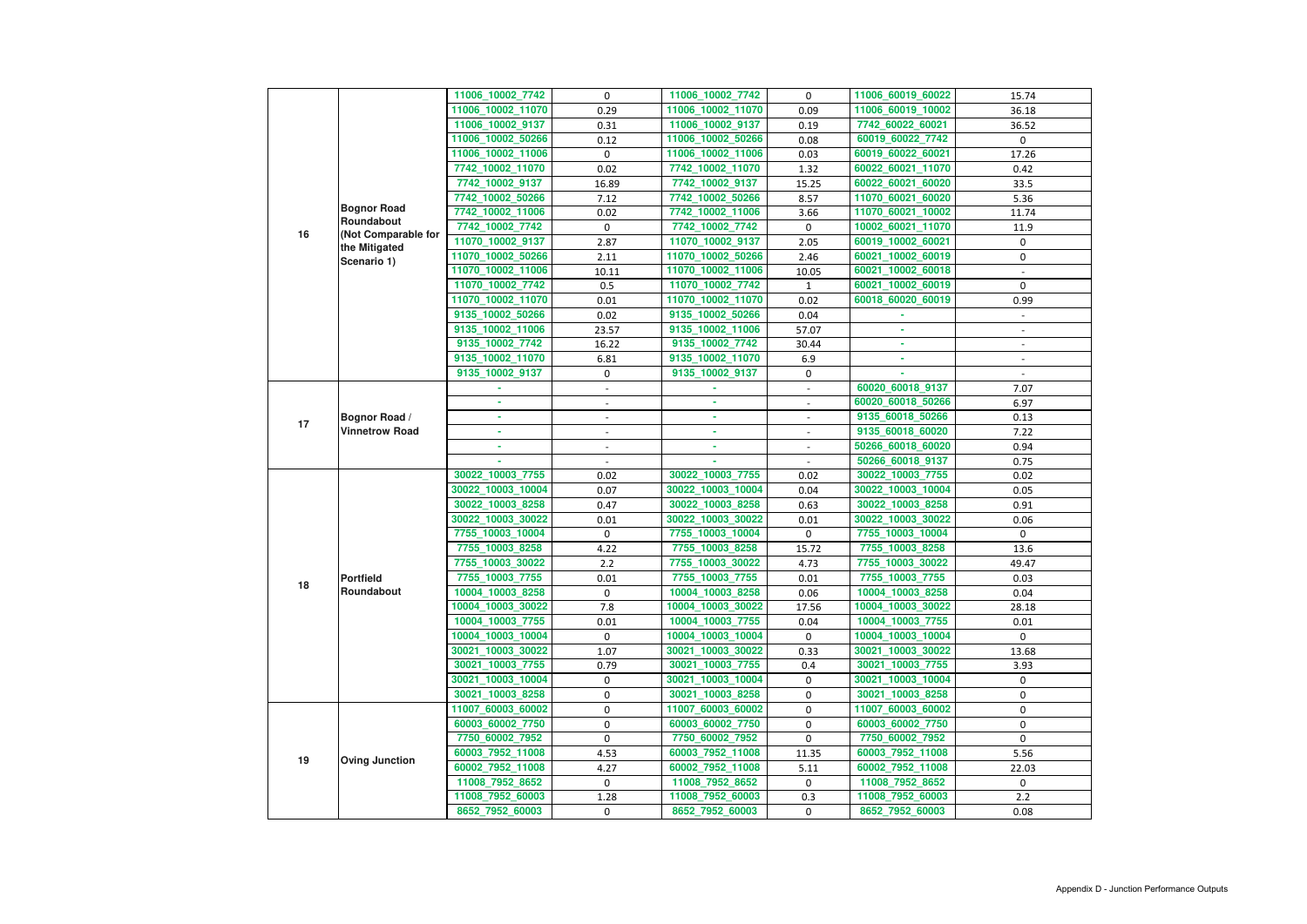| | | | | | | | |
|---|---|---|---|---|---|---|---|
| 16 | Bognor Road Roundabout (Not Comparable for the Mitigated Scenario 1) | 11006_10002_7742 | 0 | 11006_10002_7742 | 0 | 11006_60019_60022 | 15.74 |
| | | 11006_10002_11070 | 0.29 | 11006_10002_11070 | 0.09 | 11006_60019_10002 | 36.18 |
| | | 11006_10002_9137 | 0.31 | 11006_10002_9137 | 0.19 | 7742_60022_60021 | 36.52 |
| | | 11006_10002_50266 | 0.12 | 11006_10002_50266 | 0.08 | 60019_60022_7742 | 0 |
| | | 11006_10002_11006 | 0 | 11006_10002_11006 | 0.03 | 60019_60022_60021 | 17.26 |
| | | 7742_10002_11070 | 0.02 | 7742_10002_11070 | 1.32 | 60022_60021_11070 | 0.42 |
| | | 7742_10002_9137 | 16.89 | 7742_10002_9137 | 15.25 | 60022_60021_60020 | 33.5 |
| | | 7742_10002_50266 | 7.12 | 7742_10002_50266 | 8.57 | 11070_60021_60020 | 5.36 |
| | | 7742_10002_11006 | 0.02 | 7742_10002_11006 | 3.66 | 11070_60021_10002 | 11.74 |
| | | 7742_10002_7742 | 0 | 7742_10002_7742 | 0 | 10002_60021_11070 | 11.9 |
| | | 11070_10002_9137 | 2.87 | 11070_10002_9137 | 2.05 | 60019_10002_60021 | 0 |
| | | 11070_10002_50266 | 2.11 | 11070_10002_50266 | 2.46 | 60021_10002_60019 | 0 |
| | | 11070_10002_11006 | 10.11 | 11070_10002_11006 | 10.05 | 60021_10002_60018 | - |
| | | 11070_10002_7742 | 0.5 | 11070_10002_7742 | 1 | 60021_10002_60019 | 0 |
| | | 11070_10002_11070 | 0.01 | 11070_10002_11070 | 0.02 | 60018_60020_60019 | 0.99 |
| | | 9135_10002_50266 | 0.02 | 9135_10002_50266 | 0.04 | - | - |
| | | 9135_10002_11006 | 23.57 | 9135_10002_11006 | 57.07 | - | - |
| | | 9135_10002_7742 | 16.22 | 9135_10002_7742 | 30.44 | - | - |
| | | 9135_10002_11070 | 6.81 | 9135_10002_11070 | 6.9 | - | - |
| | | 9135_10002_9137 | 0 | 9135_10002_9137 | 0 | - | - |
| 17 | Bognor Road / Vinnetrow Road | - | - | - | - | 60020_60018_9137 | 7.07 |
| | | - | - | - | - | 60020_60018_50266 | 6.97 |
| | | - | - | - | - | 9135_60018_50266 | 0.13 |
| | | - | - | - | - | 9135_60018_60020 | 7.22 |
| | | - | - | - | - | 50266_60018_60020 | 0.94 |
| | | - | - | - | - | 50266_60018_9137 | 0.75 |
| 18 | Portfield Roundabout | 30022_10003_7755 | 0.02 | 30022_10003_7755 | 0.02 | 30022_10003_7755 | 0.02 |
| | | 30022_10003_10004 | 0.07 | 30022_10003_10004 | 0.04 | 30022_10003_10004 | 0.05 |
| | | 30022_10003_8258 | 0.47 | 30022_10003_8258 | 0.63 | 30022_10003_8258 | 0.91 |
| | | 30022_10003_30022 | 0.01 | 30022_10003_30022 | 0.01 | 30022_10003_30022 | 0.06 |
| | | 7755_10003_10004 | 0 | 7755_10003_10004 | 0 | 7755_10003_10004 | 0 |
| | | 7755_10003_8258 | 4.22 | 7755_10003_8258 | 15.72 | 7755_10003_8258 | 13.6 |
| | | 7755_10003_30022 | 2.2 | 7755_10003_30022 | 4.73 | 7755_10003_30022 | 49.47 |
| | | 7755_10003_7755 | 0.01 | 7755_10003_7755 | 0.01 | 7755_10003_7755 | 0.03 |
| | | 10004_10003_8258 | 0 | 10004_10003_8258 | 0.06 | 10004_10003_8258 | 0.04 |
| | | 10004_10003_30022 | 7.8 | 10004_10003_30022 | 17.56 | 10004_10003_30022 | 28.18 |
| | | 10004_10003_7755 | 0.01 | 10004_10003_7755 | 0.04 | 10004_10003_7755 | 0.01 |
| | | 10004_10003_10004 | 0 | 10004_10003_10004 | 0 | 10004_10003_10004 | 0 |
| | | 30021_10003_30022 | 1.07 | 30021_10003_30022 | 0.33 | 30021_10003_30022 | 13.68 |
| | | 30021_10003_7755 | 0.79 | 30021_10003_7755 | 0.4 | 30021_10003_7755 | 3.93 |
| | | 30021_10003_10004 | 0 | 30021_10003_10004 | 0 | 30021_10003_10004 | 0 |
| | | 30021_10003_8258 | 0 | 30021_10003_8258 | 0 | 30021_10003_8258 | 0 |
| 19 | Oving Junction | 11007_60003_60002 | 0 | 11007_60003_60002 | 0 | 11007_60003_60002 | 0 |
| | | 60003_60002_7750 | 0 | 60003_60002_7750 | 0 | 60003_60002_7750 | 0 |
| | | 7750_60002_7952 | 0 | 7750_60002_7952 | 0 | 7750_60002_7952 | 0 |
| | | 60003_7952_11008 | 4.53 | 60003_7952_11008 | 11.35 | 60003_7952_11008 | 5.56 |
| | | 60002_7952_11008 | 4.27 | 60002_7952_11008 | 5.11 | 60002_7952_11008 | 22.03 |
| | | 11008_7952_8652 | 0 | 11008_7952_8652 | 0 | 11008_7952_8652 | 0 |
| | | 11008_7952_60003 | 1.28 | 11008_7952_60003 | 0.3 | 11008_7952_60003 | 2.2 |
| | | 8652_7952_60003 | 0 | 8652_7952_60003 | 0 | 8652_7952_60003 | 0.08 |

Appendix D - Junction Performance Outputs